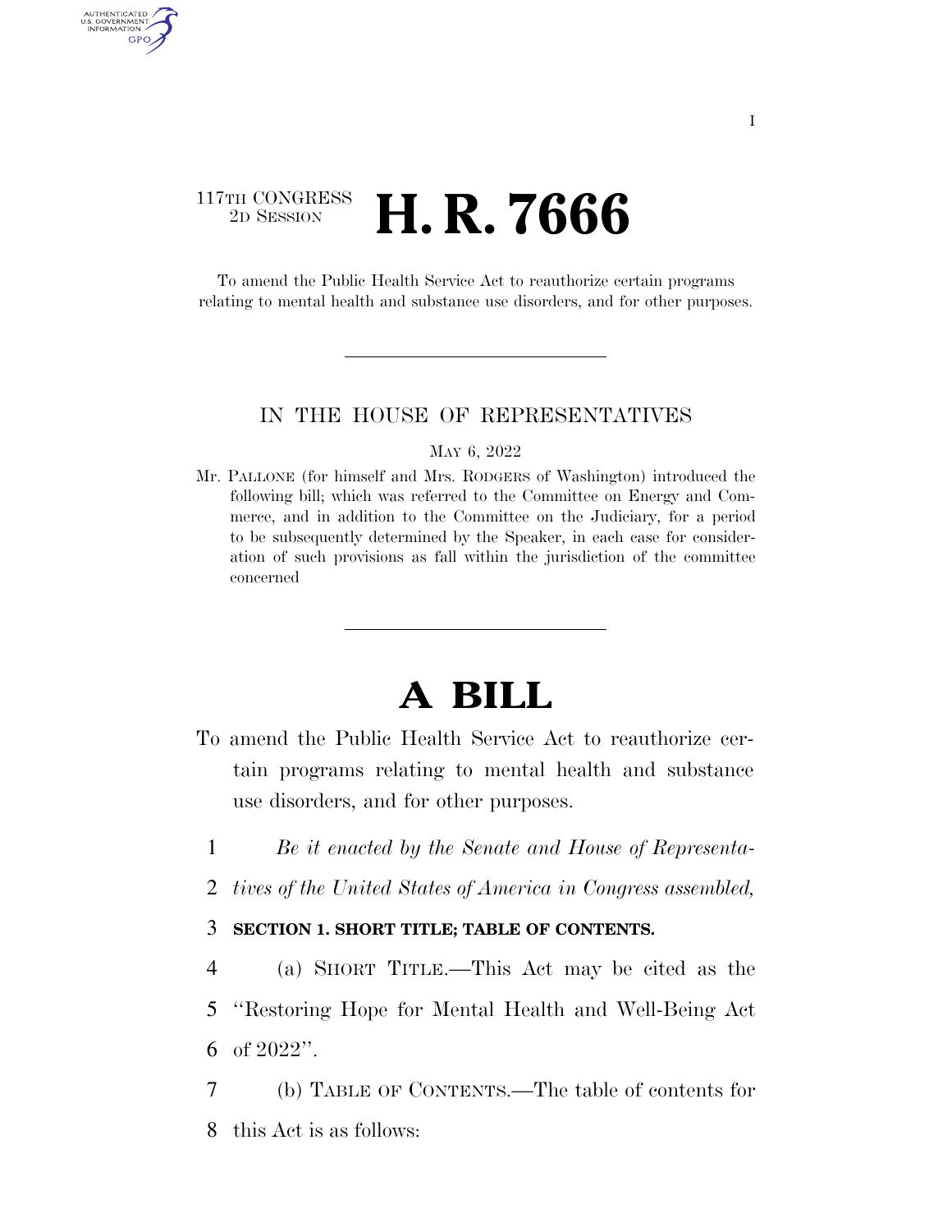117TH CONGRESS
2D SESSION

# H. R. 7666

To amend the Public Health Service Act to reauthorize certain programs relating to mental health and substance use disorders, and for other purposes.

---

IN THE HOUSE OF REPRESENTATIVES

MAY 6, 2022

Mr. PALLONE (for himself and Mrs. RODGERS of Washington) introduced the following bill; which was referred to the Committee on Energy and Commerce, and in addition to the Committee on the Judiciary, for a period to be subsequently determined by the Speaker, in each case for consideration of such provisions as fall within the jurisdiction of the committee concerned

---

# A BILL

To amend the Public Health Service Act to reauthorize certain programs relating to mental health and substance use disorders, and for other purposes.

1 *Be it enacted by the Senate and House of Representa-*
2 *tives of the United States of America in Congress assembled,*

3 **SECTION 1. SHORT TITLE; TABLE OF CONTENTS.**

4 (a) SHORT TITLE.—This Act may be cited as the
5 ''Restoring Hope for Mental Health and Well-Being Act
6 of 2022''.

7 (b) TABLE OF CONTENTS.—The table of contents for
8 this Act is as follows: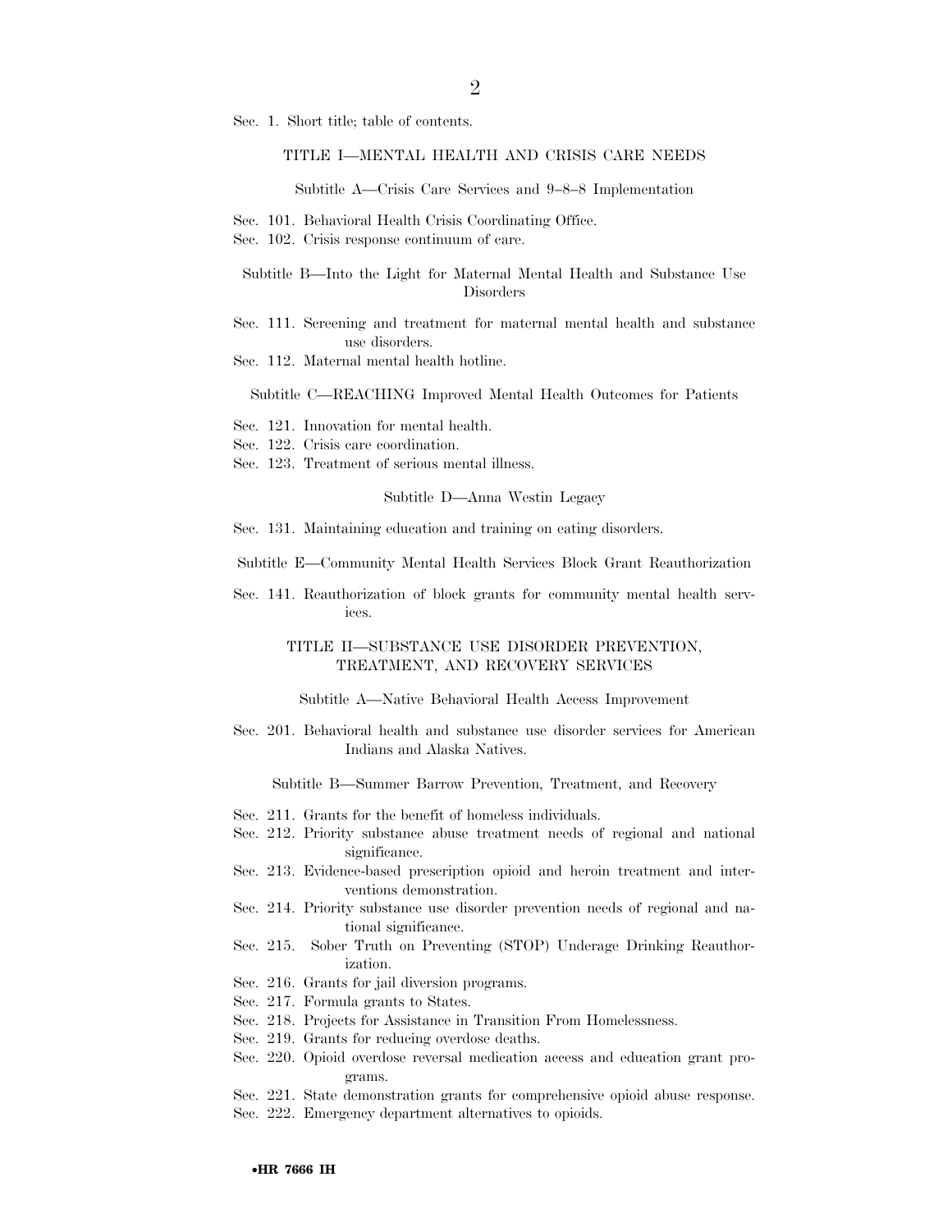Sec. 1. Short title; table of contents.

TITLE I—MENTAL HEALTH AND CRISIS CARE NEEDS

Subtitle A—Crisis Care Services and 9–8–8 Implementation

Sec. 101. Behavioral Health Crisis Coordinating Office.
Sec. 102. Crisis response continuum of care.

Subtitle B—Into the Light for Maternal Mental Health and Substance Use Disorders

Sec. 111. Screening and treatment for maternal mental health and substance use disorders.
Sec. 112. Maternal mental health hotline.

Subtitle C—REACHING Improved Mental Health Outcomes for Patients

Sec. 121. Innovation for mental health.
Sec. 122. Crisis care coordination.
Sec. 123. Treatment of serious mental illness.

Subtitle D—Anna Westin Legacy

Sec. 131. Maintaining education and training on eating disorders.

Subtitle E—Community Mental Health Services Block Grant Reauthorization

Sec. 141. Reauthorization of block grants for community mental health services.

TITLE II—SUBSTANCE USE DISORDER PREVENTION, TREATMENT, AND RECOVERY SERVICES

Subtitle A—Native Behavioral Health Access Improvement

Sec. 201. Behavioral health and substance use disorder services for American Indians and Alaska Natives.

Subtitle B—Summer Barrow Prevention, Treatment, and Recovery

Sec. 211. Grants for the benefit of homeless individuals.
Sec. 212. Priority substance abuse treatment needs of regional and national significance.
Sec. 213. Evidence-based prescription opioid and heroin treatment and interventions demonstration.
Sec. 214. Priority substance use disorder prevention needs of regional and national significance.
Sec. 215. Sober Truth on Preventing (STOP) Underage Drinking Reauthorization.
Sec. 216. Grants for jail diversion programs.
Sec. 217. Formula grants to States.
Sec. 218. Projects for Assistance in Transition From Homelessness.
Sec. 219. Grants for reducing overdose deaths.
Sec. 220. Opioid overdose reversal medication access and education grant programs.
Sec. 221. State demonstration grants for comprehensive opioid abuse response.
Sec. 222. Emergency department alternatives to opioids.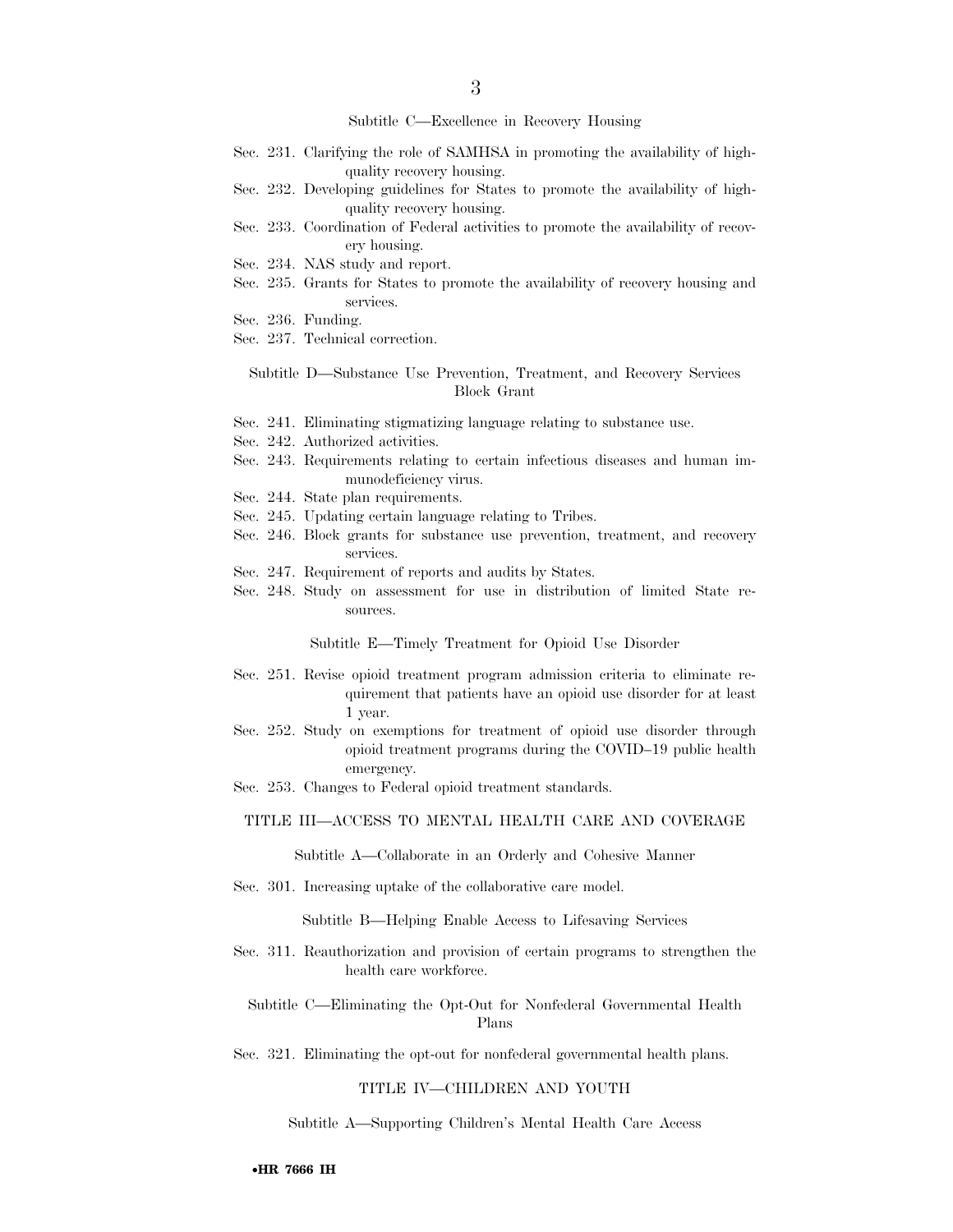### Subtitle C—Excellence in Recovery Housing

Sec. 231. Clarifying the role of SAMHSA in promoting the availability of high-quality recovery housing.

Sec. 232. Developing guidelines for States to promote the availability of high-quality recovery housing.

Sec. 233. Coordination of Federal activities to promote the availability of recovery housing.

Sec. 234. NAS study and report.

Sec. 235. Grants for States to promote the availability of recovery housing and services.

Sec. 236. Funding.

Sec. 237. Technical correction.

### Subtitle D—Substance Use Prevention, Treatment, and Recovery Services Block Grant

Sec. 241. Eliminating stigmatizing language relating to substance use.

Sec. 242. Authorized activities.

Sec. 243. Requirements relating to certain infectious diseases and human immunodeficiency virus.

Sec. 244. State plan requirements.

Sec. 245. Updating certain language relating to Tribes.

Sec. 246. Block grants for substance use prevention, treatment, and recovery services.

Sec. 247. Requirement of reports and audits by States.

Sec. 248. Study on assessment for use in distribution of limited State resources.

### Subtitle E—Timely Treatment for Opioid Use Disorder

Sec. 251. Revise opioid treatment program admission criteria to eliminate requirement that patients have an opioid use disorder for at least 1 year.

Sec. 252. Study on exemptions for treatment of opioid use disorder through opioid treatment programs during the COVID–19 public health emergency.

Sec. 253. Changes to Federal opioid treatment standards.

## TITLE III—ACCESS TO MENTAL HEALTH CARE AND COVERAGE

### Subtitle A—Collaborate in an Orderly and Cohesive Manner

Sec. 301. Increasing uptake of the collaborative care model.

### Subtitle B—Helping Enable Access to Lifesaving Services

Sec. 311. Reauthorization and provision of certain programs to strengthen the health care workforce.

### Subtitle C—Eliminating the Opt-Out for Nonfederal Governmental Health Plans

Sec. 321. Eliminating the opt-out for nonfederal governmental health plans.

## TITLE IV—CHILDREN AND YOUTH

### Subtitle A—Supporting Children's Mental Health Care Access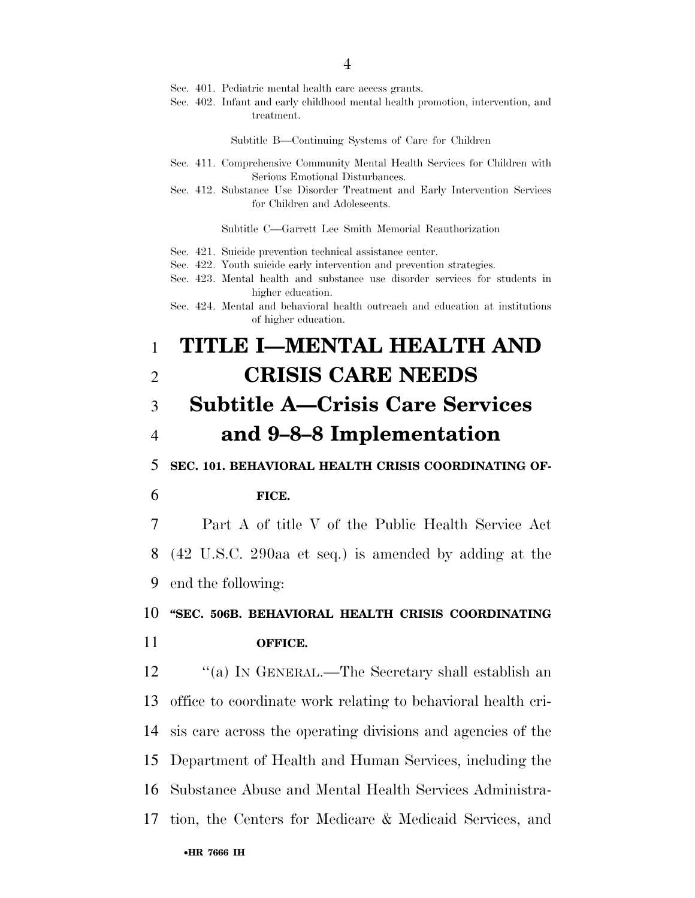Sec. 401. Pediatric mental health care access grants.
Sec. 402. Infant and early childhood mental health promotion, intervention, and treatment.

Subtitle B—Continuing Systems of Care for Children

Sec. 411. Comprehensive Community Mental Health Services for Children with Serious Emotional Disturbances.
Sec. 412. Substance Use Disorder Treatment and Early Intervention Services for Children and Adolescents.

Subtitle C—Garrett Lee Smith Memorial Reauthorization

Sec. 421. Suicide prevention technical assistance center.
Sec. 422. Youth suicide early intervention and prevention strategies.
Sec. 423. Mental health and substance use disorder services for students in higher education.
Sec. 424. Mental and behavioral health outreach and education at institutions of higher education.

# TITLE I—MENTAL HEALTH AND CRISIS CARE NEEDS

## Subtitle A—Crisis Care Services and 9–8–8 Implementation

### SEC. 101. BEHAVIORAL HEALTH CRISIS COORDINATING OFFICE.

Part A of title V of the Public Health Service Act (42 U.S.C. 290aa et seq.) is amended by adding at the end the following:

**"SEC. 506B. BEHAVIORAL HEALTH CRISIS COORDINATING OFFICE.**

"(a) IN GENERAL.—The Secretary shall establish an office to coordinate work relating to behavioral health crisis care across the operating divisions and agencies of the Department of Health and Human Services, including the Substance Abuse and Mental Health Services Administration, the Centers for Medicare & Medicaid Services, and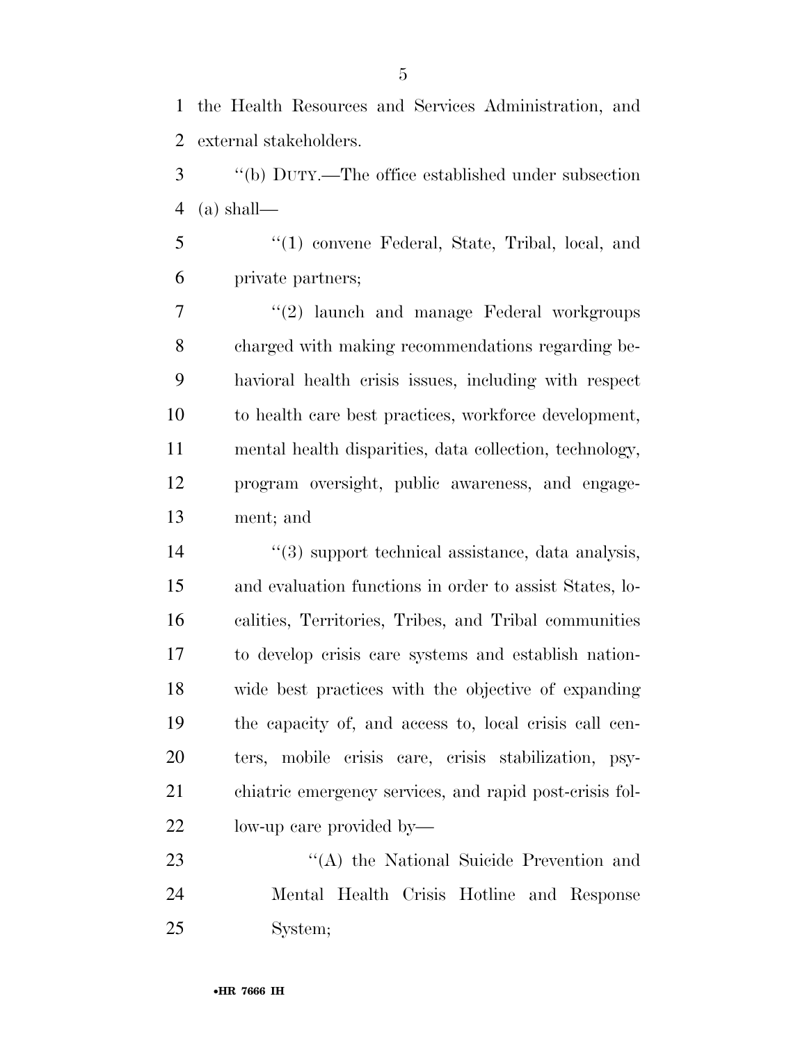the Health Resources and Services Administration, and external stakeholders.

''(b) DUTY.—The office established under subsection (a) shall—

''(1) convene Federal, State, Tribal, local, and private partners;

''(2) launch and manage Federal workgroups charged with making recommendations regarding behavioral health crisis issues, including with respect to health care best practices, workforce development, mental health disparities, data collection, technology, program oversight, public awareness, and engagement; and

''(3) support technical assistance, data analysis, and evaluation functions in order to assist States, localities, Territories, Tribes, and Tribal communities to develop crisis care systems and establish nationwide best practices with the objective of expanding the capacity of, and access to, local crisis call centers, mobile crisis care, crisis stabilization, psychiatric emergency services, and rapid post-crisis follow-up care provided by—

''(A) the National Suicide Prevention and Mental Health Crisis Hotline and Response System;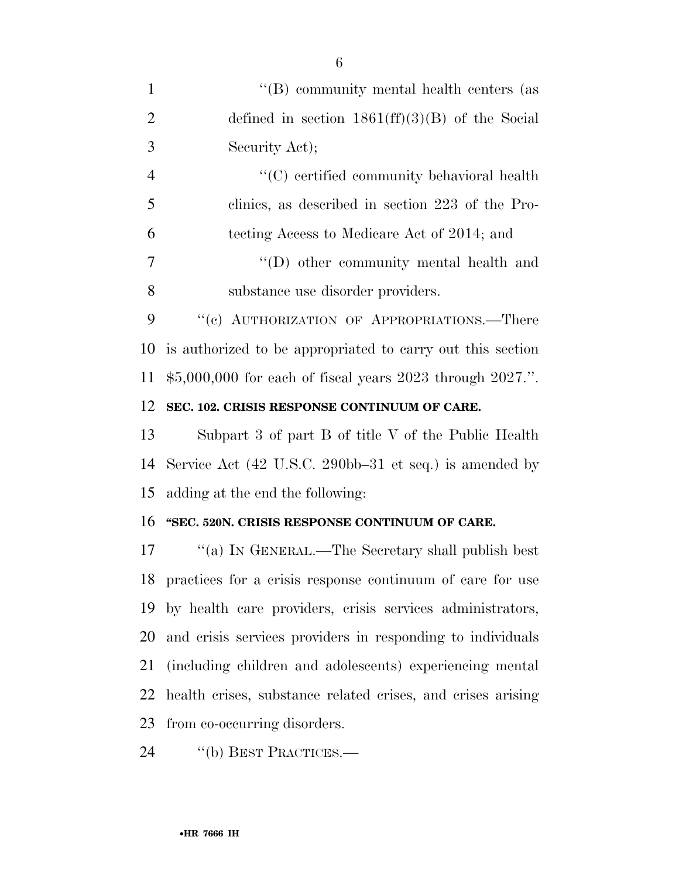''(B) community mental health centers (as defined in section 1861(ff)(3)(B) of the Social Security Act);

''(C) certified community behavioral health clinics, as described in section 223 of the Protecting Access to Medicare Act of 2014; and

''(D) other community mental health and substance use disorder providers.

''(c) AUTHORIZATION OF APPROPRIATIONS.—There is authorized to be appropriated to carry out this section $5,000,000 for each of fiscal years 2023 through 2027.''.

**SEC. 102. CRISIS RESPONSE CONTINUUM OF CARE.**

Subpart 3 of part B of title V of the Public Health Service Act (42 U.S.C. 290bb–31 et seq.) is amended by adding at the end the following:

**''SEC. 520N. CRISIS RESPONSE CONTINUUM OF CARE.**

''(a) IN GENERAL.—The Secretary shall publish best practices for a crisis response continuum of care for use by health care providers, crisis services administrators, and crisis services providers in responding to individuals (including children and adolescents) experiencing mental health crises, substance related crises, and crises arising from co-occurring disorders.

''(b) BEST PRACTICES.—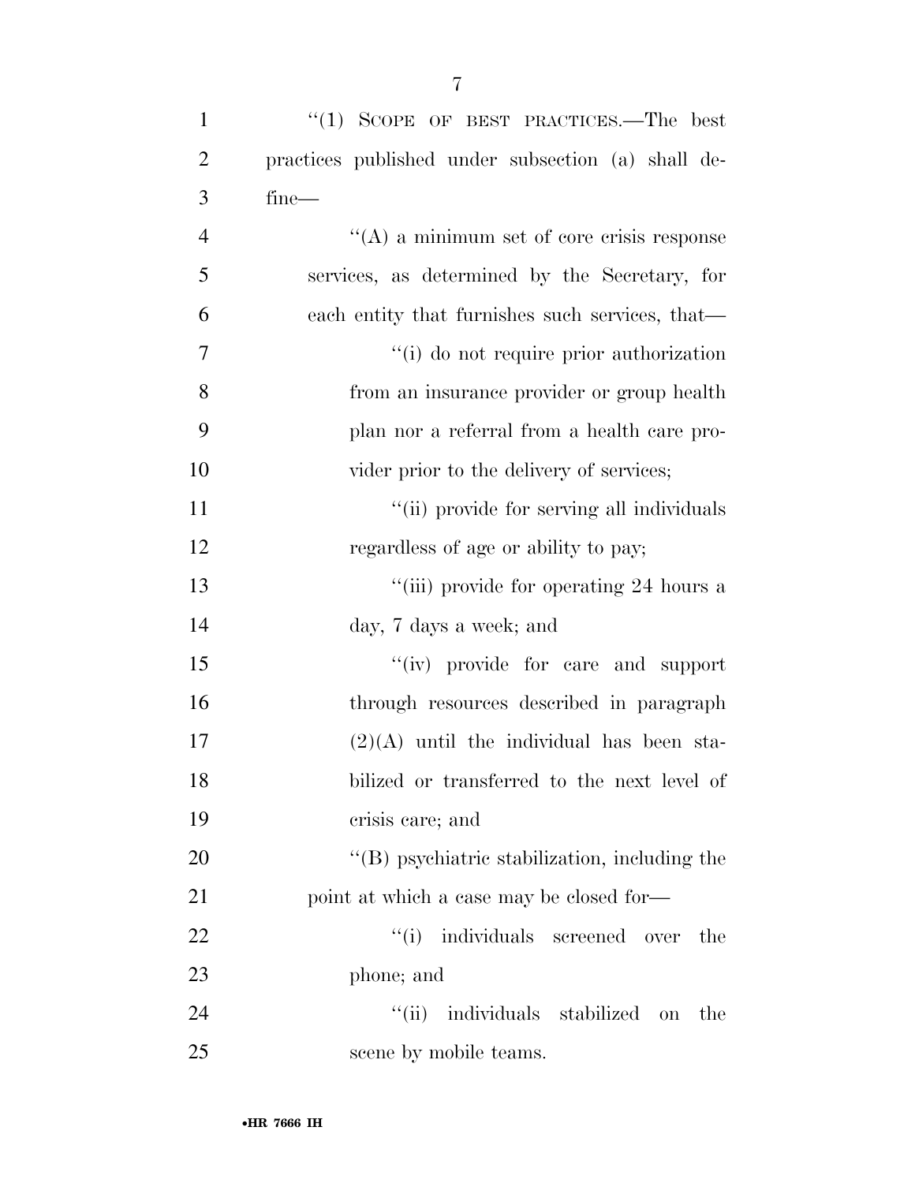"(1) SCOPE OF BEST PRACTICES.—The best practices published under subsection (a) shall define—

"(A) a minimum set of core crisis response services, as determined by the Secretary, for each entity that furnishes such services, that—

"(i) do not require prior authorization from an insurance provider or group health plan nor a referral from a health care provider prior to the delivery of services;

"(ii) provide for serving all individuals regardless of age or ability to pay;

"(iii) provide for operating 24 hours a day, 7 days a week; and

"(iv) provide for care and support through resources described in paragraph (2)(A) until the individual has been stabilized or transferred to the next level of crisis care; and

"(B) psychiatric stabilization, including the point at which a case may be closed for—

"(i) individuals screened over the phone; and

"(ii) individuals stabilized on the scene by mobile teams.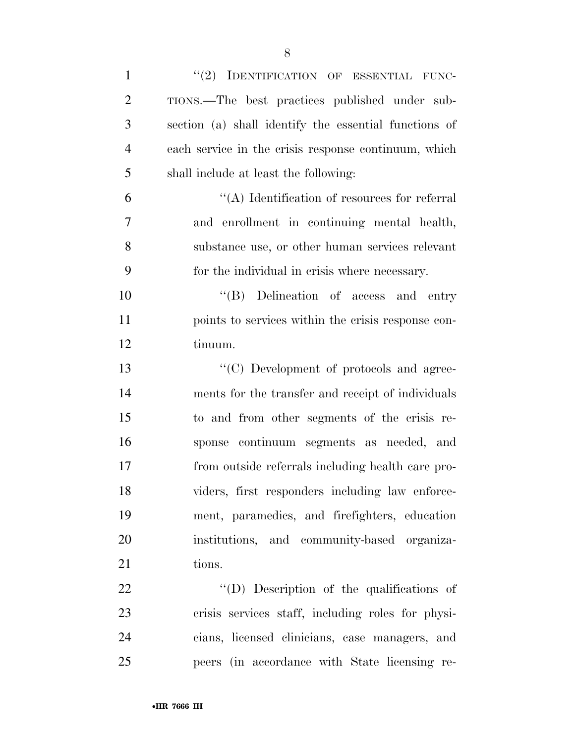"(2) IDENTIFICATION OF ESSENTIAL FUNCTIONS.—The best practices published under subsection (a) shall identify the essential functions of each service in the crisis response continuum, which shall include at least the following:

"(A) Identification of resources for referral and enrollment in continuing mental health, substance use, or other human services relevant for the individual in crisis where necessary.

"(B) Delineation of access and entry points to services within the crisis response continuum.

"(C) Development of protocols and agreements for the transfer and receipt of individuals to and from other segments of the crisis response continuum segments as needed, and from outside referrals including health care providers, first responders including law enforcement, paramedics, and firefighters, education institutions, and community-based organizations.

"(D) Description of the qualifications of crisis services staff, including roles for physicians, licensed clinicians, case managers, and peers (in accordance with State licensing re-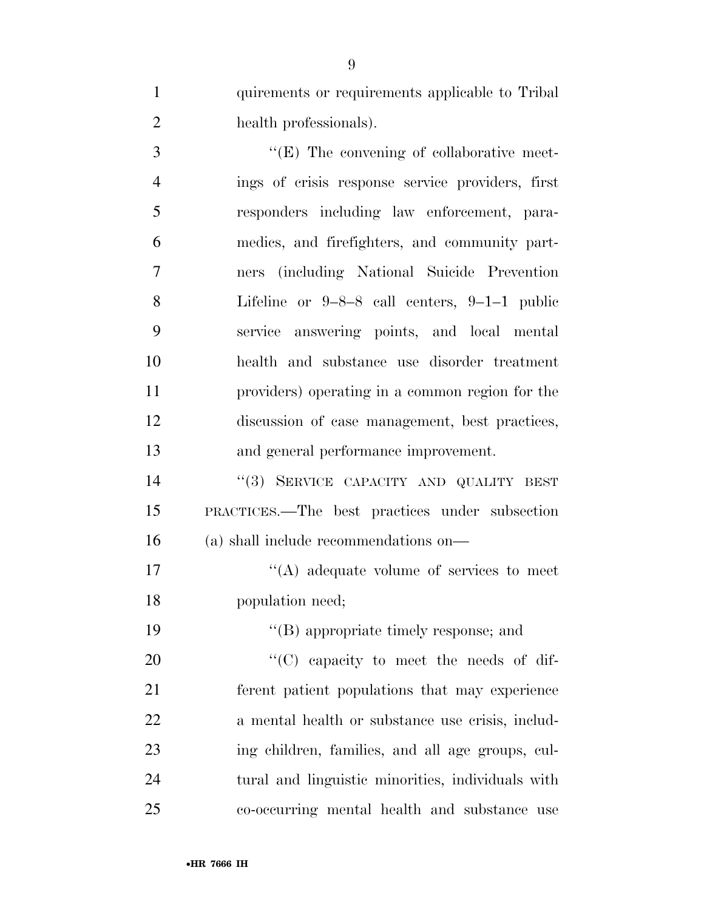quirements or requirements applicable to Tribal health professionals).

"(E) The convening of collaborative meetings of crisis response service providers, first responders including law enforcement, paramedics, and firefighters, and community partners (including National Suicide Prevention Lifeline or 9–8–8 call centers, 9–1–1 public service answering points, and local mental health and substance use disorder treatment providers) operating in a common region for the discussion of case management, best practices, and general performance improvement.

"(3) SERVICE CAPACITY AND QUALITY BEST PRACTICES.—The best practices under subsection (a) shall include recommendations on—

"(A) adequate volume of services to meet population need;

"(B) appropriate timely response; and

"(C) capacity to meet the needs of different patient populations that may experience a mental health or substance use crisis, including children, families, and all age groups, cultural and linguistic minorities, individuals with co-occurring mental health and substance use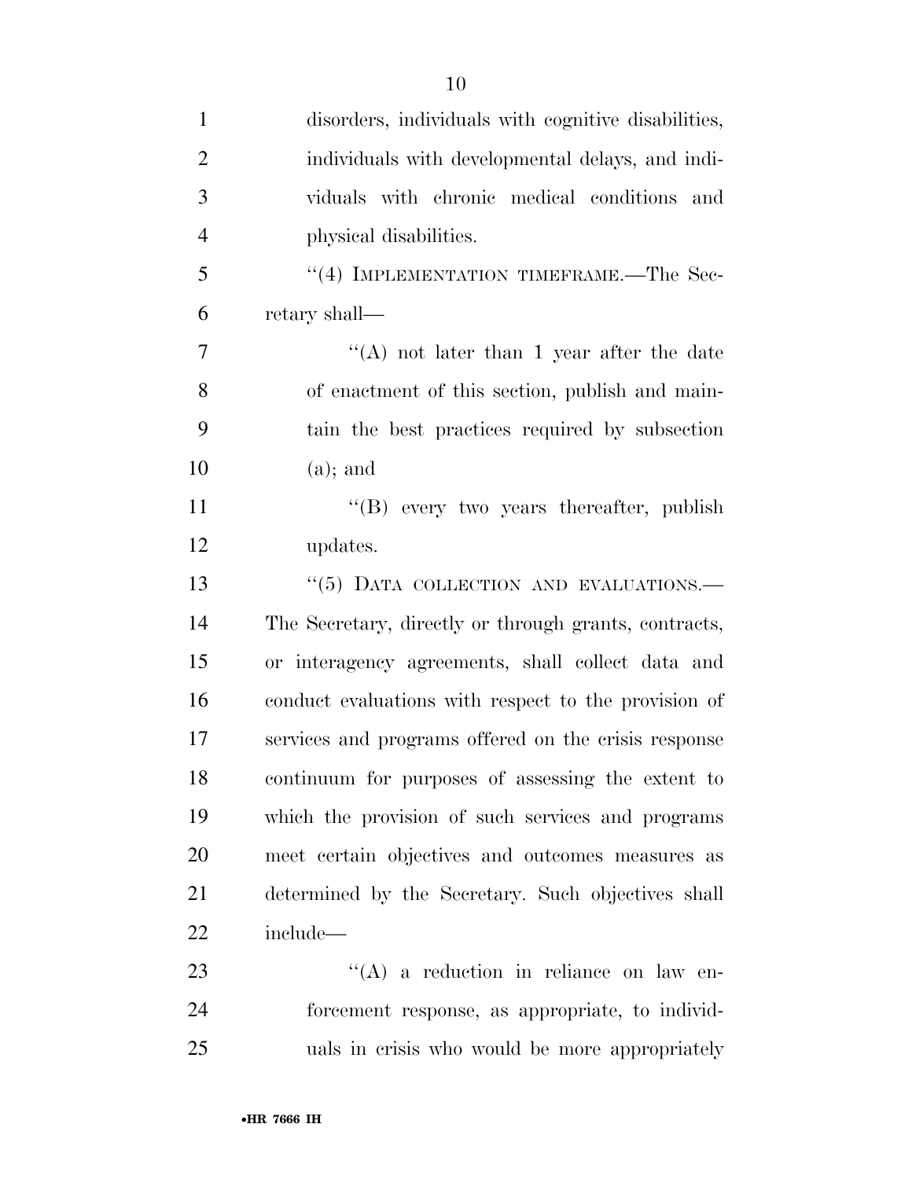disorders, individuals with cognitive disabilities, individuals with developmental delays, and individuals with chronic medical conditions and physical disabilities.

"(4) IMPLEMENTATION TIMEFRAME.—The Secretary shall—

"(A) not later than 1 year after the date of enactment of this section, publish and maintain the best practices required by subsection (a); and

"(B) every two years thereafter, publish updates.

"(5) DATA COLLECTION AND EVALUATIONS.— The Secretary, directly or through grants, contracts, or interagency agreements, shall collect data and conduct evaluations with respect to the provision of services and programs offered on the crisis response continuum for purposes of assessing the extent to which the provision of such services and programs meet certain objectives and outcomes measures as determined by the Secretary. Such objectives shall include—

"(A) a reduction in reliance on law enforcement response, as appropriate, to individuals in crisis who would be more appropriately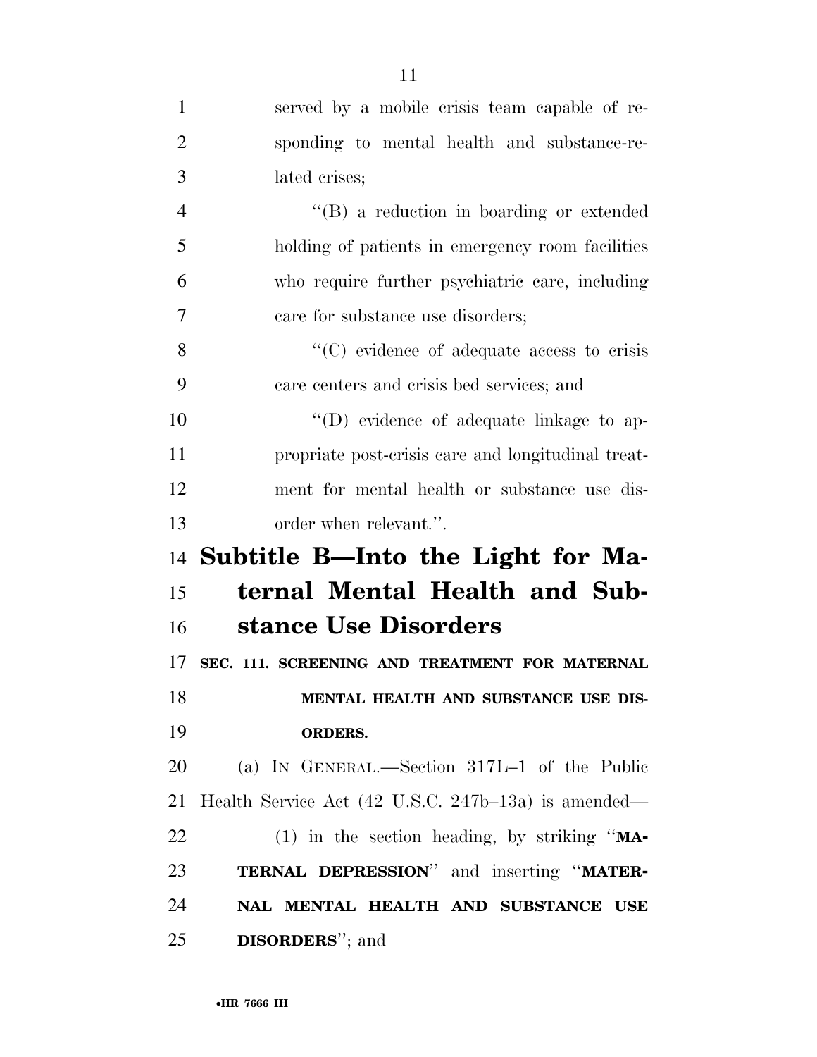served by a mobile crisis team capable of responding to mental health and substance-related crises;

''(B) a reduction in boarding or extended holding of patients in emergency room facilities who require further psychiatric care, including care for substance use disorders;

''(C) evidence of adequate access to crisis care centers and crisis bed services; and

''(D) evidence of adequate linkage to appropriate post-crisis care and longitudinal treatment for mental health or substance use disorder when relevant.''.

## Subtitle B—Into the Light for Maternal Mental Health and Substance Use Disorders

### SEC. 111. SCREENING AND TREATMENT FOR MATERNAL MENTAL HEALTH AND SUBSTANCE USE DISORDERS.

(a) IN GENERAL.—Section 317L–1 of the Public Health Service Act (42 U.S.C. 247b–13a) is amended—

(1) in the section heading, by striking ''**MATERNAL DEPRESSION**'' and inserting ''**MATERNAL MENTAL HEALTH AND SUBSTANCE USE DISORDERS**''; and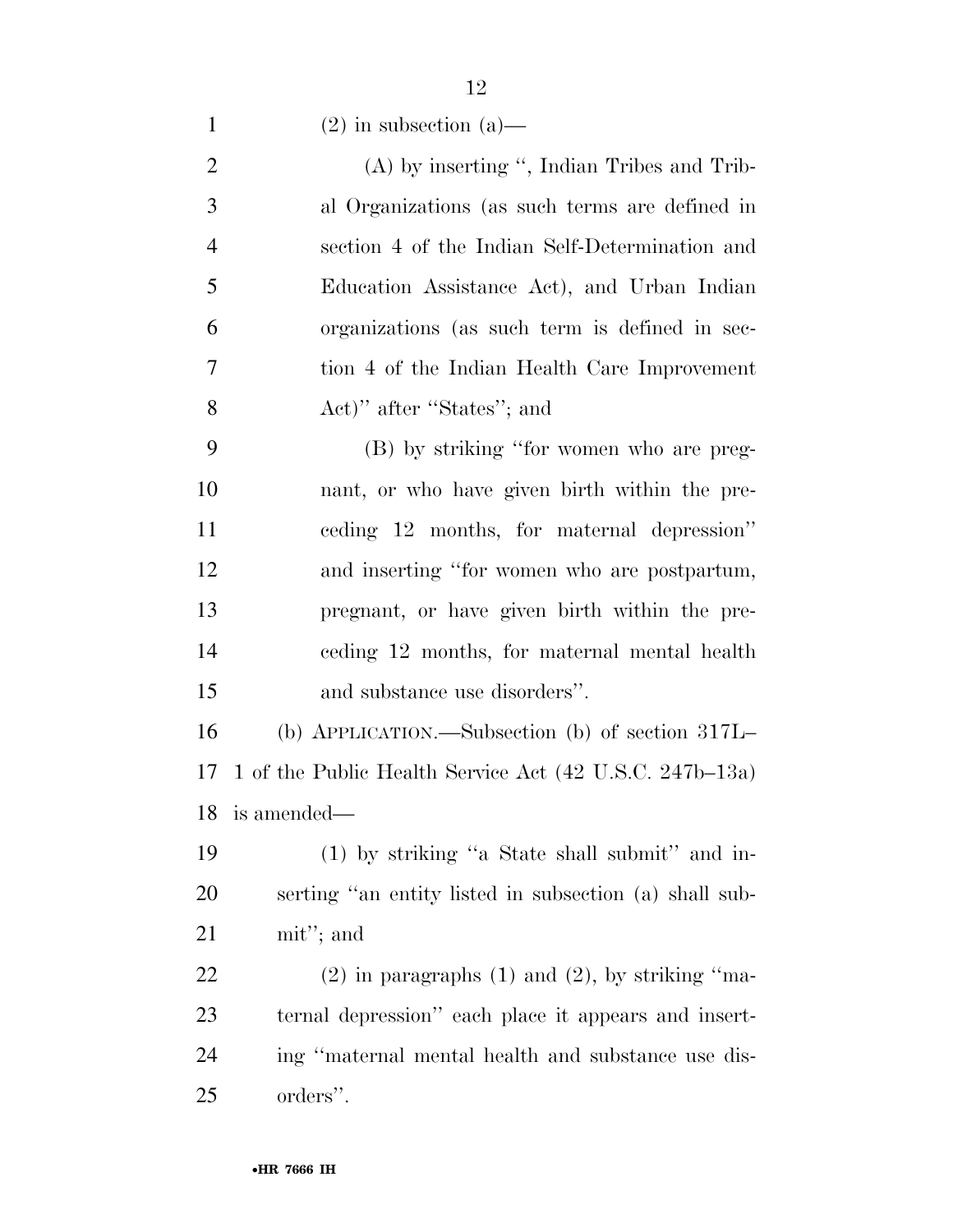(2) in subsection (a)—

(A) by inserting ", Indian Tribes and Tribal Organizations (as such terms are defined in section 4 of the Indian Self-Determination and Education Assistance Act), and Urban Indian organizations (as such term is defined in section 4 of the Indian Health Care Improvement Act)" after "States"; and

(B) by striking "for women who are pregnant, or who have given birth within the preceding 12 months, for maternal depression" and inserting "for women who are postpartum, pregnant, or have given birth within the preceding 12 months, for maternal mental health and substance use disorders".

(b) APPLICATION.—Subsection (b) of section 317L–1 of the Public Health Service Act (42 U.S.C. 247b–13a) is amended—

(1) by striking "a State shall submit" and inserting "an entity listed in subsection (a) shall submit"; and

(2) in paragraphs (1) and (2), by striking "maternal depression" each place it appears and inserting "maternal mental health and substance use disorders".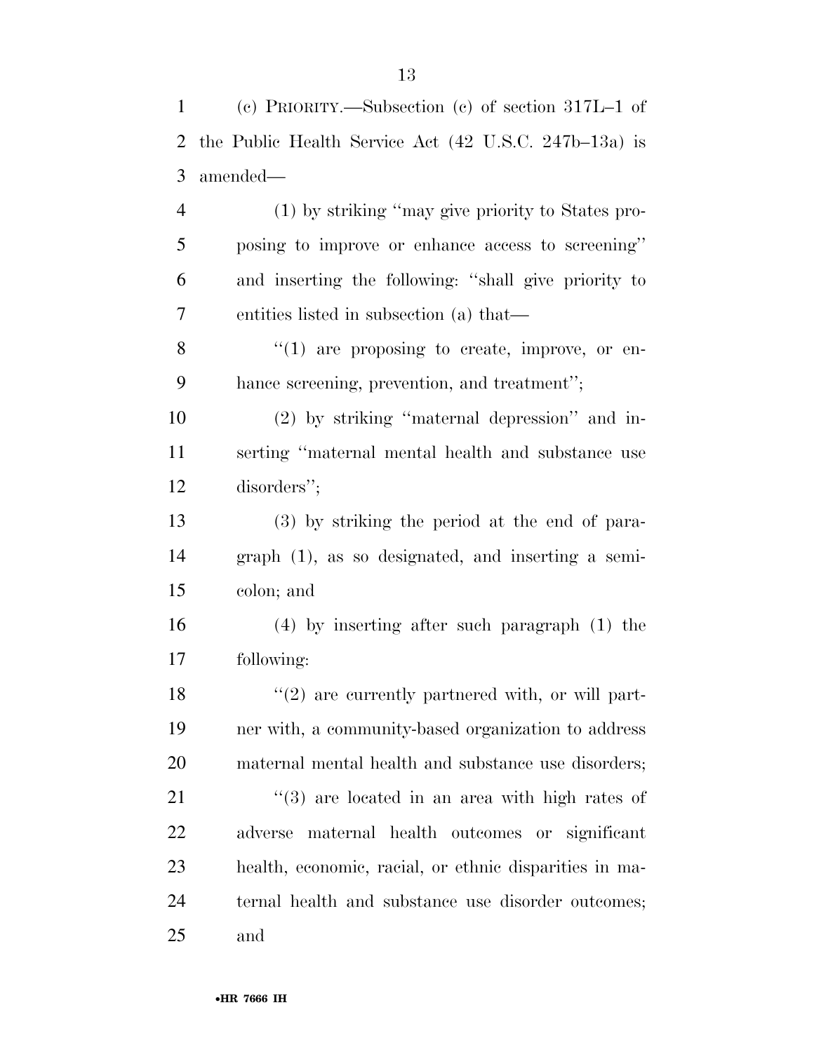(c) PRIORITY.—Subsection (c) of section 317L–1 of the Public Health Service Act (42 U.S.C. 247b–13a) is amended—

(1) by striking ''may give priority to States proposing to improve or enhance access to screening'' and inserting the following: ''shall give priority to entities listed in subsection (a) that—

''(1) are proposing to create, improve, or enhance screening, prevention, and treatment'';

(2) by striking ''maternal depression'' and inserting ''maternal mental health and substance use disorders'';

(3) by striking the period at the end of paragraph (1), as so designated, and inserting a semicolon; and

(4) by inserting after such paragraph (1) the following:

''(2) are currently partnered with, or will partner with, a community-based organization to address maternal mental health and substance use disorders;

''(3) are located in an area with high rates of adverse maternal health outcomes or significant health, economic, racial, or ethnic disparities in maternal health and substance use disorder outcomes; and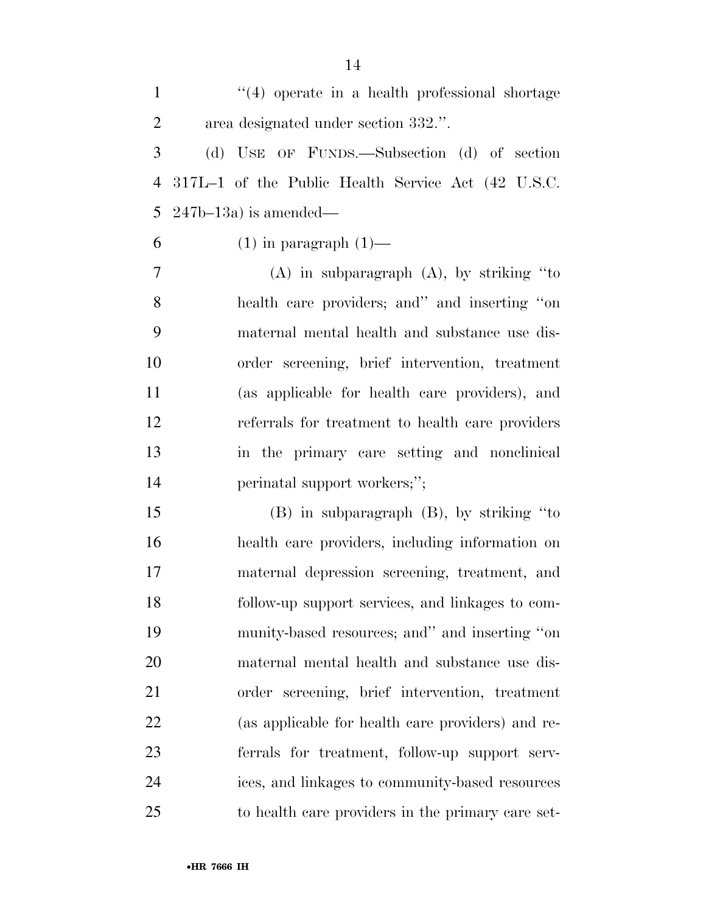"(4) operate in a health professional shortage area designated under section 332.".

(d) USE OF FUNDS.—Subsection (d) of section 317L–1 of the Public Health Service Act (42 U.S.C. 247b–13a) is amended—

(1) in paragraph (1)—

(A) in subparagraph (A), by striking "to health care providers; and" and inserting "on maternal mental health and substance use disorder screening, brief intervention, treatment (as applicable for health care providers), and referrals for treatment to health care providers in the primary care setting and nonclinical perinatal support workers;";

(B) in subparagraph (B), by striking "to health care providers, including information on maternal depression screening, treatment, and follow-up support services, and linkages to community-based resources; and" and inserting "on maternal mental health and substance use disorder screening, brief intervention, treatment (as applicable for health care providers) and referrals for treatment, follow-up support services, and linkages to community-based resources to health care providers in the primary care set-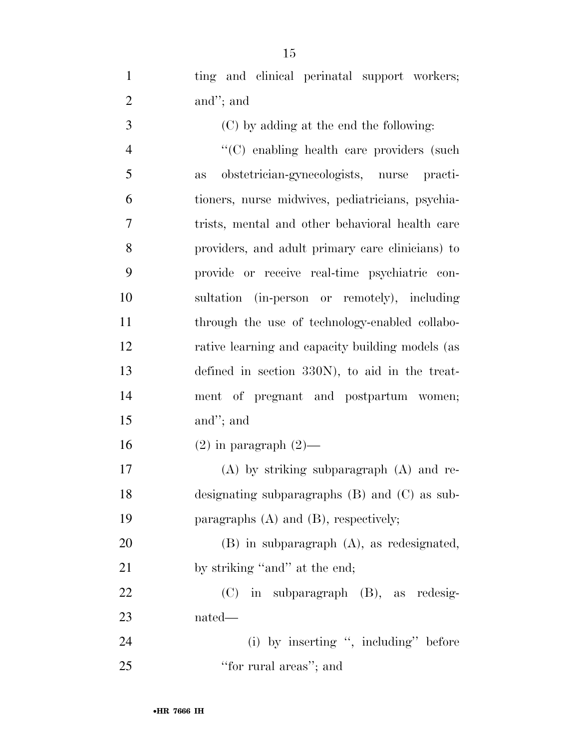ting and clinical perinatal support workers; and''; and

(C) by adding at the end the following:

''(C) enabling health care providers (such as obstetrician-gynecologists, nurse practitioners, nurse midwives, pediatricians, psychiatrists, mental and other behavioral health care providers, and adult primary care clinicians) to provide or receive real-time psychiatric consultation (in-person or remotely), including through the use of technology-enabled collaborative learning and capacity building models (as defined in section 330N), to aid in the treatment of pregnant and postpartum women; and''; and

(2) in paragraph (2)—

(A) by striking subparagraph (A) and redesignating subparagraphs (B) and (C) as subparagraphs (A) and (B), respectively;

(B) in subparagraph (A), as redesignated, by striking ''and'' at the end;

(C) in subparagraph (B), as redesignated—

(i) by inserting '', including'' before ''for rural areas''; and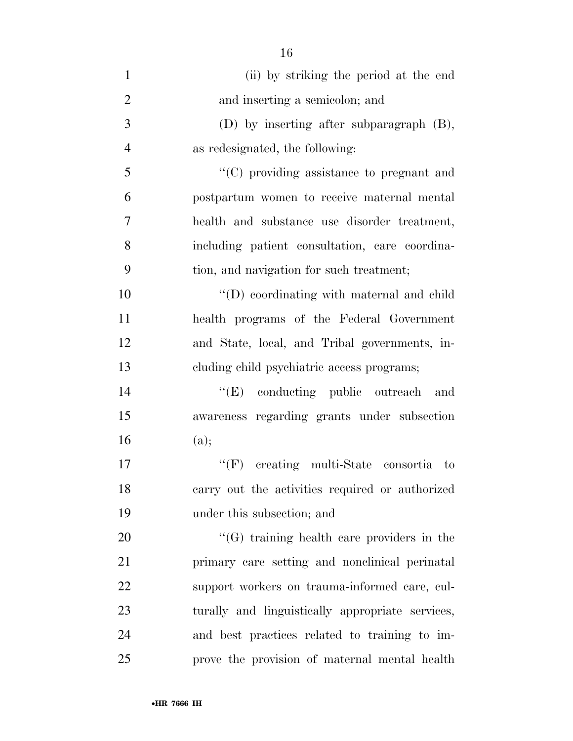(ii) by striking the period at the end and inserting a semicolon; and

(D) by inserting after subparagraph (B), as redesignated, the following:

''(C) providing assistance to pregnant and postpartum women to receive maternal mental health and substance use disorder treatment, including patient consultation, care coordination, and navigation for such treatment;

''(D) coordinating with maternal and child health programs of the Federal Government and State, local, and Tribal governments, including child psychiatric access programs;

''(E) conducting public outreach and awareness regarding grants under subsection (a);

''(F) creating multi-State consortia to carry out the activities required or authorized under this subsection; and

''(G) training health care providers in the primary care setting and nonclinical perinatal support workers on trauma-informed care, culturally and linguistically appropriate services, and best practices related to training to improve the provision of maternal mental health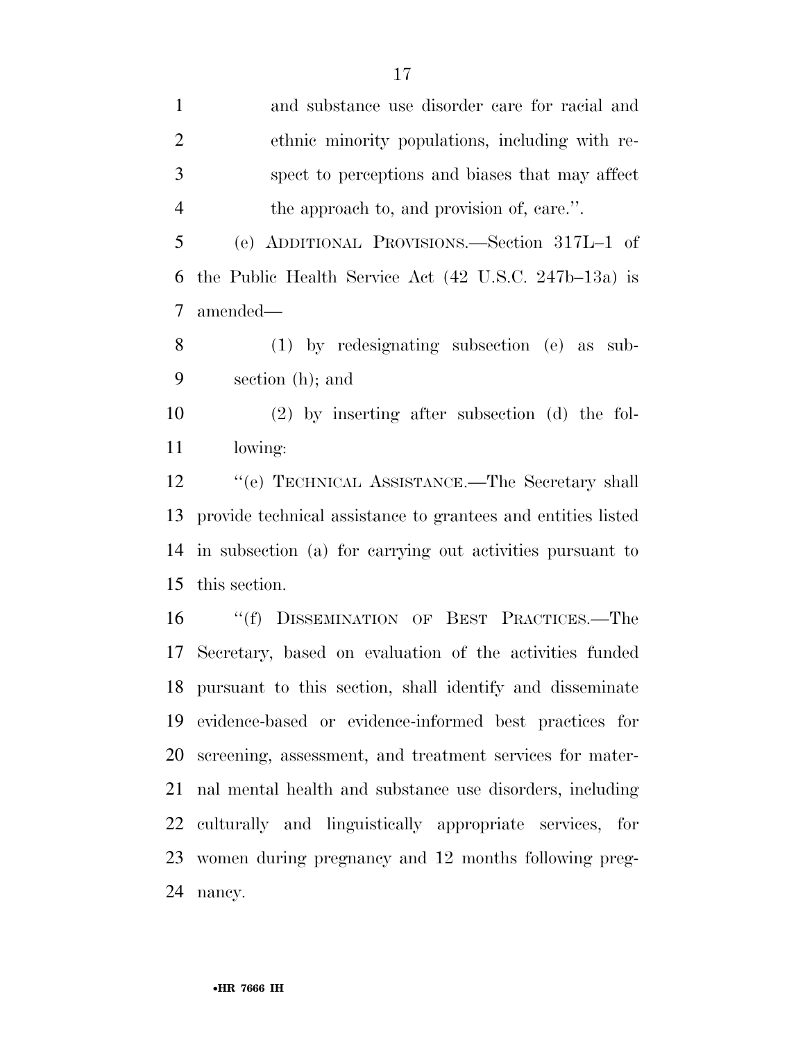and substance use disorder care for racial and ethnic minority populations, including with respect to perceptions and biases that may affect the approach to, and provision of, care.''.

(e) ADDITIONAL PROVISIONS.—Section 317L–1 of the Public Health Service Act (42 U.S.C. 247b–13a) is amended—

(1) by redesignating subsection (e) as subsection (h); and

(2) by inserting after subsection (d) the following:

''(e) TECHNICAL ASSISTANCE.—The Secretary shall provide technical assistance to grantees and entities listed in subsection (a) for carrying out activities pursuant to this section.

''(f) DISSEMINATION OF BEST PRACTICES.—The Secretary, based on evaluation of the activities funded pursuant to this section, shall identify and disseminate evidence-based or evidence-informed best practices for screening, assessment, and treatment services for maternal mental health and substance use disorders, including culturally and linguistically appropriate services, for women during pregnancy and 12 months following pregnancy.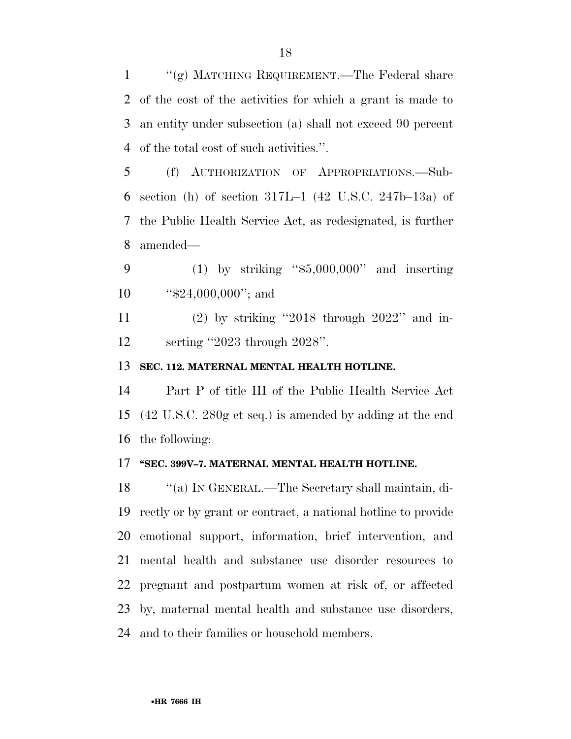"(g) MATCHING REQUIREMENT.—The Federal share of the cost of the activities for which a grant is made to an entity under subsection (a) shall not exceed 90 percent of the total cost of such activities.".

(f) AUTHORIZATION OF APPROPRIATIONS.—Subsection (h) of section 317L–1 (42 U.S.C. 247b–13a) of the Public Health Service Act, as redesignated, is further amended—

(1) by striking "$5,000,000" and inserting "$24,000,000"; and

(2) by striking "2018 through 2022" and inserting "2023 through 2028".

**SEC. 112. MATERNAL MENTAL HEALTH HOTLINE.**

Part P of title III of the Public Health Service Act (42 U.S.C. 280g et seq.) is amended by adding at the end the following:

**"SEC. 399V–7. MATERNAL MENTAL HEALTH HOTLINE.**

"(a) IN GENERAL.—The Secretary shall maintain, directly or by grant or contract, a national hotline to provide emotional support, information, brief intervention, and mental health and substance use disorder resources to pregnant and postpartum women at risk of, or affected by, maternal mental health and substance use disorders, and to their families or household members.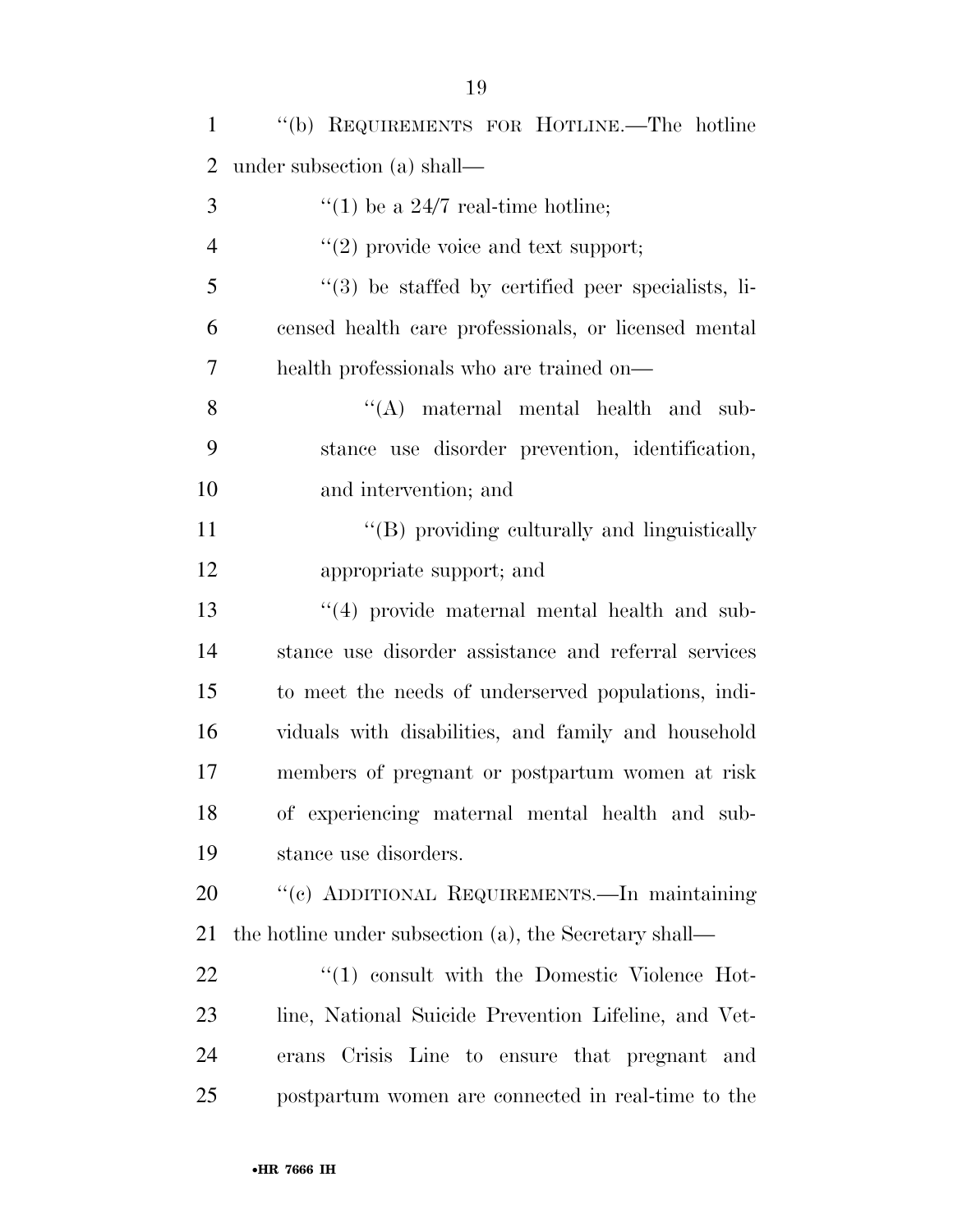''(b) REQUIREMENTS FOR HOTLINE.—The hotline under subsection (a) shall—

''(1) be a 24/7 real-time hotline;

''(2) provide voice and text support;

''(3) be staffed by certified peer specialists, licensed health care professionals, or licensed mental health professionals who are trained on—

''(A) maternal mental health and substance use disorder prevention, identification, and intervention; and

''(B) providing culturally and linguistically appropriate support; and

''(4) provide maternal mental health and substance use disorder assistance and referral services to meet the needs of underserved populations, individuals with disabilities, and family and household members of pregnant or postpartum women at risk of experiencing maternal mental health and substance use disorders.

''(c) ADDITIONAL REQUIREMENTS.—In maintaining the hotline under subsection (a), the Secretary shall—

''(1) consult with the Domestic Violence Hotline, National Suicide Prevention Lifeline, and Veterans Crisis Line to ensure that pregnant and postpartum women are connected in real-time to the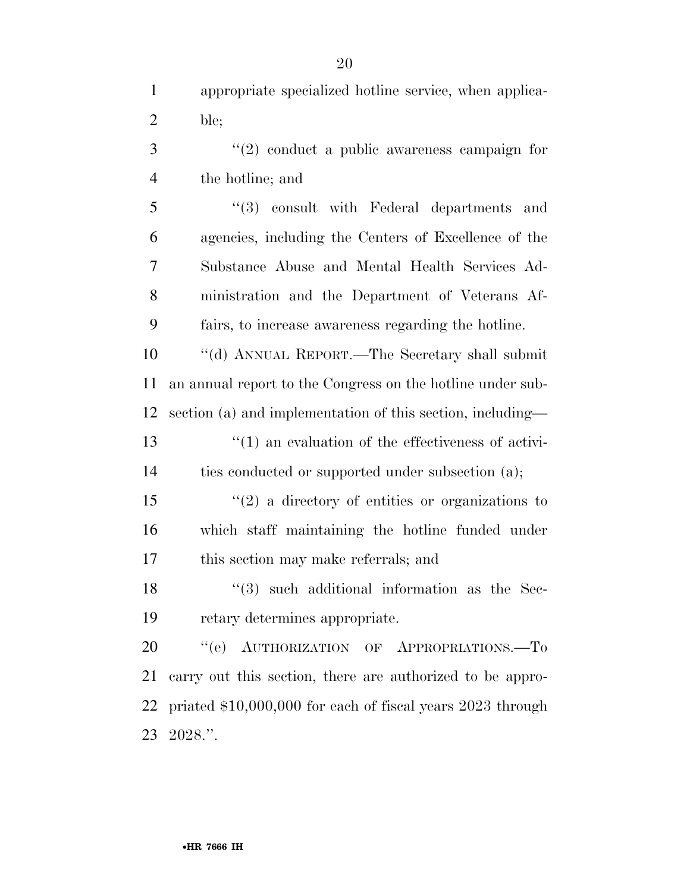appropriate specialized hotline service, when applicable;

"(2) conduct a public awareness campaign for the hotline; and

"(3) consult with Federal departments and agencies, including the Centers of Excellence of the Substance Abuse and Mental Health Services Administration and the Department of Veterans Affairs, to increase awareness regarding the hotline.

"(d) ANNUAL REPORT.—The Secretary shall submit an annual report to the Congress on the hotline under subsection (a) and implementation of this section, including—

"(1) an evaluation of the effectiveness of activities conducted or supported under subsection (a);

"(2) a directory of entities or organizations to which staff maintaining the hotline funded under this section may make referrals; and

"(3) such additional information as the Secretary determines appropriate.

"(e) AUTHORIZATION OF APPROPRIATIONS.—To carry out this section, there are authorized to be appropriated $10,000,000 for each of fiscal years 2023 through 2028.".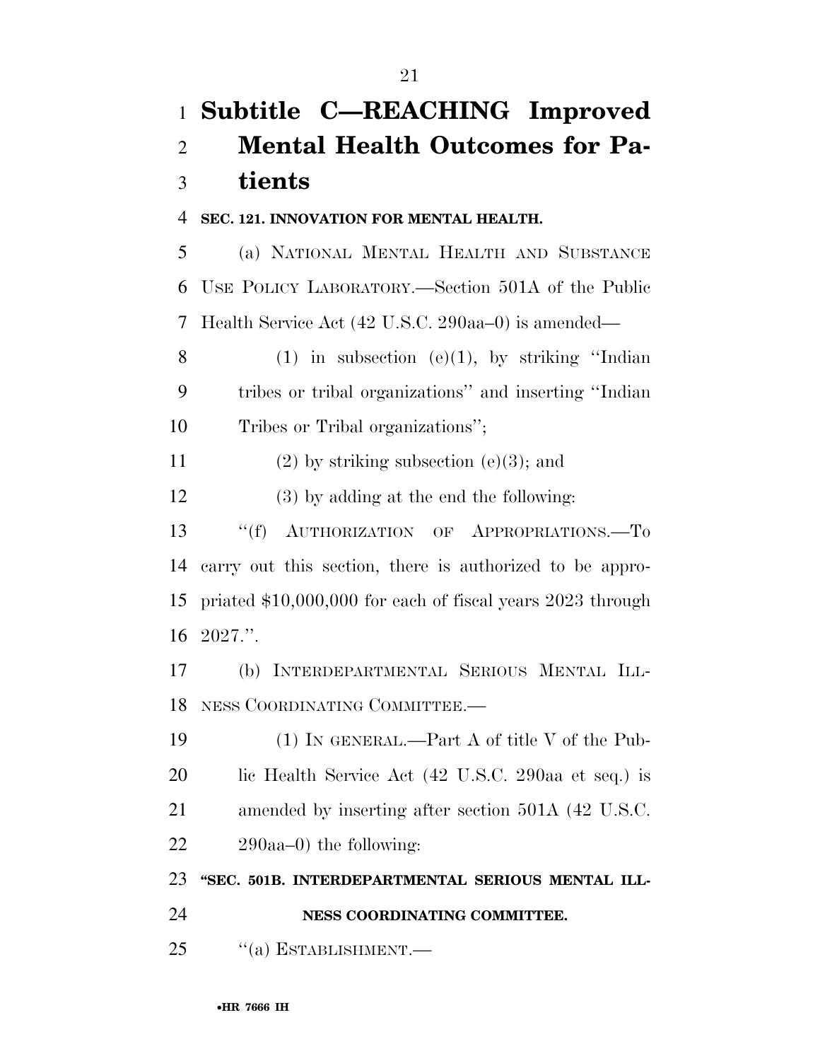## Subtitle C—REACHING Improved Mental Health Outcomes for Patients

**SEC. 121. INNOVATION FOR MENTAL HEALTH.**

(a) NATIONAL MENTAL HEALTH AND SUBSTANCE USE POLICY LABORATORY.—Section 501A of the Public Health Service Act (42 U.S.C. 290aa–0) is amended—

(1) in subsection (e)(1), by striking ''Indian tribes or tribal organizations'' and inserting ''Indian Tribes or Tribal organizations'';

(2) by striking subsection (e)(3); and

(3) by adding at the end the following:

''(f) AUTHORIZATION OF APPROPRIATIONS.—To carry out this section, there is authorized to be appropriated $10,000,000 for each of fiscal years 2023 through 2027.''.

(b) INTERDEPARTMENTAL SERIOUS MENTAL ILLNESS COORDINATING COMMITTEE.—

(1) IN GENERAL.—Part A of title V of the Public Health Service Act (42 U.S.C. 290aa et seq.) is amended by inserting after section 501A (42 U.S.C. 290aa–0) the following:

**''SEC. 501B. INTERDEPARTMENTAL SERIOUS MENTAL ILLNESS COORDINATING COMMITTEE.**

''(a) ESTABLISHMENT.—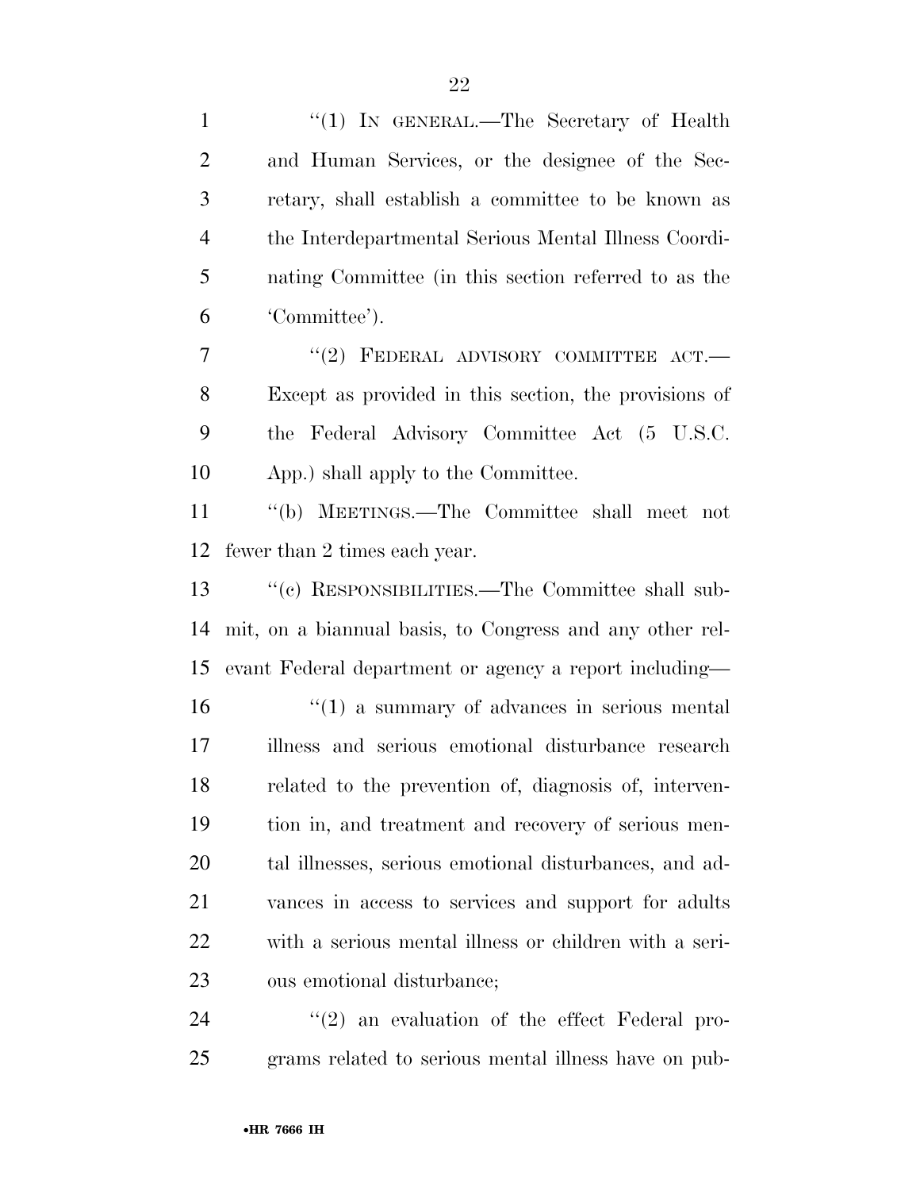"(1) IN GENERAL.—The Secretary of Health and Human Services, or the designee of the Secretary, shall establish a committee to be known as the Interdepartmental Serious Mental Illness Coordinating Committee (in this section referred to as the 'Committee').

"(2) FEDERAL ADVISORY COMMITTEE ACT.—Except as provided in this section, the provisions of the Federal Advisory Committee Act (5 U.S.C. App.) shall apply to the Committee.

"(b) MEETINGS.—The Committee shall meet not fewer than 2 times each year.

"(c) RESPONSIBILITIES.—The Committee shall submit, on a biannual basis, to Congress and any other relevant Federal department or agency a report including—

"(1) a summary of advances in serious mental illness and serious emotional disturbance research related to the prevention of, diagnosis of, intervention in, and treatment and recovery of serious mental illnesses, serious emotional disturbances, and advances in access to services and support for adults with a serious mental illness or children with a serious emotional disturbance;

"(2) an evaluation of the effect Federal programs related to serious mental illness have on pub-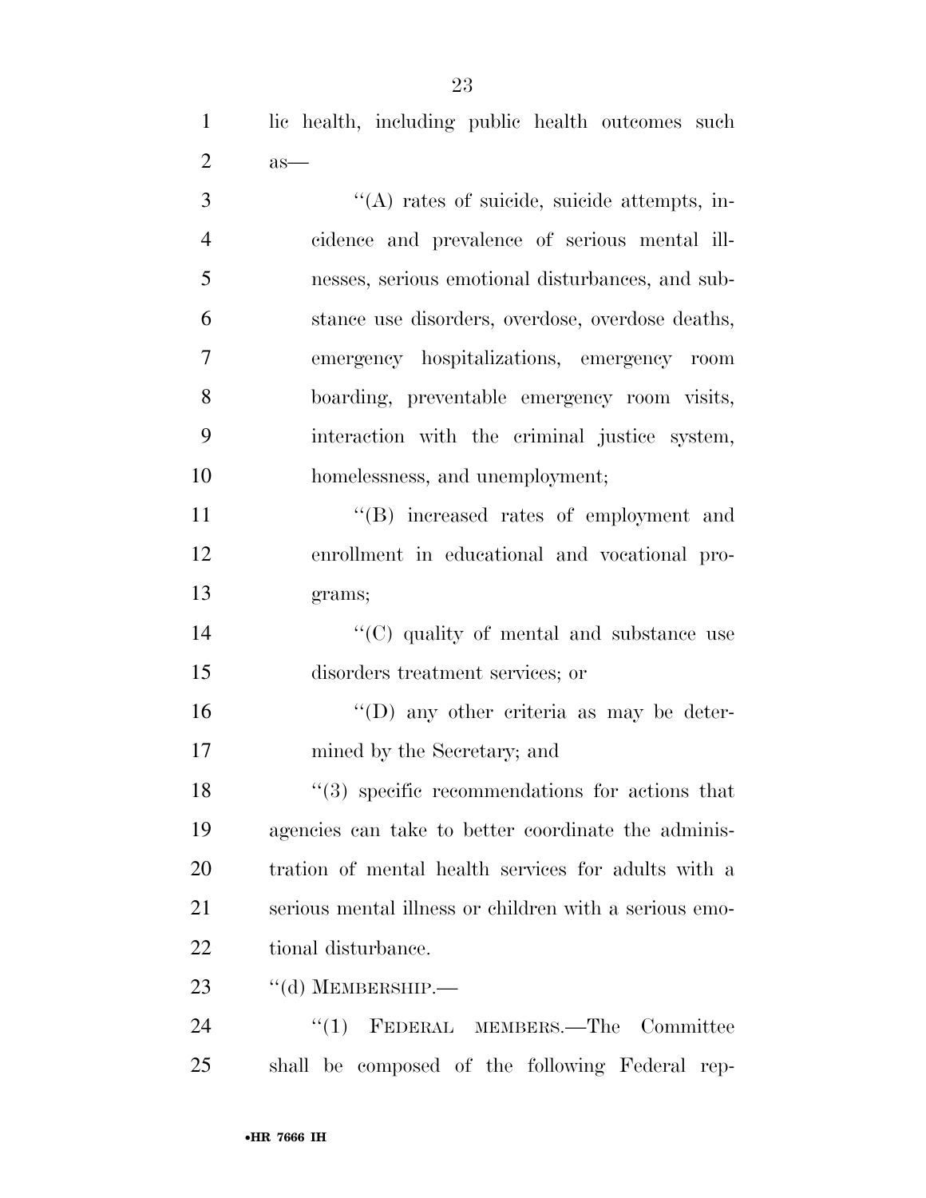lic health, including public health outcomes such as—

''(A) rates of suicide, suicide attempts, incidence and prevalence of serious mental illnesses, serious emotional disturbances, and substance use disorders, overdose, overdose deaths, emergency hospitalizations, emergency room boarding, preventable emergency room visits, interaction with the criminal justice system, homelessness, and unemployment;

''(B) increased rates of employment and enrollment in educational and vocational programs;

''(C) quality of mental and substance use disorders treatment services; or

''(D) any other criteria as may be determined by the Secretary; and

''(3) specific recommendations for actions that agencies can take to better coordinate the administration of mental health services for adults with a serious mental illness or children with a serious emotional disturbance.

''(d) MEMBERSHIP.—

''(1) FEDERAL MEMBERS.—The Committee shall be composed of the following Federal rep-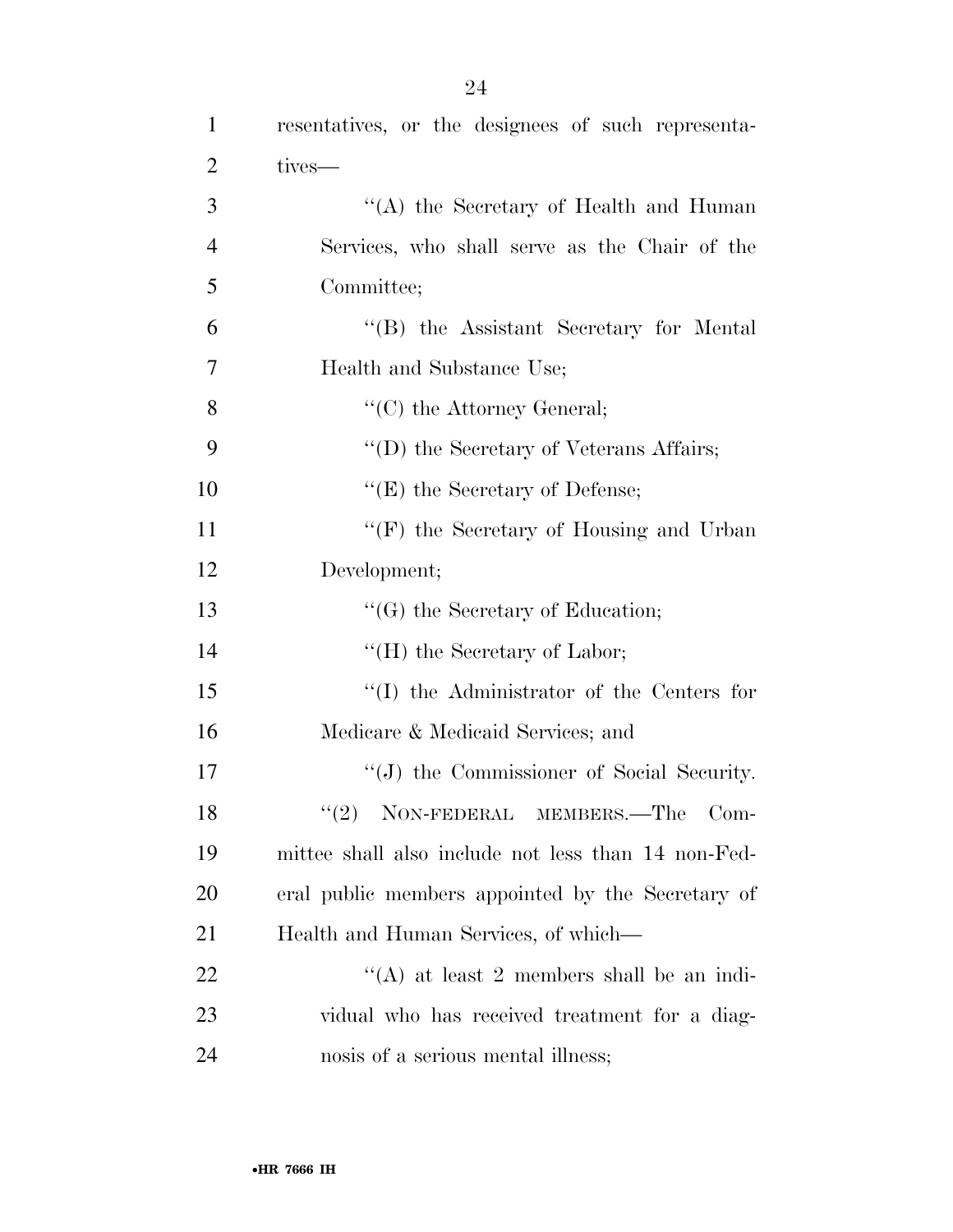resentatives, or the designees of such representatives—

"(A) the Secretary of Health and Human Services, who shall serve as the Chair of the Committee;

"(B) the Assistant Secretary for Mental Health and Substance Use;

"(C) the Attorney General;

"(D) the Secretary of Veterans Affairs;

"(E) the Secretary of Defense;

"(F) the Secretary of Housing and Urban Development;

"(G) the Secretary of Education;

"(H) the Secretary of Labor;

"(I) the Administrator of the Centers for Medicare & Medicaid Services; and

"(J) the Commissioner of Social Security.

"(2) NON-FEDERAL MEMBERS.—The Committee shall also include not less than 14 non-Federal public members appointed by the Secretary of Health and Human Services, of which—

"(A) at least 2 members shall be an individual who has received treatment for a diagnosis of a serious mental illness;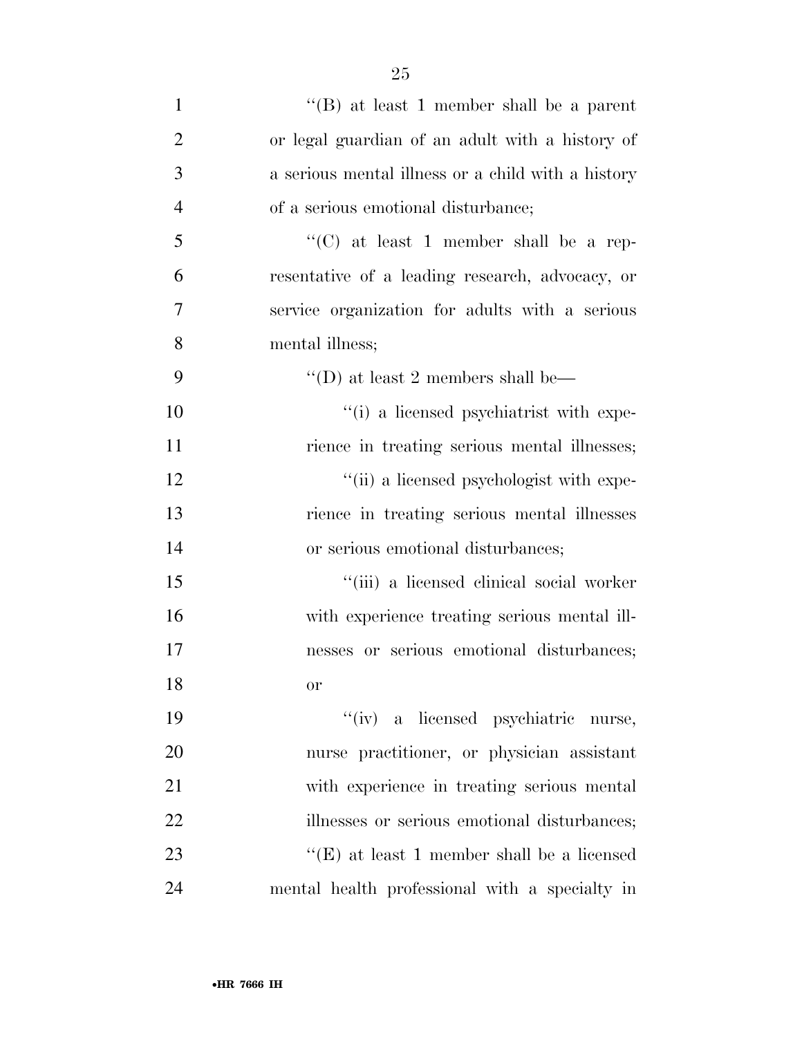"(B) at least 1 member shall be a parent or legal guardian of an adult with a history of a serious mental illness or a child with a history of a serious emotional disturbance;

"(C) at least 1 member shall be a representative of a leading research, advocacy, or service organization for adults with a serious mental illness;

"(D) at least 2 members shall be—

"(i) a licensed psychiatrist with experience in treating serious mental illnesses;

"(ii) a licensed psychologist with experience in treating serious mental illnesses or serious emotional disturbances;

"(iii) a licensed clinical social worker with experience treating serious mental illnesses or serious emotional disturbances; or

"(iv) a licensed psychiatric nurse, nurse practitioner, or physician assistant with experience in treating serious mental illnesses or serious emotional disturbances;

"(E) at least 1 member shall be a licensed mental health professional with a specialty in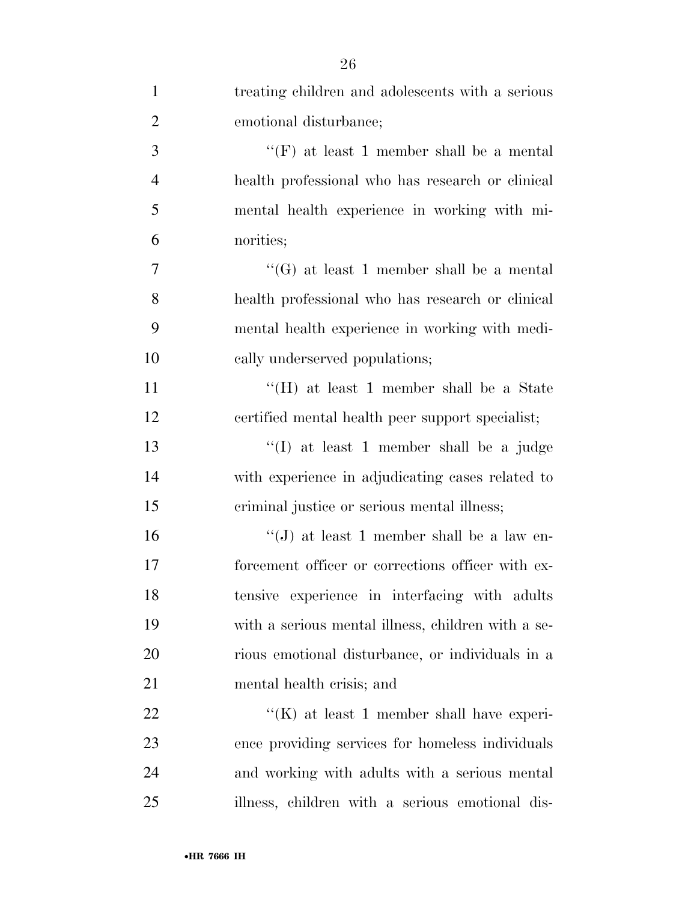treating children and adolescents with a serious emotional disturbance;

''(F) at least 1 member shall be a mental health professional who has research or clinical mental health experience in working with minorities;

''(G) at least 1 member shall be a mental health professional who has research or clinical mental health experience in working with medically underserved populations;

''(H) at least 1 member shall be a State certified mental health peer support specialist;

''(I) at least 1 member shall be a judge with experience in adjudicating cases related to criminal justice or serious mental illness;

''(J) at least 1 member shall be a law enforcement officer or corrections officer with extensive experience in interfacing with adults with a serious mental illness, children with a serious emotional disturbance, or individuals in a mental health crisis; and

''(K) at least 1 member shall have experience providing services for homeless individuals and working with adults with a serious mental illness, children with a serious emotional dis-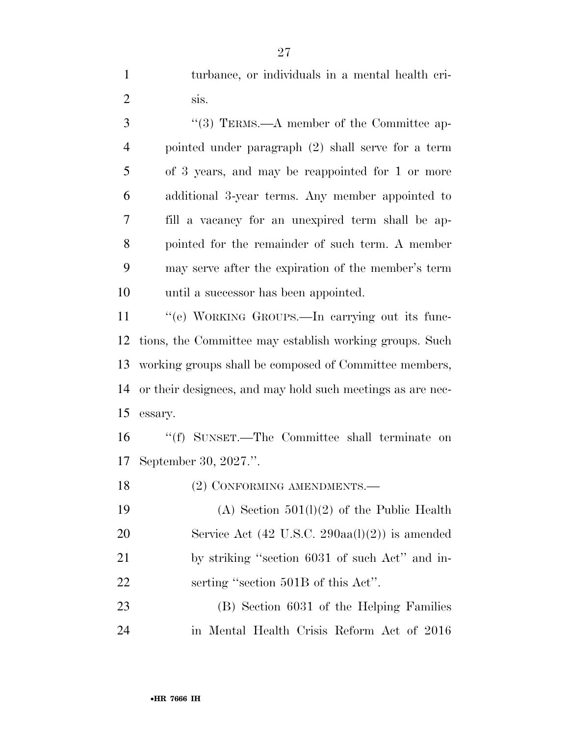turbance, or individuals in a mental health crisis.

"(3) TERMS.—A member of the Committee appointed under paragraph (2) shall serve for a term of 3 years, and may be reappointed for 1 or more additional 3-year terms. Any member appointed to fill a vacancy for an unexpired term shall be appointed for the remainder of such term. A member may serve after the expiration of the member's term until a successor has been appointed.

"(e) WORKING GROUPS.—In carrying out its functions, the Committee may establish working groups. Such working groups shall be composed of Committee members, or their designees, and may hold such meetings as are necessary.

"(f) SUNSET.—The Committee shall terminate on September 30, 2027.".

(2) CONFORMING AMENDMENTS.—

(A) Section 501(l)(2) of the Public Health Service Act (42 U.S.C. 290aa(l)(2)) is amended by striking "section 6031 of such Act" and inserting "section 501B of this Act".

(B) Section 6031 of the Helping Families in Mental Health Crisis Reform Act of 2016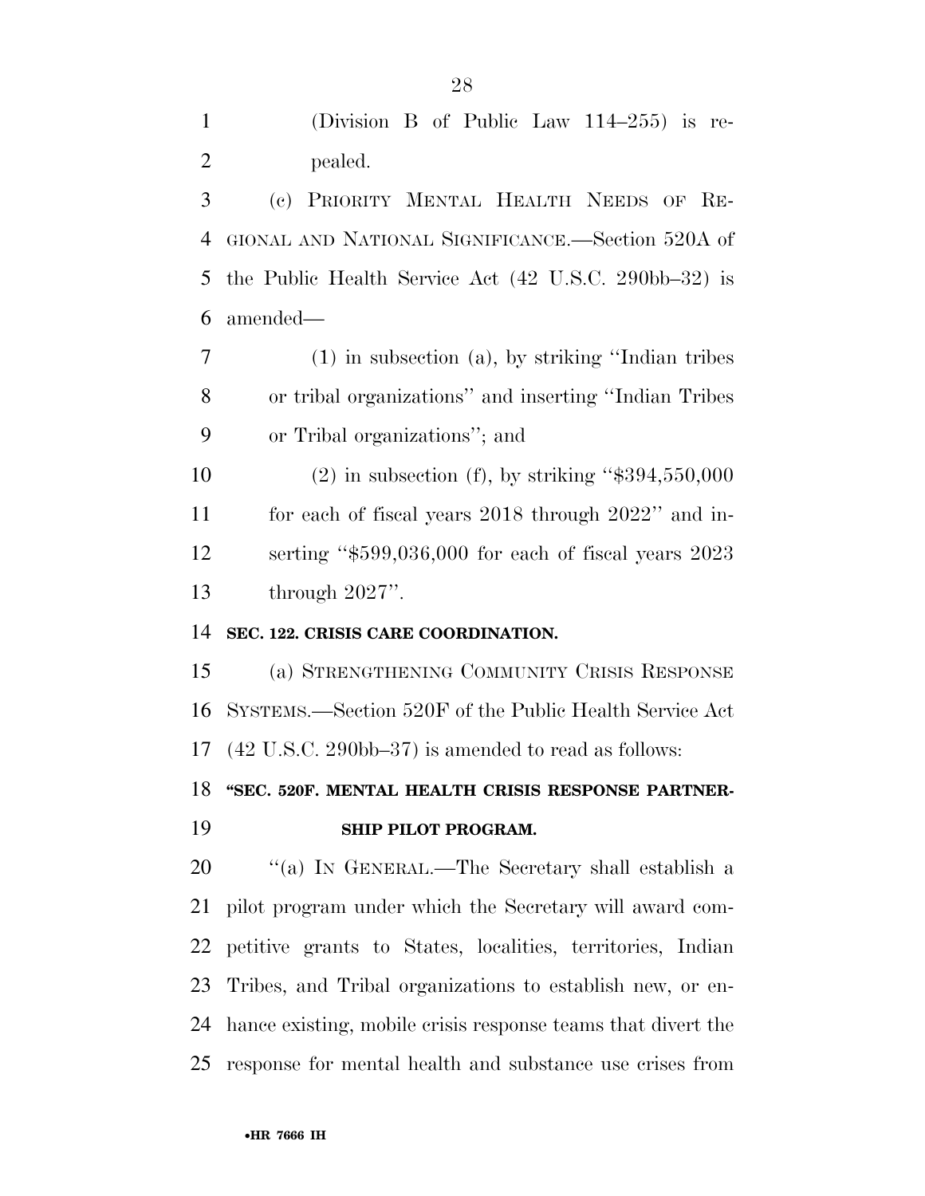(Division B of Public Law 114–255) is repealed.

(c) PRIORITY MENTAL HEALTH NEEDS OF REGIONAL AND NATIONAL SIGNIFICANCE.—Section 520A of the Public Health Service Act (42 U.S.C. 290bb–32) is amended—

(1) in subsection (a), by striking ''Indian tribes or tribal organizations'' and inserting ''Indian Tribes or Tribal organizations''; and

(2) in subsection (f), by striking ''$394,550,000 for each of fiscal years 2018 through 2022'' and inserting ''$599,036,000 for each of fiscal years 2023 through 2027''.

**SEC. 122. CRISIS CARE COORDINATION.**

(a) STRENGTHENING COMMUNITY CRISIS RESPONSE SYSTEMS.—Section 520F of the Public Health Service Act (42 U.S.C. 290bb–37) is amended to read as follows:

**''SEC. 520F. MENTAL HEALTH CRISIS RESPONSE PARTNERSHIP PILOT PROGRAM.**

''(a) IN GENERAL.—The Secretary shall establish a pilot program under which the Secretary will award competitive grants to States, localities, territories, Indian Tribes, and Tribal organizations to establish new, or enhance existing, mobile crisis response teams that divert the response for mental health and substance use crises from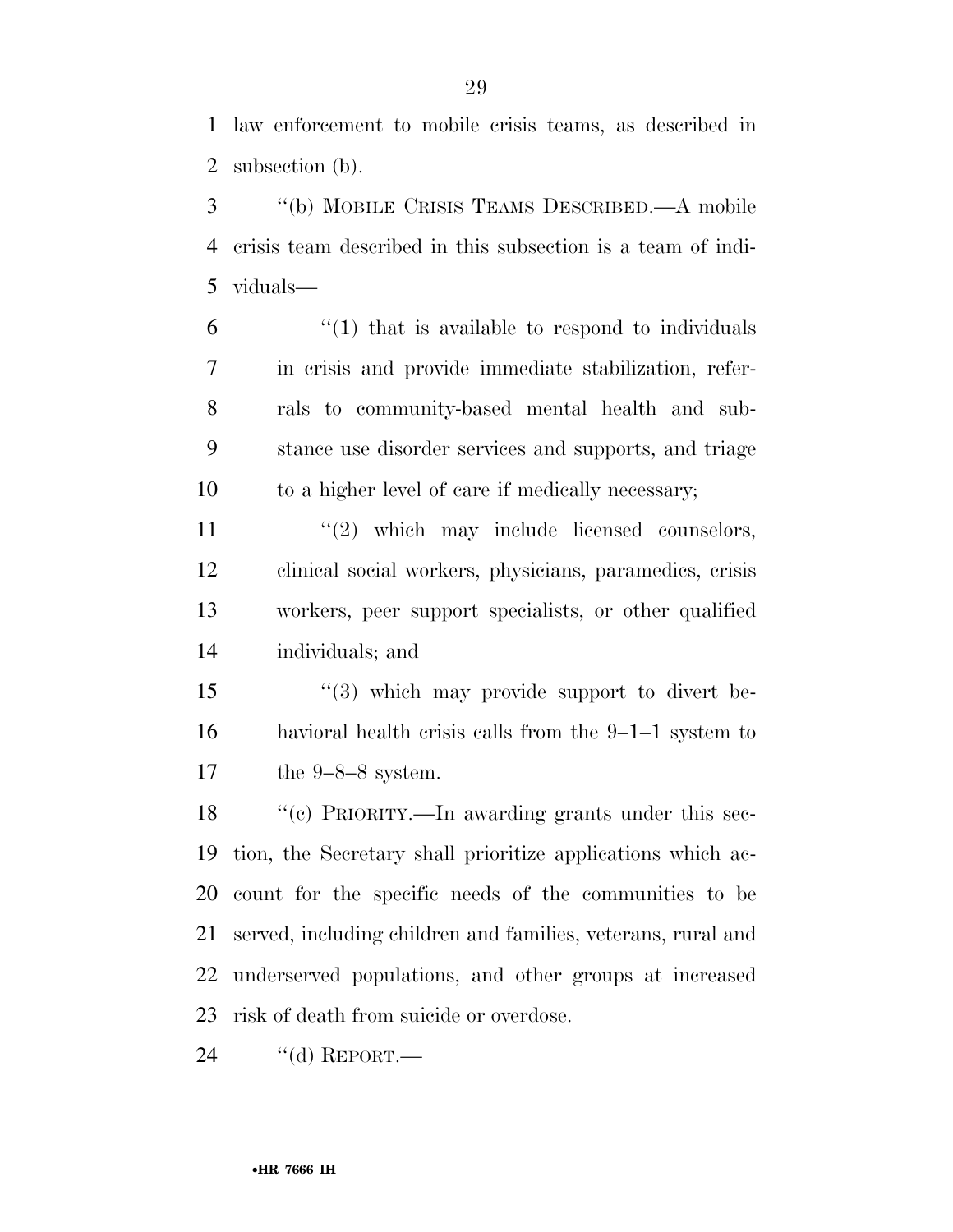law enforcement to mobile crisis teams, as described in subsection (b).

"(b) MOBILE CRISIS TEAMS DESCRIBED.—A mobile crisis team described in this subsection is a team of individuals—

"(1) that is available to respond to individuals in crisis and provide immediate stabilization, referrals to community-based mental health and substance use disorder services and supports, and triage to a higher level of care if medically necessary;

"(2) which may include licensed counselors, clinical social workers, physicians, paramedics, crisis workers, peer support specialists, or other qualified individuals; and

"(3) which may provide support to divert behavioral health crisis calls from the 9–1–1 system to the 9–8–8 system.

"(c) PRIORITY.—In awarding grants under this section, the Secretary shall prioritize applications which account for the specific needs of the communities to be served, including children and families, veterans, rural and underserved populations, and other groups at increased risk of death from suicide or overdose.

"(d) REPORT.—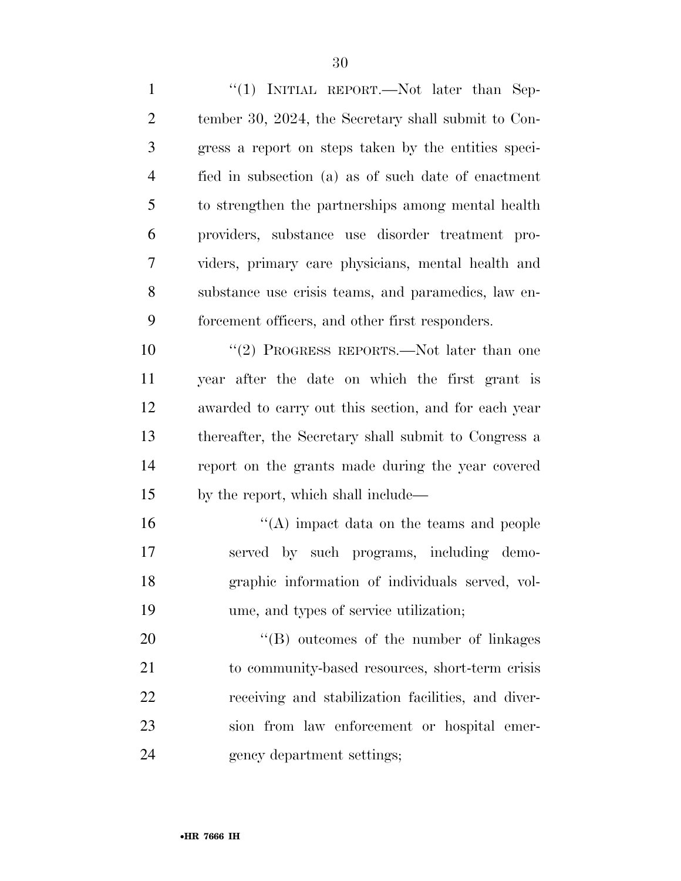"(1) INITIAL REPORT.—Not later than September 30, 2024, the Secretary shall submit to Congress a report on steps taken by the entities specified in subsection (a) as of such date of enactment to strengthen the partnerships among mental health providers, substance use disorder treatment providers, primary care physicians, mental health and substance use crisis teams, and paramedics, law enforcement officers, and other first responders.

"(2) PROGRESS REPORTS.—Not later than one year after the date on which the first grant is awarded to carry out this section, and for each year thereafter, the Secretary shall submit to Congress a report on the grants made during the year covered by the report, which shall include—

"(A) impact data on the teams and people served by such programs, including demographic information of individuals served, volume, and types of service utilization;

"(B) outcomes of the number of linkages to community-based resources, short-term crisis receiving and stabilization facilities, and diversion from law enforcement or hospital emergency department settings;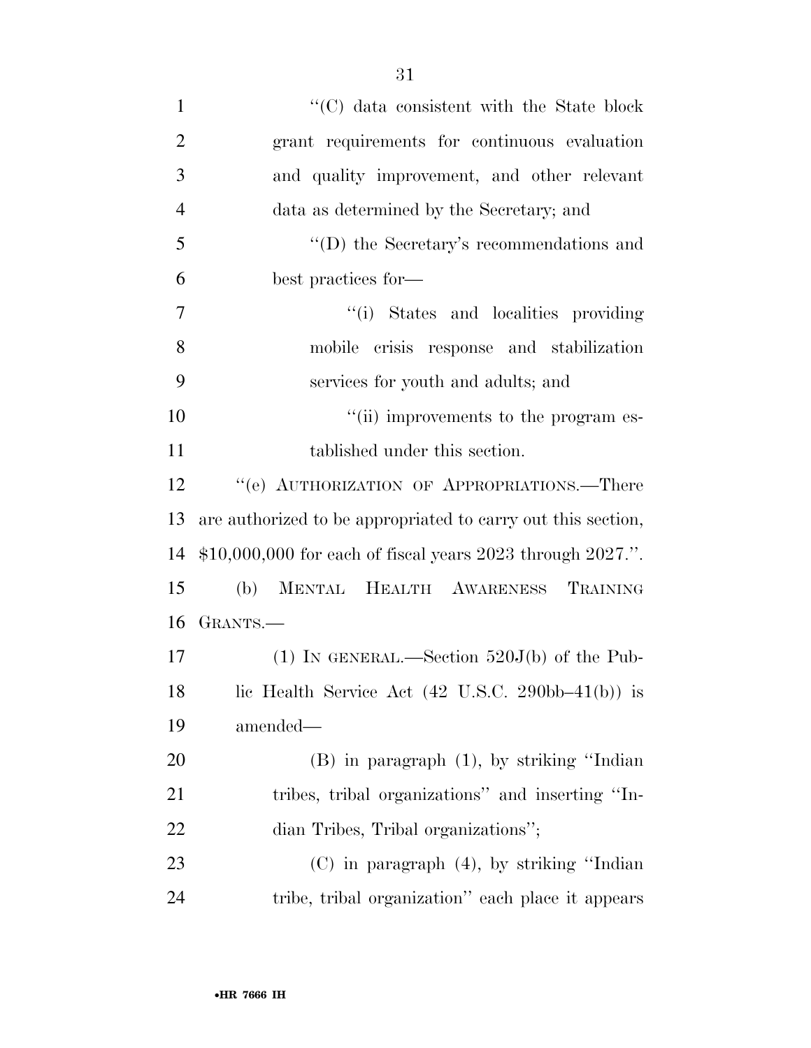"(C) data consistent with the State block grant requirements for continuous evaluation and quality improvement, and other relevant data as determined by the Secretary; and

"(D) the Secretary's recommendations and best practices for—

"(i) States and localities providing mobile crisis response and stabilization services for youth and adults; and

"(ii) improvements to the program established under this section.

"(e) AUTHORIZATION OF APPROPRIATIONS.—There are authorized to be appropriated to carry out this section, $10,000,000 for each of fiscal years 2023 through 2027.".

(b) MENTAL HEALTH AWARENESS TRAINING GRANTS.—

(1) IN GENERAL.—Section 520J(b) of the Public Health Service Act (42 U.S.C. 290bb–41(b)) is amended—

(B) in paragraph (1), by striking "Indian tribes, tribal organizations" and inserting "Indian Tribes, Tribal organizations";

(C) in paragraph (4), by striking "Indian tribe, tribal organization" each place it appears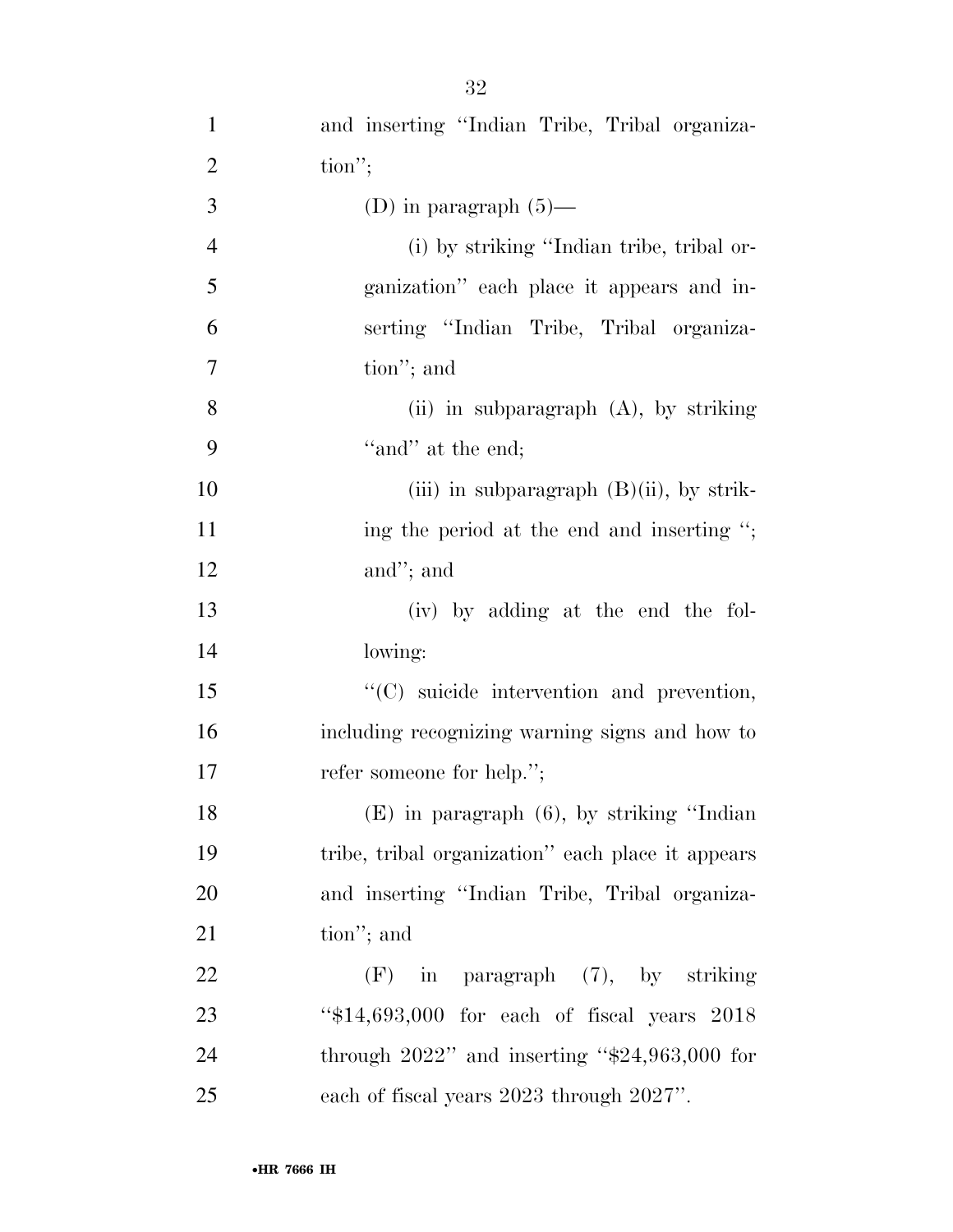and inserting "Indian Tribe, Tribal organization";

(D) in paragraph (5)—

(i) by striking "Indian tribe, tribal organization" each place it appears and inserting "Indian Tribe, Tribal organization"; and

(ii) in subparagraph (A), by striking "and" at the end;

(iii) in subparagraph (B)(ii), by striking the period at the end and inserting "; and"; and

(iv) by adding at the end the following:

"(C) suicide intervention and prevention, including recognizing warning signs and how to refer someone for help.";

(E) in paragraph (6), by striking "Indian tribe, tribal organization" each place it appears and inserting "Indian Tribe, Tribal organization"; and

(F) in paragraph (7), by striking "$14,693,000 for each of fiscal years 2018 through 2022" and inserting "$24,963,000 for each of fiscal years 2023 through 2027".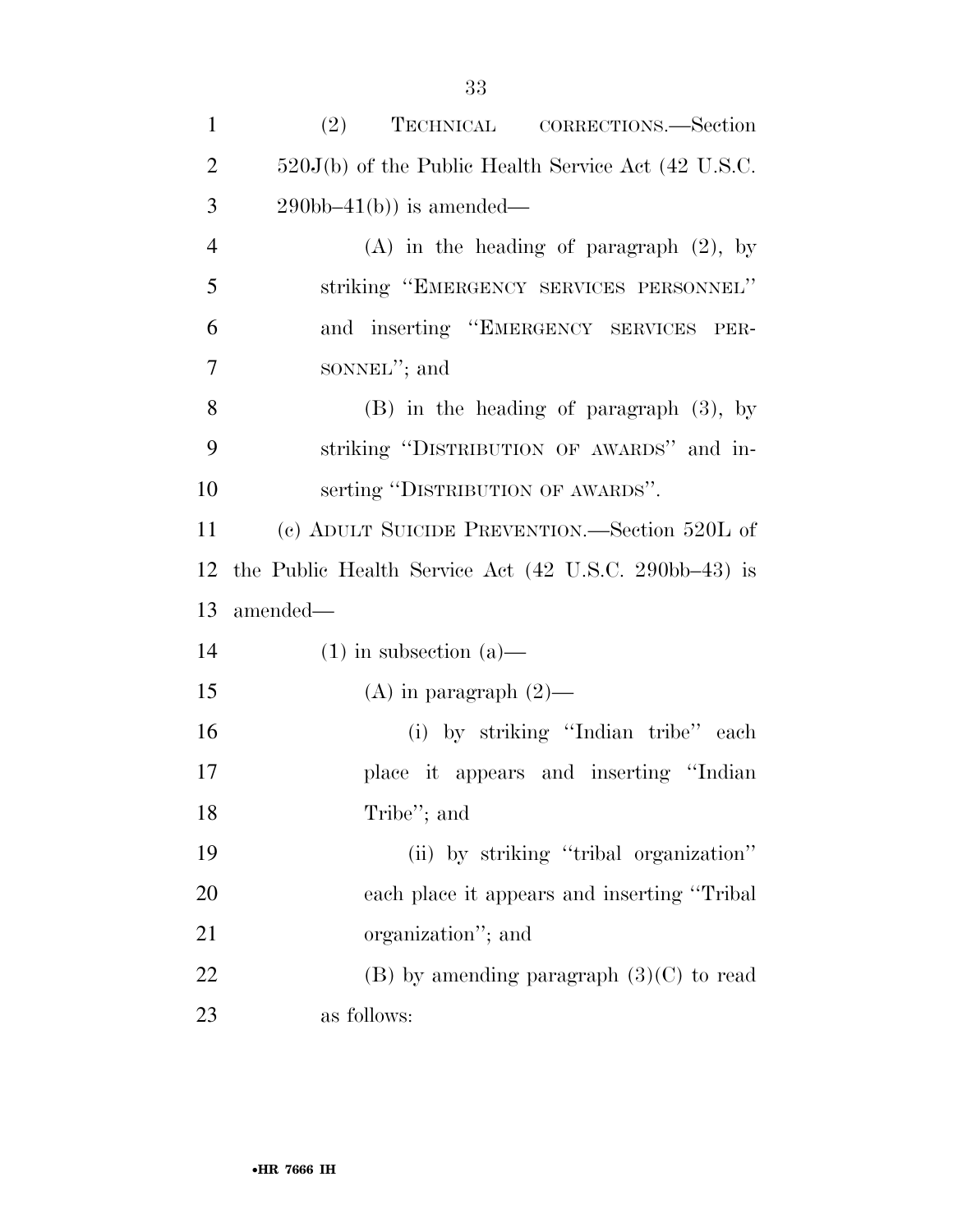(2) TECHNICAL CORRECTIONS.—Section 520J(b) of the Public Health Service Act (42 U.S.C. 290bb–41(b)) is amended—

(A) in the heading of paragraph (2), by striking "EMERGENCY SERVICES PERSONNEL" and inserting "EMERGENCY SERVICES PERSONNEL"; and

(B) in the heading of paragraph (3), by striking "DISTRIBUTION OF AWARDS" and inserting "DISTRIBUTION OF AWARDS".

(c) ADULT SUICIDE PREVENTION.—Section 520L of the Public Health Service Act (42 U.S.C. 290bb–43) is amended—

(1) in subsection (a)—

(A) in paragraph (2)—

(i) by striking "Indian tribe" each place it appears and inserting "Indian Tribe"; and

(ii) by striking "tribal organization" each place it appears and inserting "Tribal organization"; and

(B) by amending paragraph (3)(C) to read as follows: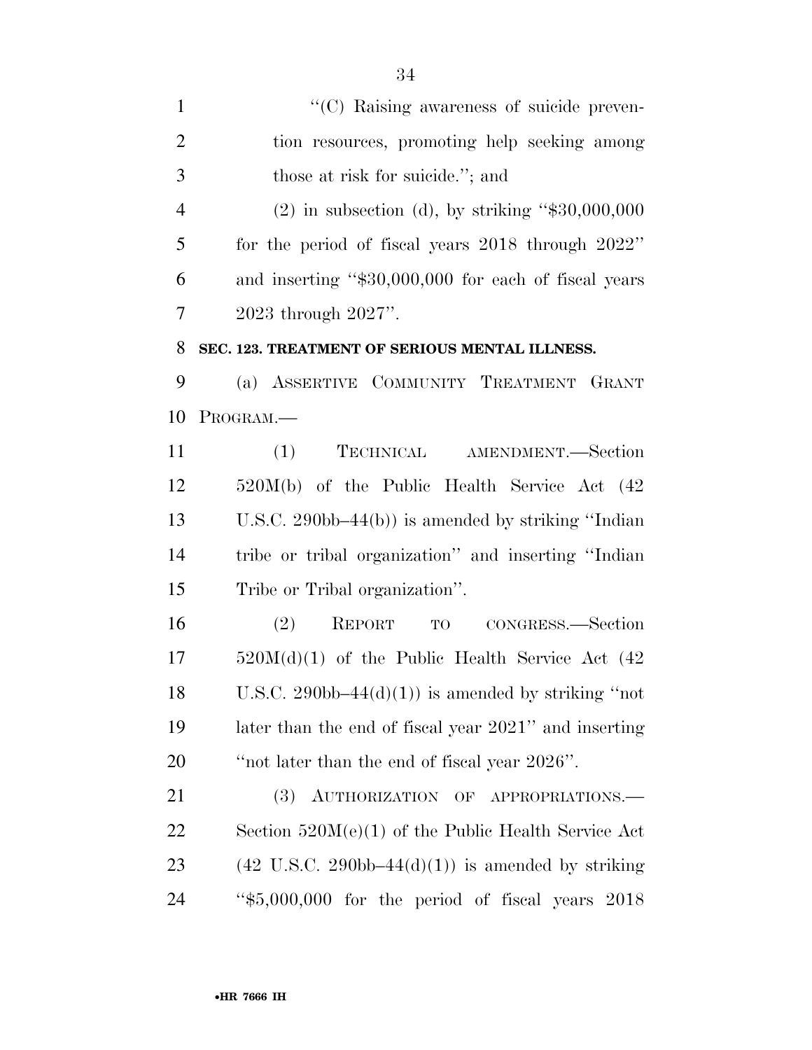"(C) Raising awareness of suicide prevention resources, promoting help seeking among those at risk for suicide."; and

(2) in subsection (d), by striking "$30,000,000 for the period of fiscal years 2018 through 2022" and inserting "$30,000,000 for each of fiscal years 2023 through 2027".

**SEC. 123. TREATMENT OF SERIOUS MENTAL ILLNESS.**

(a) ASSERTIVE COMMUNITY TREATMENT GRANT PROGRAM.—

(1) TECHNICAL AMENDMENT.—Section 520M(b) of the Public Health Service Act (42 U.S.C. 290bb–44(b)) is amended by striking "Indian tribe or tribal organization" and inserting "Indian Tribe or Tribal organization".

(2) REPORT TO CONGRESS.—Section 520M(d)(1) of the Public Health Service Act (42 U.S.C. 290bb–44(d)(1)) is amended by striking "not later than the end of fiscal year 2021" and inserting "not later than the end of fiscal year 2026".

(3) AUTHORIZATION OF APPROPRIATIONS.—Section 520M(e)(1) of the Public Health Service Act (42 U.S.C. 290bb–44(d)(1)) is amended by striking "$5,000,000 for the period of fiscal years 2018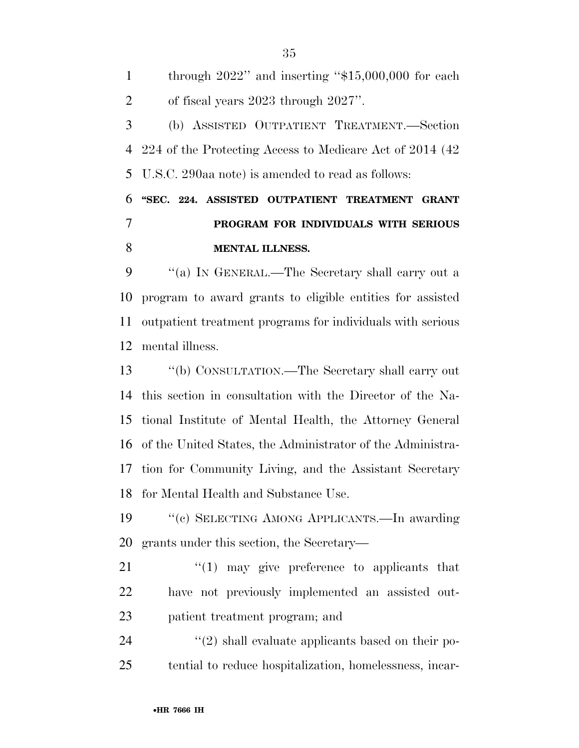through 2022'' and inserting ''$15,000,000 for each of fiscal years 2023 through 2027''.

(b) ASSISTED OUTPATIENT TREATMENT.—Section 224 of the Protecting Access to Medicare Act of 2014 (42 U.S.C. 290aa note) is amended to read as follows:

**''SEC. 224. ASSISTED OUTPATIENT TREATMENT GRANT PROGRAM FOR INDIVIDUALS WITH SERIOUS MENTAL ILLNESS.**

''(a) IN GENERAL.—The Secretary shall carry out a program to award grants to eligible entities for assisted outpatient treatment programs for individuals with serious mental illness.

''(b) CONSULTATION.—The Secretary shall carry out this section in consultation with the Director of the National Institute of Mental Health, the Attorney General of the United States, the Administrator of the Administration for Community Living, and the Assistant Secretary for Mental Health and Substance Use.

''(c) SELECTING AMONG APPLICANTS.—In awarding grants under this section, the Secretary—

''(1) may give preference to applicants that have not previously implemented an assisted outpatient treatment program; and

''(2) shall evaluate applicants based on their potential to reduce hospitalization, homelessness, incar-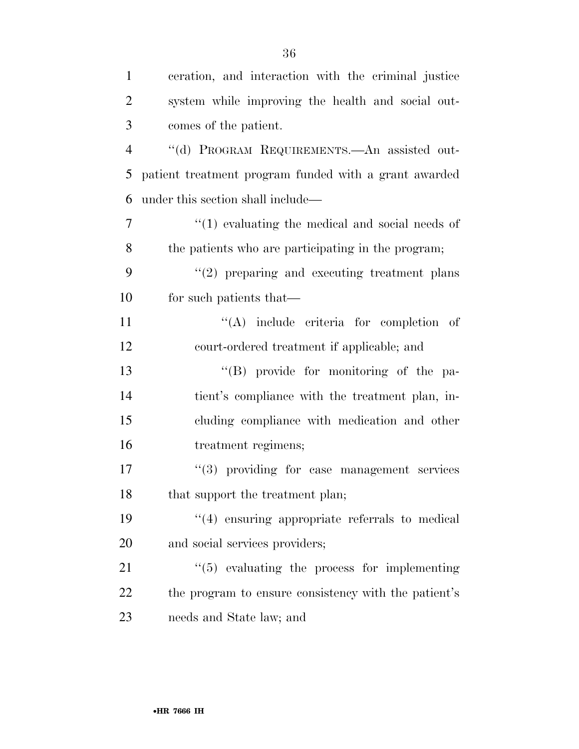ceration, and interaction with the criminal justice system while improving the health and social outcomes of the patient.

''(d) PROGRAM REQUIREMENTS.—An assisted outpatient treatment program funded with a grant awarded under this section shall include—

''(1) evaluating the medical and social needs of the patients who are participating in the program;

''(2) preparing and executing treatment plans for such patients that—

''(A) include criteria for completion of court-ordered treatment if applicable; and

''(B) provide for monitoring of the patient's compliance with the treatment plan, including compliance with medication and other treatment regimens;

''(3) providing for case management services that support the treatment plan;

''(4) ensuring appropriate referrals to medical and social services providers;

''(5) evaluating the process for implementing the program to ensure consistency with the patient's needs and State law; and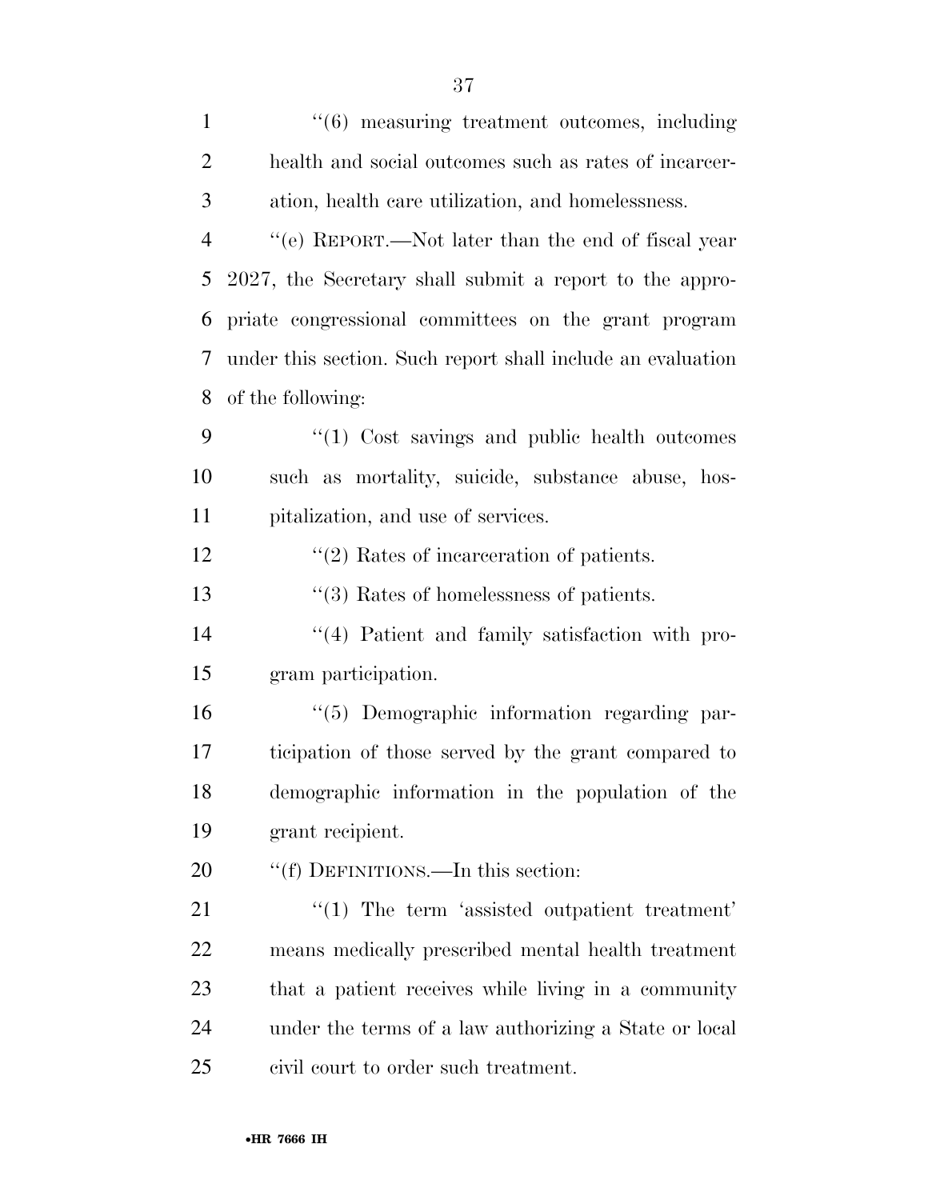''(6) measuring treatment outcomes, including health and social outcomes such as rates of incarceration, health care utilization, and homelessness.

''(e) REPORT.—Not later than the end of fiscal year 2027, the Secretary shall submit a report to the appropriate congressional committees on the grant program under this section. Such report shall include an evaluation of the following:

''(1) Cost savings and public health outcomes such as mortality, suicide, substance abuse, hospitalization, and use of services.

''(2) Rates of incarceration of patients.

''(3) Rates of homelessness of patients.

''(4) Patient and family satisfaction with program participation.

''(5) Demographic information regarding participation of those served by the grant compared to demographic information in the population of the grant recipient.

''(f) DEFINITIONS.—In this section:

''(1) The term 'assisted outpatient treatment' means medically prescribed mental health treatment that a patient receives while living in a community under the terms of a law authorizing a State or local civil court to order such treatment.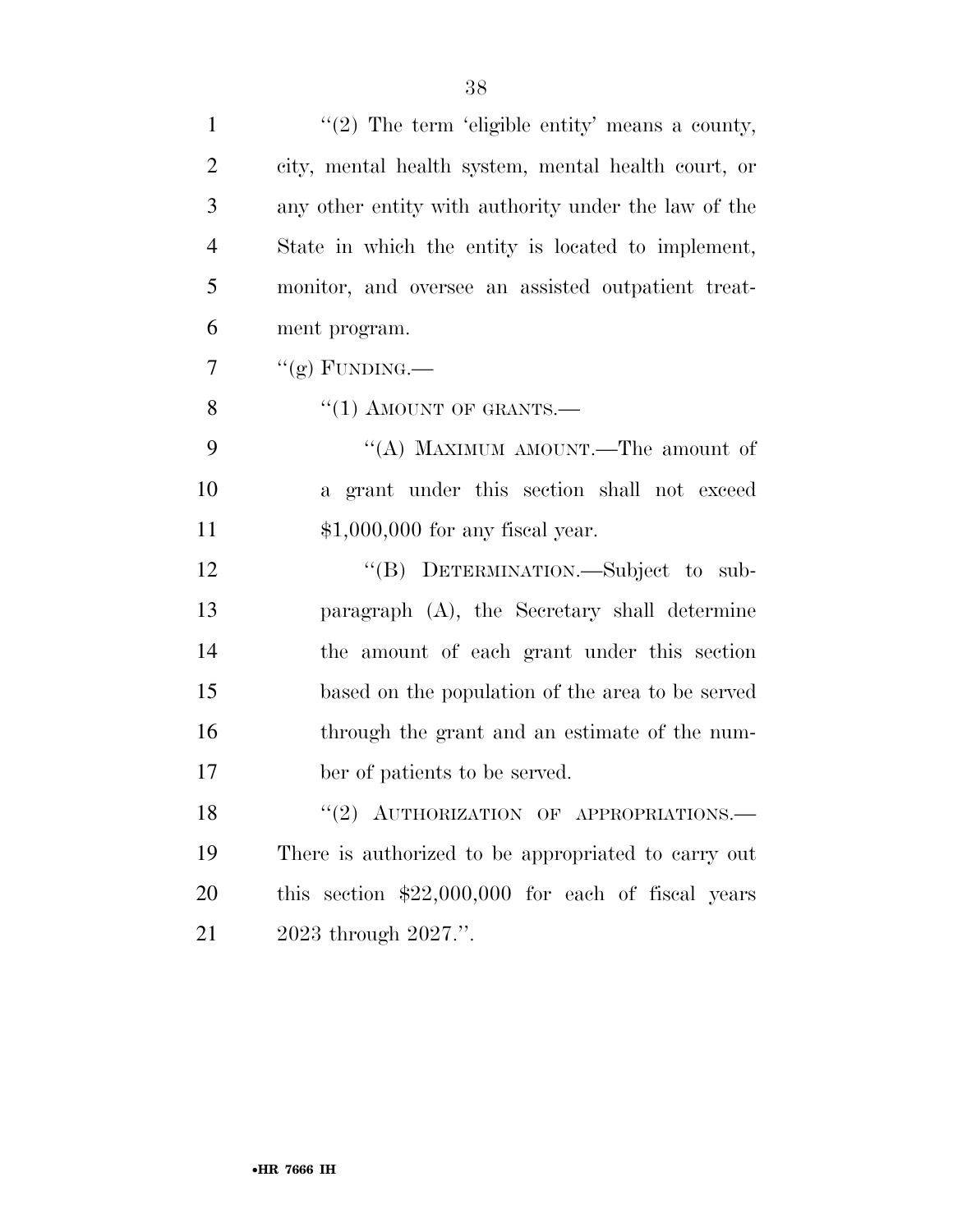''(2) The term 'eligible entity' means a county, city, mental health system, mental health court, or any other entity with authority under the law of the State in which the entity is located to implement, monitor, and oversee an assisted outpatient treatment program.

''(g) FUNDING.—

''(1) AMOUNT OF GRANTS.—

''(A) MAXIMUM AMOUNT.—The amount of a grant under this section shall not exceed $1,000,000 for any fiscal year.

''(B) DETERMINATION.—Subject to subparagraph (A), the Secretary shall determine the amount of each grant under this section based on the population of the area to be served through the grant and an estimate of the number of patients to be served.

''(2) AUTHORIZATION OF APPROPRIATIONS.— There is authorized to be appropriated to carry out this section $22,000,000 for each of fiscal years 2023 through 2027.''.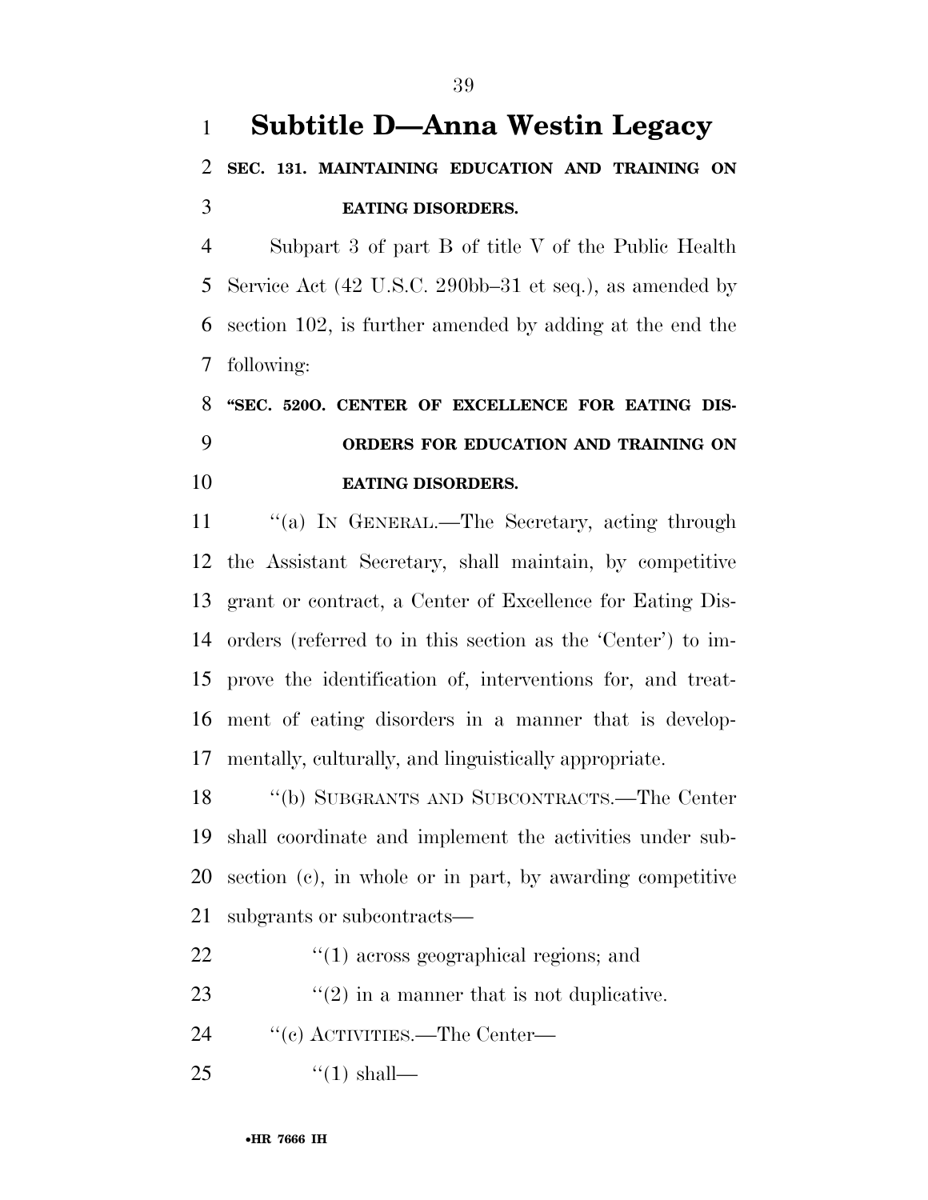# Subtitle D—Anna Westin Legacy

## SEC. 131. MAINTAINING EDUCATION AND TRAINING ON EATING DISORDERS.

Subpart 3 of part B of title V of the Public Health Service Act (42 U.S.C. 290bb–31 et seq.), as amended by section 102, is further amended by adding at the end the following:

### "SEC. 520O. CENTER OF EXCELLENCE FOR EATING DISORDERS FOR EDUCATION AND TRAINING ON EATING DISORDERS.

"(a) IN GENERAL.—The Secretary, acting through the Assistant Secretary, shall maintain, by competitive grant or contract, a Center of Excellence for Eating Disorders (referred to in this section as the 'Center') to improve the identification of, interventions for, and treatment of eating disorders in a manner that is developmentally, culturally, and linguistically appropriate.

"(b) SUBGRANTS AND SUBCONTRACTS.—The Center shall coordinate and implement the activities under subsection (c), in whole or in part, by awarding competitive subgrants or subcontracts—

"(1) across geographical regions; and

"(2) in a manner that is not duplicative.

"(c) ACTIVITIES.—The Center—

"(1) shall—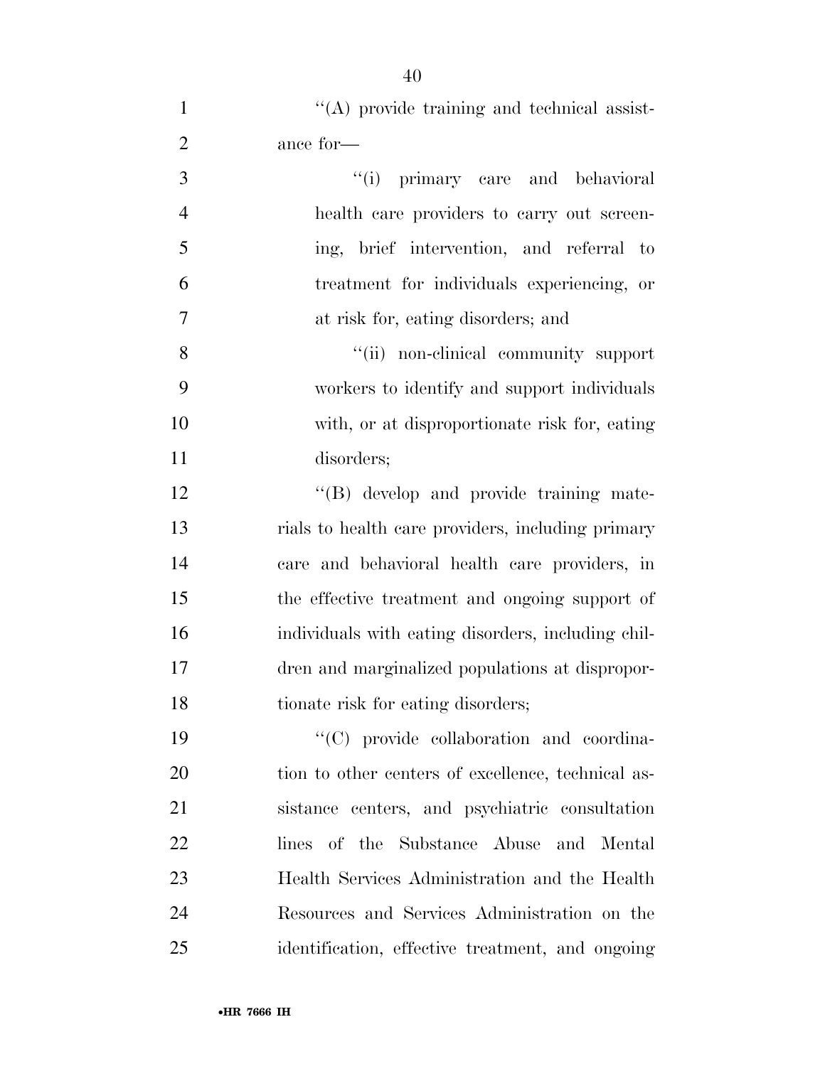''(A) provide training and technical assistance for—

''(i) primary care and behavioral health care providers to carry out screening, brief intervention, and referral to treatment for individuals experiencing, or at risk for, eating disorders; and

''(ii) non-clinical community support workers to identify and support individuals with, or at disproportionate risk for, eating disorders;

''(B) develop and provide training materials to health care providers, including primary care and behavioral health care providers, in the effective treatment and ongoing support of individuals with eating disorders, including children and marginalized populations at disproportionate risk for eating disorders;

''(C) provide collaboration and coordination to other centers of excellence, technical assistance centers, and psychiatric consultation lines of the Substance Abuse and Mental Health Services Administration and the Health Resources and Services Administration on the identification, effective treatment, and ongoing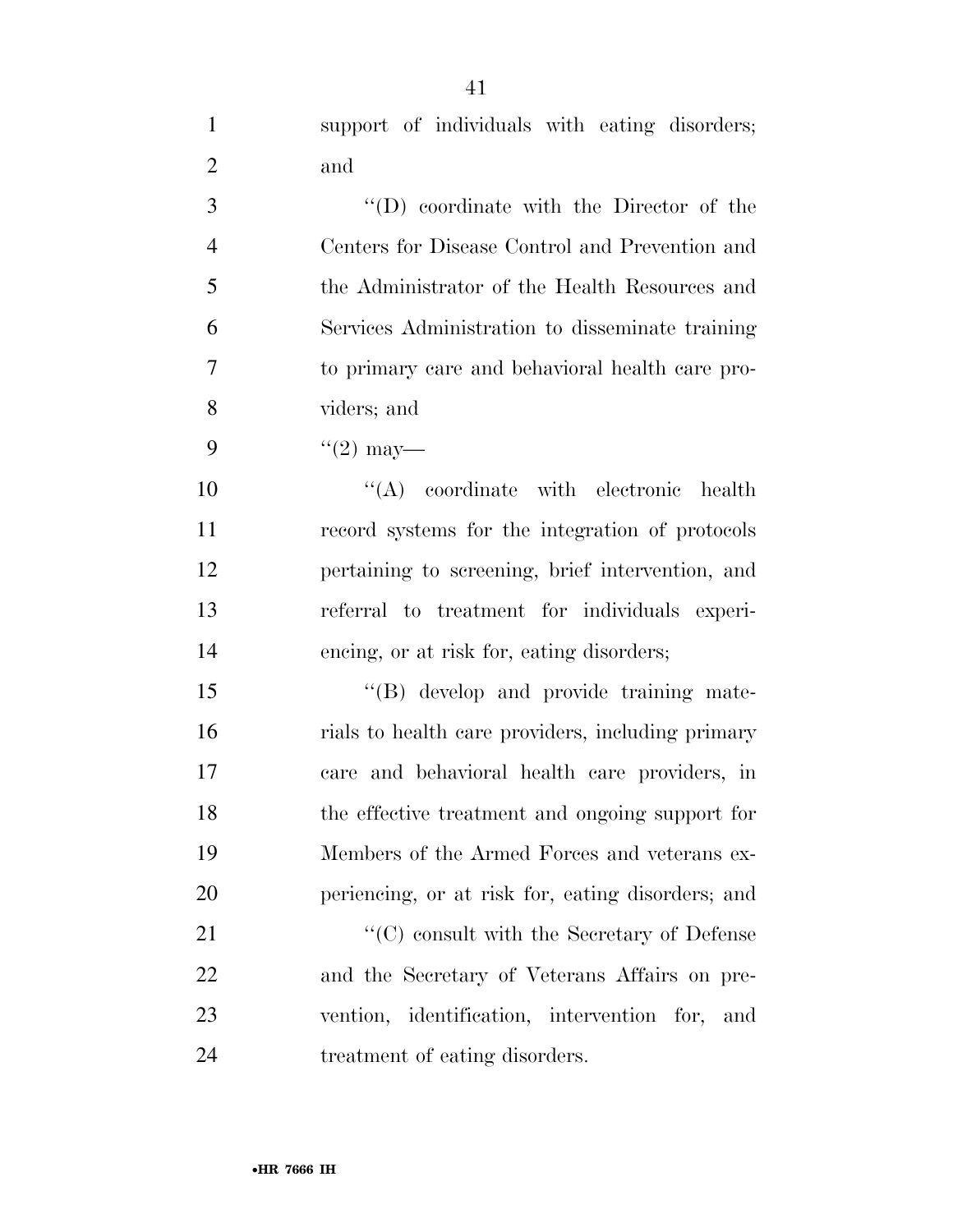support of individuals with eating disorders; and

''(D) coordinate with the Director of the Centers for Disease Control and Prevention and the Administrator of the Health Resources and Services Administration to disseminate training to primary care and behavioral health care providers; and

''(2) may—

''(A) coordinate with electronic health record systems for the integration of protocols pertaining to screening, brief intervention, and referral to treatment for individuals experiencing, or at risk for, eating disorders;

''(B) develop and provide training materials to health care providers, including primary care and behavioral health care providers, in the effective treatment and ongoing support for Members of the Armed Forces and veterans experiencing, or at risk for, eating disorders; and

''(C) consult with the Secretary of Defense and the Secretary of Veterans Affairs on prevention, identification, intervention for, and treatment of eating disorders.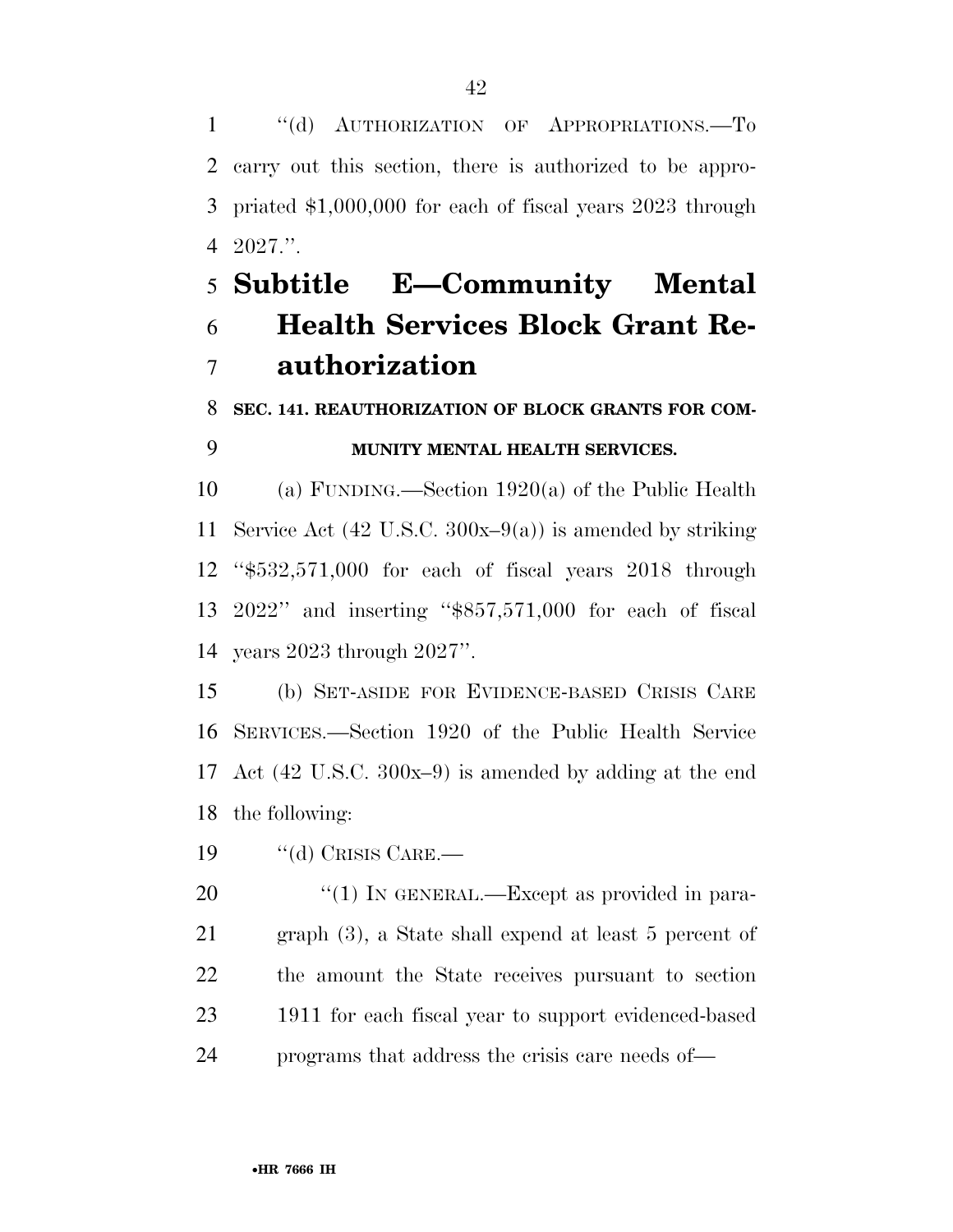"(d) AUTHORIZATION OF APPROPRIATIONS.—To carry out this section, there is authorized to be appropriated $1,000,000 for each of fiscal years 2023 through 2027.".

## Subtitle E—Community Mental Health Services Block Grant Reauthorization

### SEC. 141. REAUTHORIZATION OF BLOCK GRANTS FOR COMMUNITY MENTAL HEALTH SERVICES.

(a) FUNDING.—Section 1920(a) of the Public Health Service Act (42 U.S.C. 300x–9(a)) is amended by striking "$532,571,000 for each of fiscal years 2018 through 2022" and inserting "$857,571,000 for each of fiscal years 2023 through 2027".

(b) SET-ASIDE FOR EVIDENCE-BASED CRISIS CARE SERVICES.—Section 1920 of the Public Health Service Act (42 U.S.C. 300x–9) is amended by adding at the end the following:

"(d) CRISIS CARE.—

"(1) IN GENERAL.—Except as provided in paragraph (3), a State shall expend at least 5 percent of the amount the State receives pursuant to section 1911 for each fiscal year to support evidenced-based programs that address the crisis care needs of—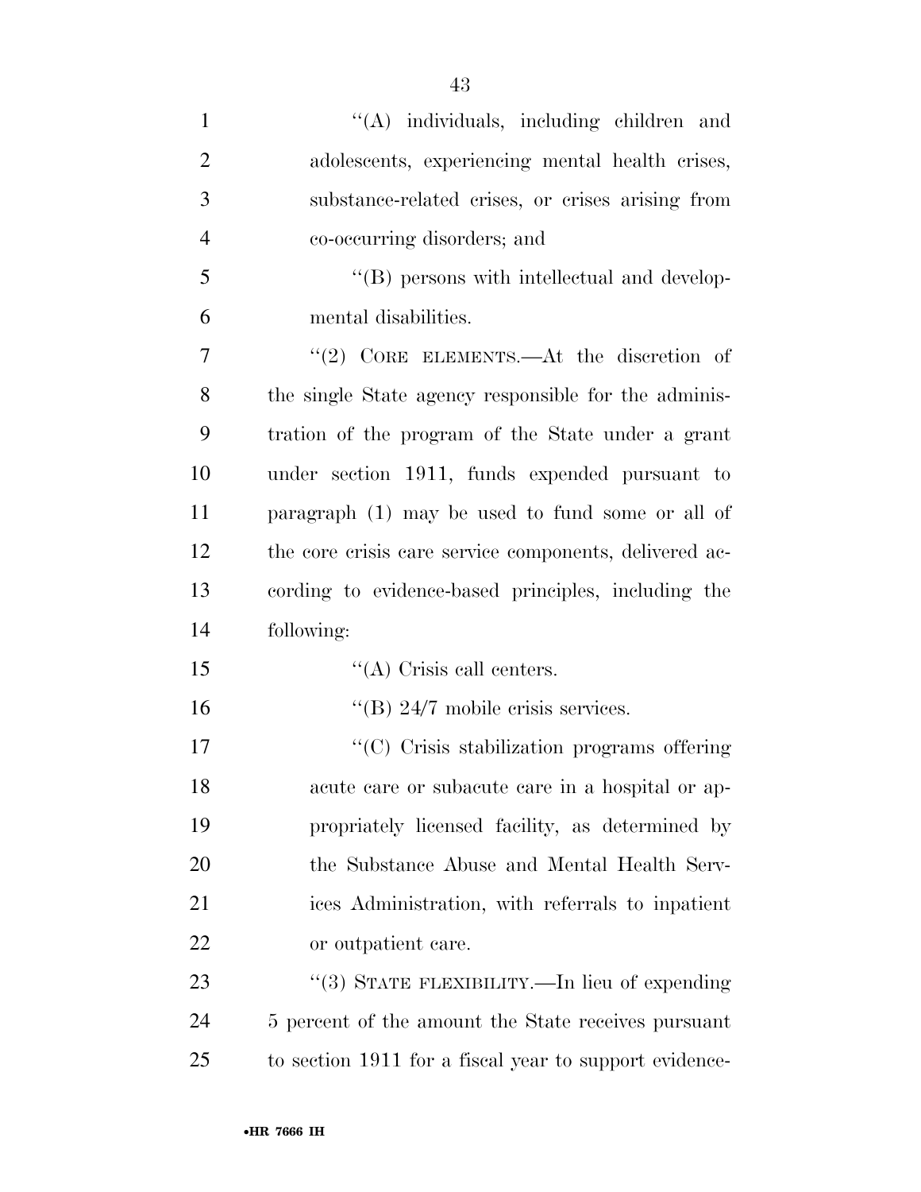''(A) individuals, including children and adolescents, experiencing mental health crises, substance-related crises, or crises arising from co-occurring disorders; and

''(B) persons with intellectual and developmental disabilities.

''(2) CORE ELEMENTS.—At the discretion of the single State agency responsible for the administration of the program of the State under a grant under section 1911, funds expended pursuant to paragraph (1) may be used to fund some or all of the core crisis care service components, delivered according to evidence-based principles, including the following:

''(A) Crisis call centers.

''(B) 24/7 mobile crisis services.

''(C) Crisis stabilization programs offering acute care or subacute care in a hospital or appropriately licensed facility, as determined by the Substance Abuse and Mental Health Services Administration, with referrals to inpatient or outpatient care.

''(3) STATE FLEXIBILITY.—In lieu of expending 5 percent of the amount the State receives pursuant to section 1911 for a fiscal year to support evidence-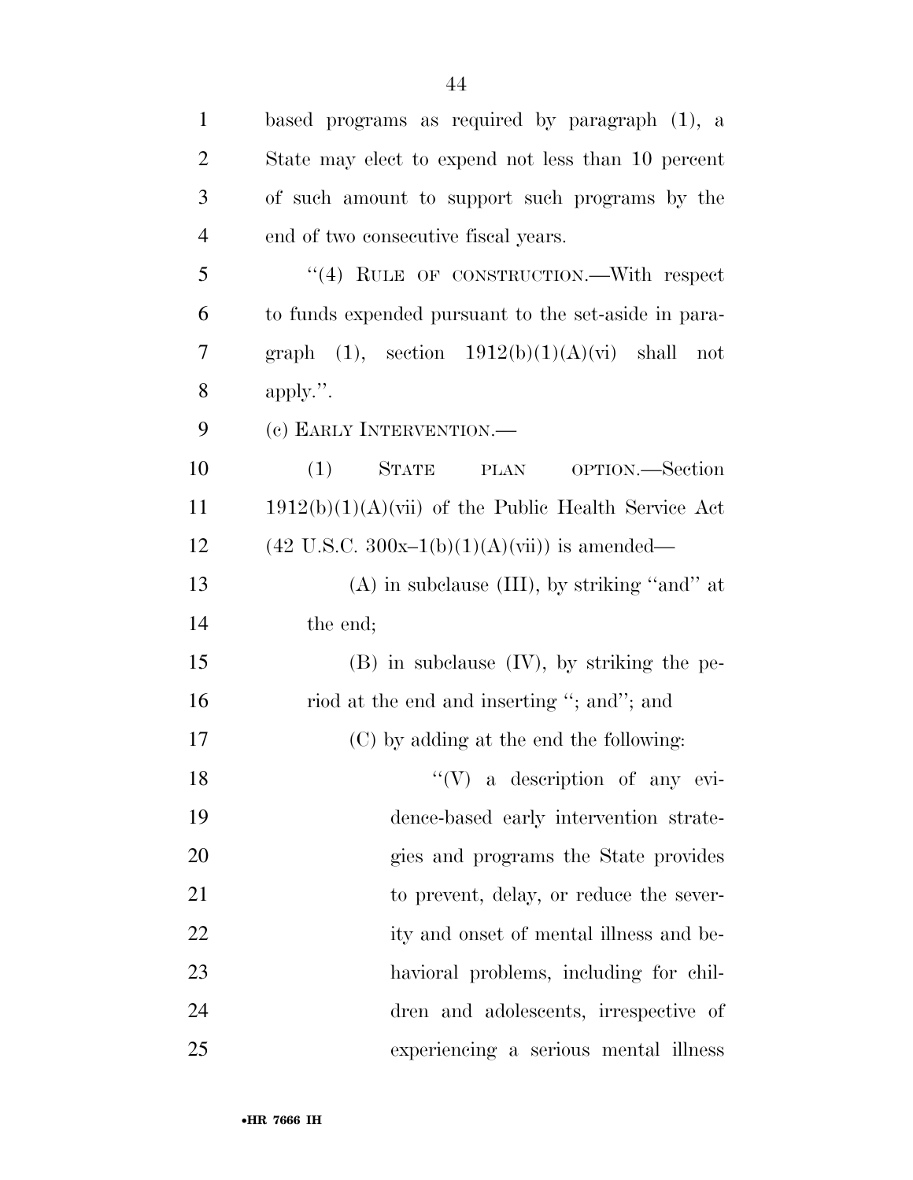based programs as required by paragraph (1), a State may elect to expend not less than 10 percent of such amount to support such programs by the end of two consecutive fiscal years.

"(4) RULE OF CONSTRUCTION.—With respect to funds expended pursuant to the set-aside in paragraph (1), section 1912(b)(1)(A)(vi) shall not apply.".

(c) EARLY INTERVENTION.—

(1) STATE PLAN OPTION.—Section 1912(b)(1)(A)(vii) of the Public Health Service Act (42 U.S.C. 300x–1(b)(1)(A)(vii)) is amended—

(A) in subclause (III), by striking "and" at the end;

(B) in subclause (IV), by striking the period at the end and inserting "; and"; and

(C) by adding at the end the following:

"(V) a description of any evidence-based early intervention strategies and programs the State provides to prevent, delay, or reduce the severity and onset of mental illness and behavioral problems, including for children and adolescents, irrespective of experiencing a serious mental illness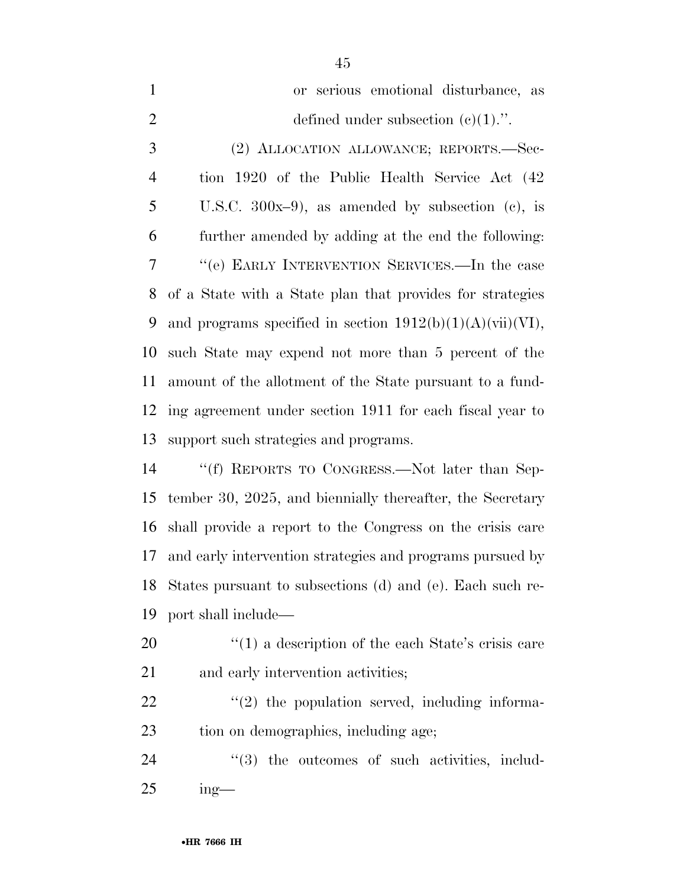or serious emotional disturbance, as defined under subsection (c)(1).''.

(2) ALLOCATION ALLOWANCE; REPORTS.—Section 1920 of the Public Health Service Act (42 U.S.C. 300x–9), as amended by subsection (c), is further amended by adding at the end the following:

''(e) EARLY INTERVENTION SERVICES.—In the case of a State with a State plan that provides for strategies and programs specified in section 1912(b)(1)(A)(vii)(VI), such State may expend not more than 5 percent of the amount of the allotment of the State pursuant to a funding agreement under section 1911 for each fiscal year to support such strategies and programs.

''(f) REPORTS TO CONGRESS.—Not later than September 30, 2025, and biennially thereafter, the Secretary shall provide a report to the Congress on the crisis care and early intervention strategies and programs pursued by States pursuant to subsections (d) and (e). Each such report shall include—

''(1) a description of the each State's crisis care and early intervention activities;

''(2) the population served, including information on demographics, including age;

''(3) the outcomes of such activities, including—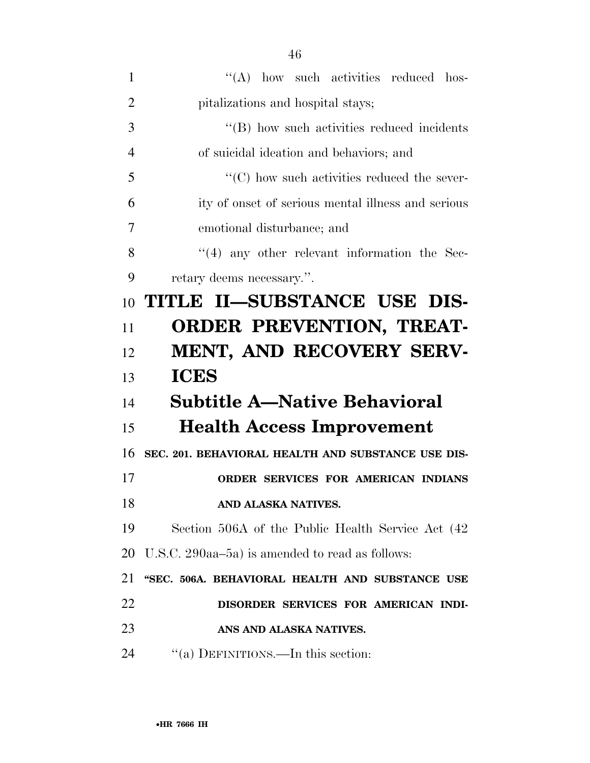"(A) how such activities reduced hospitalizations and hospital stays;

"(B) how such activities reduced incidents of suicidal ideation and behaviors; and

"(C) how such activities reduced the severity of onset of serious mental illness and serious emotional disturbance; and

"(4) any other relevant information the Secretary deems necessary.".

# TITLE II—SUBSTANCE USE DISORDER PREVENTION, TREATMENT, AND RECOVERY SERVICES

## Subtitle A—Native Behavioral Health Access Improvement

### SEC. 201. BEHAVIORAL HEALTH AND SUBSTANCE USE DISORDER SERVICES FOR AMERICAN INDIANS AND ALASKA NATIVES.

Section 506A of the Public Health Service Act (42 U.S.C. 290aa–5a) is amended to read as follows:

**"SEC. 506A. BEHAVIORAL HEALTH AND SUBSTANCE USE DISORDER SERVICES FOR AMERICAN INDIANS AND ALASKA NATIVES.**

"(a) DEFINITIONS.—In this section: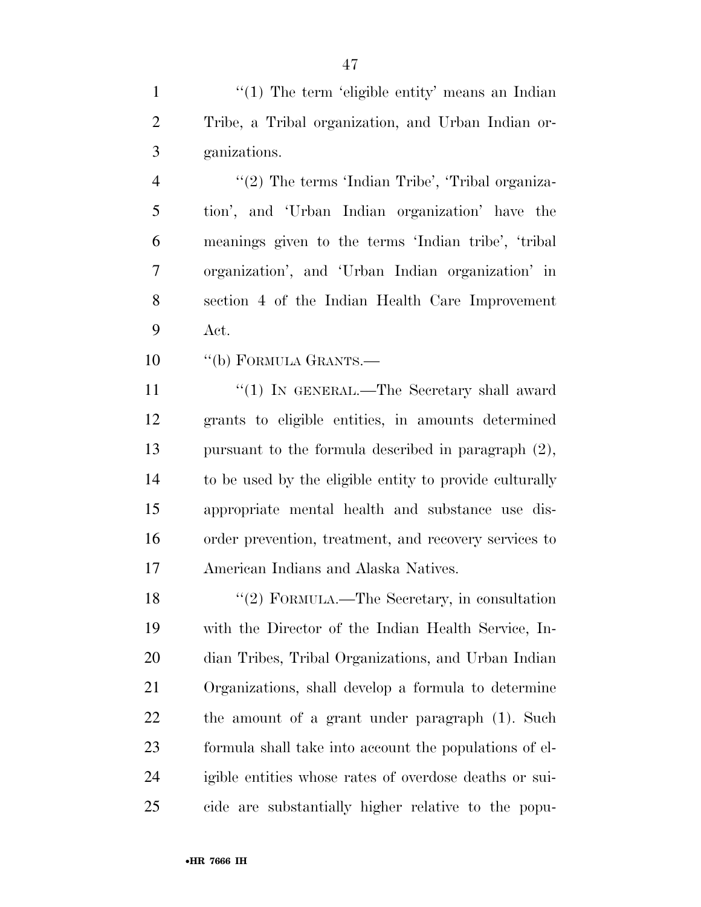''(1) The term 'eligible entity' means an Indian Tribe, a Tribal organization, and Urban Indian organizations.

''(2) The terms 'Indian Tribe', 'Tribal organization', and 'Urban Indian organization' have the meanings given to the terms 'Indian tribe', 'tribal organization', and 'Urban Indian organization' in section 4 of the Indian Health Care Improvement Act.

''(b) FORMULA GRANTS.—

''(1) IN GENERAL.—The Secretary shall award grants to eligible entities, in amounts determined pursuant to the formula described in paragraph (2), to be used by the eligible entity to provide culturally appropriate mental health and substance use disorder prevention, treatment, and recovery services to American Indians and Alaska Natives.

''(2) FORMULA.—The Secretary, in consultation with the Director of the Indian Health Service, Indian Tribes, Tribal Organizations, and Urban Indian Organizations, shall develop a formula to determine the amount of a grant under paragraph (1). Such formula shall take into account the populations of eligible entities whose rates of overdose deaths or suicide are substantially higher relative to the popu-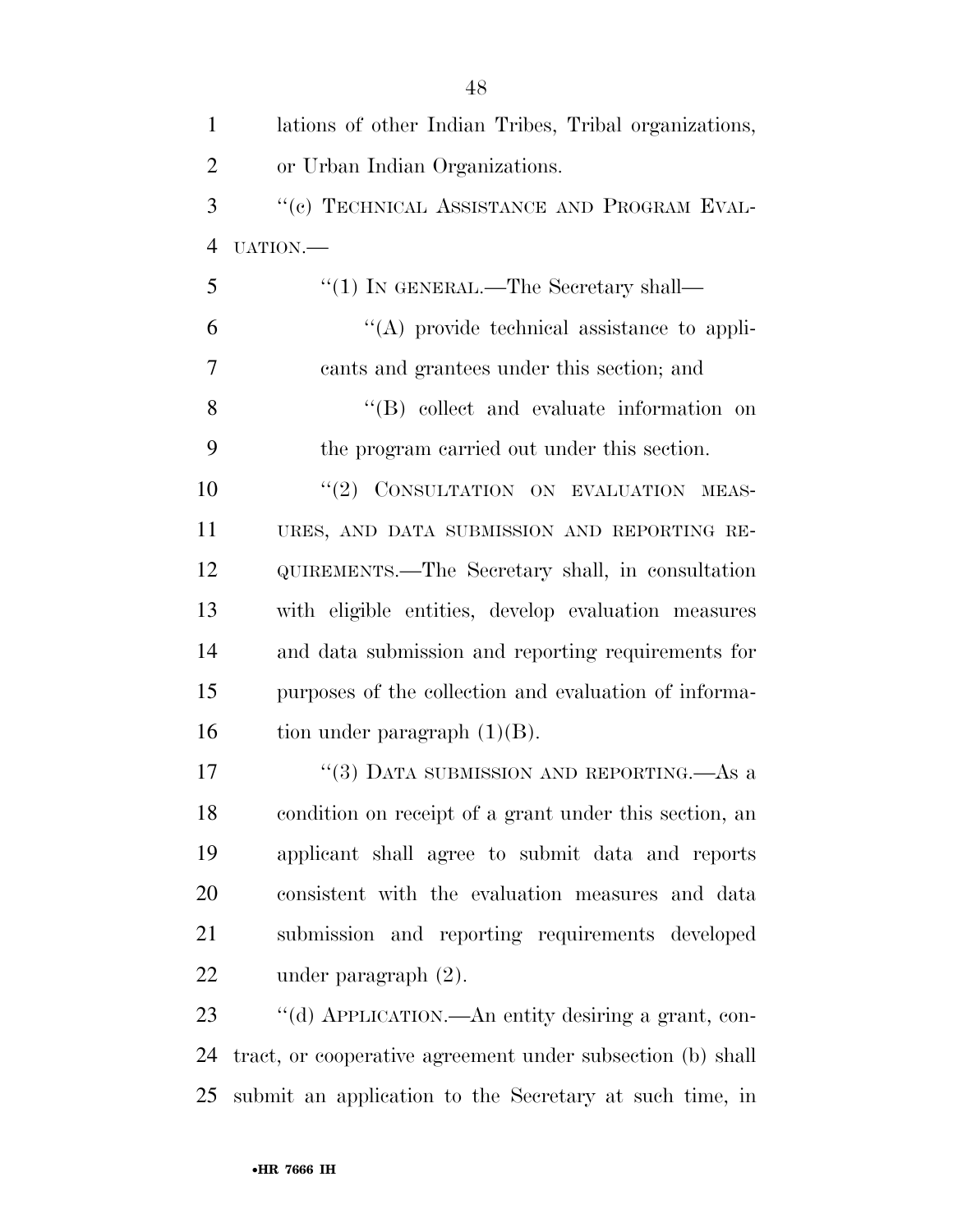lations of other Indian Tribes, Tribal organizations, or Urban Indian Organizations.

"(c) TECHNICAL ASSISTANCE AND PROGRAM EVALUATION.—

"(1) IN GENERAL.—The Secretary shall—

"(A) provide technical assistance to applicants and grantees under this section; and

"(B) collect and evaluate information on the program carried out under this section.

"(2) CONSULTATION ON EVALUATION MEASURES, AND DATA SUBMISSION AND REPORTING REQUIREMENTS.—The Secretary shall, in consultation with eligible entities, develop evaluation measures and data submission and reporting requirements for purposes of the collection and evaluation of information under paragraph (1)(B).

"(3) DATA SUBMISSION AND REPORTING.—As a condition on receipt of a grant under this section, an applicant shall agree to submit data and reports consistent with the evaluation measures and data submission and reporting requirements developed under paragraph (2).

"(d) APPLICATION.—An entity desiring a grant, contract, or cooperative agreement under subsection (b) shall submit an application to the Secretary at such time, in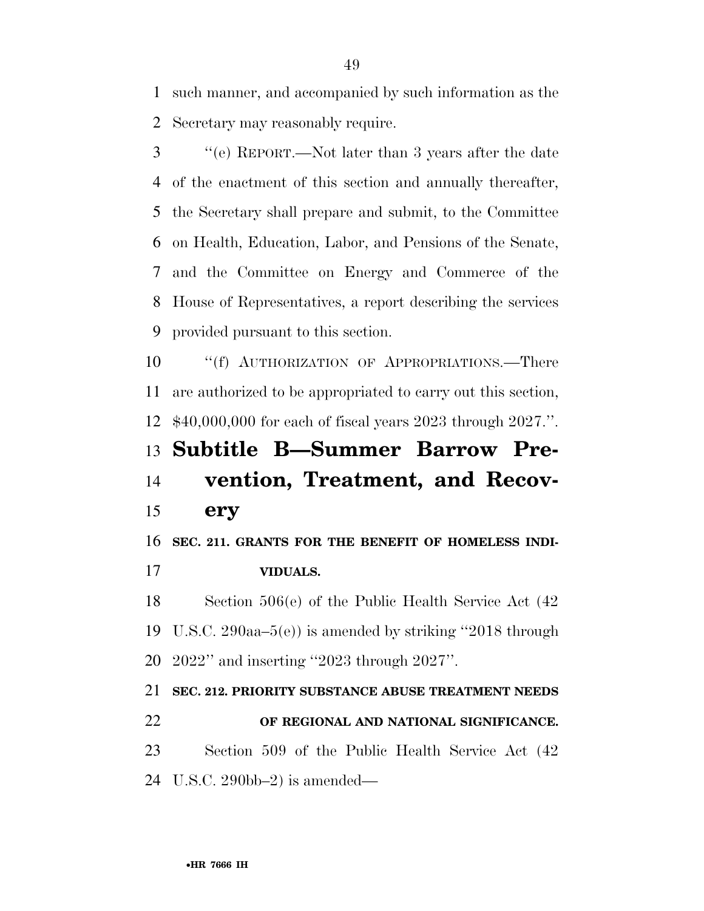such manner, and accompanied by such information as the Secretary may reasonably require.

"(e) REPORT.—Not later than 3 years after the date of the enactment of this section and annually thereafter, the Secretary shall prepare and submit, to the Committee on Health, Education, Labor, and Pensions of the Senate, and the Committee on Energy and Commerce of the House of Representatives, a report describing the services provided pursuant to this section.

"(f) AUTHORIZATION OF APPROPRIATIONS.—There are authorized to be appropriated to carry out this section, $40,000,000 for each of fiscal years 2023 through 2027.".

# Subtitle B—Summer Barrow Prevention, Treatment, and Recovery

### SEC. 211. GRANTS FOR THE BENEFIT OF HOMELESS INDIVIDUALS.

Section 506(e) of the Public Health Service Act (42 U.S.C. 290aa–5(e)) is amended by striking "2018 through 2022" and inserting "2023 through 2027".

### SEC. 212. PRIORITY SUBSTANCE ABUSE TREATMENT NEEDS OF REGIONAL AND NATIONAL SIGNIFICANCE.

Section 509 of the Public Health Service Act (42 U.S.C. 290bb–2) is amended—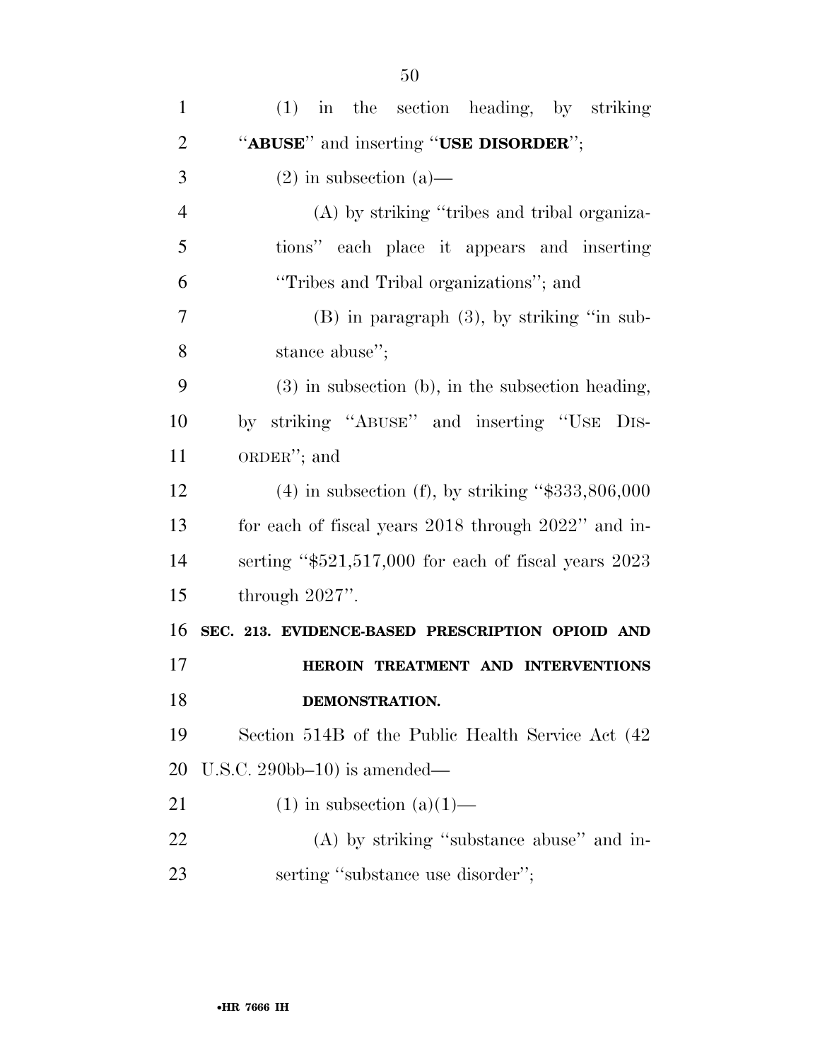(1) in the section heading, by striking "**ABUSE**" and inserting "**USE DISORDER**";

(2) in subsection (a)—

(A) by striking "tribes and tribal organizations" each place it appears and inserting "Tribes and Tribal organizations"; and

(B) in paragraph (3), by striking "in substance abuse";

(3) in subsection (b), in the subsection heading, by striking "ABUSE" and inserting "USE DISORDER"; and

(4) in subsection (f), by striking "$333,806,000 for each of fiscal years 2018 through 2022" and inserting "$521,517,000 for each of fiscal years 2023 through 2027".

**SEC. 213. EVIDENCE-BASED PRESCRIPTION OPIOID AND HEROIN TREATMENT AND INTERVENTIONS DEMONSTRATION.**

Section 514B of the Public Health Service Act (42 U.S.C. 290bb–10) is amended—

(1) in subsection (a)(1)—

(A) by striking "substance abuse" and inserting "substance use disorder";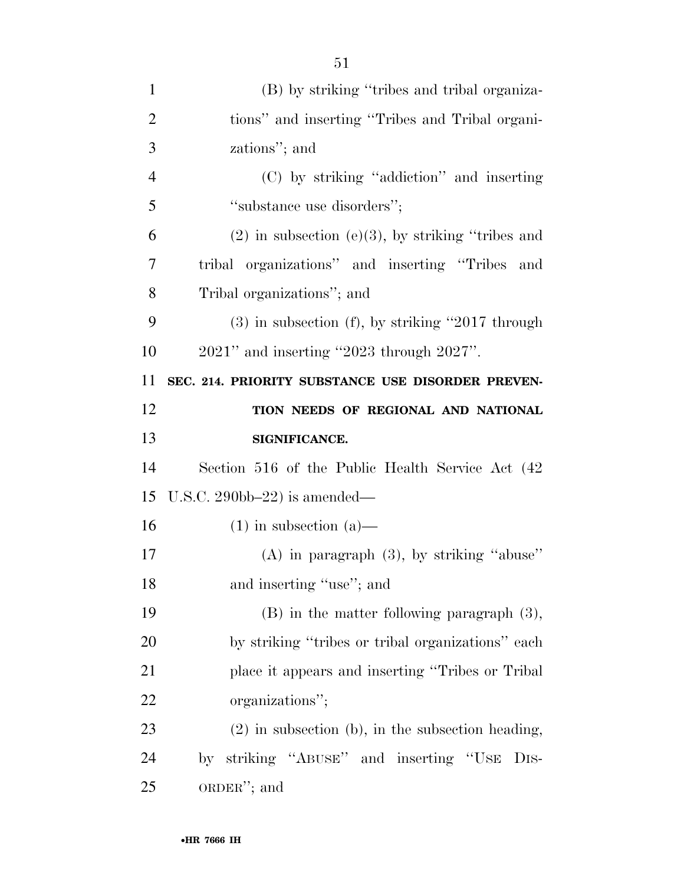(B) by striking "tribes and tribal organizations" and inserting "Tribes and Tribal organizations"; and

(C) by striking "addiction" and inserting "substance use disorders";

(2) in subsection (e)(3), by striking "tribes and tribal organizations" and inserting "Tribes and Tribal organizations"; and

(3) in subsection (f), by striking "2017 through 2021" and inserting "2023 through 2027".

**SEC. 214. PRIORITY SUBSTANCE USE DISORDER PREVENTION NEEDS OF REGIONAL AND NATIONAL SIGNIFICANCE.**

Section 516 of the Public Health Service Act (42 U.S.C. 290bb–22) is amended—

(1) in subsection (a)—

(A) in paragraph (3), by striking "abuse" and inserting "use"; and

(B) in the matter following paragraph (3), by striking "tribes or tribal organizations" each place it appears and inserting "Tribes or Tribal organizations";

(2) in subsection (b), in the subsection heading, by striking "ABUSE" and inserting "USE DISORDER"; and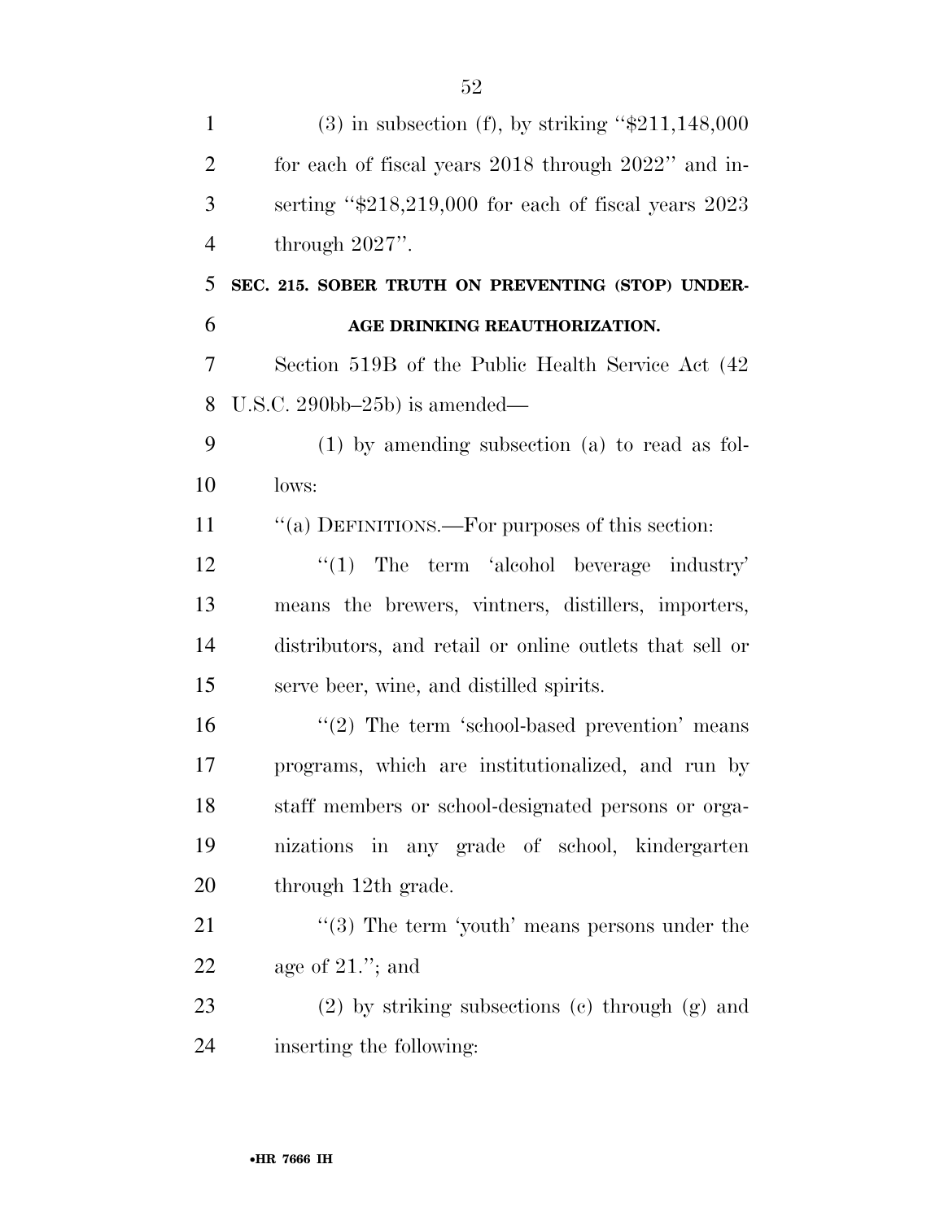(3) in subsection (f), by striking "$211,148,000 for each of fiscal years 2018 through 2022" and inserting "$218,219,000 for each of fiscal years 2023 through 2027".

**SEC. 215. SOBER TRUTH ON PREVENTING (STOP) UNDERAGE DRINKING REAUTHORIZATION.**

Section 519B of the Public Health Service Act (42 U.S.C. 290bb–25b) is amended—

(1) by amending subsection (a) to read as follows:

"(a) DEFINITIONS.—For purposes of this section:

"(1) The term 'alcohol beverage industry' means the brewers, vintners, distillers, importers, distributors, and retail or online outlets that sell or serve beer, wine, and distilled spirits.

"(2) The term 'school-based prevention' means programs, which are institutionalized, and run by staff members or school-designated persons or organizations in any grade of school, kindergarten through 12th grade.

"(3) The term 'youth' means persons under the age of 21."; and

(2) by striking subsections (c) through (g) and inserting the following: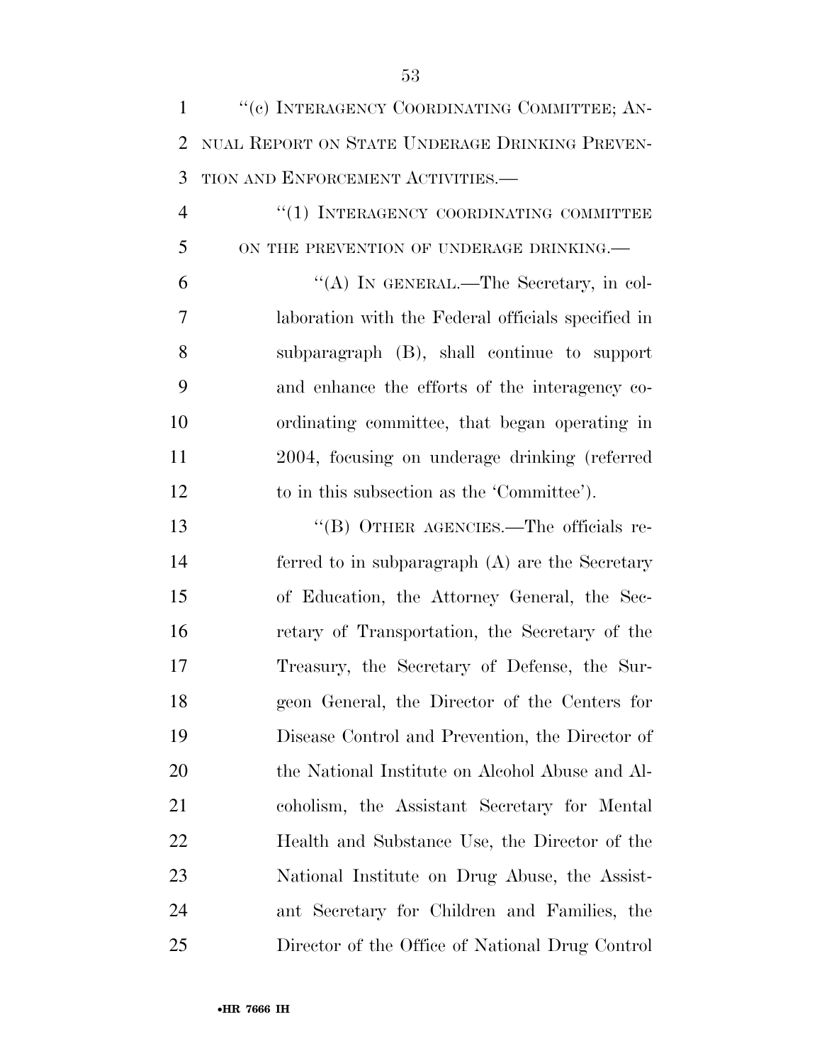"(c) INTERAGENCY COORDINATING COMMITTEE; ANNUAL REPORT ON STATE UNDERAGE DRINKING PREVENTION AND ENFORCEMENT ACTIVITIES.—

"(1) INTERAGENCY COORDINATING COMMITTEE ON THE PREVENTION OF UNDERAGE DRINKING.—

"(A) IN GENERAL.—The Secretary, in collaboration with the Federal officials specified in subparagraph (B), shall continue to support and enhance the efforts of the interagency coordinating committee, that began operating in 2004, focusing on underage drinking (referred to in this subsection as the 'Committee').

"(B) OTHER AGENCIES.—The officials referred to in subparagraph (A) are the Secretary of Education, the Attorney General, the Secretary of Transportation, the Secretary of the Treasury, the Secretary of Defense, the Surgeon General, the Director of the Centers for Disease Control and Prevention, the Director of the National Institute on Alcohol Abuse and Alcoholism, the Assistant Secretary for Mental Health and Substance Use, the Director of the National Institute on Drug Abuse, the Assistant Secretary for Children and Families, the Director of the Office of National Drug Control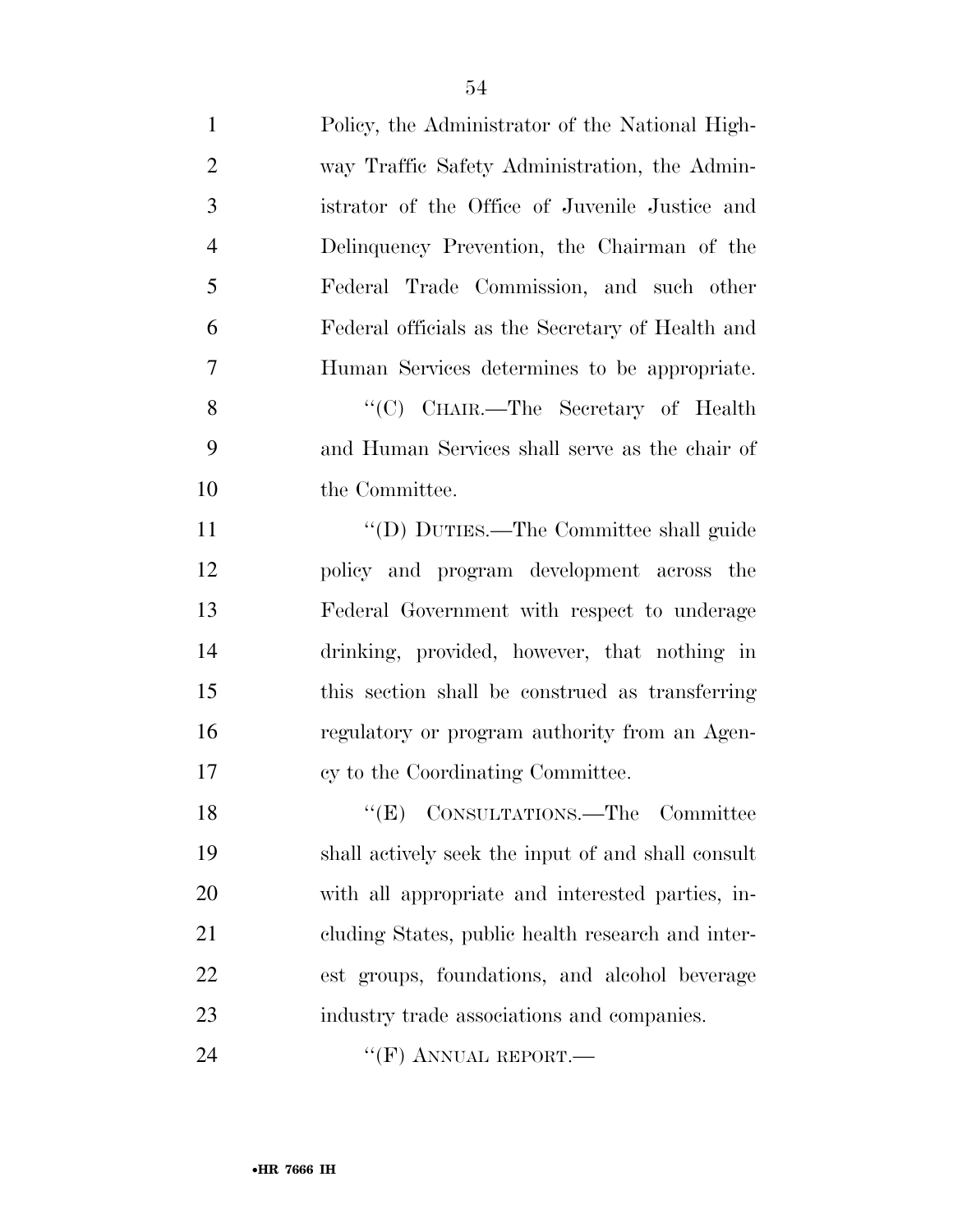Policy, the Administrator of the National Highway Traffic Safety Administration, the Administrator of the Office of Juvenile Justice and Delinquency Prevention, the Chairman of the Federal Trade Commission, and such other Federal officials as the Secretary of Health and Human Services determines to be appropriate.

"(C) CHAIR.—The Secretary of Health and Human Services shall serve as the chair of the Committee.

"(D) DUTIES.—The Committee shall guide policy and program development across the Federal Government with respect to underage drinking, provided, however, that nothing in this section shall be construed as transferring regulatory or program authority from an Agency to the Coordinating Committee.

"(E) CONSULTATIONS.—The Committee shall actively seek the input of and shall consult with all appropriate and interested parties, including States, public health research and interest groups, foundations, and alcohol beverage industry trade associations and companies.

"(F) ANNUAL REPORT.—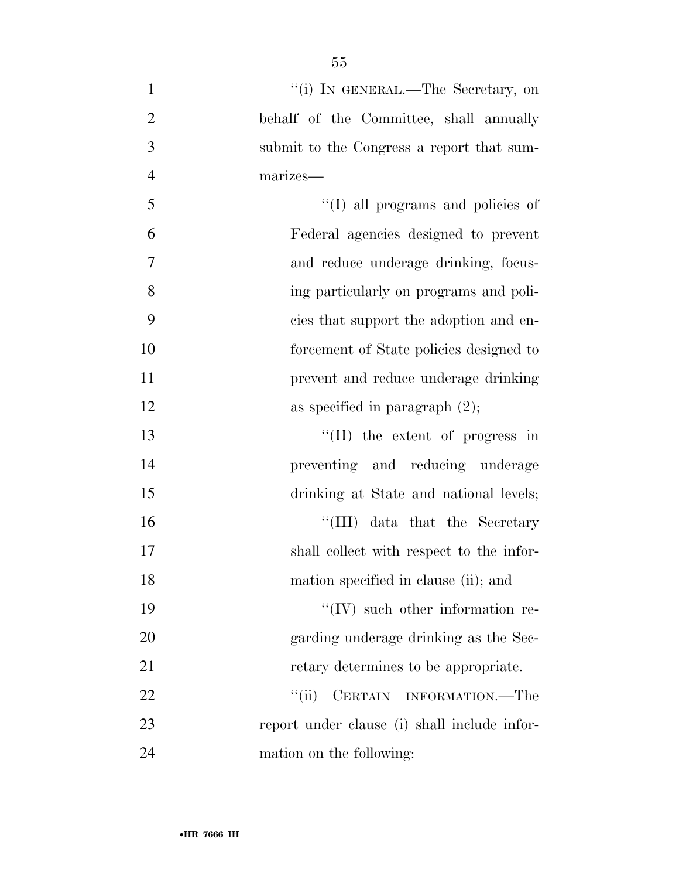"(i) IN GENERAL.—The Secretary, on behalf of the Committee, shall annually submit to the Congress a report that summarizes—

"(I) all programs and policies of Federal agencies designed to prevent and reduce underage drinking, focusing particularly on programs and policies that support the adoption and enforcement of State policies designed to prevent and reduce underage drinking as specified in paragraph (2);

"(II) the extent of progress in preventing and reducing underage drinking at State and national levels;

"(III) data that the Secretary shall collect with respect to the information specified in clause (ii); and

"(IV) such other information regarding underage drinking as the Secretary determines to be appropriate.

"(ii) CERTAIN INFORMATION.—The report under clause (i) shall include information on the following: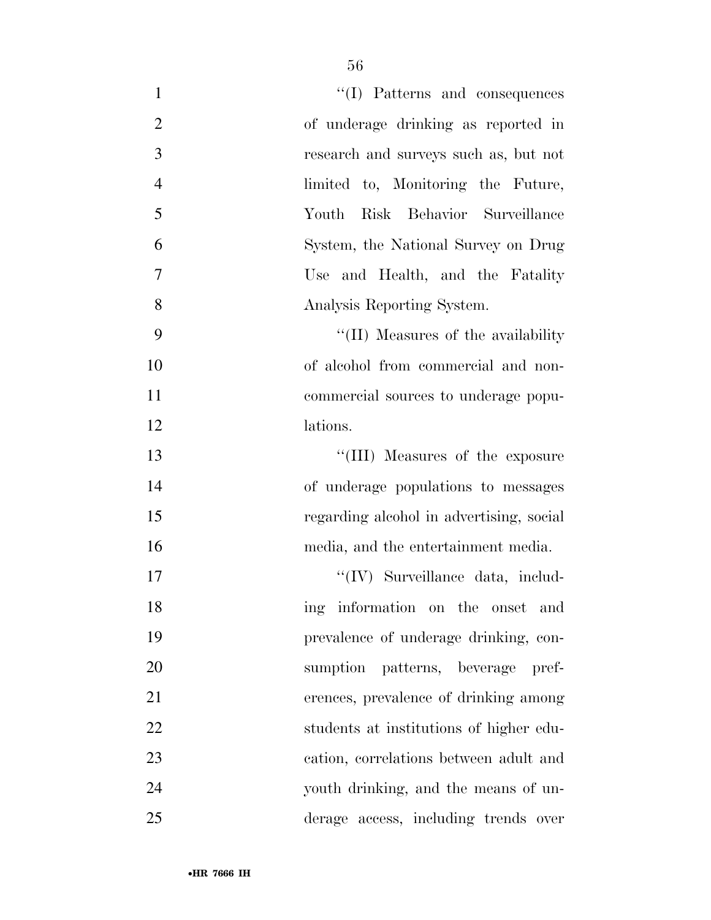''(I) Patterns and consequences of underage drinking as reported in research and surveys such as, but not limited to, Monitoring the Future, Youth Risk Behavior Surveillance System, the National Survey on Drug Use and Health, and the Fatality Analysis Reporting System.

''(II) Measures of the availability of alcohol from commercial and non-commercial sources to underage populations.

''(III) Measures of the exposure of underage populations to messages regarding alcohol in advertising, social media, and the entertainment media.

''(IV) Surveillance data, including information on the onset and prevalence of underage drinking, consumption patterns, beverage preferences, prevalence of drinking among students at institutions of higher education, correlations between adult and youth drinking, and the means of underage access, including trends over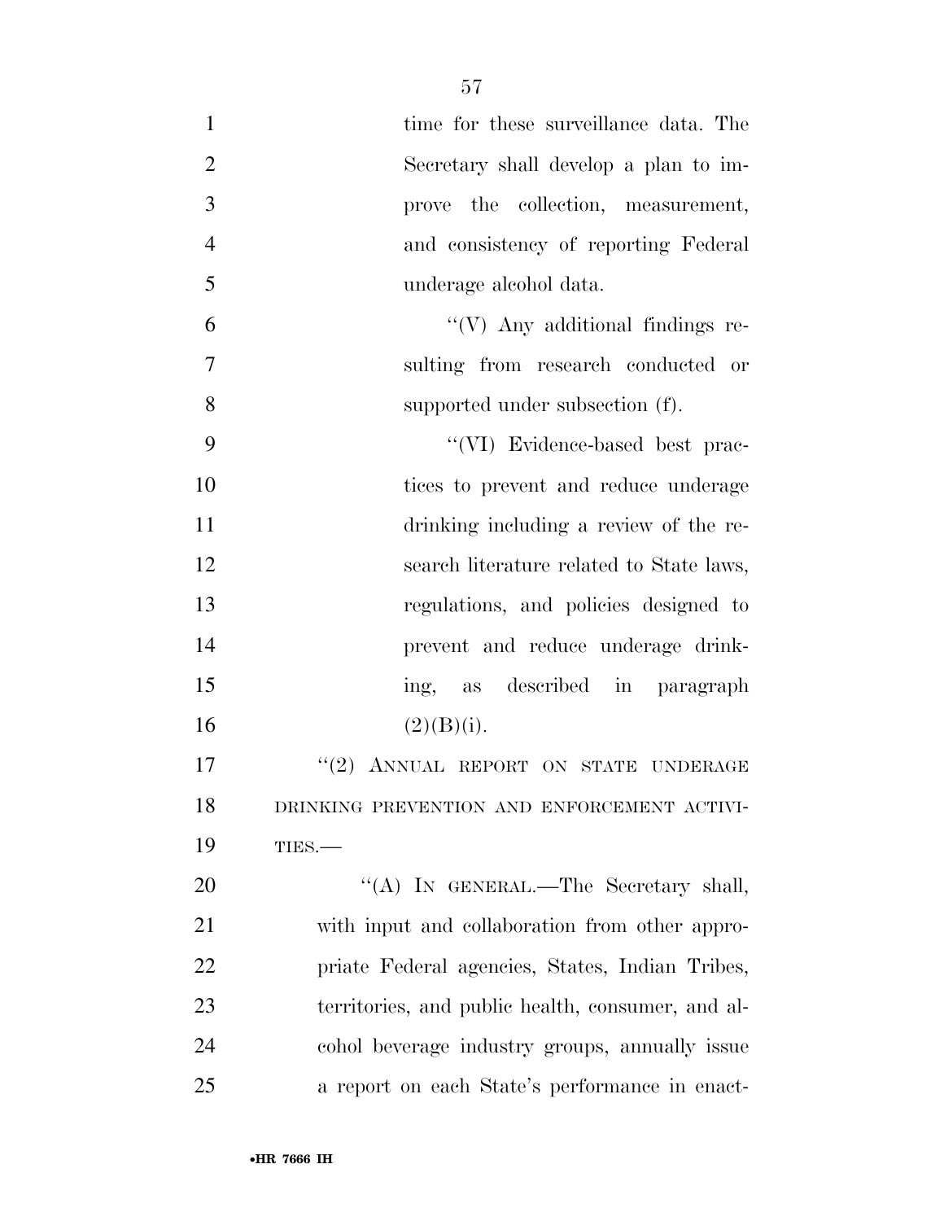time for these surveillance data. The Secretary shall develop a plan to improve the collection, measurement, and consistency of reporting Federal underage alcohol data.

"(V) Any additional findings resulting from research conducted or supported under subsection (f).

"(VI) Evidence-based best practices to prevent and reduce underage drinking including a review of the research literature related to State laws, regulations, and policies designed to prevent and reduce underage drinking, as described in paragraph (2)(B)(i).

"(2) ANNUAL REPORT ON STATE UNDERAGE DRINKING PREVENTION AND ENFORCEMENT ACTIVITIES.—

"(A) IN GENERAL.—The Secretary shall, with input and collaboration from other appropriate Federal agencies, States, Indian Tribes, territories, and public health, consumer, and alcohol beverage industry groups, annually issue a report on each State's performance in enact-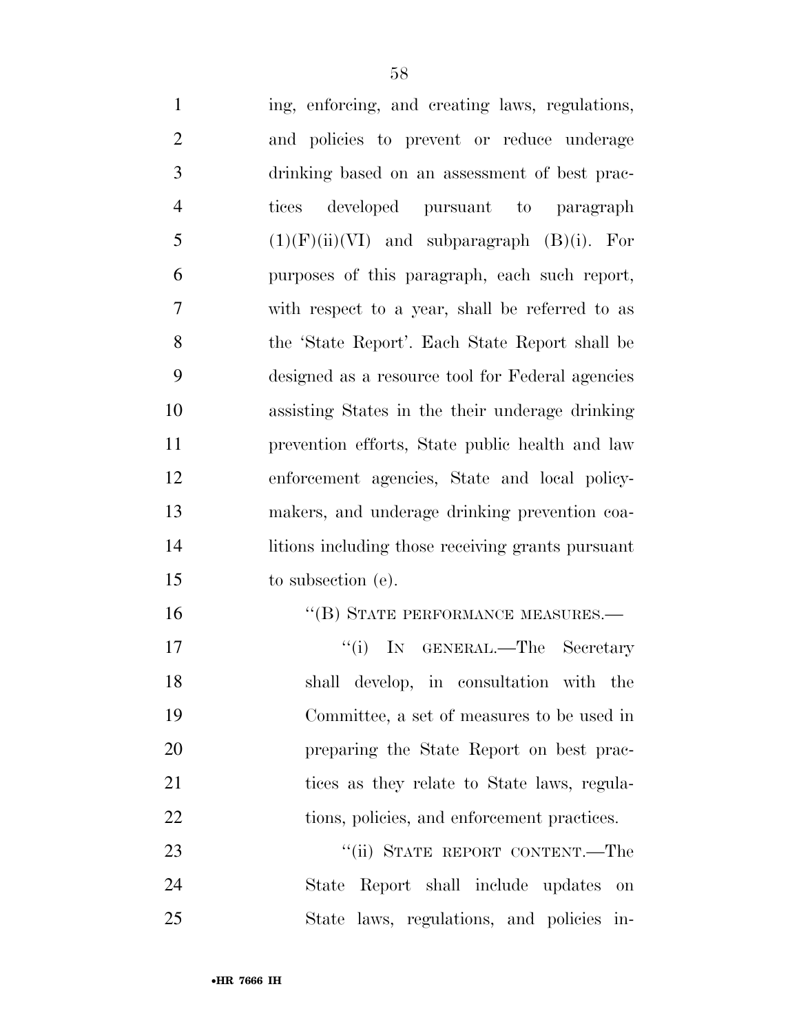ing, enforcing, and creating laws, regulations, and policies to prevent or reduce underage drinking based on an assessment of best practices developed pursuant to paragraph (1)(F)(ii)(VI) and subparagraph (B)(i). For purposes of this paragraph, each such report, with respect to a year, shall be referred to as the 'State Report'. Each State Report shall be designed as a resource tool for Federal agencies assisting States in the their underage drinking prevention efforts, State public health and law enforcement agencies, State and local policymakers, and underage drinking prevention coalitions including those receiving grants pursuant to subsection (e).

"(B) STATE PERFORMANCE MEASURES.—

"(i) IN GENERAL.—The Secretary shall develop, in consultation with the Committee, a set of measures to be used in preparing the State Report on best practices as they relate to State laws, regulations, policies, and enforcement practices.

"(ii) STATE REPORT CONTENT.—The State Report shall include updates on State laws, regulations, and policies in-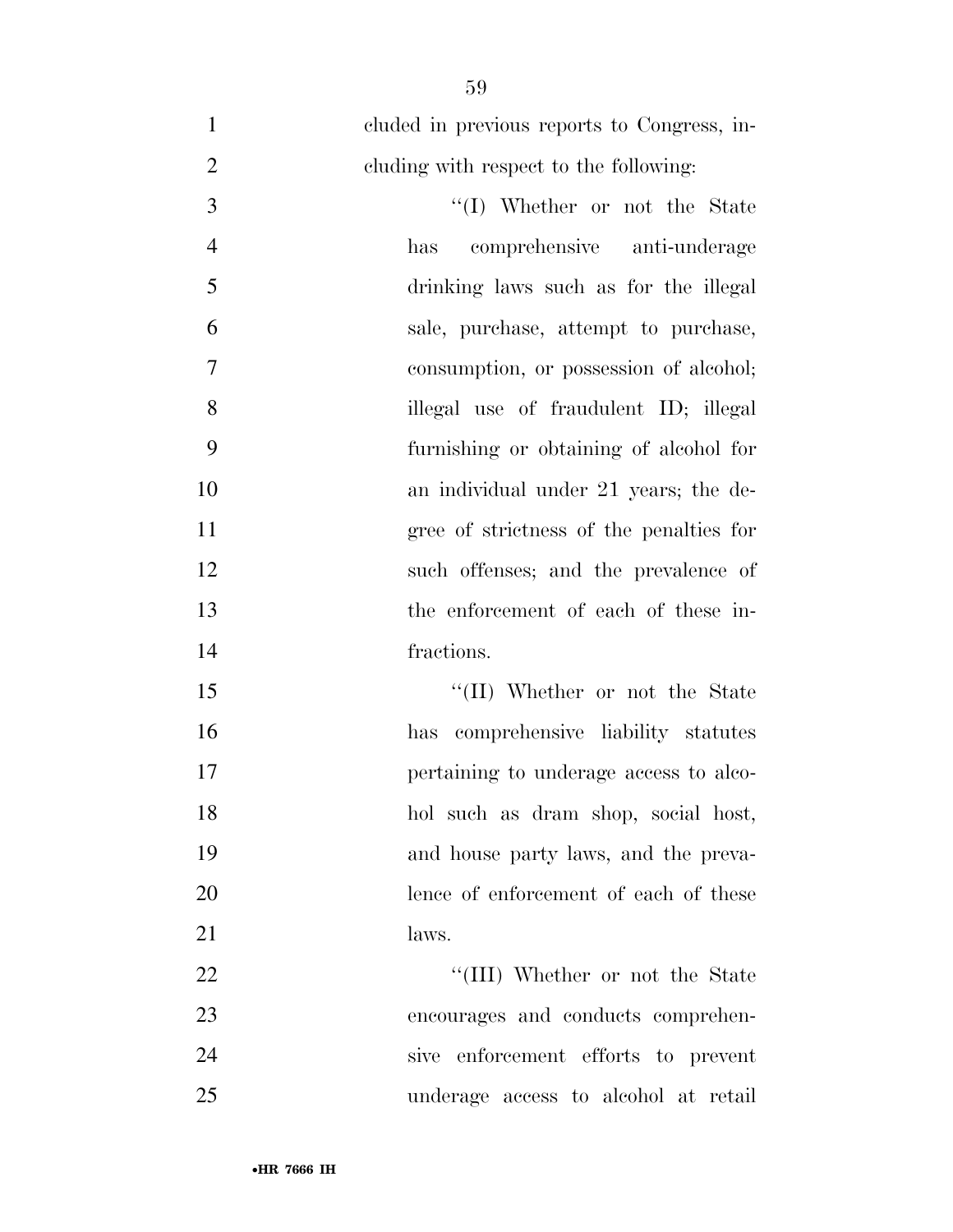cluded in previous reports to Congress, including with respect to the following:

''(I) Whether or not the State has comprehensive anti-underage drinking laws such as for the illegal sale, purchase, attempt to purchase, consumption, or possession of alcohol; illegal use of fraudulent ID; illegal furnishing or obtaining of alcohol for an individual under 21 years; the degree of strictness of the penalties for such offenses; and the prevalence of the enforcement of each of these infractions.

''(II) Whether or not the State has comprehensive liability statutes pertaining to underage access to alcohol such as dram shop, social host, and house party laws, and the prevalence of enforcement of each of these laws.

''(III) Whether or not the State encourages and conducts comprehensive enforcement efforts to prevent underage access to alcohol at retail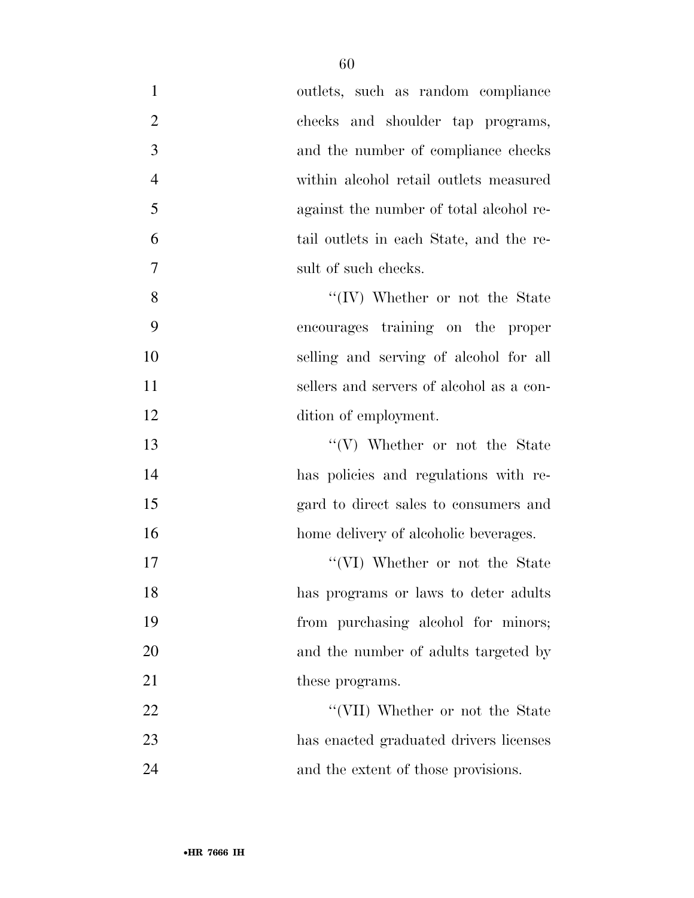outlets, such as random compliance checks and shoulder tap programs, and the number of compliance checks within alcohol retail outlets measured against the number of total alcohol retail outlets in each State, and the result of such checks.

''(IV) Whether or not the State encourages training on the proper selling and serving of alcohol for all sellers and servers of alcohol as a condition of employment.

''(V) Whether or not the State has policies and regulations with regard to direct sales to consumers and home delivery of alcoholic beverages.

''(VI) Whether or not the State has programs or laws to deter adults from purchasing alcohol for minors; and the number of adults targeted by these programs.

''(VII) Whether or not the State has enacted graduated drivers licenses and the extent of those provisions.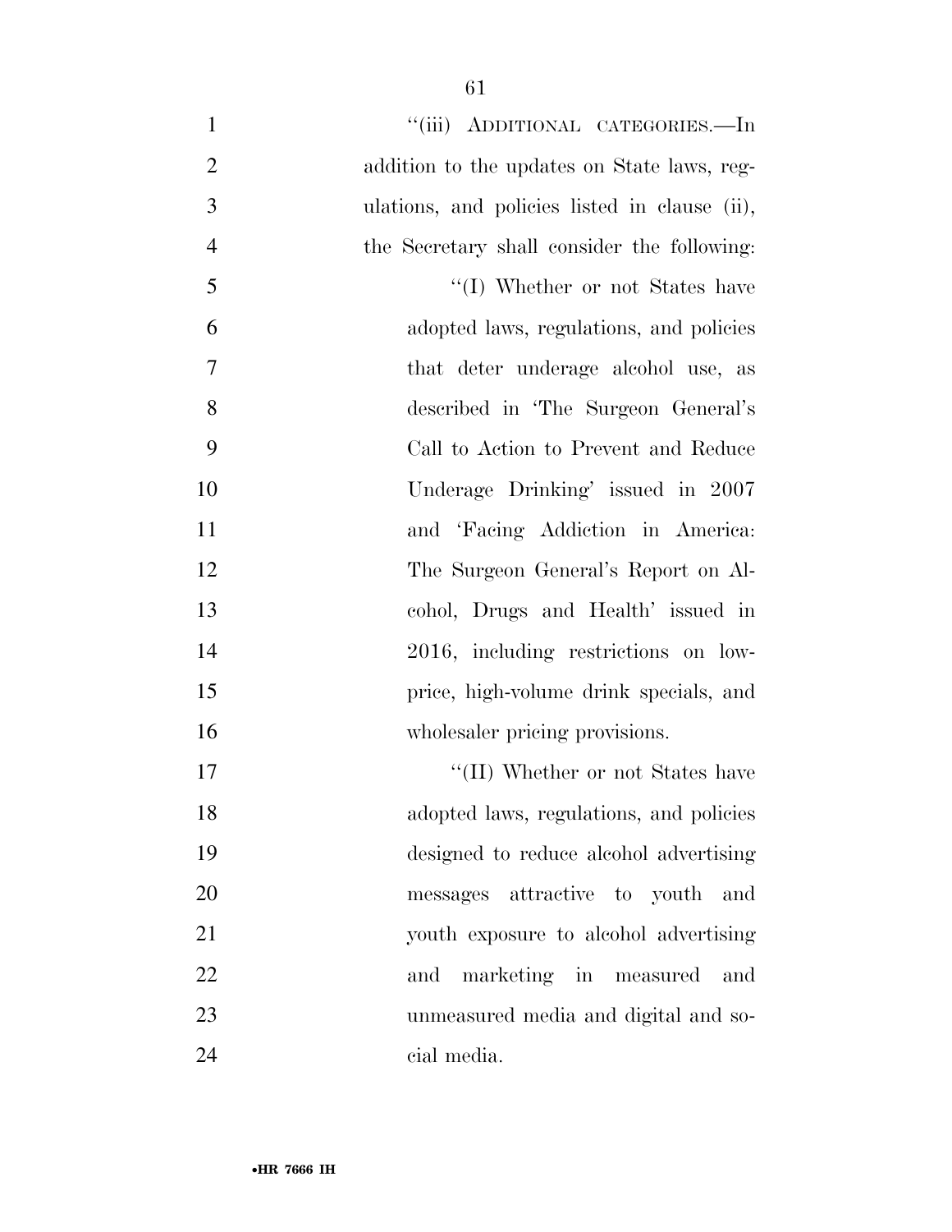"(iii) ADDITIONAL CATEGORIES.—In addition to the updates on State laws, regulations, and policies listed in clause (ii), the Secretary shall consider the following:

"(I) Whether or not States have adopted laws, regulations, and policies that deter underage alcohol use, as described in 'The Surgeon General's Call to Action to Prevent and Reduce Underage Drinking' issued in 2007 and 'Facing Addiction in America: The Surgeon General's Report on Alcohol, Drugs and Health' issued in 2016, including restrictions on low-price, high-volume drink specials, and wholesaler pricing provisions.

"(II) Whether or not States have adopted laws, regulations, and policies designed to reduce alcohol advertising messages attractive to youth and youth exposure to alcohol advertising and marketing in measured and unmeasured media and digital and social media.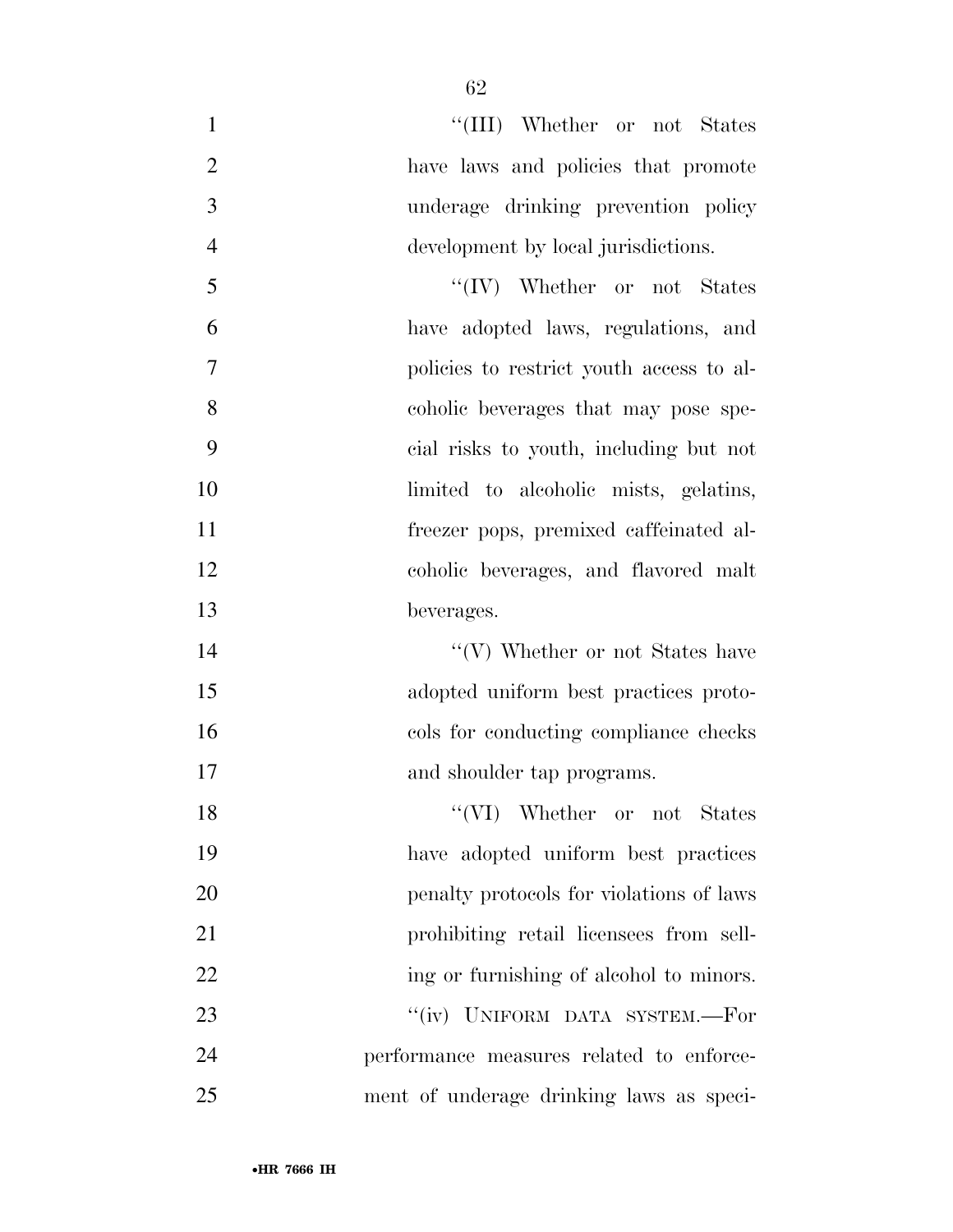"(III) Whether or not States have laws and policies that promote underage drinking prevention policy development by local jurisdictions.

"(IV) Whether or not States have adopted laws, regulations, and policies to restrict youth access to alcoholic beverages that may pose special risks to youth, including but not limited to alcoholic mists, gelatins, freezer pops, premixed caffeinated alcoholic beverages, and flavored malt beverages.

"(V) Whether or not States have adopted uniform best practices protocols for conducting compliance checks and shoulder tap programs.

"(VI) Whether or not States have adopted uniform best practices penalty protocols for violations of laws prohibiting retail licensees from selling or furnishing of alcohol to minors.

"(iv) UNIFORM DATA SYSTEM.—For performance measures related to enforcement of underage drinking laws as speci-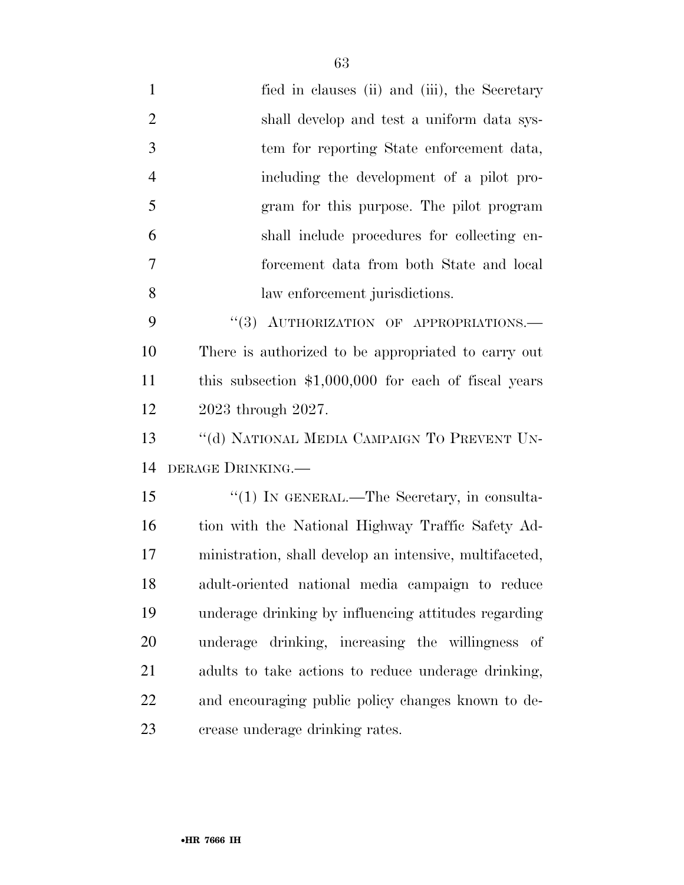fied in clauses (ii) and (iii), the Secretary shall develop and test a uniform data system for reporting State enforcement data, including the development of a pilot program for this purpose. The pilot program shall include procedures for collecting enforcement data from both State and local law enforcement jurisdictions.

''(3) AUTHORIZATION OF APPROPRIATIONS.—There is authorized to be appropriated to carry out this subsection $1,000,000 for each of fiscal years 2023 through 2027.

''(d) NATIONAL MEDIA CAMPAIGN TO PREVENT UNDERAGE DRINKING.—

''(1) IN GENERAL.—The Secretary, in consultation with the National Highway Traffic Safety Administration, shall develop an intensive, multifaceted, adult-oriented national media campaign to reduce underage drinking by influencing attitudes regarding underage drinking, increasing the willingness of adults to take actions to reduce underage drinking, and encouraging public policy changes known to decrease underage drinking rates.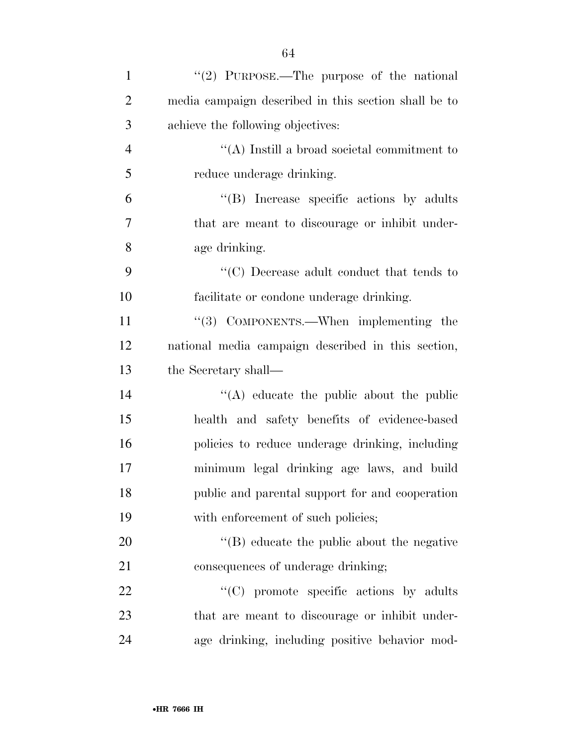"(2) PURPOSE.—The purpose of the national media campaign described in this section shall be to achieve the following objectives:

"(A) Instill a broad societal commitment to reduce underage drinking.

"(B) Increase specific actions by adults that are meant to discourage or inhibit underage drinking.

"(C) Decrease adult conduct that tends to facilitate or condone underage drinking.

"(3) COMPONENTS.—When implementing the national media campaign described in this section, the Secretary shall—

"(A) educate the public about the public health and safety benefits of evidence-based policies to reduce underage drinking, including minimum legal drinking age laws, and build public and parental support for and cooperation with enforcement of such policies;

"(B) educate the public about the negative consequences of underage drinking;

"(C) promote specific actions by adults that are meant to discourage or inhibit underage drinking, including positive behavior mod-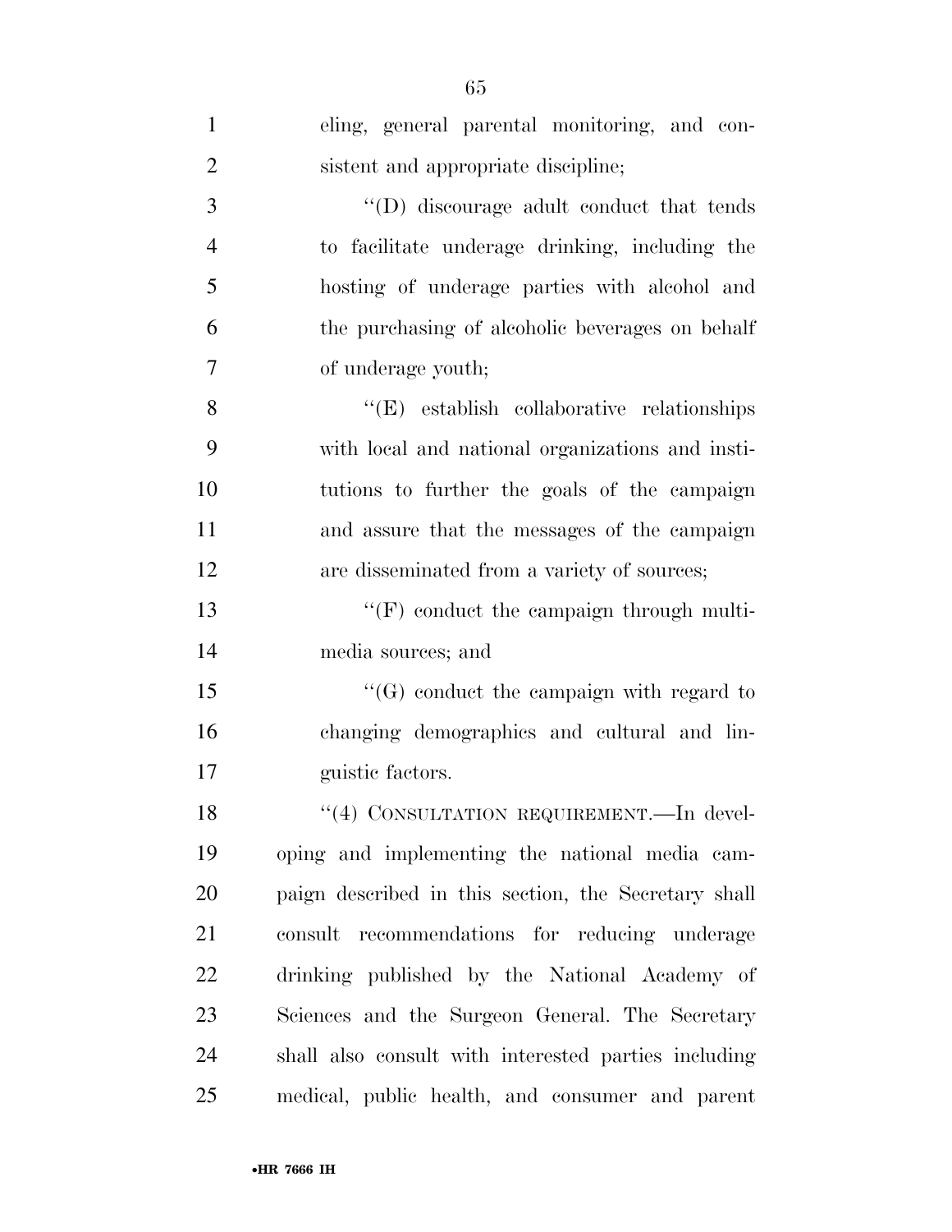eling, general parental monitoring, and consistent and appropriate discipline;

''(D) discourage adult conduct that tends to facilitate underage drinking, including the hosting of underage parties with alcohol and the purchasing of alcoholic beverages on behalf of underage youth;

''(E) establish collaborative relationships with local and national organizations and institutions to further the goals of the campaign and assure that the messages of the campaign are disseminated from a variety of sources;

''(F) conduct the campaign through multimedia sources; and

''(G) conduct the campaign with regard to changing demographics and cultural and linguistic factors.

''(4) CONSULTATION REQUIREMENT.—In developing and implementing the national media campaign described in this section, the Secretary shall consult recommendations for reducing underage drinking published by the National Academy of Sciences and the Surgeon General. The Secretary shall also consult with interested parties including medical, public health, and consumer and parent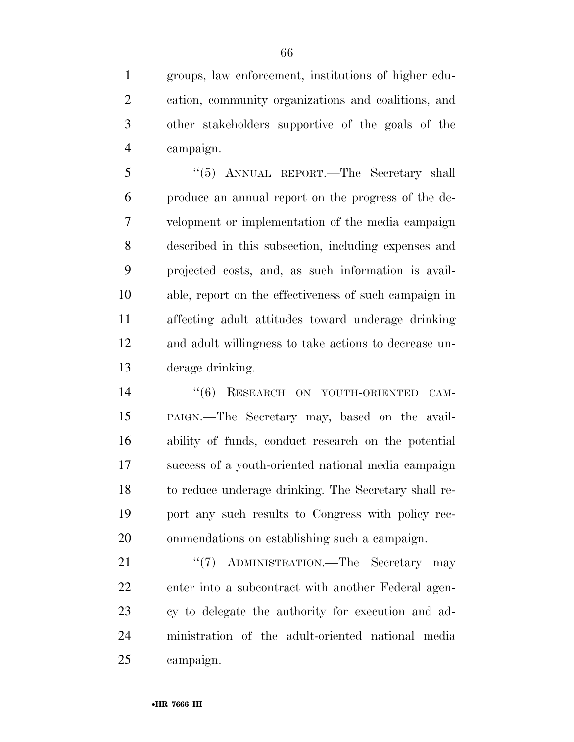groups, law enforcement, institutions of higher education, community organizations and coalitions, and other stakeholders supportive of the goals of the campaign.

''(5) ANNUAL REPORT.—The Secretary shall produce an annual report on the progress of the development or implementation of the media campaign described in this subsection, including expenses and projected costs, and, as such information is available, report on the effectiveness of such campaign in affecting adult attitudes toward underage drinking and adult willingness to take actions to decrease underage drinking.

''(6) RESEARCH ON YOUTH-ORIENTED CAMPAIGN.—The Secretary may, based on the availability of funds, conduct research on the potential success of a youth-oriented national media campaign to reduce underage drinking. The Secretary shall report any such results to Congress with policy recommendations on establishing such a campaign.

''(7) ADMINISTRATION.—The Secretary may enter into a subcontract with another Federal agency to delegate the authority for execution and administration of the adult-oriented national media campaign.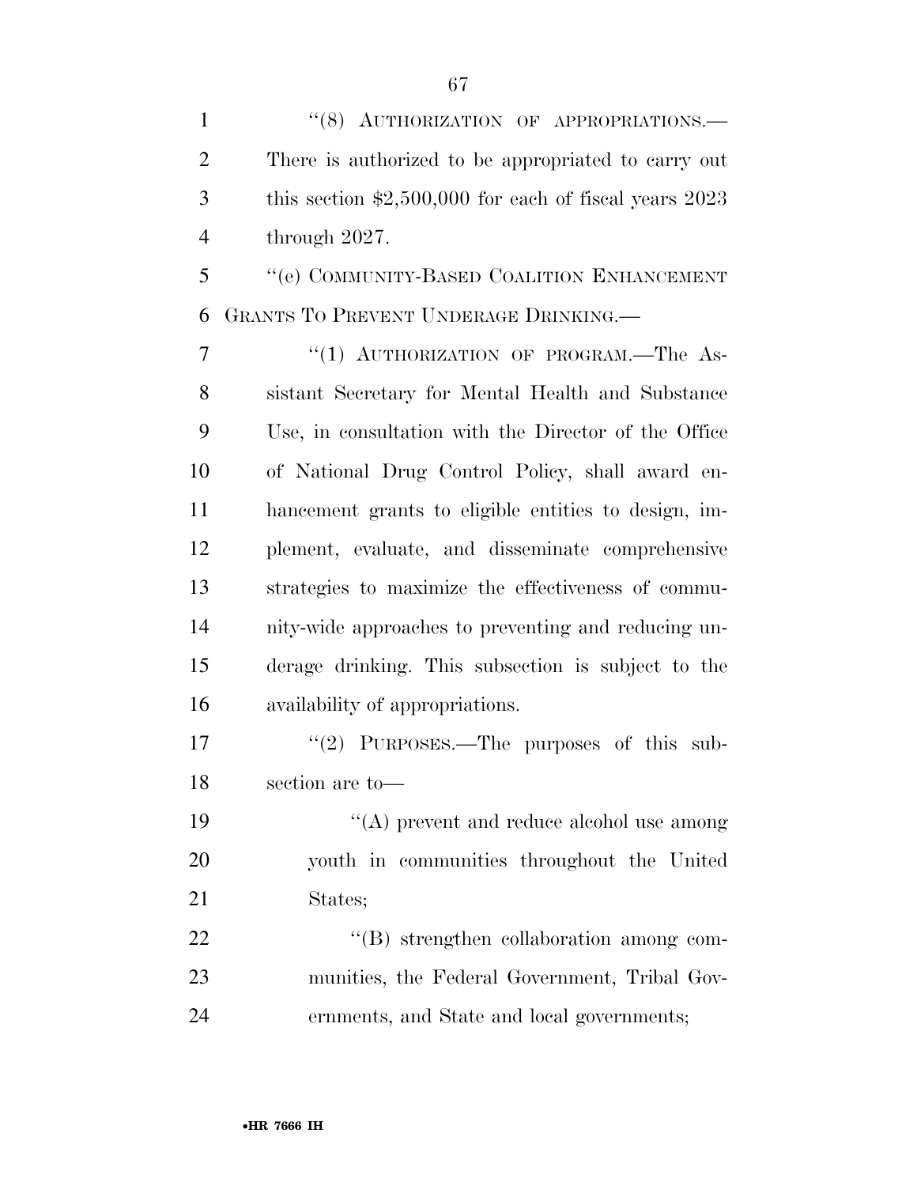''(8) AUTHORIZATION OF APPROPRIATIONS.—There is authorized to be appropriated to carry out this section $2,500,000 for each of fiscal years 2023 through 2027.

''(e) COMMUNITY-BASED COALITION ENHANCEMENT GRANTS TO PREVENT UNDERAGE DRINKING.—

''(1) AUTHORIZATION OF PROGRAM.—The Assistant Secretary for Mental Health and Substance Use, in consultation with the Director of the Office of National Drug Control Policy, shall award enhancement grants to eligible entities to design, implement, evaluate, and disseminate comprehensive strategies to maximize the effectiveness of community-wide approaches to preventing and reducing underage drinking. This subsection is subject to the availability of appropriations.

''(2) PURPOSES.—The purposes of this subsection are to—

''(A) prevent and reduce alcohol use among youth in communities throughout the United States;

''(B) strengthen collaboration among communities, the Federal Government, Tribal Governments, and State and local governments;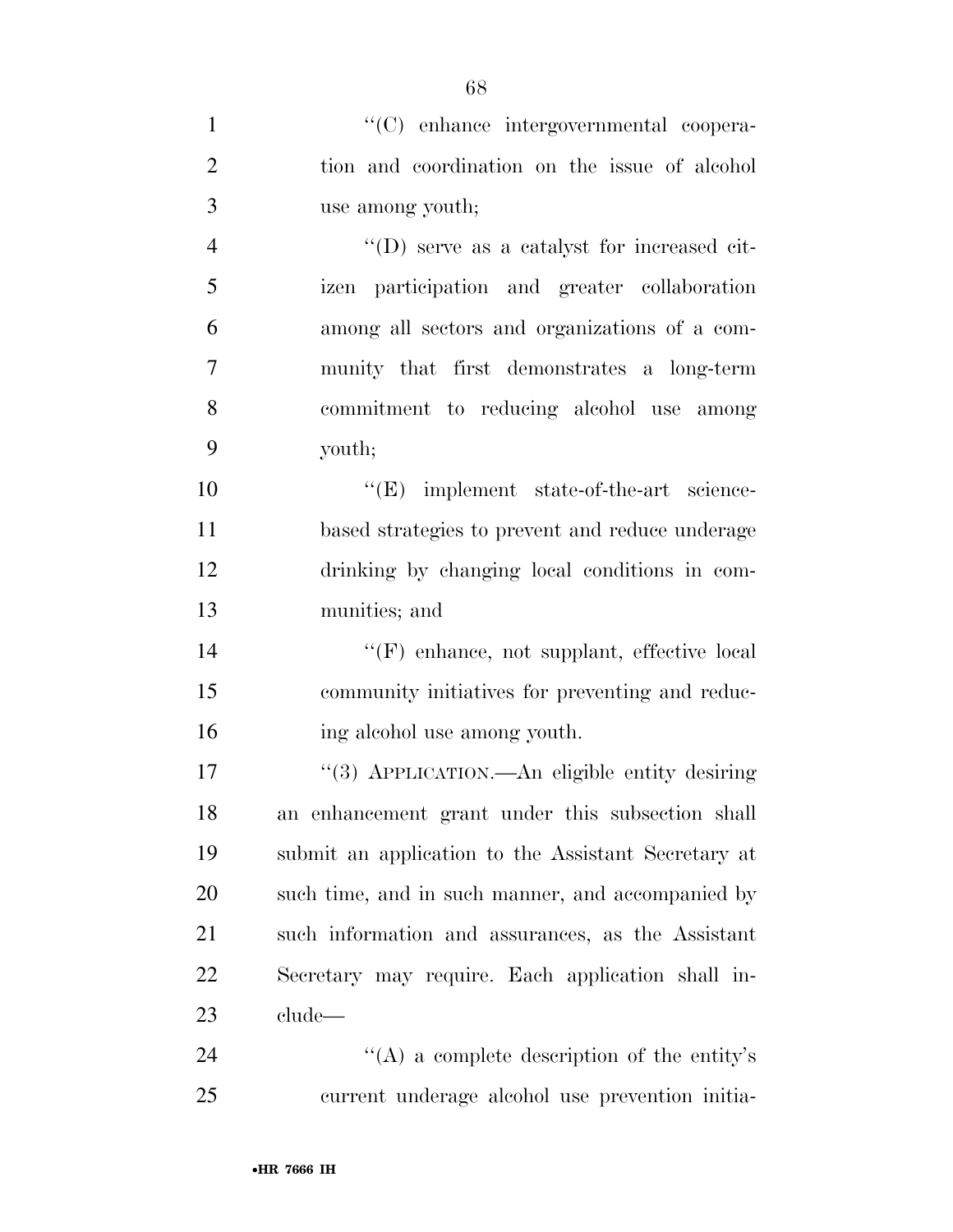''(C) enhance intergovernmental cooperation and coordination on the issue of alcohol use among youth;

''(D) serve as a catalyst for increased citizen participation and greater collaboration among all sectors and organizations of a community that first demonstrates a long-term commitment to reducing alcohol use among youth;

''(E) implement state-of-the-art science-based strategies to prevent and reduce underage drinking by changing local conditions in communities; and

''(F) enhance, not supplant, effective local community initiatives for preventing and reducing alcohol use among youth.

''(3) APPLICATION.—An eligible entity desiring an enhancement grant under this subsection shall submit an application to the Assistant Secretary at such time, and in such manner, and accompanied by such information and assurances, as the Assistant Secretary may require. Each application shall include—

''(A) a complete description of the entity's current underage alcohol use prevention initia-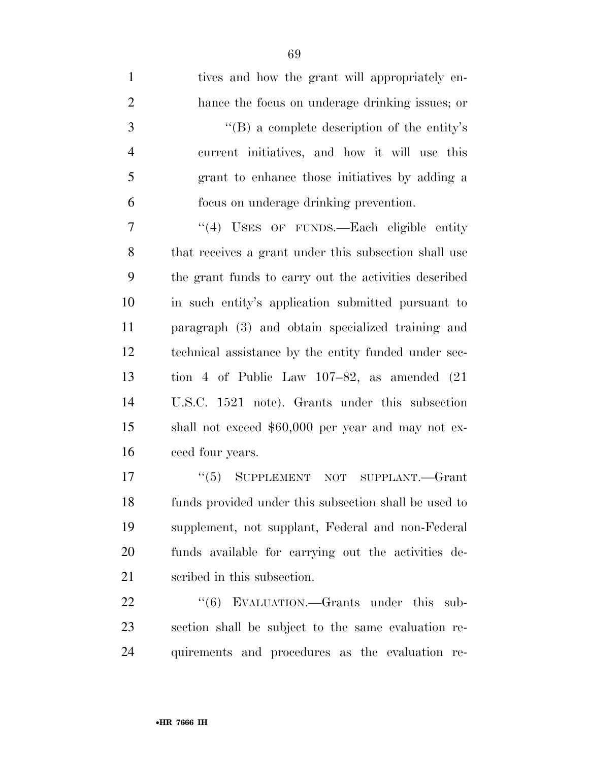tives and how the grant will appropriately enhance the focus on underage drinking issues; or

"(B) a complete description of the entity's current initiatives, and how it will use this grant to enhance those initiatives by adding a focus on underage drinking prevention.

"(4) USES OF FUNDS.—Each eligible entity that receives a grant under this subsection shall use the grant funds to carry out the activities described in such entity's application submitted pursuant to paragraph (3) and obtain specialized training and technical assistance by the entity funded under section 4 of Public Law 107–82, as amended (21 U.S.C. 1521 note). Grants under this subsection shall not exceed $60,000 per year and may not exceed four years.

"(5) SUPPLEMENT NOT SUPPLANT.—Grant funds provided under this subsection shall be used to supplement, not supplant, Federal and non-Federal funds available for carrying out the activities described in this subsection.

"(6) EVALUATION.—Grants under this subsection shall be subject to the same evaluation requirements and procedures as the evaluation re-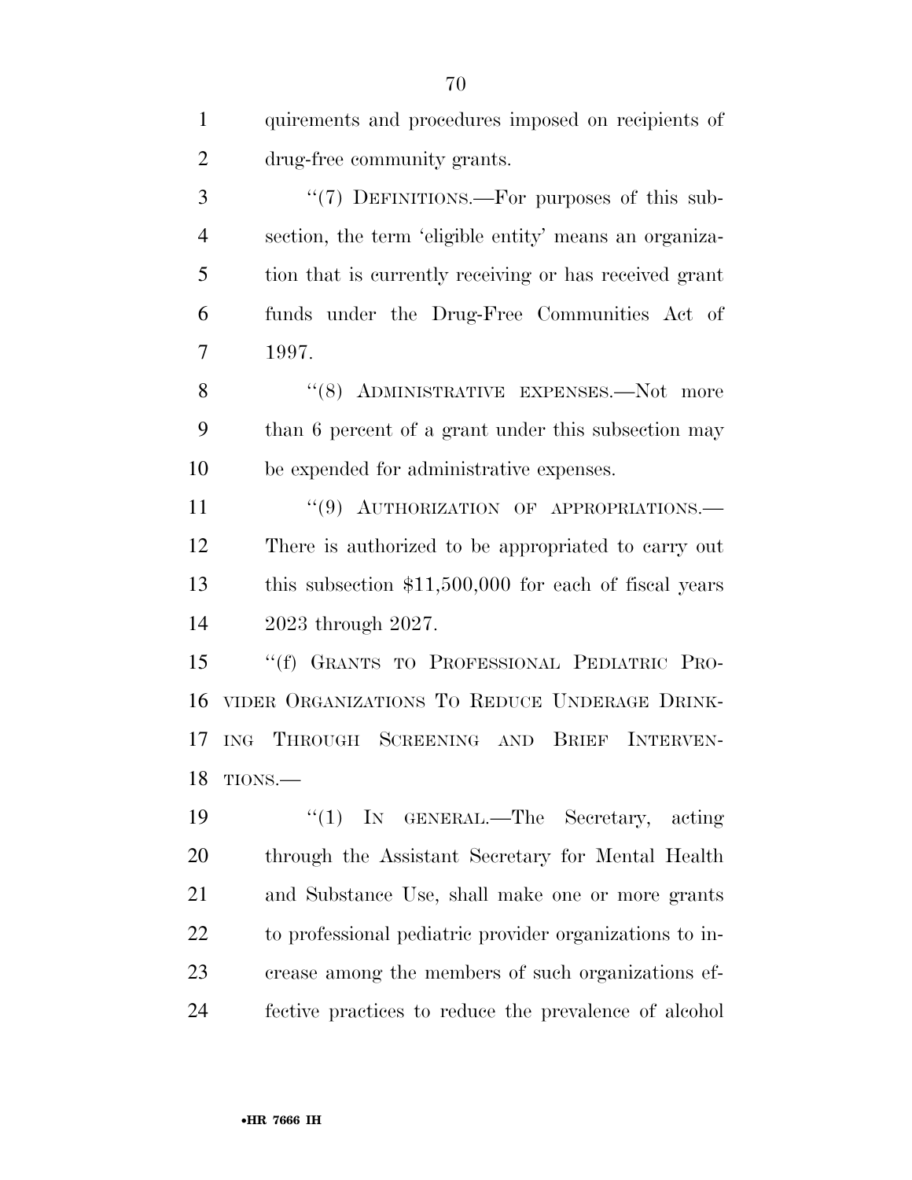quirements and procedures imposed on recipients of drug-free community grants.

"(7) DEFINITIONS.—For purposes of this subsection, the term 'eligible entity' means an organization that is currently receiving or has received grant funds under the Drug-Free Communities Act of 1997.

"(8) ADMINISTRATIVE EXPENSES.—Not more than 6 percent of a grant under this subsection may be expended for administrative expenses.

"(9) AUTHORIZATION OF APPROPRIATIONS.— There is authorized to be appropriated to carry out this subsection $11,500,000 for each of fiscal years 2023 through 2027.

"(f) GRANTS TO PROFESSIONAL PEDIATRIC PROVIDER ORGANIZATIONS TO REDUCE UNDERAGE DRINKING THROUGH SCREENING AND BRIEF INTERVENTIONS.—

"(1) IN GENERAL.—The Secretary, acting through the Assistant Secretary for Mental Health and Substance Use, shall make one or more grants to professional pediatric provider organizations to increase among the members of such organizations effective practices to reduce the prevalence of alcohol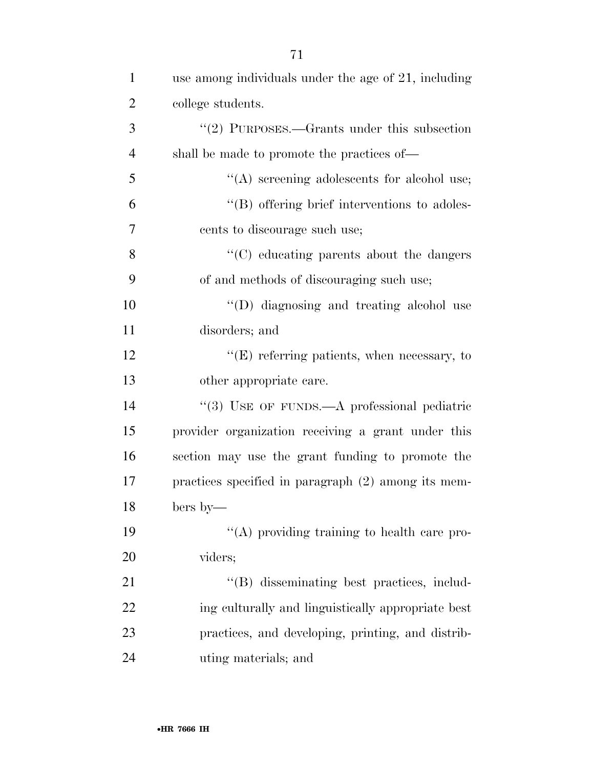use among individuals under the age of 21, including college students.

''(2) PURPOSES.—Grants under this subsection shall be made to promote the practices of—

''(A) screening adolescents for alcohol use;

''(B) offering brief interventions to adolescents to discourage such use;

''(C) educating parents about the dangers of and methods of discouraging such use;

''(D) diagnosing and treating alcohol use disorders; and

''(E) referring patients, when necessary, to other appropriate care.

''(3) USE OF FUNDS.—A professional pediatric provider organization receiving a grant under this section may use the grant funding to promote the practices specified in paragraph (2) among its members by—

''(A) providing training to health care providers;

''(B) disseminating best practices, including culturally and linguistically appropriate best practices, and developing, printing, and distributing materials; and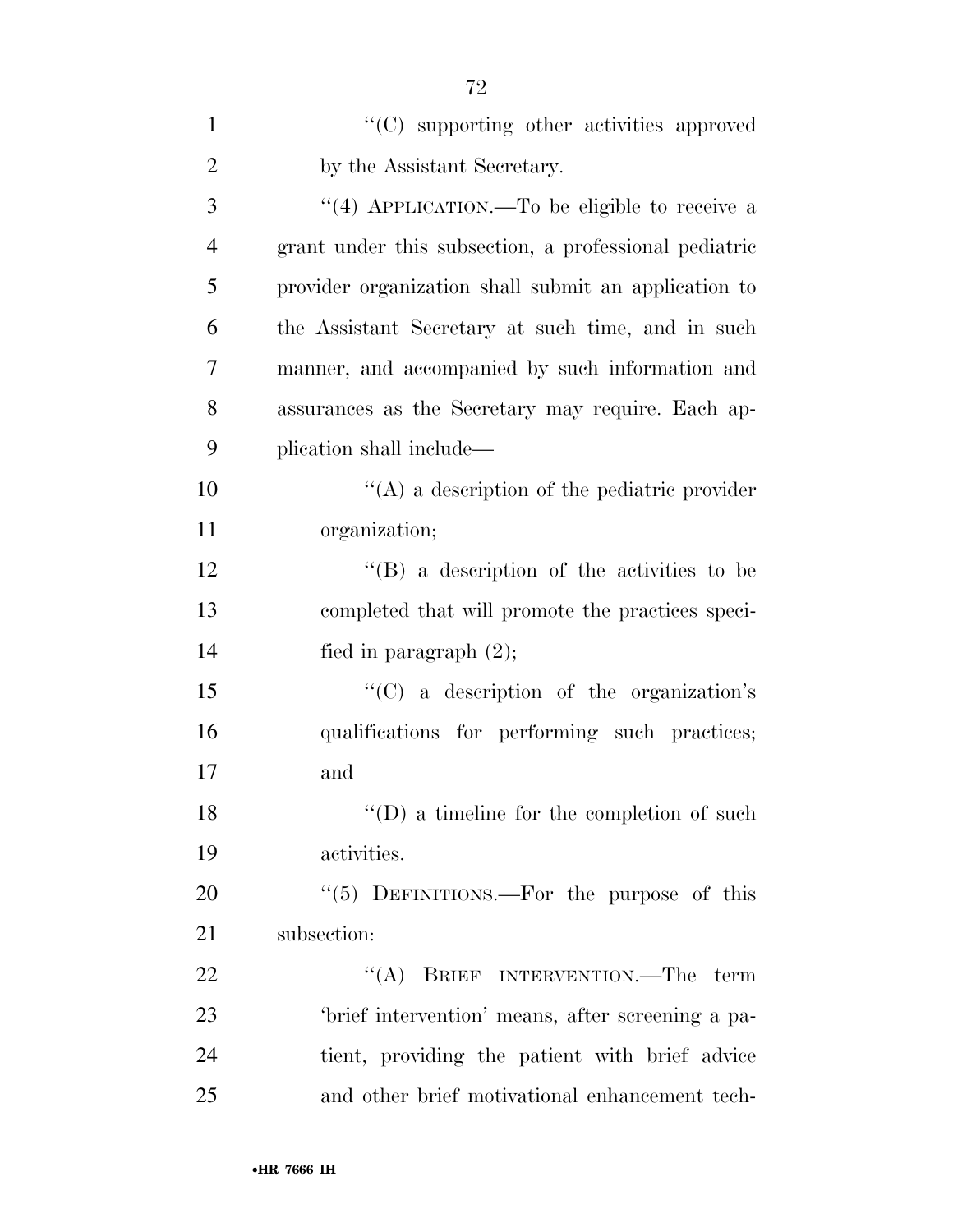"(C) supporting other activities approved by the Assistant Secretary.

"(4) APPLICATION.—To be eligible to receive a grant under this subsection, a professional pediatric provider organization shall submit an application to the Assistant Secretary at such time, and in such manner, and accompanied by such information and assurances as the Secretary may require. Each application shall include—

"(A) a description of the pediatric provider organization;

"(B) a description of the activities to be completed that will promote the practices specified in paragraph (2);

"(C) a description of the organization's qualifications for performing such practices; and

"(D) a timeline for the completion of such activities.

"(5) DEFINITIONS.—For the purpose of this subsection:

"(A) BRIEF INTERVENTION.—The term 'brief intervention' means, after screening a patient, providing the patient with brief advice and other brief motivational enhancement tech-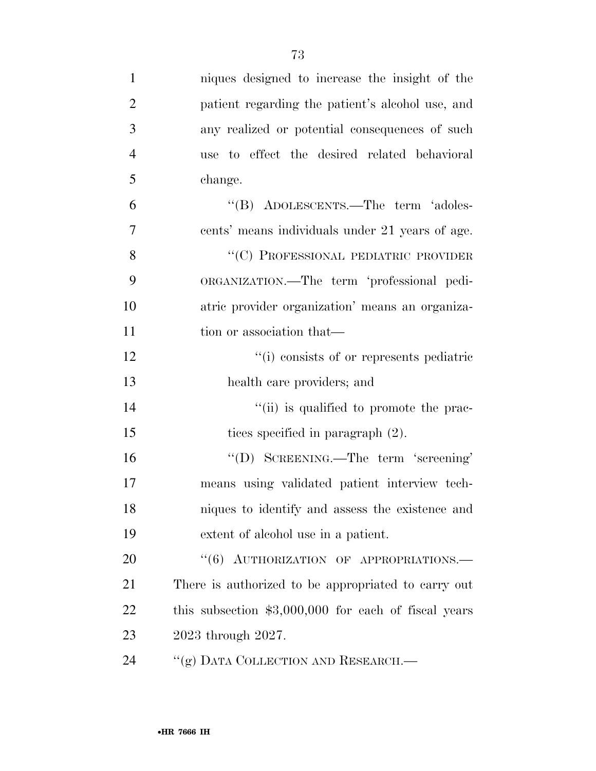niques designed to increase the insight of the patient regarding the patient's alcohol use, and any realized or potential consequences of such use to effect the desired related behavioral change.

"(B) ADOLESCENTS.—The term 'adolescents' means individuals under 21 years of age.

"(C) PROFESSIONAL PEDIATRIC PROVIDER ORGANIZATION.—The term 'professional pediatric provider organization' means an organization or association that—

"(i) consists of or represents pediatric health care providers; and

"(ii) is qualified to promote the practices specified in paragraph (2).

"(D) SCREENING.—The term 'screening' means using validated patient interview techniques to identify and assess the existence and extent of alcohol use in a patient.

"(6) AUTHORIZATION OF APPROPRIATIONS.—There is authorized to be appropriated to carry out this subsection $3,000,000 for each of fiscal years 2023 through 2027.

"(g) DATA COLLECTION AND RESEARCH.—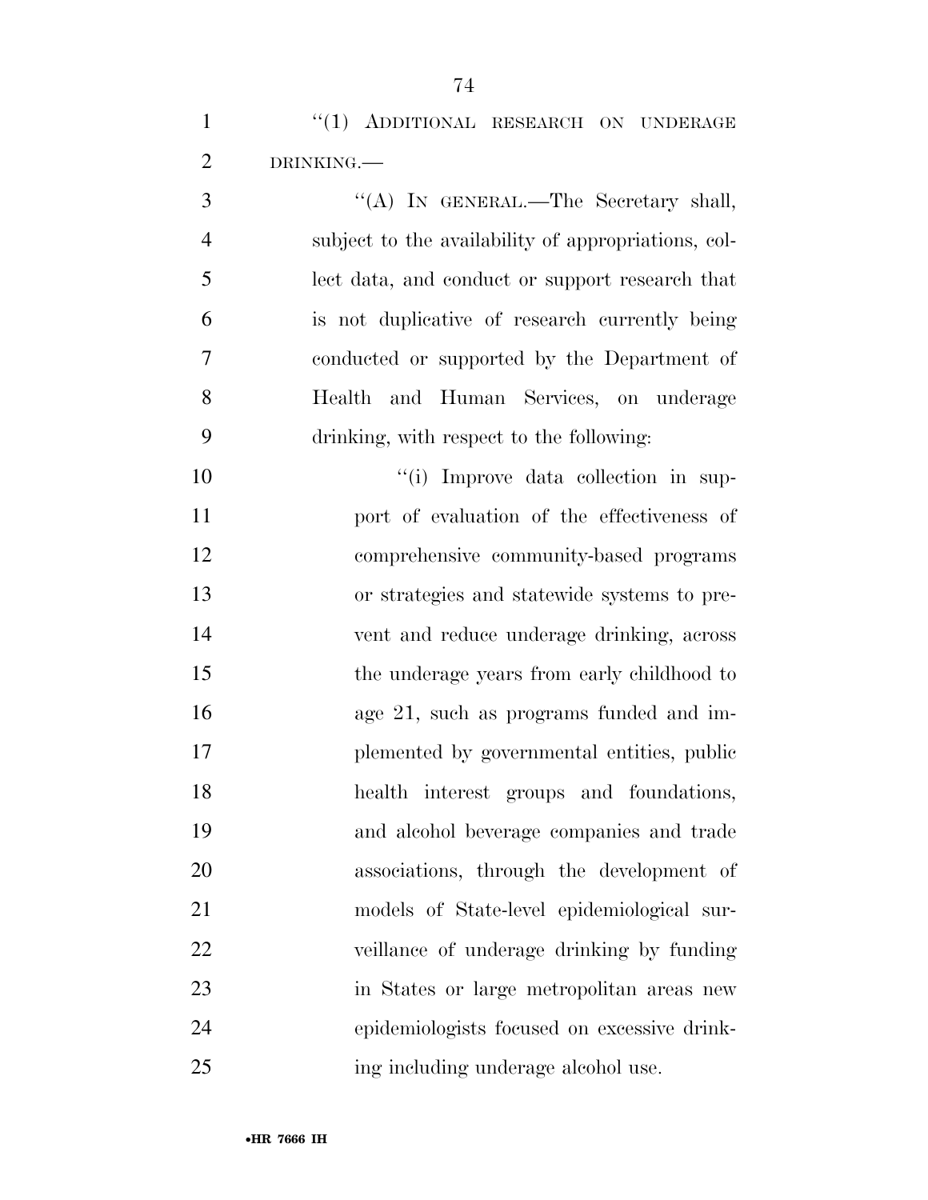"(1) ADDITIONAL RESEARCH ON UNDERAGE DRINKING.—

"(A) IN GENERAL.—The Secretary shall, subject to the availability of appropriations, collect data, and conduct or support research that is not duplicative of research currently being conducted or supported by the Department of Health and Human Services, on underage drinking, with respect to the following:

"(i) Improve data collection in support of evaluation of the effectiveness of comprehensive community-based programs or strategies and statewide systems to prevent and reduce underage drinking, across the underage years from early childhood to age 21, such as programs funded and implemented by governmental entities, public health interest groups and foundations, and alcohol beverage companies and trade associations, through the development of models of State-level epidemiological surveillance of underage drinking by funding in States or large metropolitan areas new epidemiologists focused on excessive drinking including underage alcohol use.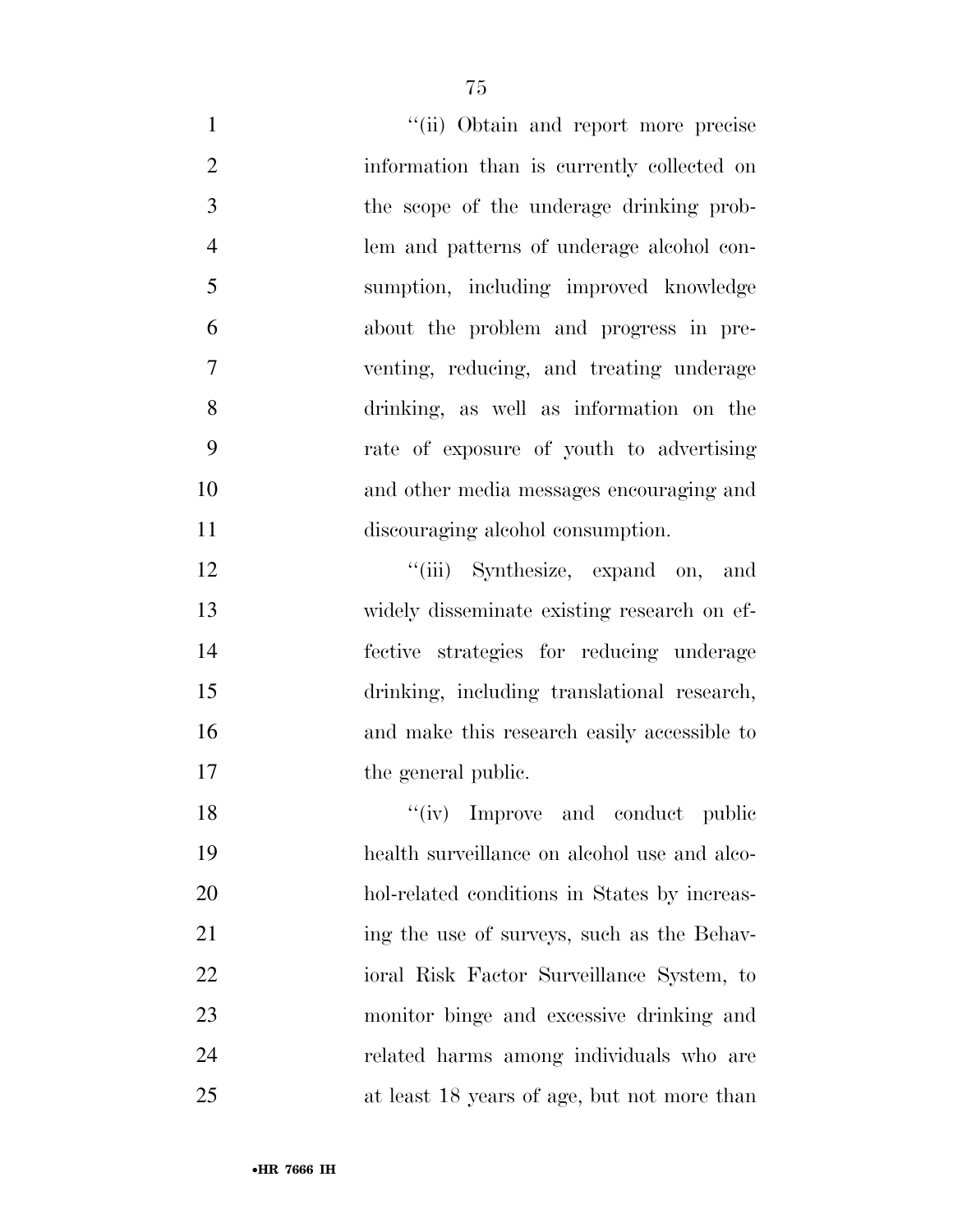''(ii) Obtain and report more precise information than is currently collected on the scope of the underage drinking problem and patterns of underage alcohol consumption, including improved knowledge about the problem and progress in preventing, reducing, and treating underage drinking, as well as information on the rate of exposure of youth to advertising and other media messages encouraging and discouraging alcohol consumption.

''(iii) Synthesize, expand on, and widely disseminate existing research on effective strategies for reducing underage drinking, including translational research, and make this research easily accessible to the general public.

''(iv) Improve and conduct public health surveillance on alcohol use and alcohol-related conditions in States by increasing the use of surveys, such as the Behavioral Risk Factor Surveillance System, to monitor binge and excessive drinking and related harms among individuals who are at least 18 years of age, but not more than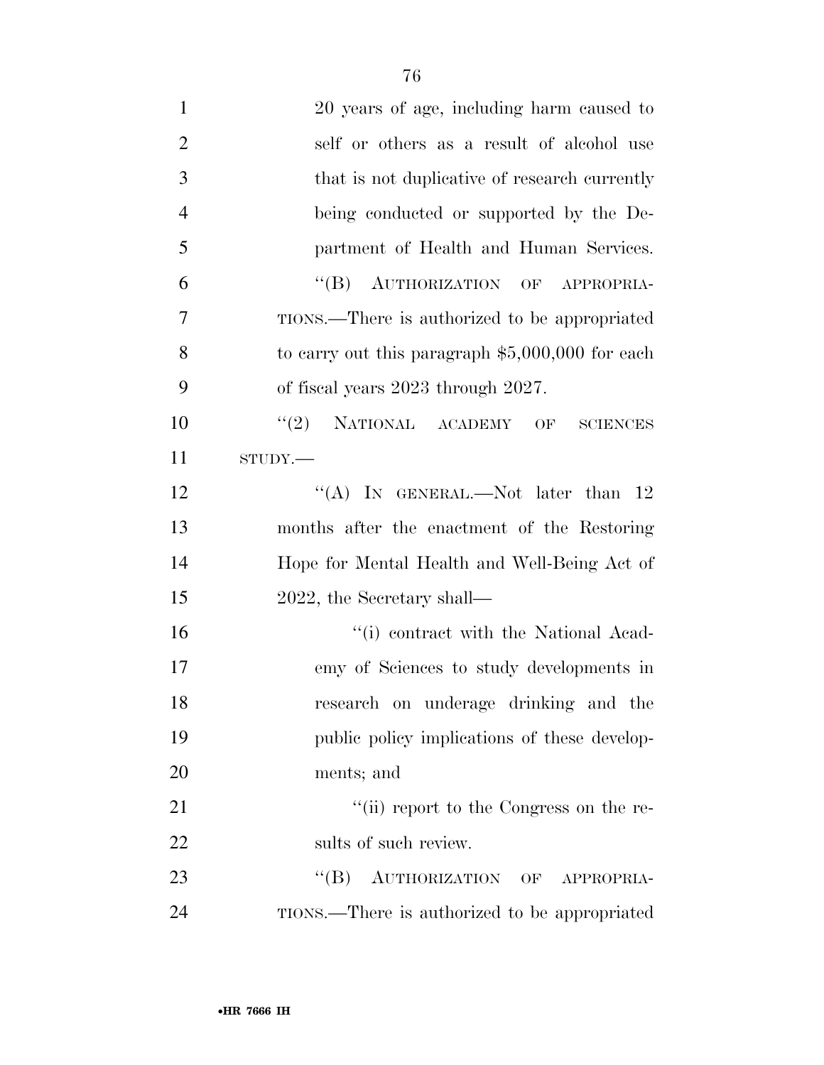20 years of age, including harm caused to self or others as a result of alcohol use that is not duplicative of research currently being conducted or supported by the Department of Health and Human Services.

"(B) AUTHORIZATION OF APPROPRIATIONS.—There is authorized to be appropriated to carry out this paragraph $5,000,000 for each of fiscal years 2023 through 2027.

"(2) NATIONAL ACADEMY OF SCIENCES STUDY.—

"(A) IN GENERAL.—Not later than 12 months after the enactment of the Restoring Hope for Mental Health and Well-Being Act of 2022, the Secretary shall—

"(i) contract with the National Academy of Sciences to study developments in research on underage drinking and the public policy implications of these developments; and

"(ii) report to the Congress on the results of such review.

"(B) AUTHORIZATION OF APPROPRIATIONS.—There is authorized to be appropriated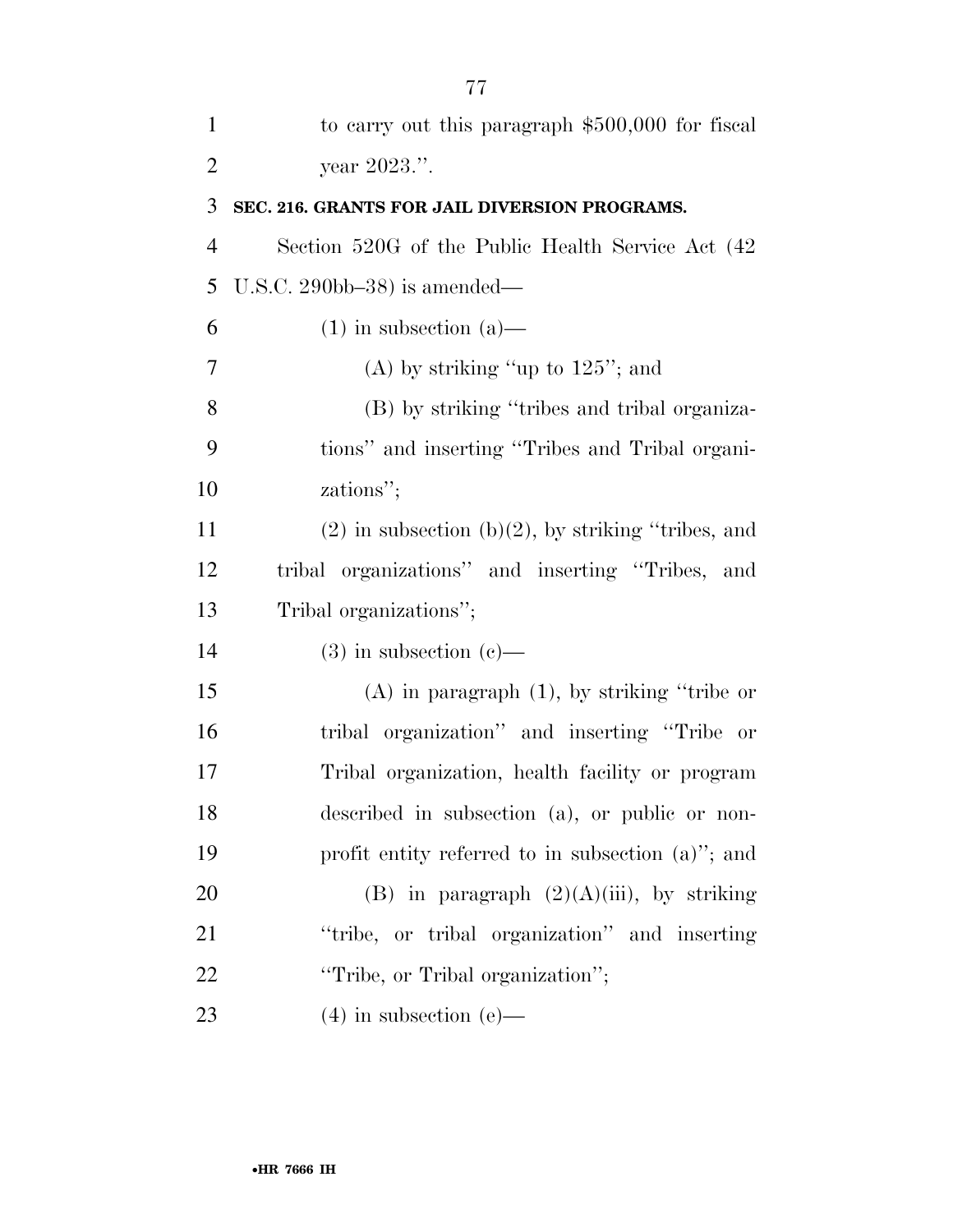to carry out this paragraph $500,000 for fiscal year 2023.''.

**SEC. 216. GRANTS FOR JAIL DIVERSION PROGRAMS.**

Section 520G of the Public Health Service Act (42 U.S.C. 290bb–38) is amended—

(1) in subsection (a)—

(A) by striking ''up to 125''; and

(B) by striking ''tribes and tribal organizations'' and inserting ''Tribes and Tribal organizations'';

(2) in subsection (b)(2), by striking ''tribes, and tribal organizations'' and inserting ''Tribes, and Tribal organizations'';

(3) in subsection (c)—

(A) in paragraph (1), by striking ''tribe or tribal organization'' and inserting ''Tribe or Tribal organization, health facility or program described in subsection (a), or public or nonprofit entity referred to in subsection (a)''; and

(B) in paragraph (2)(A)(iii), by striking ''tribe, or tribal organization'' and inserting ''Tribe, or Tribal organization'';

(4) in subsection (e)—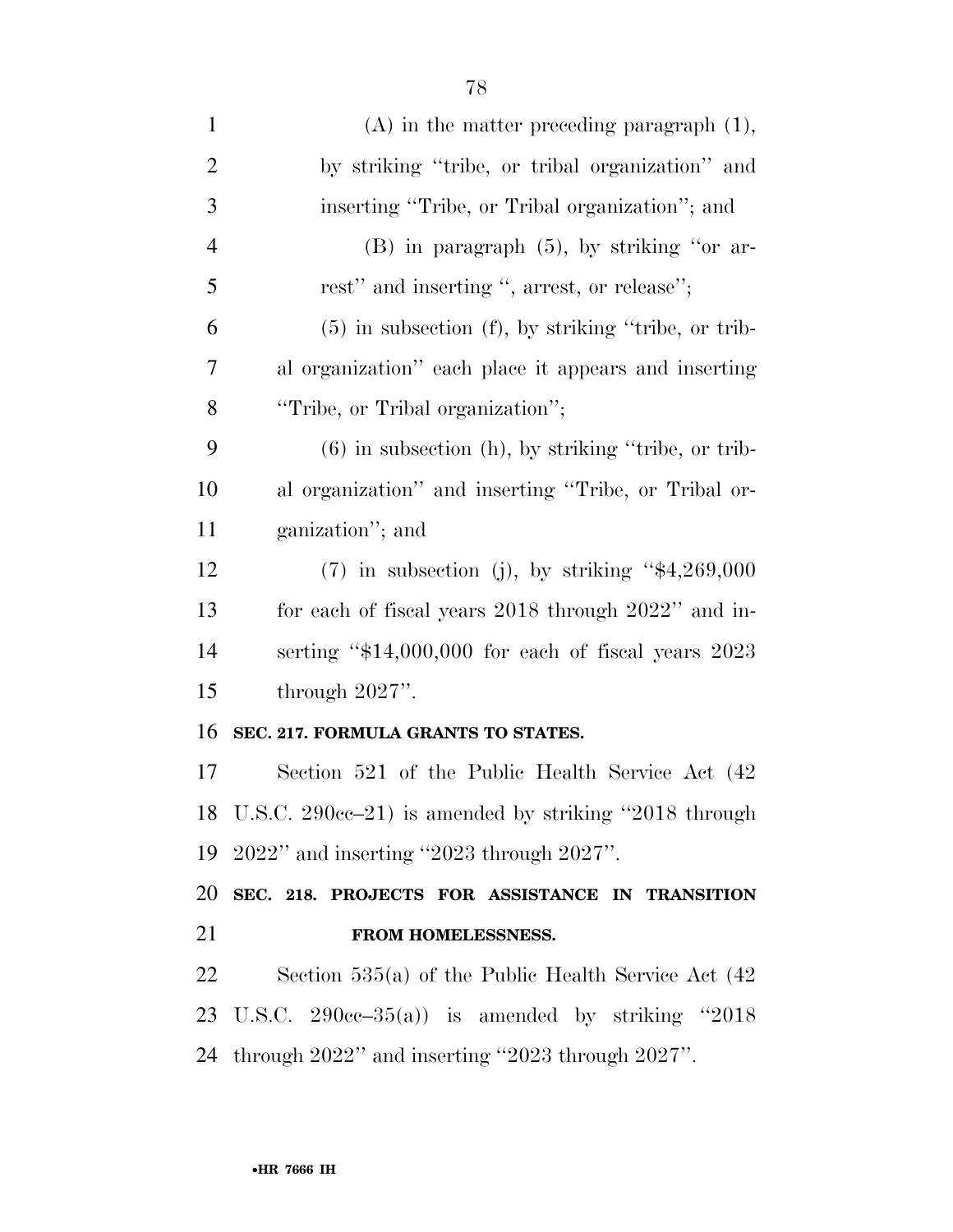(A) in the matter preceding paragraph (1), by striking "tribe, or tribal organization" and inserting "Tribe, or Tribal organization"; and

(B) in paragraph (5), by striking "or arrest" and inserting ", arrest, or release";

(5) in subsection (f), by striking "tribe, or tribal organization" each place it appears and inserting "Tribe, or Tribal organization";

(6) in subsection (h), by striking "tribe, or tribal organization" and inserting "Tribe, or Tribal organization"; and

(7) in subsection (j), by striking "$4,269,000 for each of fiscal years 2018 through 2022" and inserting "$14,000,000 for each of fiscal years 2023 through 2027".

**SEC. 217. FORMULA GRANTS TO STATES.**

Section 521 of the Public Health Service Act (42 U.S.C. 290cc–21) is amended by striking "2018 through 2022" and inserting "2023 through 2027".

**SEC. 218. PROJECTS FOR ASSISTANCE IN TRANSITION FROM HOMELESSNESS.**

Section 535(a) of the Public Health Service Act (42 U.S.C. 290cc–35(a)) is amended by striking "2018 through 2022" and inserting "2023 through 2027".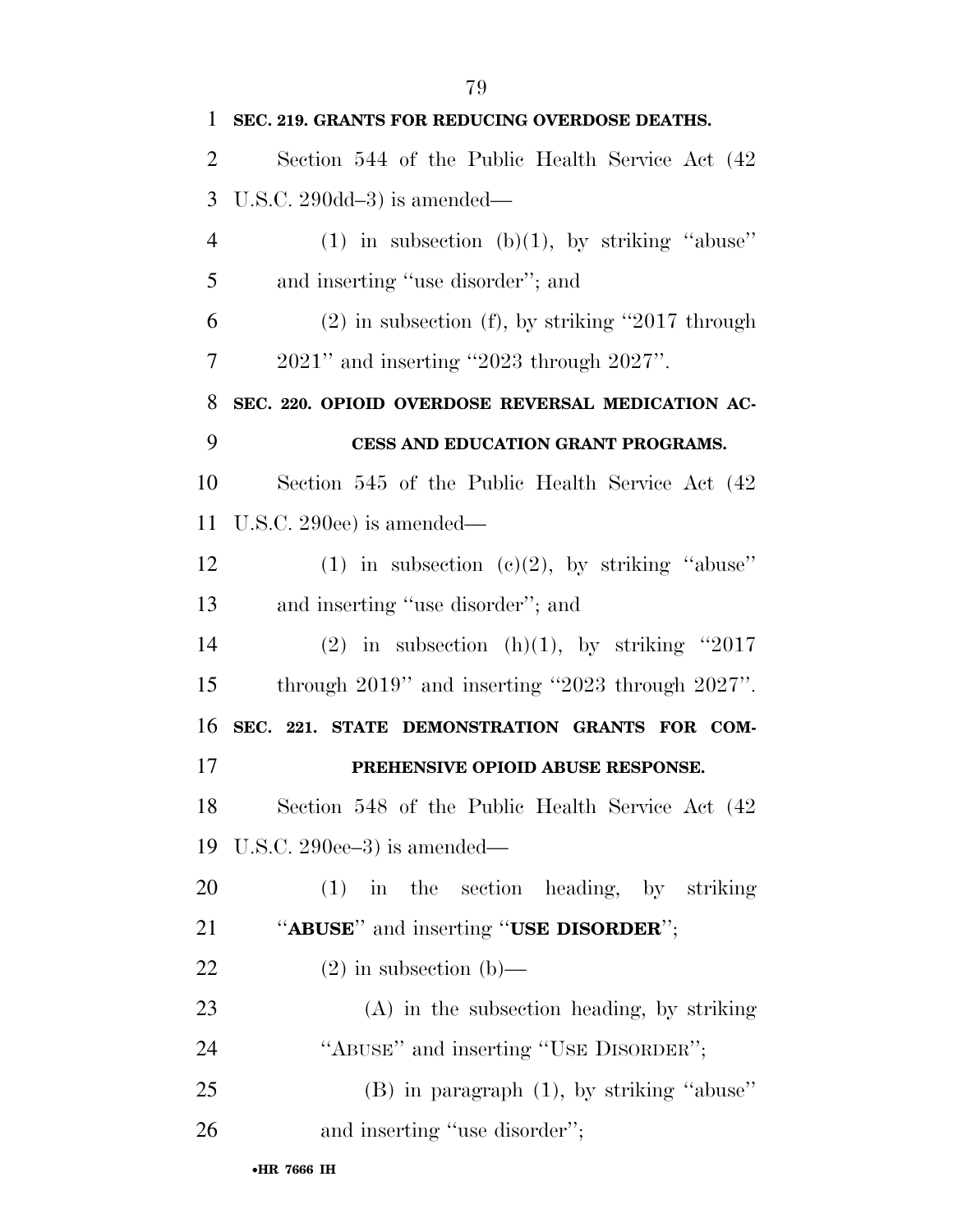**SEC. 219. GRANTS FOR REDUCING OVERDOSE DEATHS.**

Section 544 of the Public Health Service Act (42 U.S.C. 290dd–3) is amended—

(1) in subsection (b)(1), by striking "abuse" and inserting "use disorder"; and

(2) in subsection (f), by striking "2017 through 2021" and inserting "2023 through 2027".

**SEC. 220. OPIOID OVERDOSE REVERSAL MEDICATION ACCESS AND EDUCATION GRANT PROGRAMS.**

Section 545 of the Public Health Service Act (42 U.S.C. 290ee) is amended—

(1) in subsection (c)(2), by striking "abuse" and inserting "use disorder"; and

(2) in subsection (h)(1), by striking "2017 through 2019" and inserting "2023 through 2027".

**SEC. 221. STATE DEMONSTRATION GRANTS FOR COMPREHENSIVE OPIOID ABUSE RESPONSE.**

Section 548 of the Public Health Service Act (42 U.S.C. 290ee–3) is amended—

(1) in the section heading, by striking "**ABUSE**" and inserting "**USE DISORDER**";

(2) in subsection (b)—

(A) in the subsection heading, by striking "ABUSE" and inserting "USE DISORDER";

(B) in paragraph (1), by striking "abuse" and inserting "use disorder";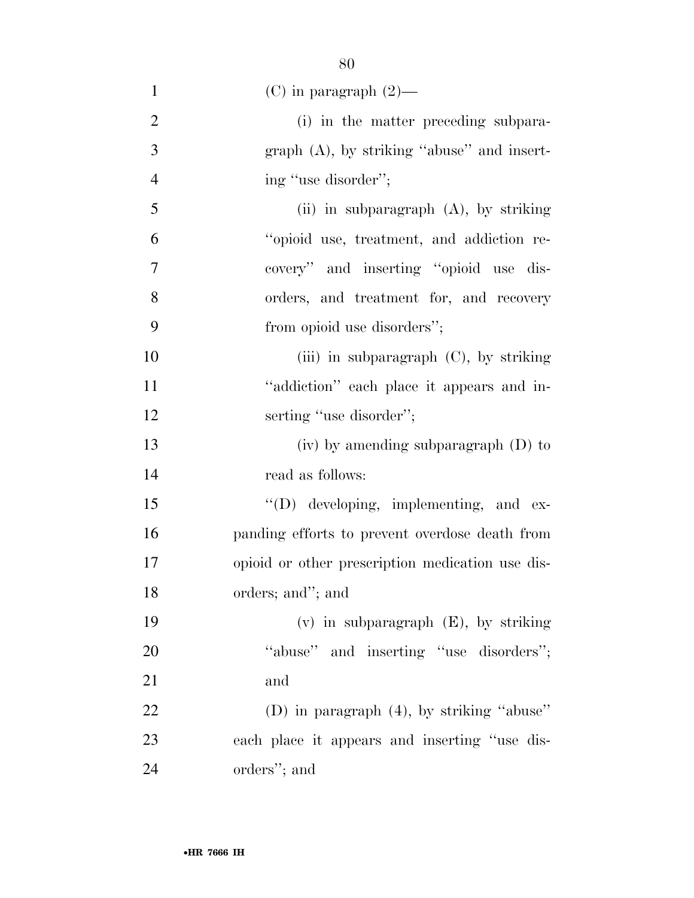(C) in paragraph (2)—

(i) in the matter preceding subparagraph (A), by striking "abuse" and inserting "use disorder";

(ii) in subparagraph (A), by striking "opioid use, treatment, and addiction recovery" and inserting "opioid use disorders, and treatment for, and recovery from opioid use disorders";

(iii) in subparagraph (C), by striking "addiction" each place it appears and inserting "use disorder";

(iv) by amending subparagraph (D) to read as follows:

"(D) developing, implementing, and expanding efforts to prevent overdose death from opioid or other prescription medication use disorders; and"; and

(v) in subparagraph (E), by striking "abuse" and inserting "use disorders"; and

(D) in paragraph (4), by striking "abuse" each place it appears and inserting "use disorders"; and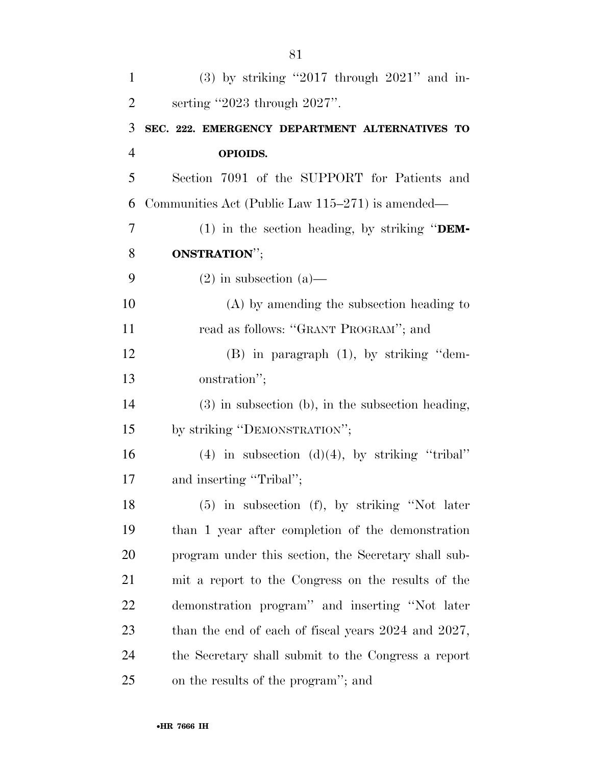(3) by striking "2017 through 2021" and inserting "2023 through 2027".

### SEC. 222. EMERGENCY DEPARTMENT ALTERNATIVES TO OPIOIDS.

Section 7091 of the SUPPORT for Patients and Communities Act (Public Law 115–271) is amended—

(1) in the section heading, by striking "**DEMONSTRATION**";

(2) in subsection (a)—

(A) by amending the subsection heading to read as follows: "GRANT PROGRAM"; and

(B) in paragraph (1), by striking "demonstration";

(3) in subsection (b), in the subsection heading, by striking "DEMONSTRATION";

(4) in subsection (d)(4), by striking "tribal" and inserting "Tribal";

(5) in subsection (f), by striking "Not later than 1 year after completion of the demonstration program under this section, the Secretary shall submit a report to the Congress on the results of the demonstration program" and inserting "Not later than the end of each of fiscal years 2024 and 2027, the Secretary shall submit to the Congress a report on the results of the program"; and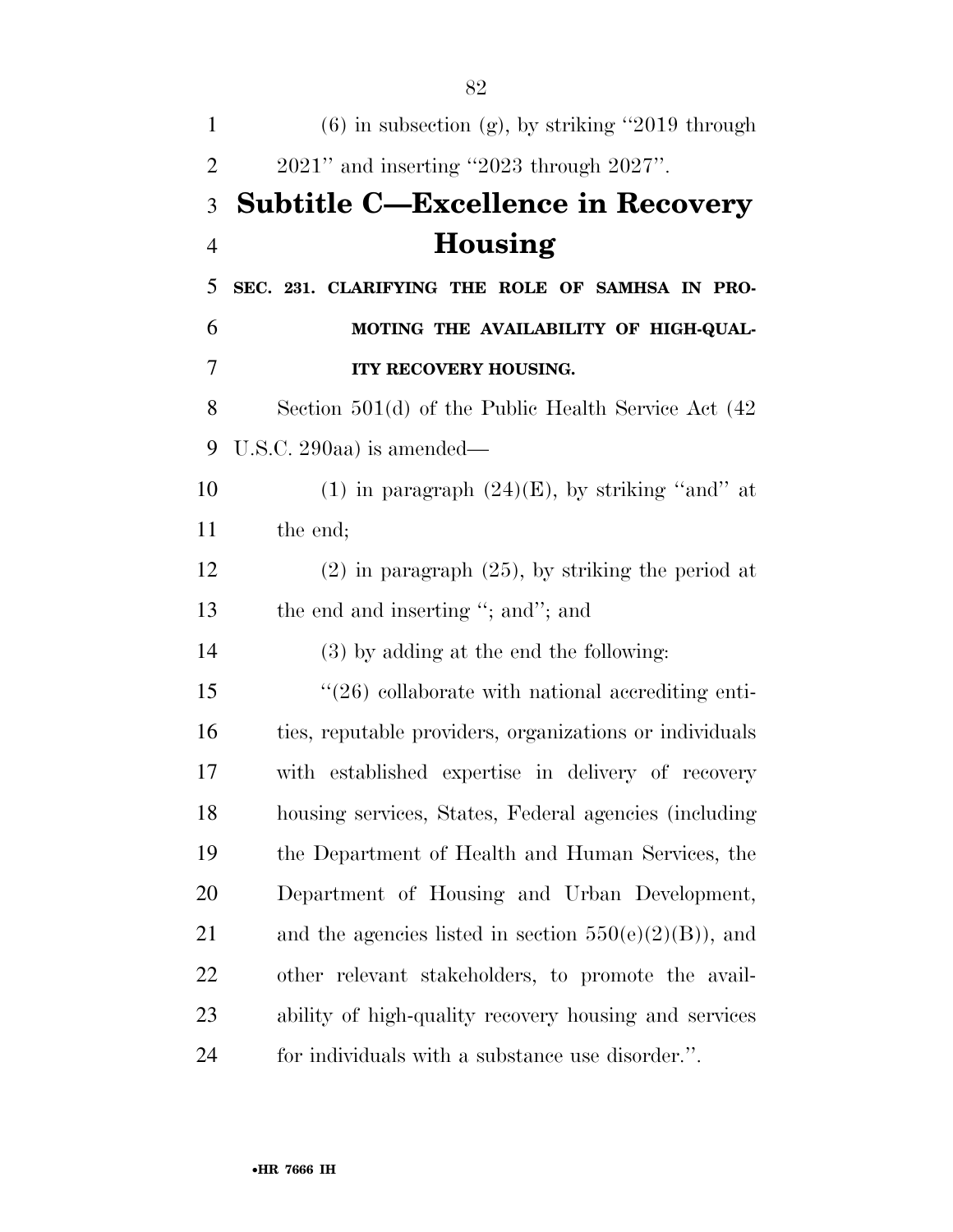(6) in subsection (g), by striking "2019 through 2021" and inserting "2023 through 2027".

## Subtitle C—Excellence in Recovery Housing

**SEC. 231. CLARIFYING THE ROLE OF SAMHSA IN PROMOTING THE AVAILABILITY OF HIGH-QUALITY RECOVERY HOUSING.**

Section 501(d) of the Public Health Service Act (42 U.S.C. 290aa) is amended—

(1) in paragraph (24)(E), by striking "and" at the end;

(2) in paragraph (25), by striking the period at the end and inserting "; and"; and

(3) by adding at the end the following:

"(26) collaborate with national accrediting entities, reputable providers, organizations or individuals with established expertise in delivery of recovery housing services, States, Federal agencies (including the Department of Health and Human Services, the Department of Housing and Urban Development, and the agencies listed in section 550(e)(2)(B)), and other relevant stakeholders, to promote the availability of high-quality recovery housing and services for individuals with a substance use disorder.".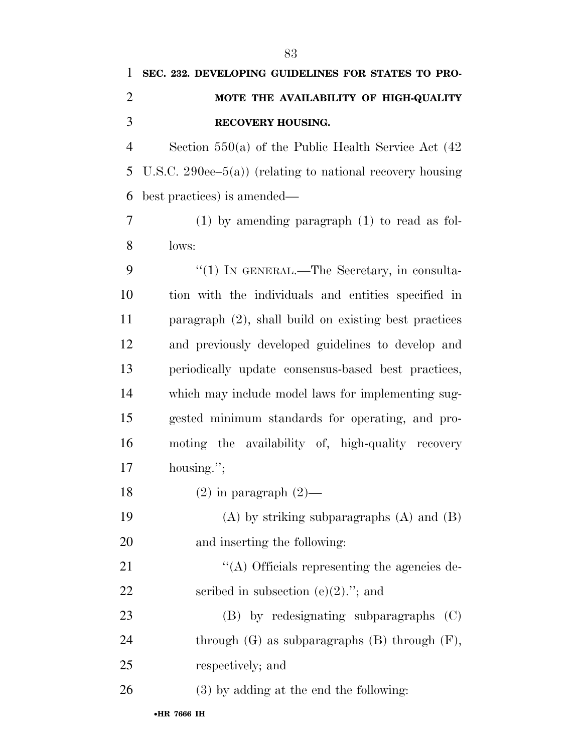**SEC. 232. DEVELOPING GUIDELINES FOR STATES TO PROMOTE THE AVAILABILITY OF HIGH-QUALITY RECOVERY HOUSING.**

Section 550(a) of the Public Health Service Act (42 U.S.C. 290ee–5(a)) (relating to national recovery housing best practices) is amended—

(1) by amending paragraph (1) to read as follows:

"(1) IN GENERAL.—The Secretary, in consultation with the individuals and entities specified in paragraph (2), shall build on existing best practices and previously developed guidelines to develop and periodically update consensus-based best practices, which may include model laws for implementing suggested minimum standards for operating, and promoting the availability of, high-quality recovery housing.";

(2) in paragraph (2)—

(A) by striking subparagraphs (A) and (B) and inserting the following:

"(A) Officials representing the agencies described in subsection (e)(2)."; and

(B) by redesignating subparagraphs (C) through (G) as subparagraphs (B) through (F), respectively; and

(3) by adding at the end the following: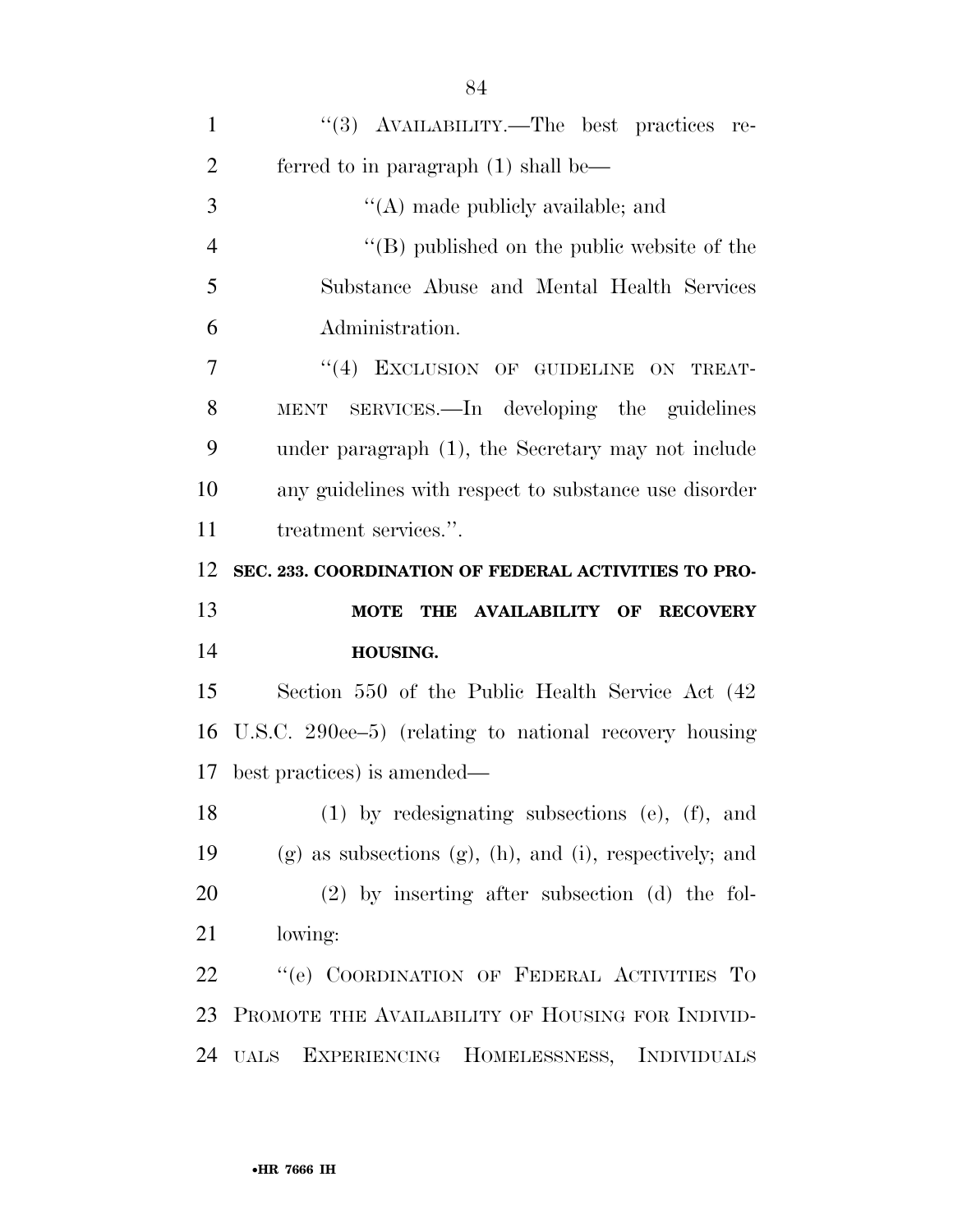"(3) AVAILABILITY.—The best practices referred to in paragraph (1) shall be—

"(A) made publicly available; and

"(B) published on the public website of the Substance Abuse and Mental Health Services Administration.

"(4) EXCLUSION OF GUIDELINE ON TREATMENT SERVICES.—In developing the guidelines under paragraph (1), the Secretary may not include any guidelines with respect to substance use disorder treatment services.".

**SEC. 233. COORDINATION OF FEDERAL ACTIVITIES TO PROMOTE THE AVAILABILITY OF RECOVERY HOUSING.**

Section 550 of the Public Health Service Act (42 U.S.C. 290ee–5) (relating to national recovery housing best practices) is amended—

(1) by redesignating subsections (e), (f), and (g) as subsections (g), (h), and (i), respectively; and

(2) by inserting after subsection (d) the following:

"(e) COORDINATION OF FEDERAL ACTIVITIES TO PROMOTE THE AVAILABILITY OF HOUSING FOR INDIVIDUALS EXPERIENCING HOMELESSNESS, INDIVIDUALS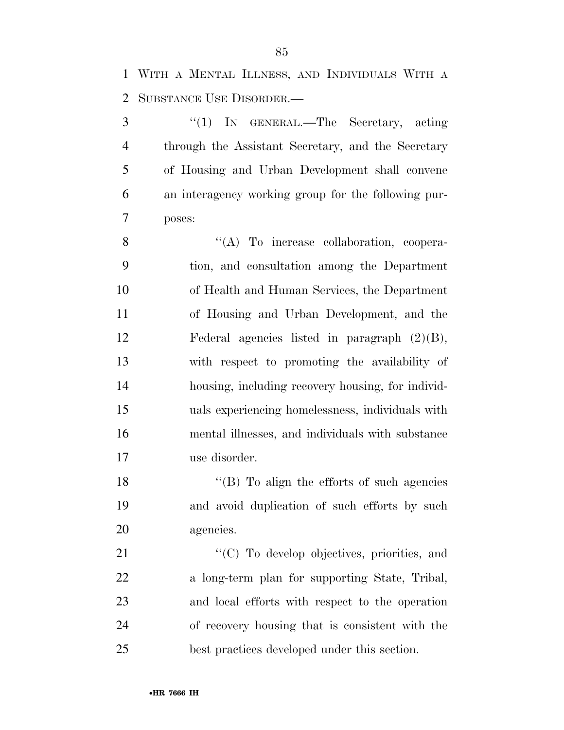WITH A MENTAL ILLNESS, AND INDIVIDUALS WITH A SUBSTANCE USE DISORDER.—

"(1) IN GENERAL.—The Secretary, acting through the Assistant Secretary, and the Secretary of Housing and Urban Development shall convene an interagency working group for the following purposes:

"(A) To increase collaboration, cooperation, and consultation among the Department of Health and Human Services, the Department of Housing and Urban Development, and the Federal agencies listed in paragraph (2)(B), with respect to promoting the availability of housing, including recovery housing, for individuals experiencing homelessness, individuals with mental illnesses, and individuals with substance use disorder.

"(B) To align the efforts of such agencies and avoid duplication of such efforts by such agencies.

"(C) To develop objectives, priorities, and a long-term plan for supporting State, Tribal, and local efforts with respect to the operation of recovery housing that is consistent with the best practices developed under this section.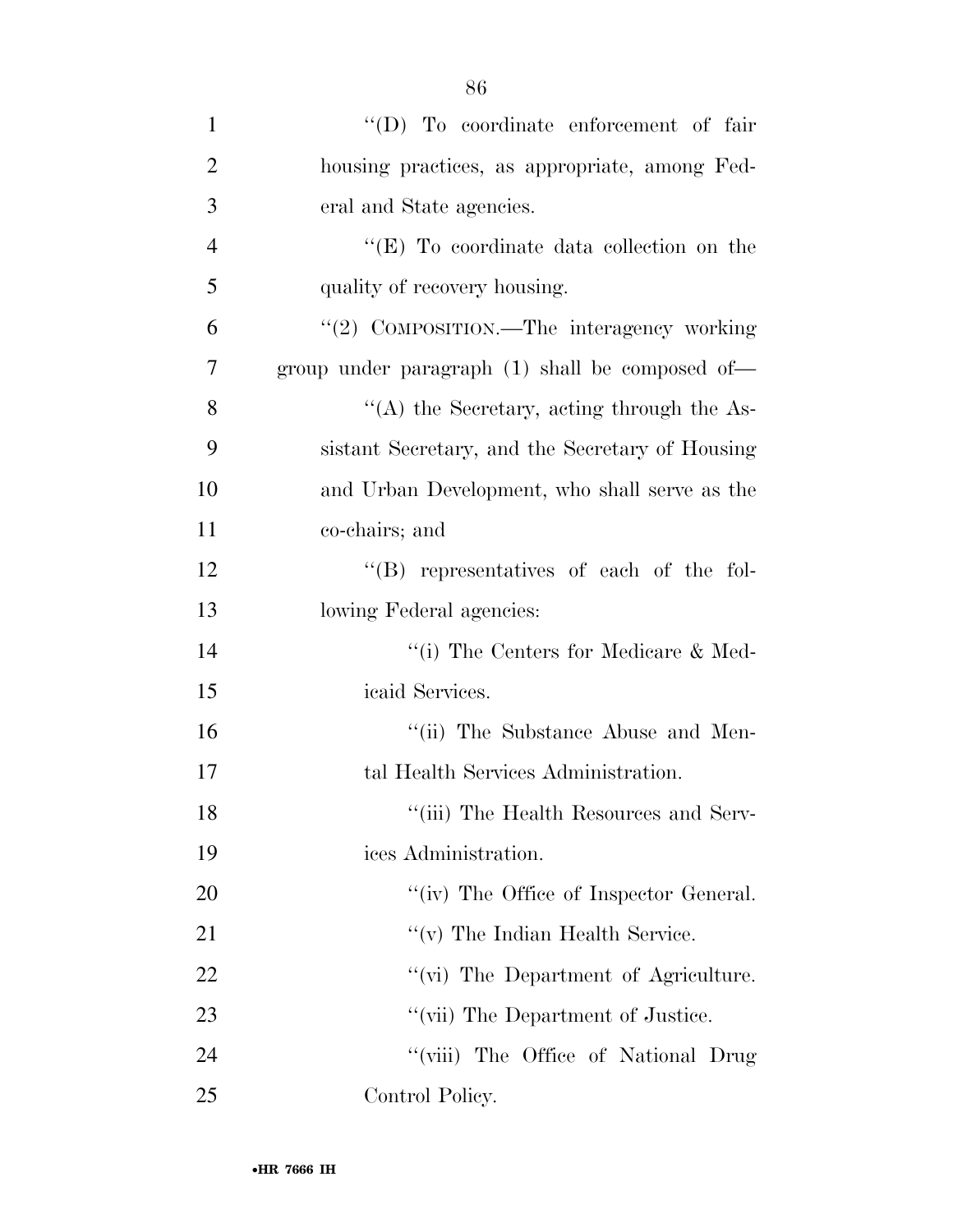"(D) To coordinate enforcement of fair housing practices, as appropriate, among Federal and State agencies.

"(E) To coordinate data collection on the quality of recovery housing.

"(2) COMPOSITION.—The interagency working group under paragraph (1) shall be composed of—

"(A) the Secretary, acting through the Assistant Secretary, and the Secretary of Housing and Urban Development, who shall serve as the co-chairs; and

"(B) representatives of each of the following Federal agencies:

"(i) The Centers for Medicare & Medicaid Services.

"(ii) The Substance Abuse and Mental Health Services Administration.

"(iii) The Health Resources and Services Administration.

"(iv) The Office of Inspector General.

"(v) The Indian Health Service.

"(vi) The Department of Agriculture.

"(vii) The Department of Justice.

"(viii) The Office of National Drug Control Policy.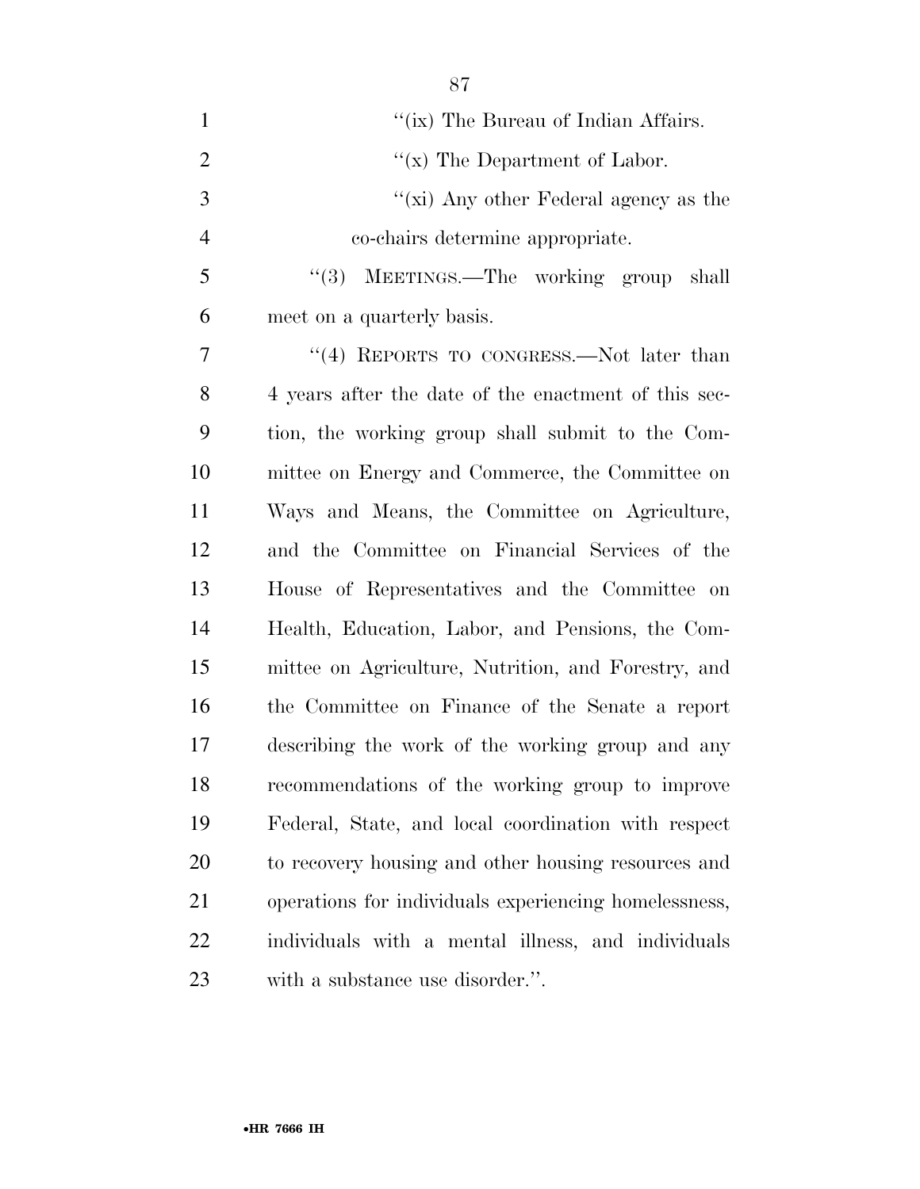''(ix) The Bureau of Indian Affairs.

''(x) The Department of Labor.

''(xi) Any other Federal agency as the co-chairs determine appropriate.

''(3) MEETINGS.—The working group shall meet on a quarterly basis.

''(4) REPORTS TO CONGRESS.—Not later than 4 years after the date of the enactment of this section, the working group shall submit to the Committee on Energy and Commerce, the Committee on Ways and Means, the Committee on Agriculture, and the Committee on Financial Services of the House of Representatives and the Committee on Health, Education, Labor, and Pensions, the Committee on Agriculture, Nutrition, and Forestry, and the Committee on Finance of the Senate a report describing the work of the working group and any recommendations of the working group to improve Federal, State, and local coordination with respect to recovery housing and other housing resources and operations for individuals experiencing homelessness, individuals with a mental illness, and individuals with a substance use disorder.''.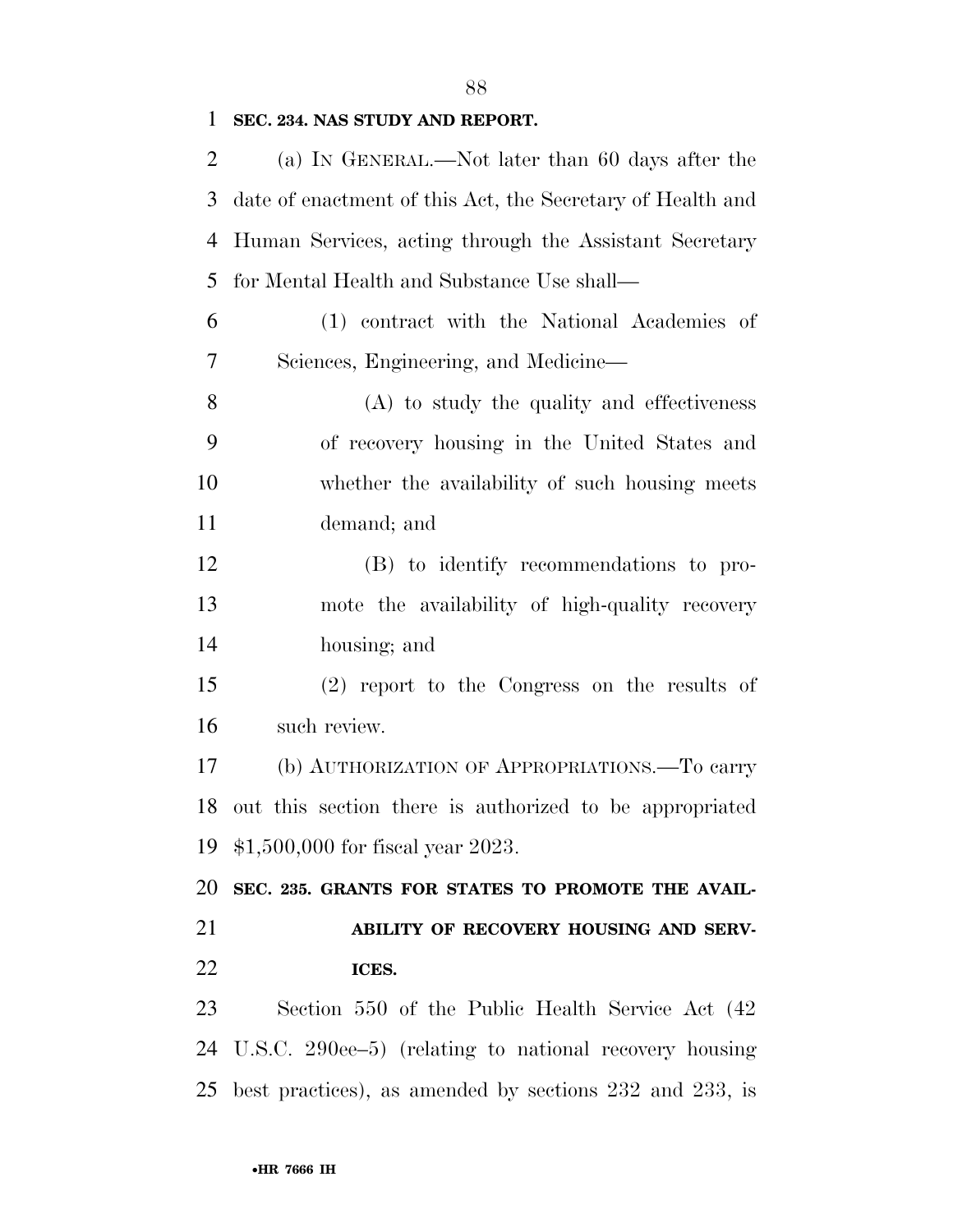**SEC. 234. NAS STUDY AND REPORT.**

(a) IN GENERAL.—Not later than 60 days after the date of enactment of this Act, the Secretary of Health and Human Services, acting through the Assistant Secretary for Mental Health and Substance Use shall—

(1) contract with the National Academies of Sciences, Engineering, and Medicine—

(A) to study the quality and effectiveness of recovery housing in the United States and whether the availability of such housing meets demand; and

(B) to identify recommendations to promote the availability of high-quality recovery housing; and

(2) report to the Congress on the results of such review.

(b) AUTHORIZATION OF APPROPRIATIONS.—To carry out this section there is authorized to be appropriated $1,500,000 for fiscal year 2023.

**SEC. 235. GRANTS FOR STATES TO PROMOTE THE AVAILABILITY OF RECOVERY HOUSING AND SERVICES.**

Section 550 of the Public Health Service Act (42 U.S.C. 290ee–5) (relating to national recovery housing best practices), as amended by sections 232 and 233, is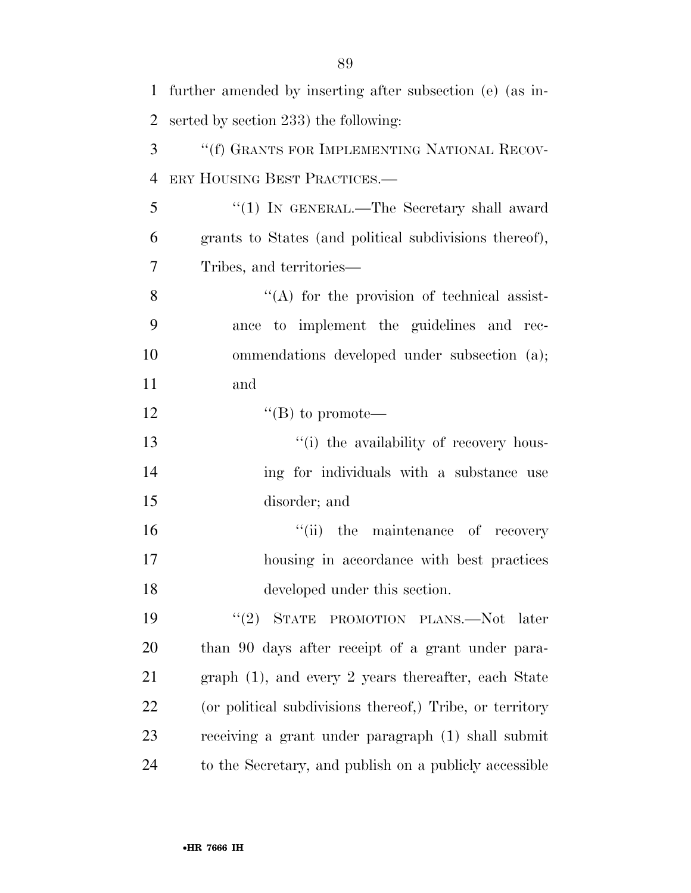further amended by inserting after subsection (e) (as inserted by section 233) the following:

"(f) GRANTS FOR IMPLEMENTING NATIONAL RECOVERY HOUSING BEST PRACTICES.—

"(1) IN GENERAL.—The Secretary shall award grants to States (and political subdivisions thereof), Tribes, and territories—

"(A) for the provision of technical assistance to implement the guidelines and recommendations developed under subsection (a); and

"(B) to promote—

"(i) the availability of recovery housing for individuals with a substance use disorder; and

"(ii) the maintenance of recovery housing in accordance with best practices developed under this section.

"(2) STATE PROMOTION PLANS.—Not later than 90 days after receipt of a grant under paragraph (1), and every 2 years thereafter, each State (or political subdivisions thereof,) Tribe, or territory receiving a grant under paragraph (1) shall submit to the Secretary, and publish on a publicly accessible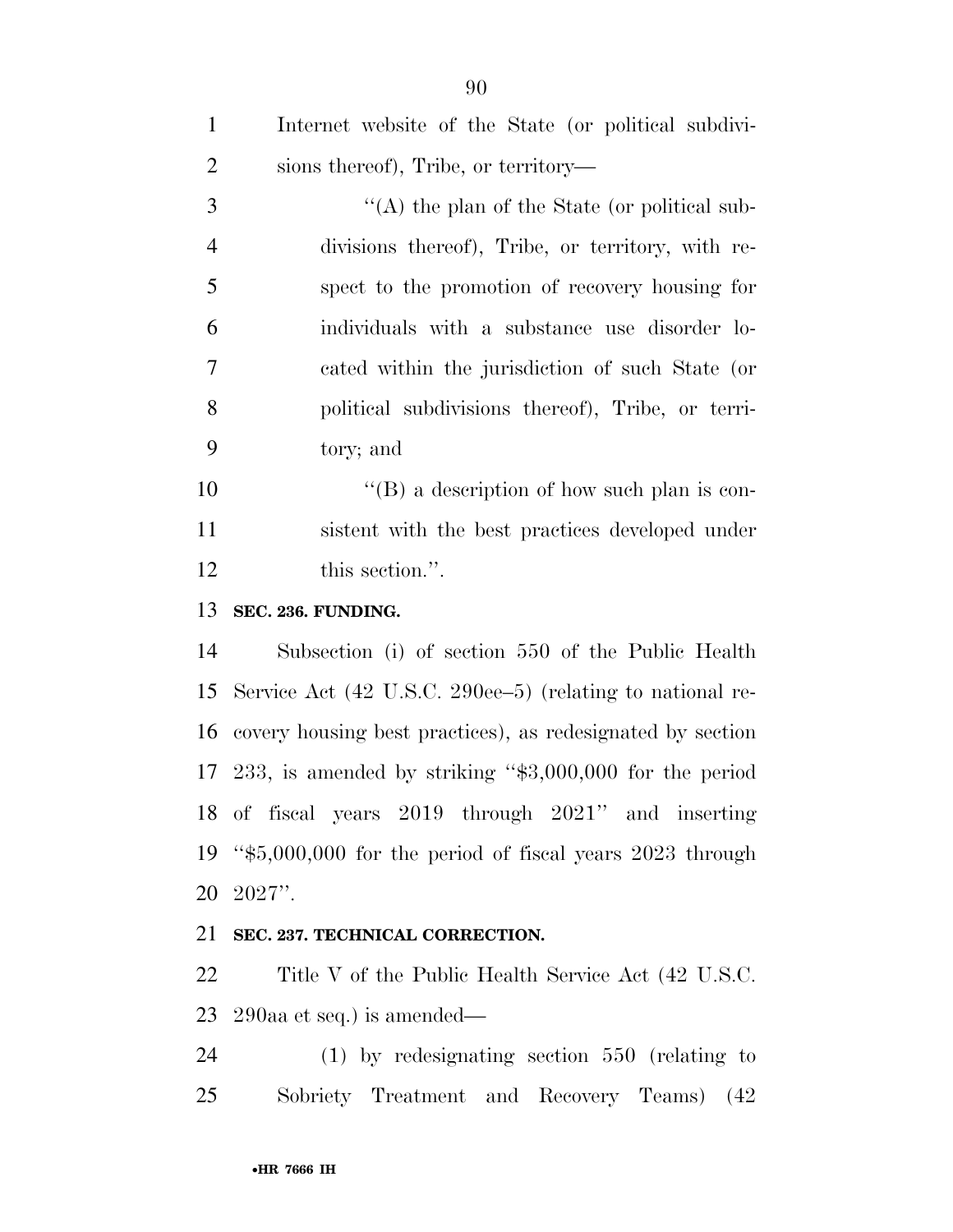Internet website of the State (or political subdivisions thereof), Tribe, or territory—

"(A) the plan of the State (or political subdivisions thereof), Tribe, or territory, with respect to the promotion of recovery housing for individuals with a substance use disorder located within the jurisdiction of such State (or political subdivisions thereof), Tribe, or territory; and

"(B) a description of how such plan is consistent with the best practices developed under this section.".

**SEC. 236. FUNDING.**

Subsection (i) of section 550 of the Public Health Service Act (42 U.S.C. 290ee–5) (relating to national recovery housing best practices), as redesignated by section 233, is amended by striking "$3,000,000 for the period of fiscal years 2019 through 2021" and inserting "$5,000,000 for the period of fiscal years 2023 through 2027".

**SEC. 237. TECHNICAL CORRECTION.**

Title V of the Public Health Service Act (42 U.S.C. 290aa et seq.) is amended—

(1) by redesignating section 550 (relating to Sobriety Treatment and Recovery Teams) (42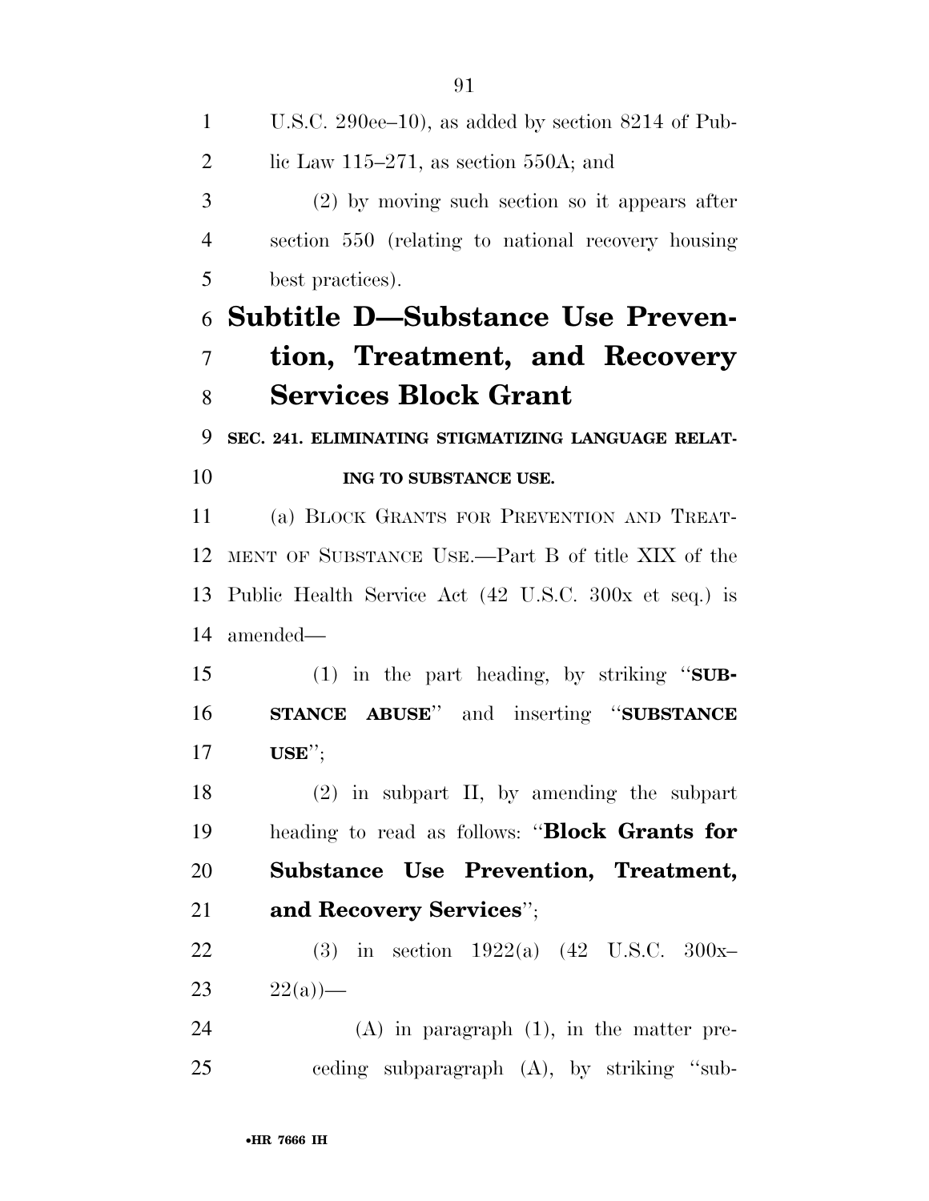U.S.C. 290ee–10), as added by section 8214 of Public Law 115–271, as section 550A; and

(2) by moving such section so it appears after section 550 (relating to national recovery housing best practices).

## Subtitle D—Substance Use Prevention, Treatment, and Recovery Services Block Grant

### SEC. 241. ELIMINATING STIGMATIZING LANGUAGE RELATING TO SUBSTANCE USE.

(a) BLOCK GRANTS FOR PREVENTION AND TREATMENT OF SUBSTANCE USE.—Part B of title XIX of the Public Health Service Act (42 U.S.C. 300x et seq.) is amended—

(1) in the part heading, by striking ''**SUBSTANCE ABUSE**'' and inserting ''**SUBSTANCE USE**'';

(2) in subpart II, by amending the subpart heading to read as follows: ''**Block Grants for Substance Use Prevention, Treatment, and Recovery Services**'';

(3) in section 1922(a) (42 U.S.C. 300x–22(a))—

(A) in paragraph (1), in the matter preceding subparagraph (A), by striking ''sub-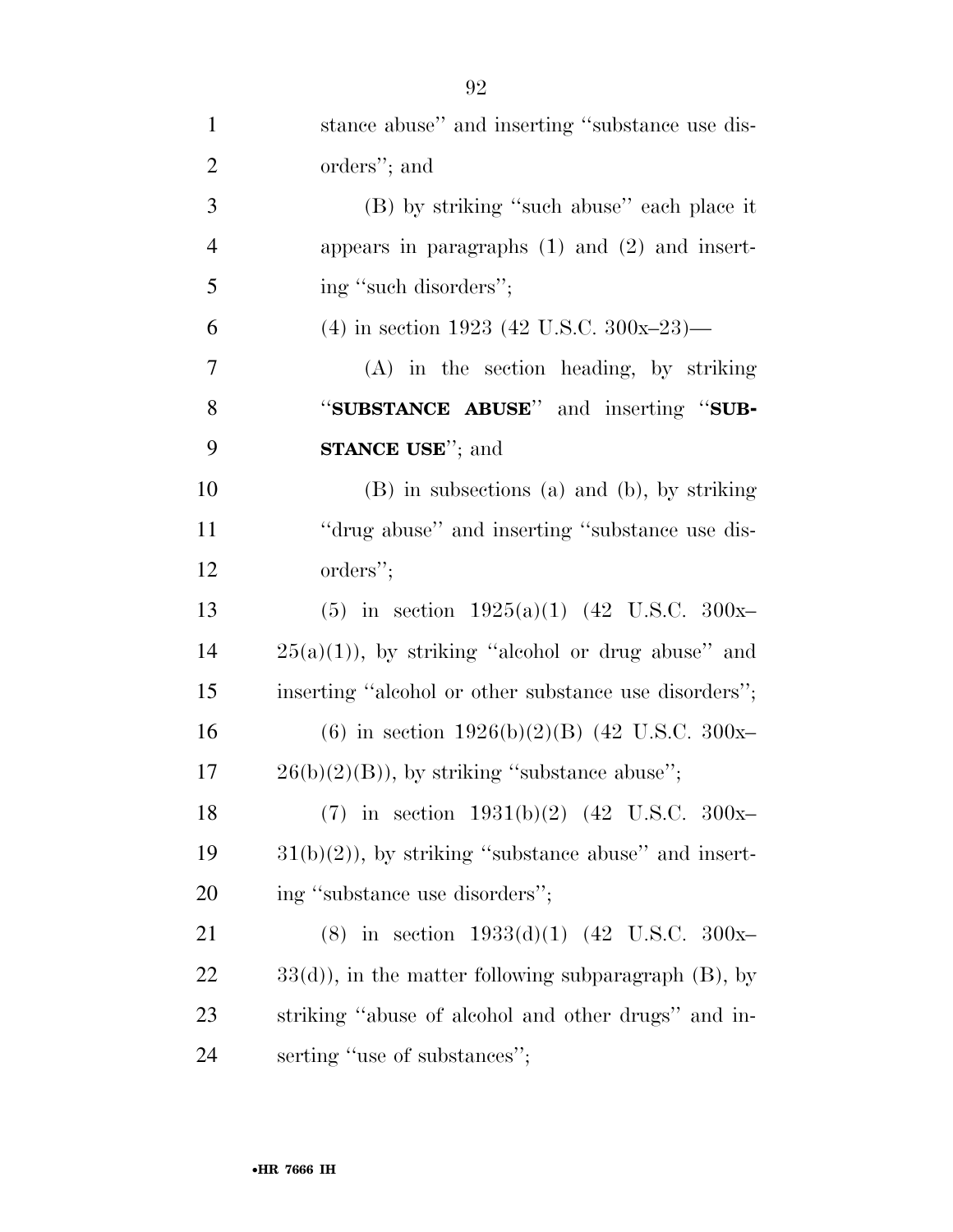stance abuse'' and inserting ''substance use disorders''; and

(B) by striking ''such abuse'' each place it appears in paragraphs (1) and (2) and inserting ''such disorders'';

(4) in section 1923 (42 U.S.C. 300x–23)—

(A) in the section heading, by striking ''**SUBSTANCE ABUSE**'' and inserting ''**SUBSTANCE USE**''; and

(B) in subsections (a) and (b), by striking ''drug abuse'' and inserting ''substance use disorders'';

(5) in section 1925(a)(1) (42 U.S.C. 300x–25(a)(1)), by striking ''alcohol or drug abuse'' and inserting ''alcohol or other substance use disorders'';

(6) in section 1926(b)(2)(B) (42 U.S.C. 300x–26(b)(2)(B)), by striking ''substance abuse'';

(7) in section 1931(b)(2) (42 U.S.C. 300x–31(b)(2)), by striking ''substance abuse'' and inserting ''substance use disorders'';

(8) in section 1933(d)(1) (42 U.S.C. 300x–33(d)), in the matter following subparagraph (B), by striking ''abuse of alcohol and other drugs'' and inserting ''use of substances'';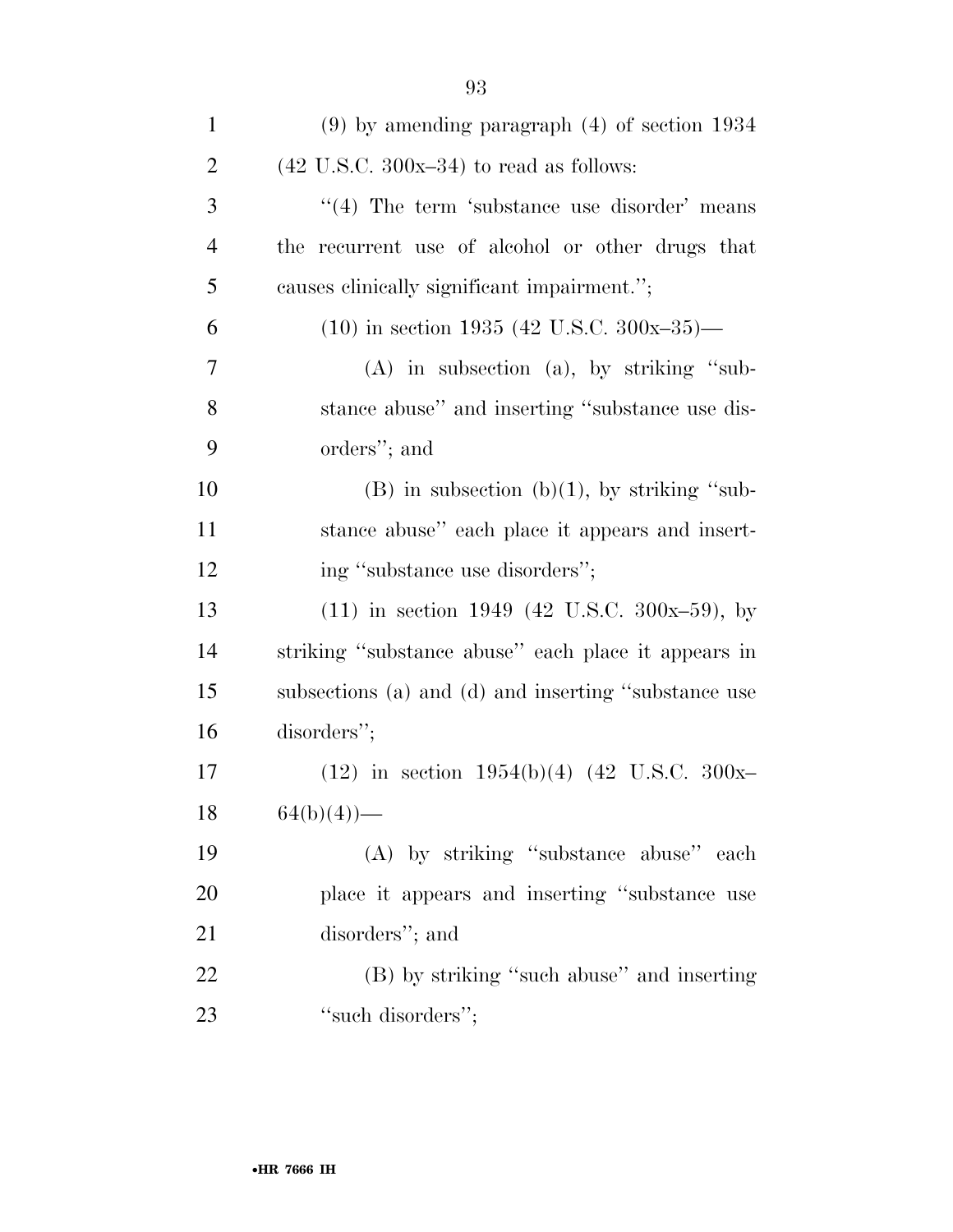(9) by amending paragraph (4) of section 1934 (42 U.S.C. 300x–34) to read as follows:

"(4) The term 'substance use disorder' means the recurrent use of alcohol or other drugs that causes clinically significant impairment.";

(10) in section 1935 (42 U.S.C. 300x–35)—

(A) in subsection (a), by striking "substance abuse" and inserting "substance use disorders"; and

(B) in subsection (b)(1), by striking "substance abuse" each place it appears and inserting "substance use disorders";

(11) in section 1949 (42 U.S.C. 300x–59), by striking "substance abuse" each place it appears in subsections (a) and (d) and inserting "substance use disorders";

(12) in section 1954(b)(4) (42 U.S.C. 300x–64(b)(4))—

(A) by striking "substance abuse" each place it appears and inserting "substance use disorders"; and

(B) by striking "such abuse" and inserting "such disorders";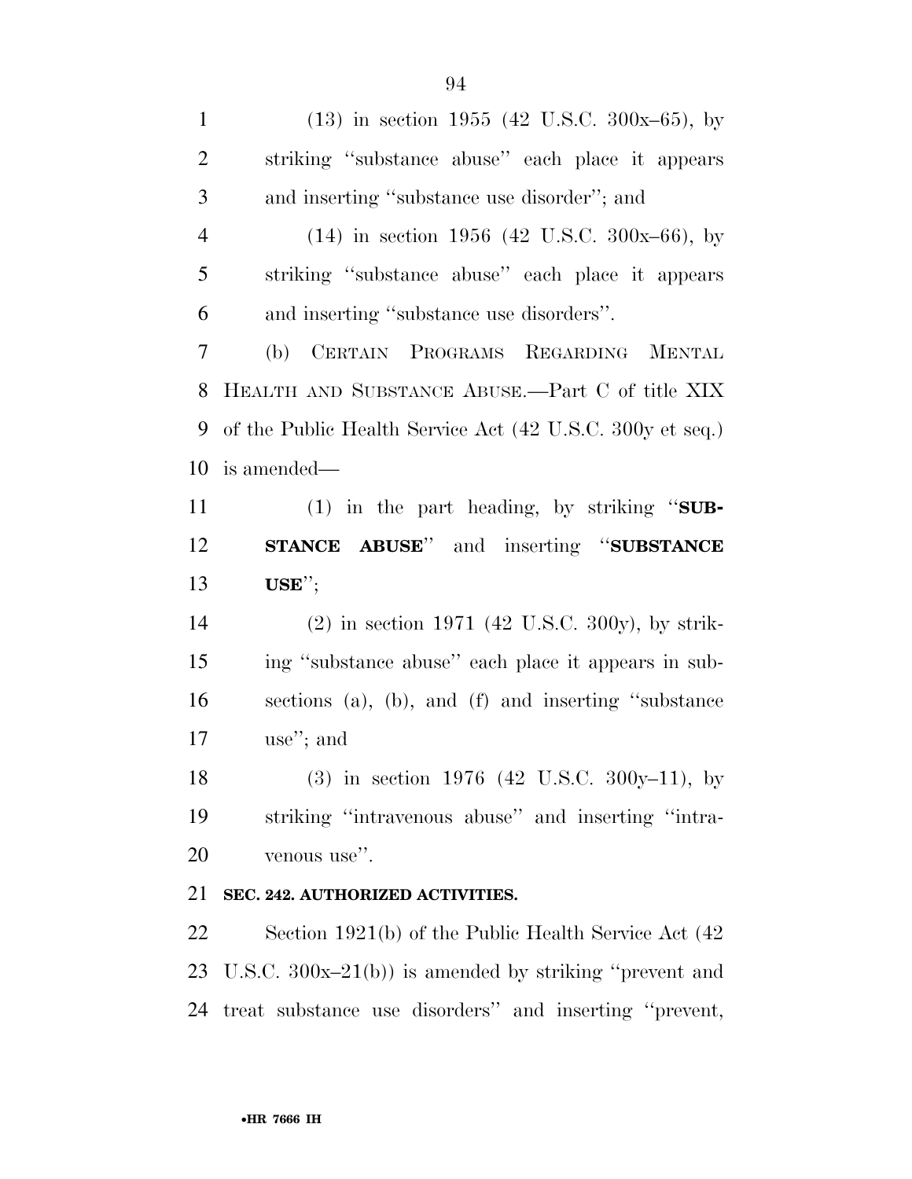(13) in section 1955 (42 U.S.C. 300x–65), by striking ''substance abuse'' each place it appears and inserting ''substance use disorder''; and

(14) in section 1956 (42 U.S.C. 300x–66), by striking ''substance abuse'' each place it appears and inserting ''substance use disorders''.

(b) CERTAIN PROGRAMS REGARDING MENTAL HEALTH AND SUBSTANCE ABUSE.—Part C of title XIX of the Public Health Service Act (42 U.S.C. 300y et seq.) is amended—

(1) in the part heading, by striking ''**SUBSTANCE ABUSE**'' and inserting ''**SUBSTANCE USE**'';

(2) in section 1971 (42 U.S.C. 300y), by striking ''substance abuse'' each place it appears in subsections (a), (b), and (f) and inserting ''substance use''; and

(3) in section 1976 (42 U.S.C. 300y–11), by striking ''intravenous abuse'' and inserting ''intravenous use''.

**SEC. 242. AUTHORIZED ACTIVITIES.**

Section 1921(b) of the Public Health Service Act (42 U.S.C. 300x–21(b)) is amended by striking ''prevent and treat substance use disorders'' and inserting ''prevent,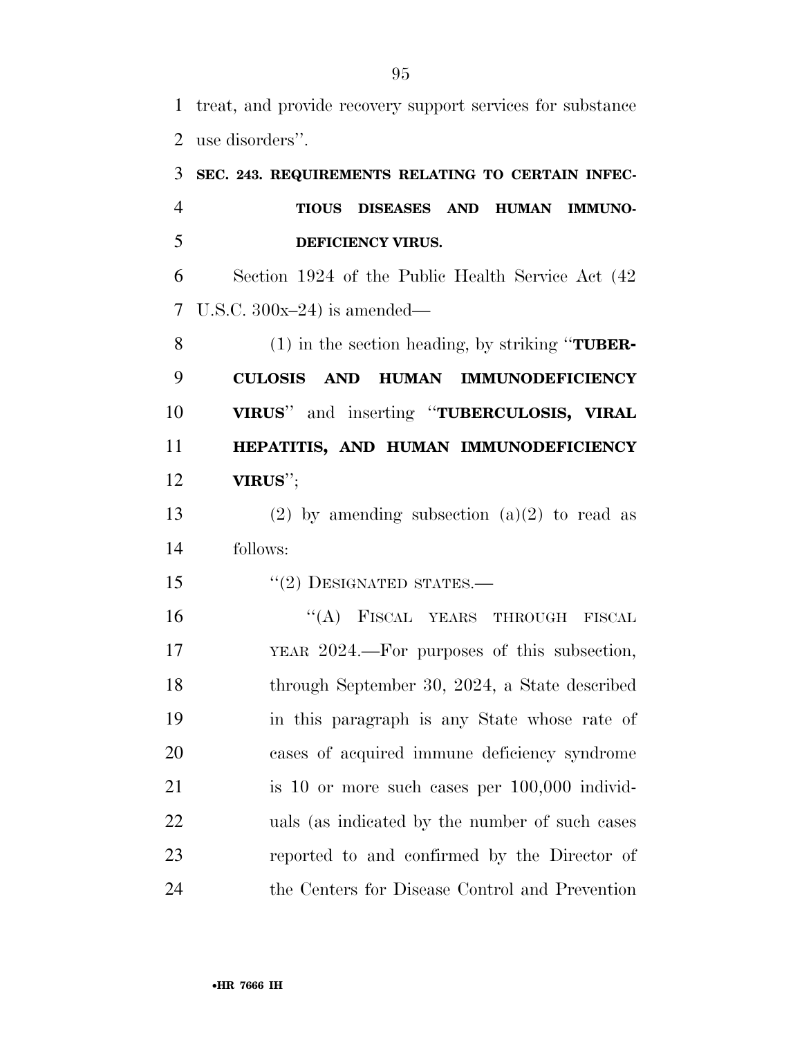treat, and provide recovery support services for substance use disorders''.

**SEC. 243. REQUIREMENTS RELATING TO CERTAIN INFECTIOUS DISEASES AND HUMAN IMMUNODEFICIENCY VIRUS.**

Section 1924 of the Public Health Service Act (42 U.S.C. 300x–24) is amended—

(1) in the section heading, by striking ''**TUBERCULOSIS AND HUMAN IMMUNODEFICIENCY VIRUS**'' and inserting ''**TUBERCULOSIS, VIRAL HEPATITIS, AND HUMAN IMMUNODEFICIENCY VIRUS**'';

(2) by amending subsection (a)(2) to read as follows:

''(2) DESIGNATED STATES.—

''(A) FISCAL YEARS THROUGH FISCAL YEAR 2024.—For purposes of this subsection, through September 30, 2024, a State described in this paragraph is any State whose rate of cases of acquired immune deficiency syndrome is 10 or more such cases per 100,000 individuals (as indicated by the number of such cases reported to and confirmed by the Director of the Centers for Disease Control and Prevention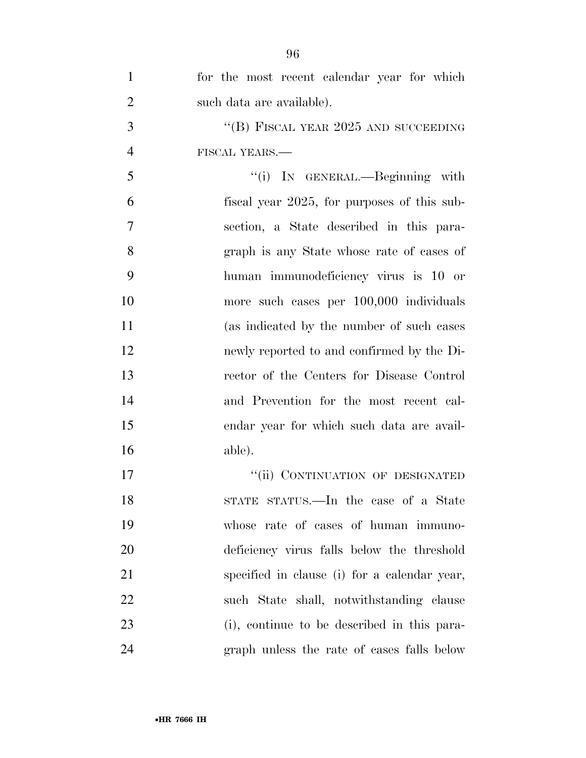for the most recent calendar year for which such data are available).

"(B) FISCAL YEAR 2025 AND SUCCEEDING FISCAL YEARS.—

"(i) IN GENERAL.—Beginning with fiscal year 2025, for purposes of this subsection, a State described in this paragraph is any State whose rate of cases of human immunodeficiency virus is 10 or more such cases per 100,000 individuals (as indicated by the number of such cases newly reported to and confirmed by the Director of the Centers for Disease Control and Prevention for the most recent calendar year for which such data are available).

"(ii) CONTINUATION OF DESIGNATED STATE STATUS.—In the case of a State whose rate of cases of human immunodeficiency virus falls below the threshold specified in clause (i) for a calendar year, such State shall, notwithstanding clause (i), continue to be described in this paragraph unless the rate of cases falls below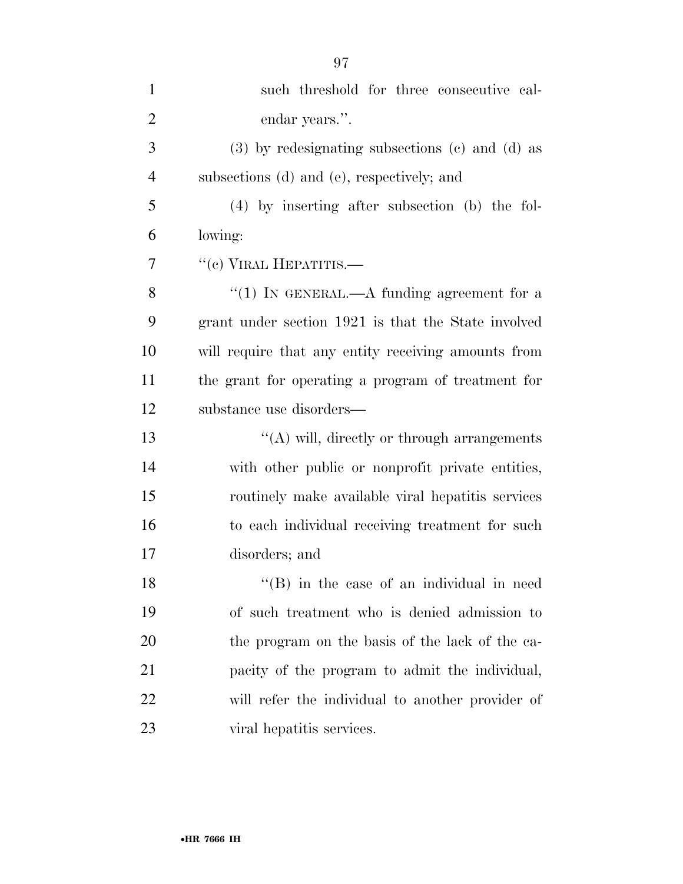such threshold for three consecutive calendar years.''.

(3) by redesignating subsections (c) and (d) as subsections (d) and (e), respectively; and

(4) by inserting after subsection (b) the following:

''(c) VIRAL HEPATITIS.—

''(1) IN GENERAL.—A funding agreement for a grant under section 1921 is that the State involved will require that any entity receiving amounts from the grant for operating a program of treatment for substance use disorders—

''(A) will, directly or through arrangements with other public or nonprofit private entities, routinely make available viral hepatitis services to each individual receiving treatment for such disorders; and

''(B) in the case of an individual in need of such treatment who is denied admission to the program on the basis of the lack of the capacity of the program to admit the individual, will refer the individual to another provider of viral hepatitis services.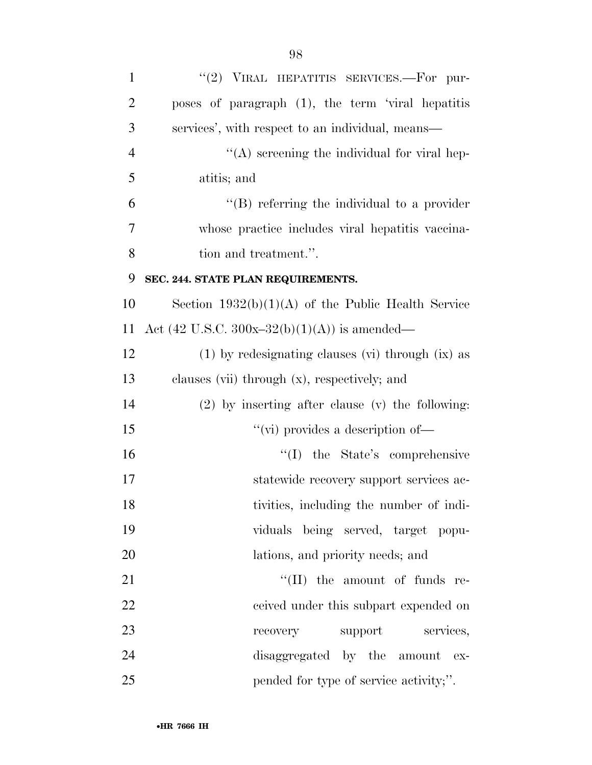"(2) VIRAL HEPATITIS SERVICES.—For purposes of paragraph (1), the term 'viral hepatitis services', with respect to an individual, means—

"(A) screening the individual for viral hepatitis; and

"(B) referring the individual to a provider whose practice includes viral hepatitis vaccination and treatment.".

**SEC. 244. STATE PLAN REQUIREMENTS.**

Section 1932(b)(1)(A) of the Public Health Service Act (42 U.S.C. 300x–32(b)(1)(A)) is amended—

(1) by redesignating clauses (vi) through (ix) as clauses (vii) through (x), respectively; and

(2) by inserting after clause (v) the following:

"(vi) provides a description of—

"(I) the State's comprehensive statewide recovery support services activities, including the number of individuals being served, target populations, and priority needs; and

"(II) the amount of funds received under this subpart expended on recovery support services, disaggregated by the amount expended for type of service activity;".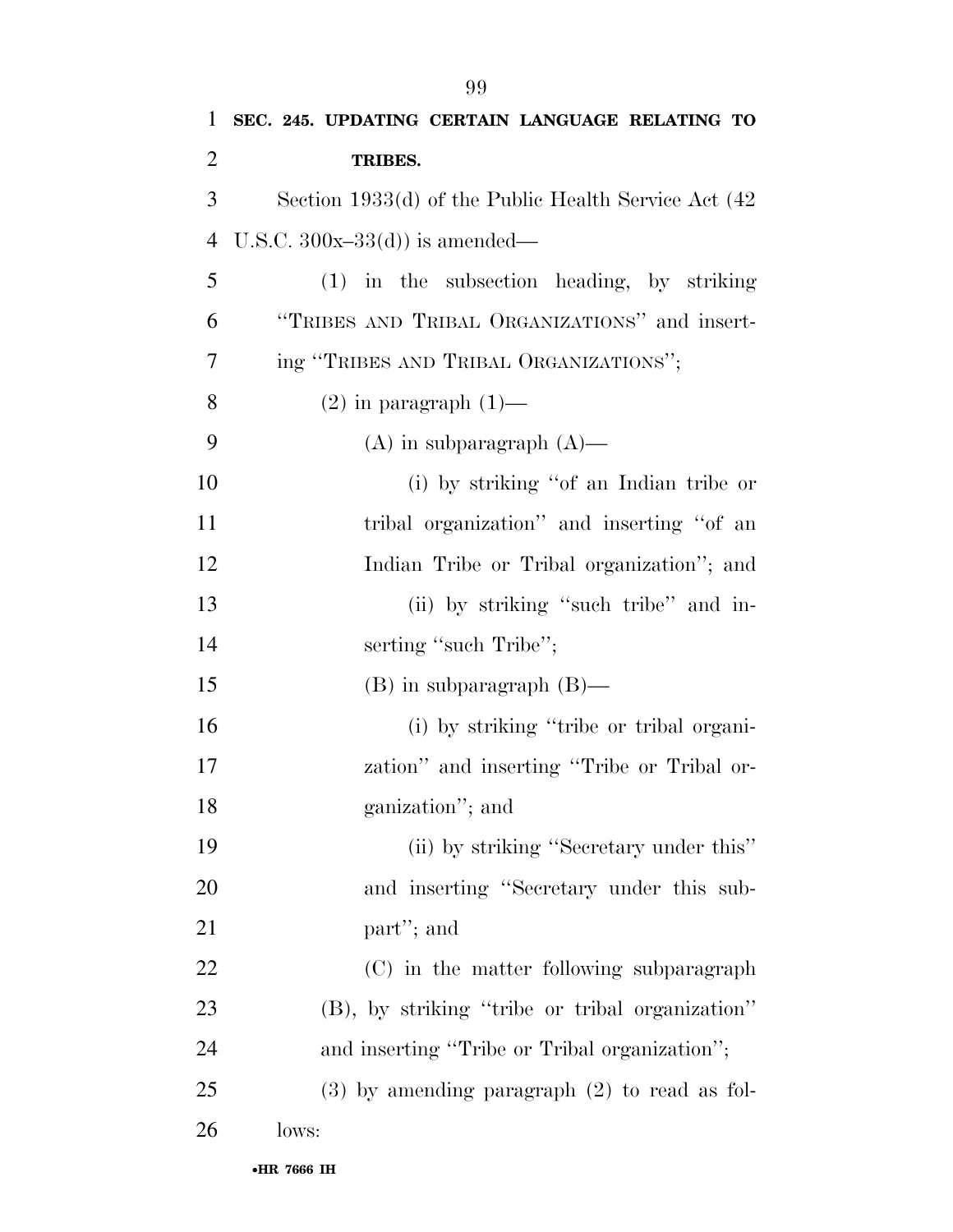**SEC. 245. UPDATING CERTAIN LANGUAGE RELATING TO TRIBES.**

Section 1933(d) of the Public Health Service Act (42 U.S.C. 300x–33(d)) is amended—

(1) in the subsection heading, by striking "TRIBES AND TRIBAL ORGANIZATIONS" and inserting "TRIBES AND TRIBAL ORGANIZATIONS";

(2) in paragraph (1)—

(A) in subparagraph (A)—

(i) by striking "of an Indian tribe or tribal organization" and inserting "of an Indian Tribe or Tribal organization"; and

(ii) by striking "such tribe" and inserting "such Tribe";

(B) in subparagraph (B)—

(i) by striking "tribe or tribal organization" and inserting "Tribe or Tribal organization"; and

(ii) by striking "Secretary under this" and inserting "Secretary under this subpart"; and

(C) in the matter following subparagraph (B), by striking "tribe or tribal organization" and inserting "Tribe or Tribal organization";

(3) by amending paragraph (2) to read as follows: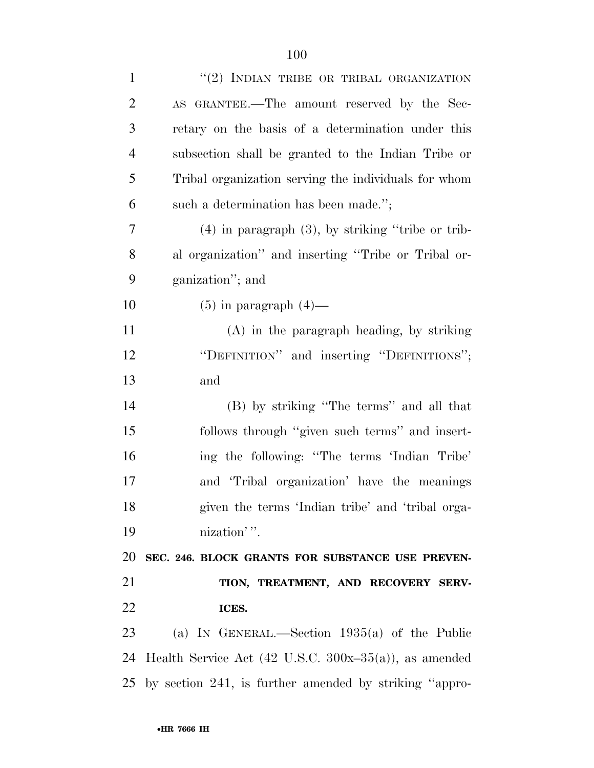"(2) INDIAN TRIBE OR TRIBAL ORGANIZATION AS GRANTEE.—The amount reserved by the Secretary on the basis of a determination under this subsection shall be granted to the Indian Tribe or Tribal organization serving the individuals for whom such a determination has been made.";

(4) in paragraph (3), by striking "tribe or tribal organization" and inserting "Tribe or Tribal organization"; and

(5) in paragraph (4)—

(A) in the paragraph heading, by striking "DEFINITION" and inserting "DEFINITIONS"; and

(B) by striking "The terms" and all that follows through "given such terms" and inserting the following: "The terms 'Indian Tribe' and 'Tribal organization' have the meanings given the terms 'Indian tribe' and 'tribal organization' ".

**SEC. 246. BLOCK GRANTS FOR SUBSTANCE USE PREVENTION, TREATMENT, AND RECOVERY SERVICES.**

(a) IN GENERAL.—Section 1935(a) of the Public Health Service Act (42 U.S.C. 300x–35(a)), as amended by section 241, is further amended by striking "appro-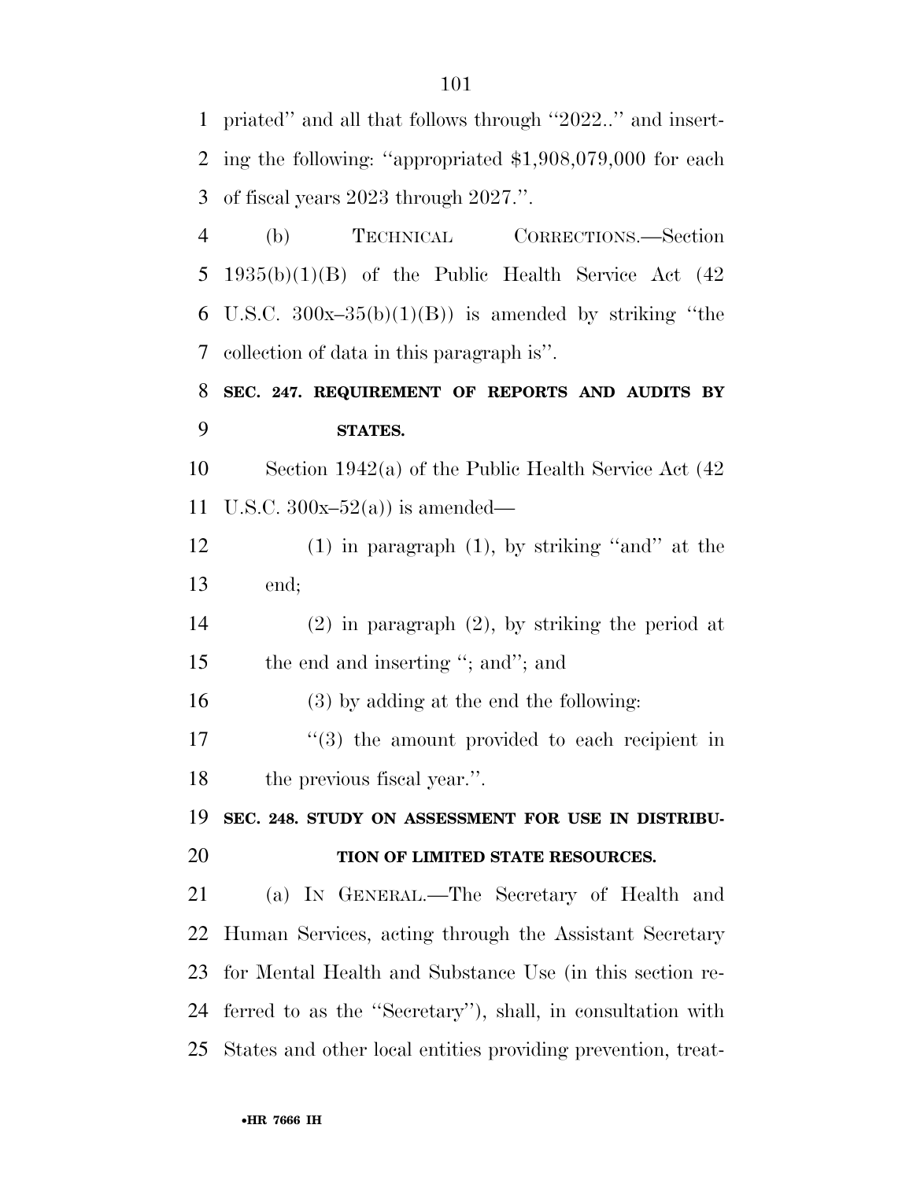priated'' and all that follows through ''2022..'' and inserting the following: ''appropriated $1,908,079,000 for each of fiscal years 2023 through 2027.''.

(b) TECHNICAL CORRECTIONS.—Section 1935(b)(1)(B) of the Public Health Service Act (42 U.S.C. 300x–35(b)(1)(B)) is amended by striking ''the collection of data in this paragraph is''.

**SEC. 247. REQUIREMENT OF REPORTS AND AUDITS BY STATES.**

Section 1942(a) of the Public Health Service Act (42 U.S.C. 300x–52(a)) is amended—

(1) in paragraph (1), by striking ''and'' at the end;

(2) in paragraph (2), by striking the period at the end and inserting ''; and''; and

(3) by adding at the end the following:

''(3) the amount provided to each recipient in the previous fiscal year.''.

**SEC. 248. STUDY ON ASSESSMENT FOR USE IN DISTRIBUTION OF LIMITED STATE RESOURCES.**

(a) IN GENERAL.—The Secretary of Health and Human Services, acting through the Assistant Secretary for Mental Health and Substance Use (in this section referred to as the ''Secretary''), shall, in consultation with States and other local entities providing prevention, treat-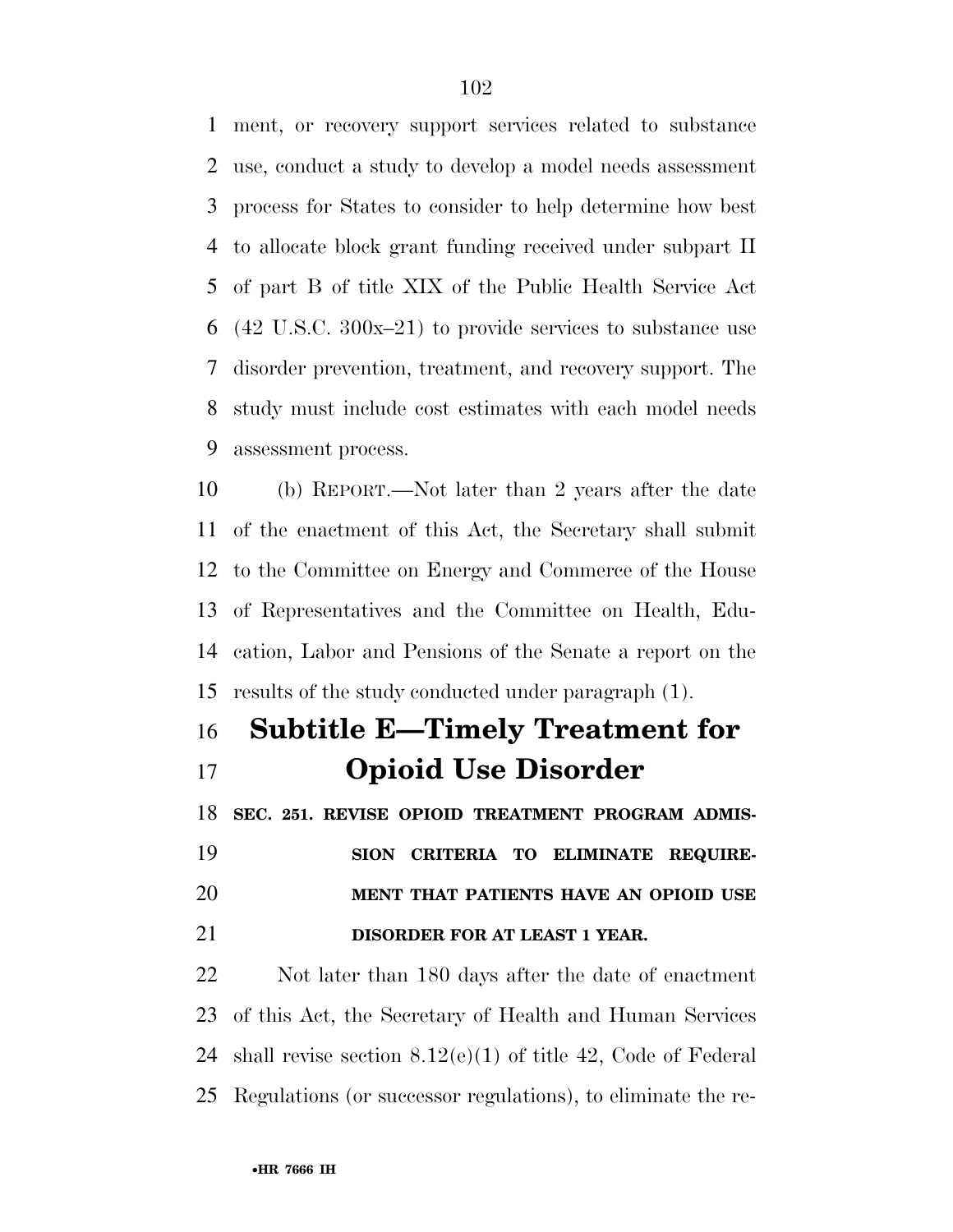ment, or recovery support services related to substance use, conduct a study to develop a model needs assessment process for States to consider to help determine how best to allocate block grant funding received under subpart II of part B of title XIX of the Public Health Service Act (42 U.S.C. 300x–21) to provide services to substance use disorder prevention, treatment, and recovery support. The study must include cost estimates with each model needs assessment process.

(b) REPORT.—Not later than 2 years after the date of the enactment of this Act, the Secretary shall submit to the Committee on Energy and Commerce of the House of Representatives and the Committee on Health, Education, Labor and Pensions of the Senate a report on the results of the study conducted under paragraph (1).

## Subtitle E—Timely Treatment for Opioid Use Disorder

**SEC. 251. REVISE OPIOID TREATMENT PROGRAM ADMISSION CRITERIA TO ELIMINATE REQUIREMENT THAT PATIENTS HAVE AN OPIOID USE DISORDER FOR AT LEAST 1 YEAR.**

Not later than 180 days after the date of enactment of this Act, the Secretary of Health and Human Services shall revise section 8.12(e)(1) of title 42, Code of Federal Regulations (or successor regulations), to eliminate the re-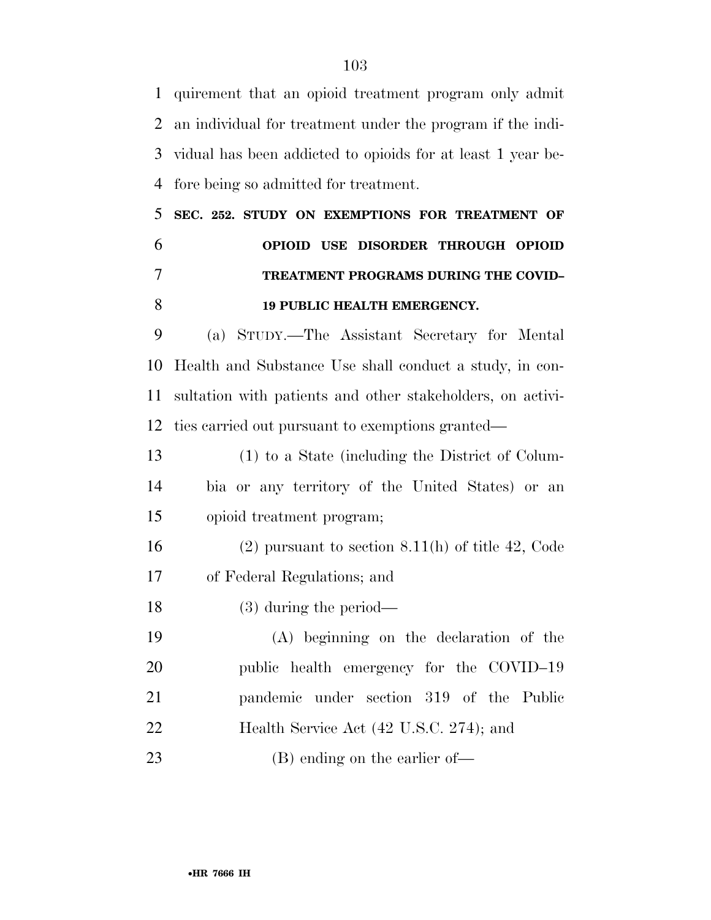quirement that an opioid treatment program only admit an individual for treatment under the program if the individual has been addicted to opioids for at least 1 year before being so admitted for treatment.

### SEC. 252. STUDY ON EXEMPTIONS FOR TREATMENT OF OPIOID USE DISORDER THROUGH OPIOID TREATMENT PROGRAMS DURING THE COVID–19 PUBLIC HEALTH EMERGENCY.

(a) STUDY.—The Assistant Secretary for Mental Health and Substance Use shall conduct a study, in consultation with patients and other stakeholders, on activities carried out pursuant to exemptions granted—

(1) to a State (including the District of Columbia or any territory of the United States) or an opioid treatment program;

(2) pursuant to section 8.11(h) of title 42, Code of Federal Regulations; and

(3) during the period—

(A) beginning on the declaration of the public health emergency for the COVID–19 pandemic under section 319 of the Public Health Service Act (42 U.S.C. 274); and

(B) ending on the earlier of—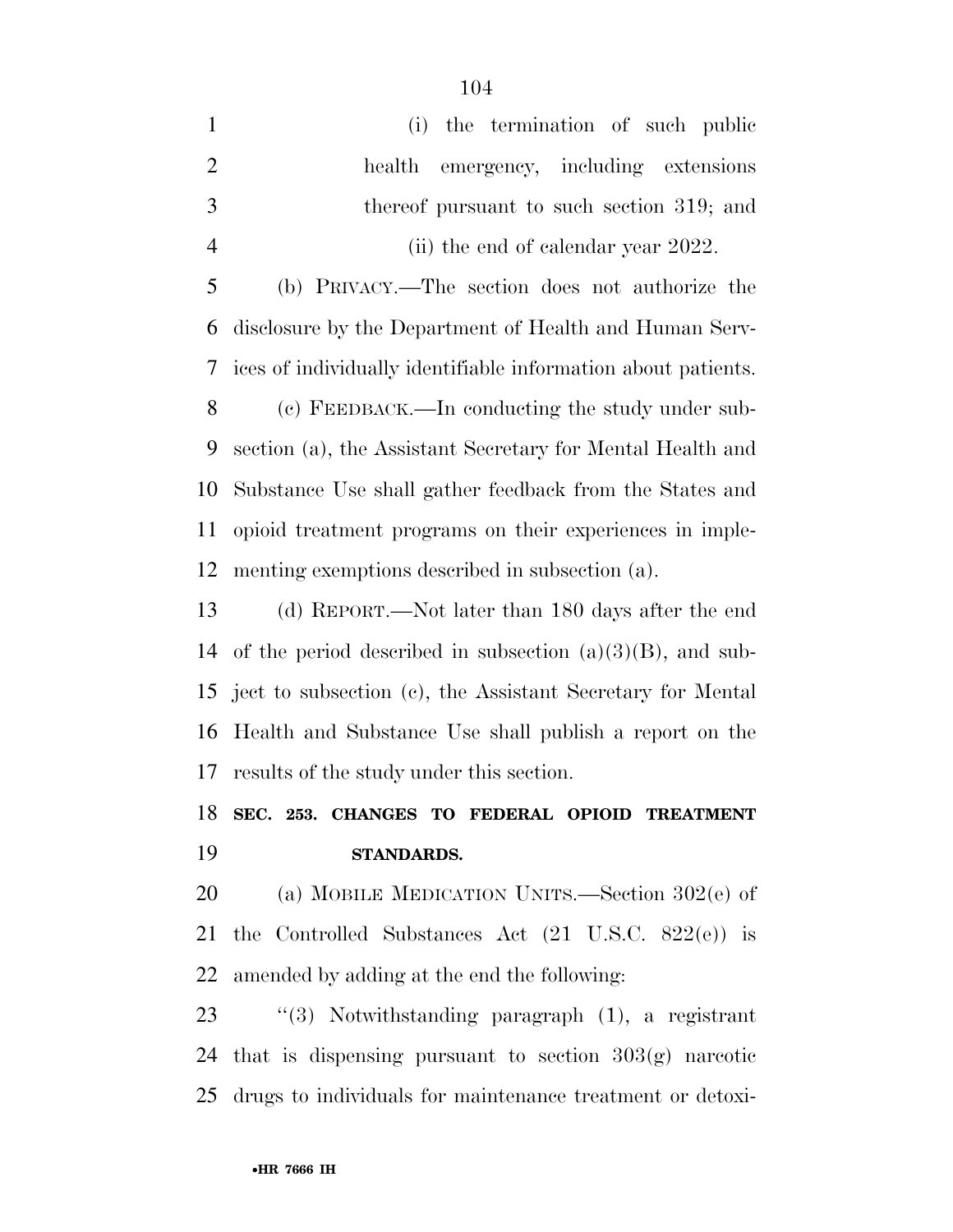(i) the termination of such public health emergency, including extensions thereof pursuant to such section 319; and

(ii) the end of calendar year 2022.

(b) PRIVACY.—The section does not authorize the disclosure by the Department of Health and Human Services of individually identifiable information about patients.

(c) FEEDBACK.—In conducting the study under subsection (a), the Assistant Secretary for Mental Health and Substance Use shall gather feedback from the States and opioid treatment programs on their experiences in implementing exemptions described in subsection (a).

(d) REPORT.—Not later than 180 days after the end of the period described in subsection (a)(3)(B), and subject to subsection (c), the Assistant Secretary for Mental Health and Substance Use shall publish a report on the results of the study under this section.

**SEC. 253. CHANGES TO FEDERAL OPIOID TREATMENT STANDARDS.**

(a) MOBILE MEDICATION UNITS.—Section 302(e) of the Controlled Substances Act (21 U.S.C. 822(e)) is amended by adding at the end the following:

''(3) Notwithstanding paragraph (1), a registrant that is dispensing pursuant to section 303(g) narcotic drugs to individuals for maintenance treatment or detoxi-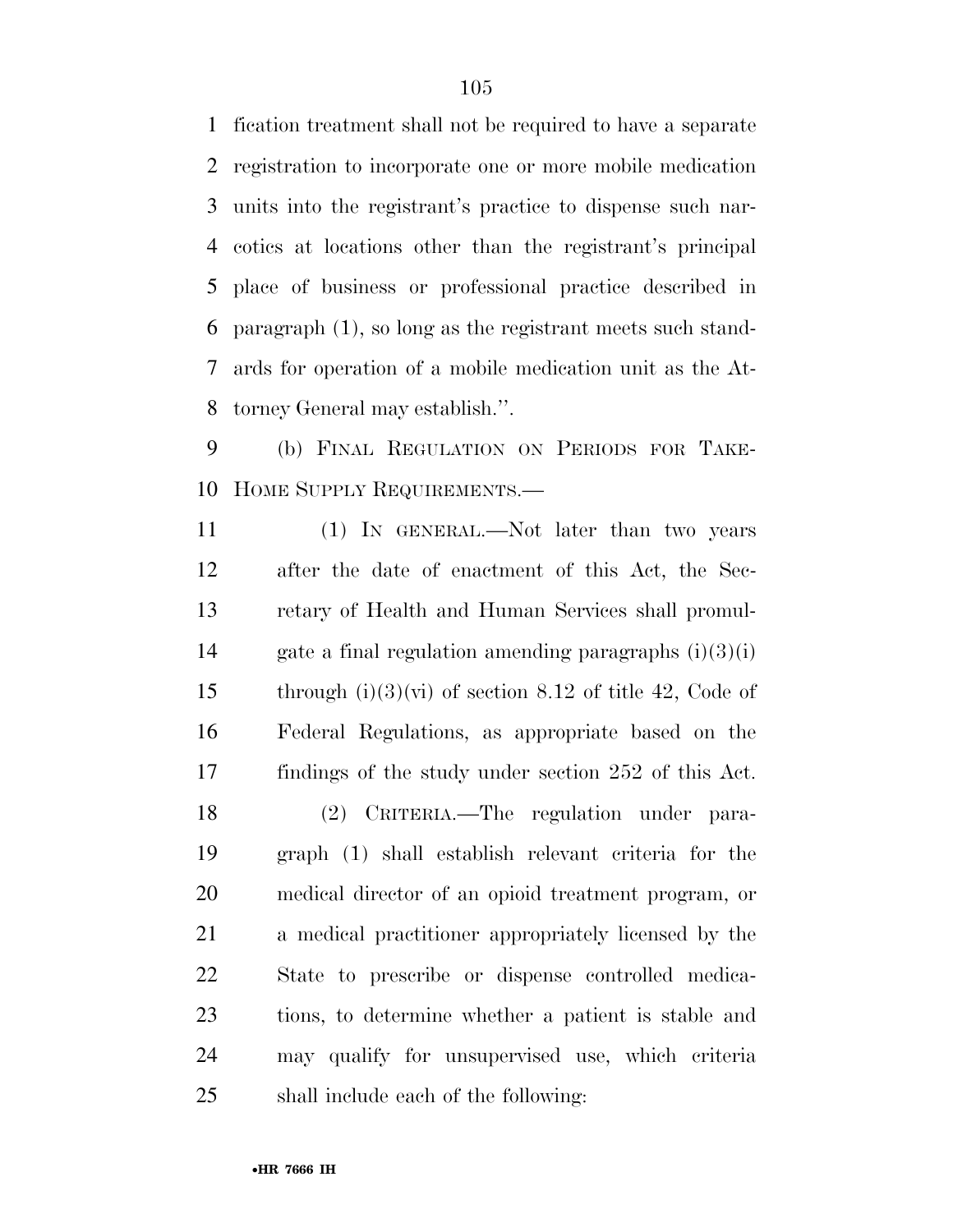fication treatment shall not be required to have a separate registration to incorporate one or more mobile medication units into the registrant's practice to dispense such narcotics at locations other than the registrant's principal place of business or professional practice described in paragraph (1), so long as the registrant meets such standards for operation of a mobile medication unit as the Attorney General may establish.''.

(b) FINAL REGULATION ON PERIODS FOR TAKE-HOME SUPPLY REQUIREMENTS.—

(1) IN GENERAL.—Not later than two years after the date of enactment of this Act, the Secretary of Health and Human Services shall promulgate a final regulation amending paragraphs (i)(3)(i) through (i)(3)(vi) of section 8.12 of title 42, Code of Federal Regulations, as appropriate based on the findings of the study under section 252 of this Act.

(2) CRITERIA.—The regulation under paragraph (1) shall establish relevant criteria for the medical director of an opioid treatment program, or a medical practitioner appropriately licensed by the State to prescribe or dispense controlled medications, to determine whether a patient is stable and may qualify for unsupervised use, which criteria shall include each of the following: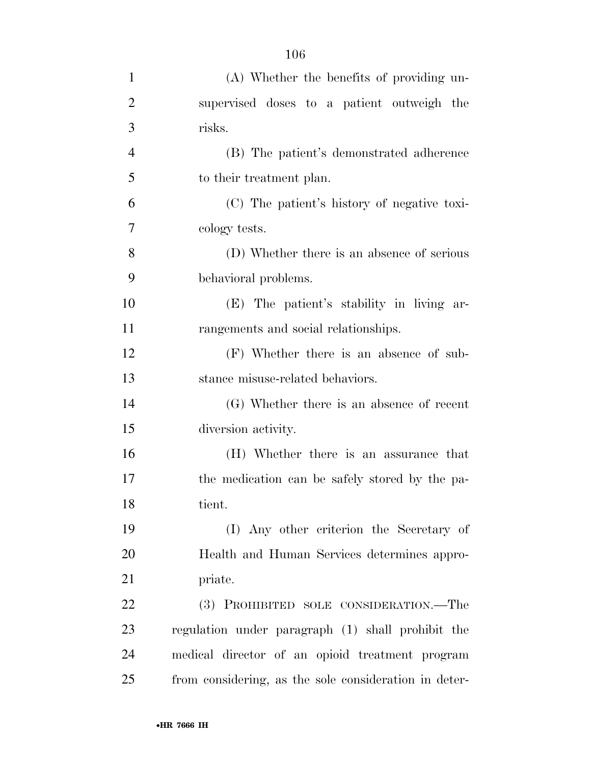(A) Whether the benefits of providing unsupervised doses to a patient outweigh the risks.

(B) The patient's demonstrated adherence to their treatment plan.

(C) The patient's history of negative toxicology tests.

(D) Whether there is an absence of serious behavioral problems.

(E) The patient's stability in living arrangements and social relationships.

(F) Whether there is an absence of substance misuse-related behaviors.

(G) Whether there is an absence of recent diversion activity.

(H) Whether there is an assurance that the medication can be safely stored by the patient.

(I) Any other criterion the Secretary of Health and Human Services determines appropriate.

(3) PROHIBITED SOLE CONSIDERATION.—The regulation under paragraph (1) shall prohibit the medical director of an opioid treatment program from considering, as the sole consideration in deter-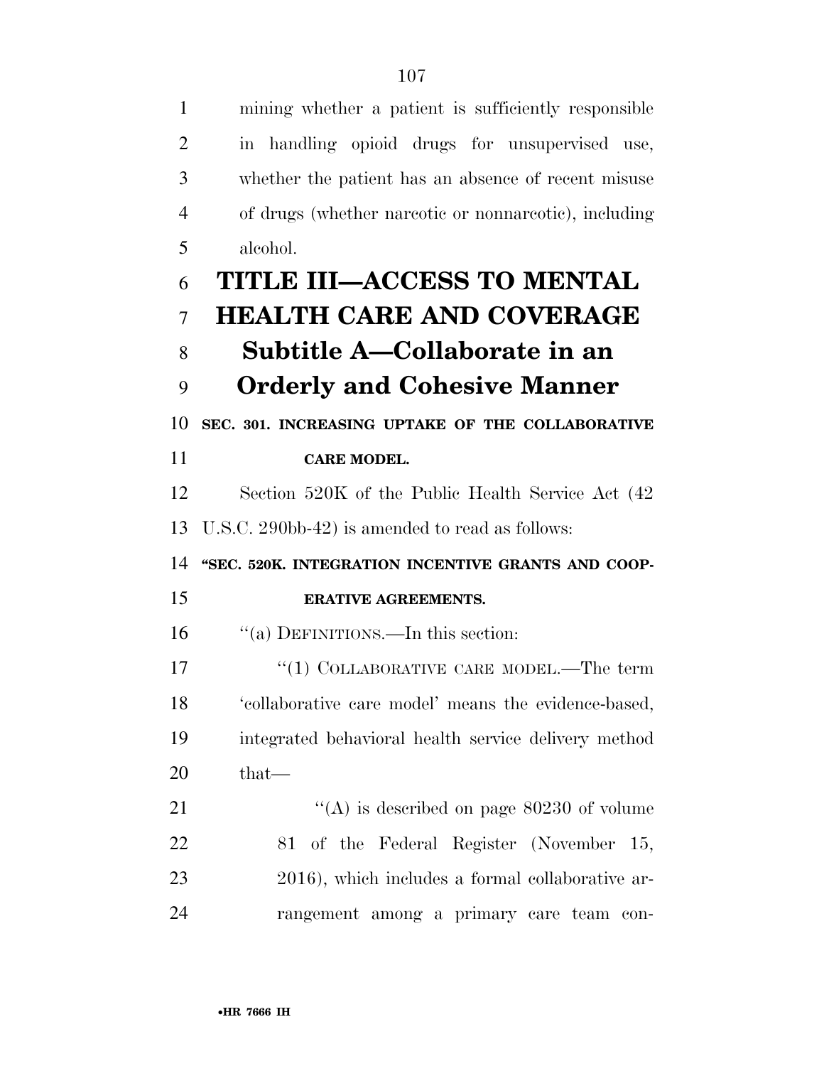mining whether a patient is sufficiently responsible in handling opioid drugs for unsupervised use, whether the patient has an absence of recent misuse of drugs (whether narcotic or nonnarcotic), including alcohol.

# TITLE III—ACCESS TO MENTAL HEALTH CARE AND COVERAGE

## Subtitle A—Collaborate in an Orderly and Cohesive Manner

### SEC. 301. INCREASING UPTAKE OF THE COLLABORATIVE CARE MODEL.

Section 520K of the Public Health Service Act (42 U.S.C. 290bb-42) is amended to read as follows:

**"SEC. 520K. INTEGRATION INCENTIVE GRANTS AND COOPERATIVE AGREEMENTS.**

"(a) DEFINITIONS.—In this section:

"(1) COLLABORATIVE CARE MODEL.—The term 'collaborative care model' means the evidence-based, integrated behavioral health service delivery method that—

"(A) is described on page 80230 of volume 81 of the Federal Register (November 15, 2016), which includes a formal collaborative arrangement among a primary care team con-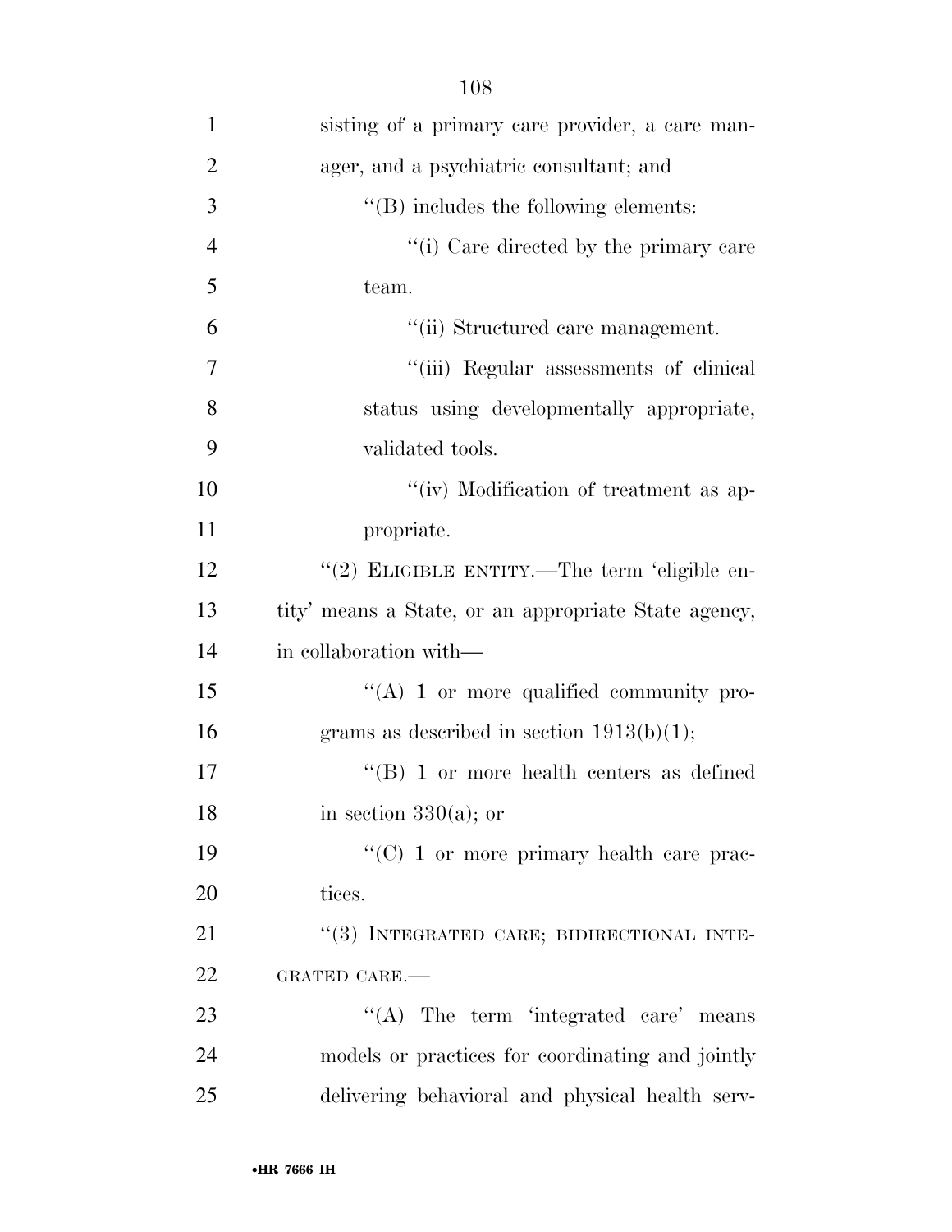sisting of a primary care provider, a care manager, and a psychiatric consultant; and

''(B) includes the following elements:

''(i) Care directed by the primary care team.

''(ii) Structured care management.

''(iii) Regular assessments of clinical status using developmentally appropriate, validated tools.

''(iv) Modification of treatment as appropriate.

''(2) ELIGIBLE ENTITY.—The term 'eligible entity' means a State, or an appropriate State agency, in collaboration with—

''(A) 1 or more qualified community programs as described in section 1913(b)(1);

''(B) 1 or more health centers as defined in section 330(a); or

''(C) 1 or more primary health care practices.

''(3) INTEGRATED CARE; BIDIRECTIONAL INTEGRATED CARE.—

''(A) The term 'integrated care' means models or practices for coordinating and jointly delivering behavioral and physical health serv-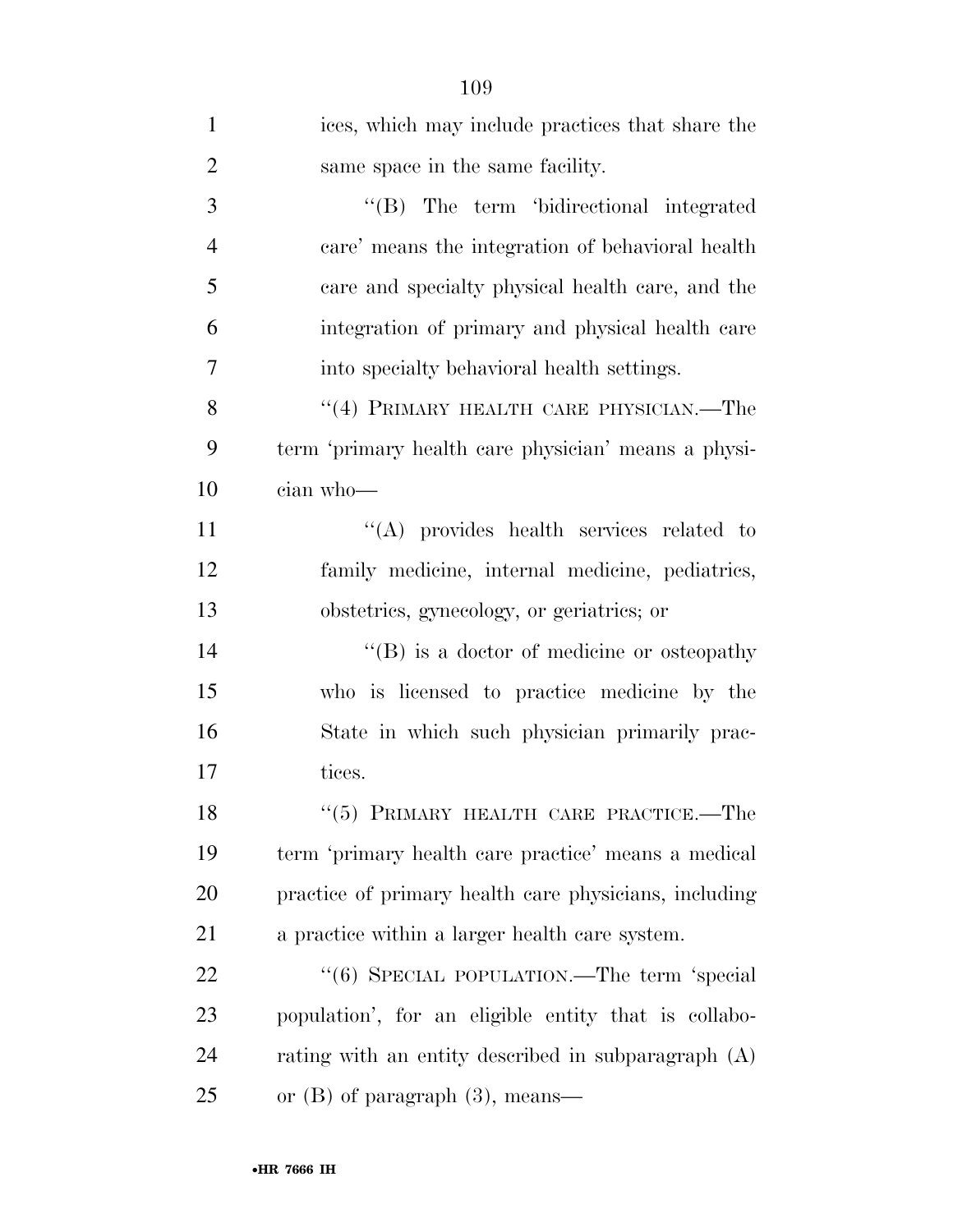ices, which may include practices that share the same space in the same facility.

''(B) The term 'bidirectional integrated care' means the integration of behavioral health care and specialty physical health care, and the integration of primary and physical health care into specialty behavioral health settings.

''(4) PRIMARY HEALTH CARE PHYSICIAN.—The term 'primary health care physician' means a physician who—

''(A) provides health services related to family medicine, internal medicine, pediatrics, obstetrics, gynecology, or geriatrics; or

''(B) is a doctor of medicine or osteopathy who is licensed to practice medicine by the State in which such physician primarily practices.

''(5) PRIMARY HEALTH CARE PRACTICE.—The term 'primary health care practice' means a medical practice of primary health care physicians, including a practice within a larger health care system.

''(6) SPECIAL POPULATION.—The term 'special population', for an eligible entity that is collaborating with an entity described in subparagraph (A) or (B) of paragraph (3), means—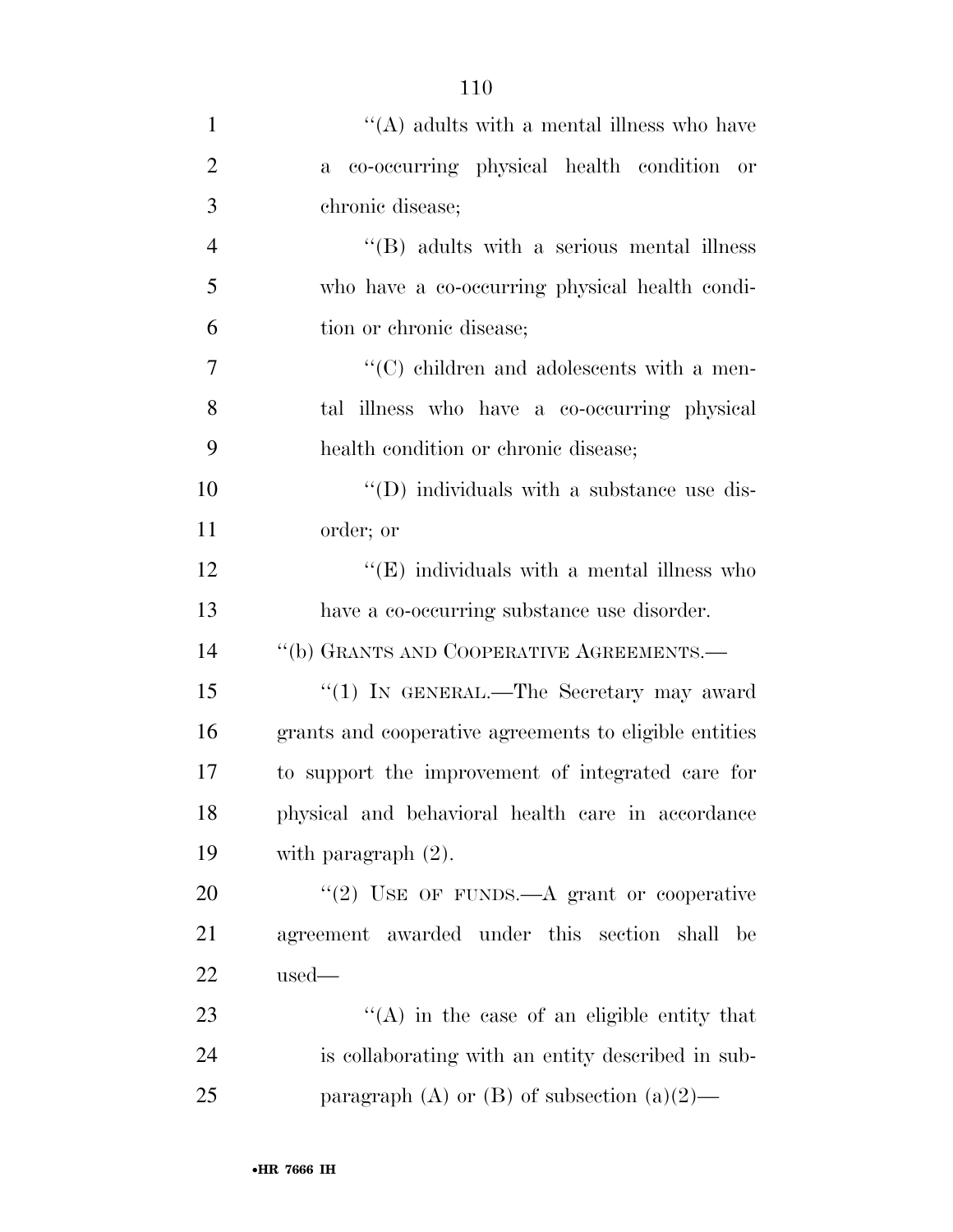''(A) adults with a mental illness who have a co-occurring physical health condition or chronic disease;

''(B) adults with a serious mental illness who have a co-occurring physical health condition or chronic disease;

''(C) children and adolescents with a mental illness who have a co-occurring physical health condition or chronic disease;

''(D) individuals with a substance use disorder; or

''(E) individuals with a mental illness who have a co-occurring substance use disorder.

''(b) GRANTS AND COOPERATIVE AGREEMENTS.—

''(1) IN GENERAL.—The Secretary may award grants and cooperative agreements to eligible entities to support the improvement of integrated care for physical and behavioral health care in accordance with paragraph (2).

''(2) USE OF FUNDS.—A grant or cooperative agreement awarded under this section shall be used—

''(A) in the case of an eligible entity that is collaborating with an entity described in subparagraph (A) or (B) of subsection (a)(2)—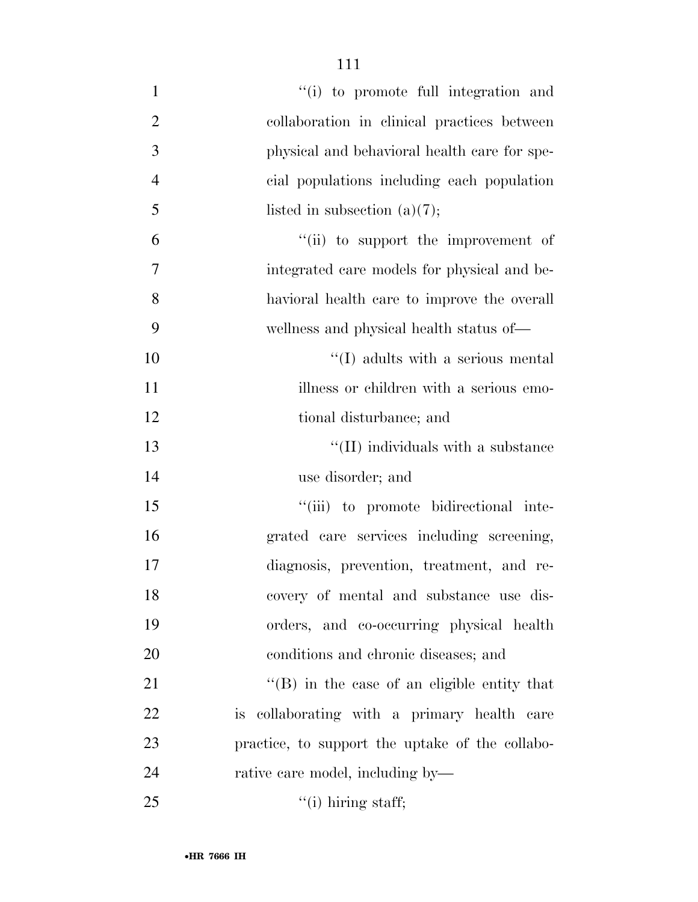"(i) to promote full integration and collaboration in clinical practices between physical and behavioral health care for special populations including each population listed in subsection (a)(7);

"(ii) to support the improvement of integrated care models for physical and behavioral health care to improve the overall wellness and physical health status of—

"(I) adults with a serious mental illness or children with a serious emotional disturbance; and

"(II) individuals with a substance use disorder; and

"(iii) to promote bidirectional integrated care services including screening, diagnosis, prevention, treatment, and recovery of mental and substance use disorders, and co-occurring physical health conditions and chronic diseases; and

"(B) in the case of an eligible entity that is collaborating with a primary health care practice, to support the uptake of the collaborative care model, including by—

"(i) hiring staff;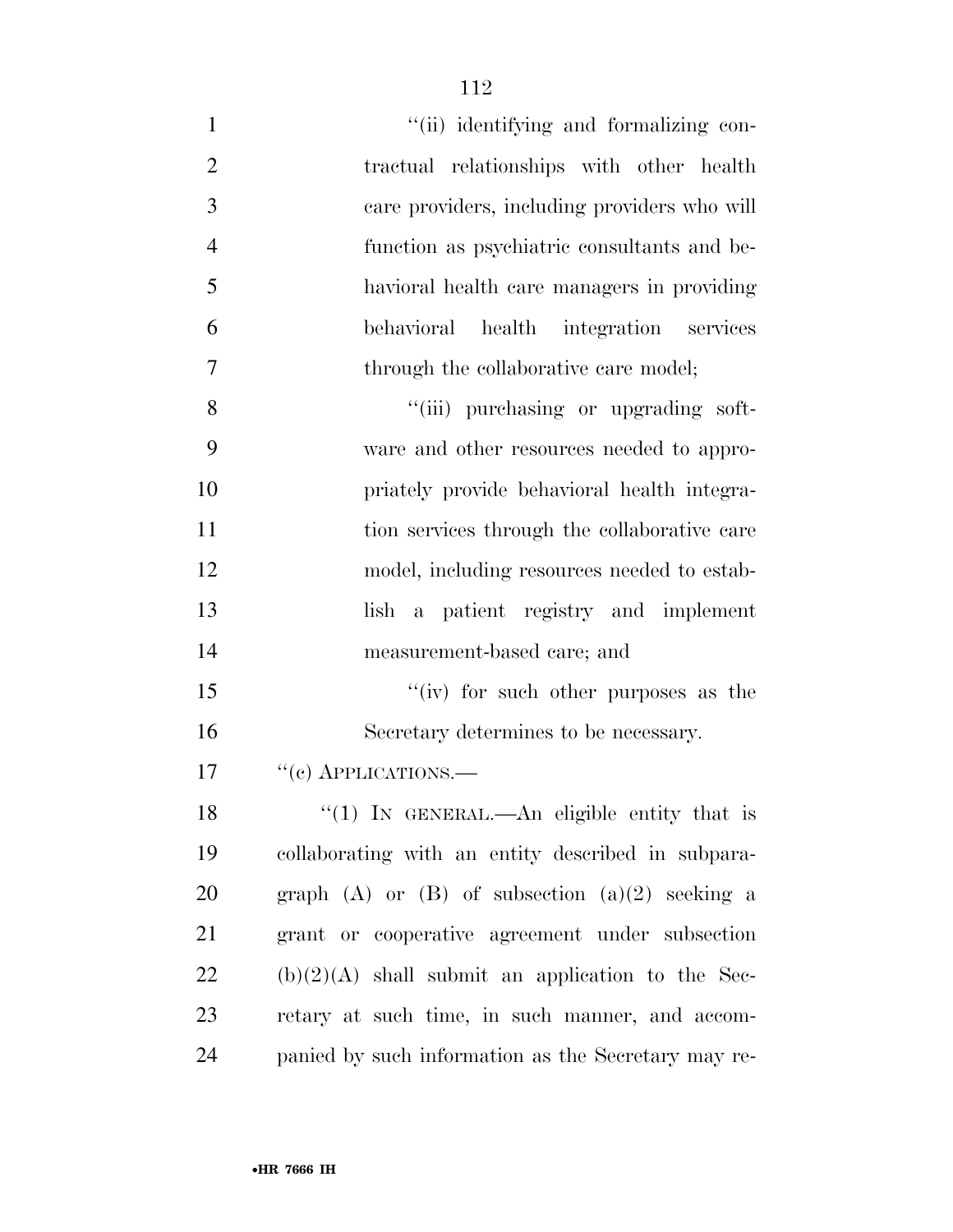"(ii) identifying and formalizing contractual relationships with other health care providers, including providers who will function as psychiatric consultants and behavioral health care managers in providing behavioral health integration services through the collaborative care model;

"(iii) purchasing or upgrading software and other resources needed to appropriately provide behavioral health integration services through the collaborative care model, including resources needed to establish a patient registry and implement measurement-based care; and

"(iv) for such other purposes as the Secretary determines to be necessary.

"(c) APPLICATIONS.—

"(1) IN GENERAL.—An eligible entity that is collaborating with an entity described in subparagraph (A) or (B) of subsection (a)(2) seeking a grant or cooperative agreement under subsection (b)(2)(A) shall submit an application to the Secretary at such time, in such manner, and accompanied by such information as the Secretary may re-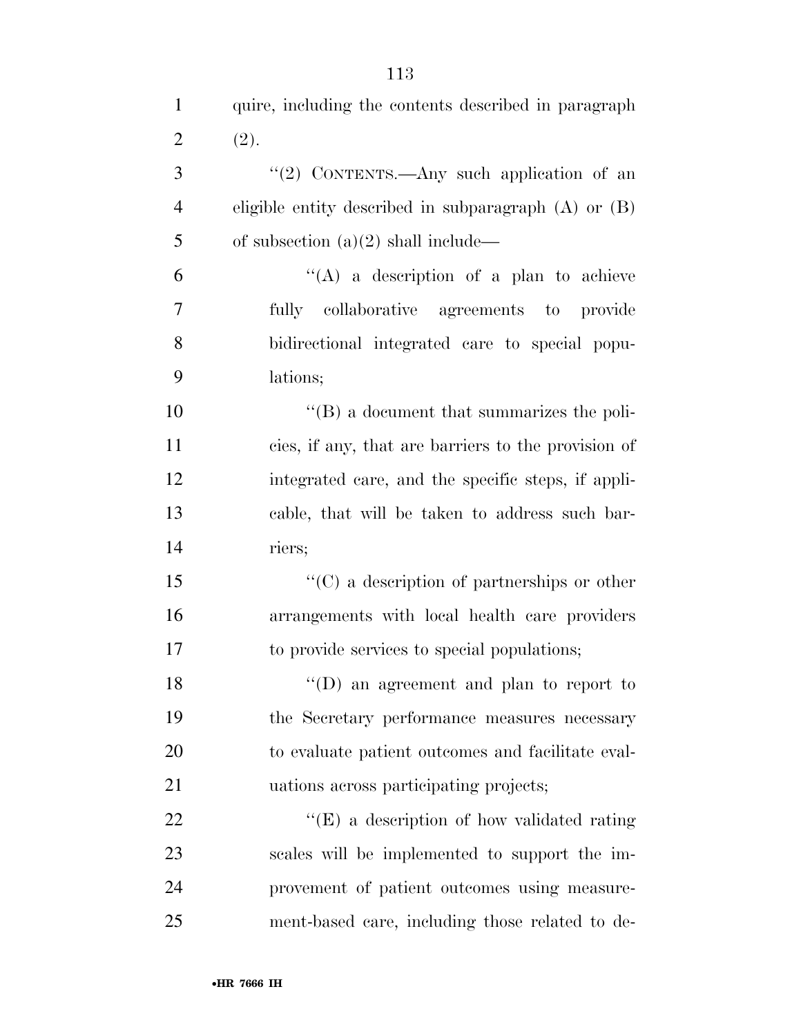quire, including the contents described in paragraph (2).

"(2) CONTENTS.—Any such application of an eligible entity described in subparagraph (A) or (B) of subsection (a)(2) shall include—

"(A) a description of a plan to achieve fully collaborative agreements to provide bidirectional integrated care to special populations;

"(B) a document that summarizes the policies, if any, that are barriers to the provision of integrated care, and the specific steps, if applicable, that will be taken to address such barriers;

"(C) a description of partnerships or other arrangements with local health care providers to provide services to special populations;

"(D) an agreement and plan to report to the Secretary performance measures necessary to evaluate patient outcomes and facilitate evaluations across participating projects;

"(E) a description of how validated rating scales will be implemented to support the improvement of patient outcomes using measurement-based care, including those related to de-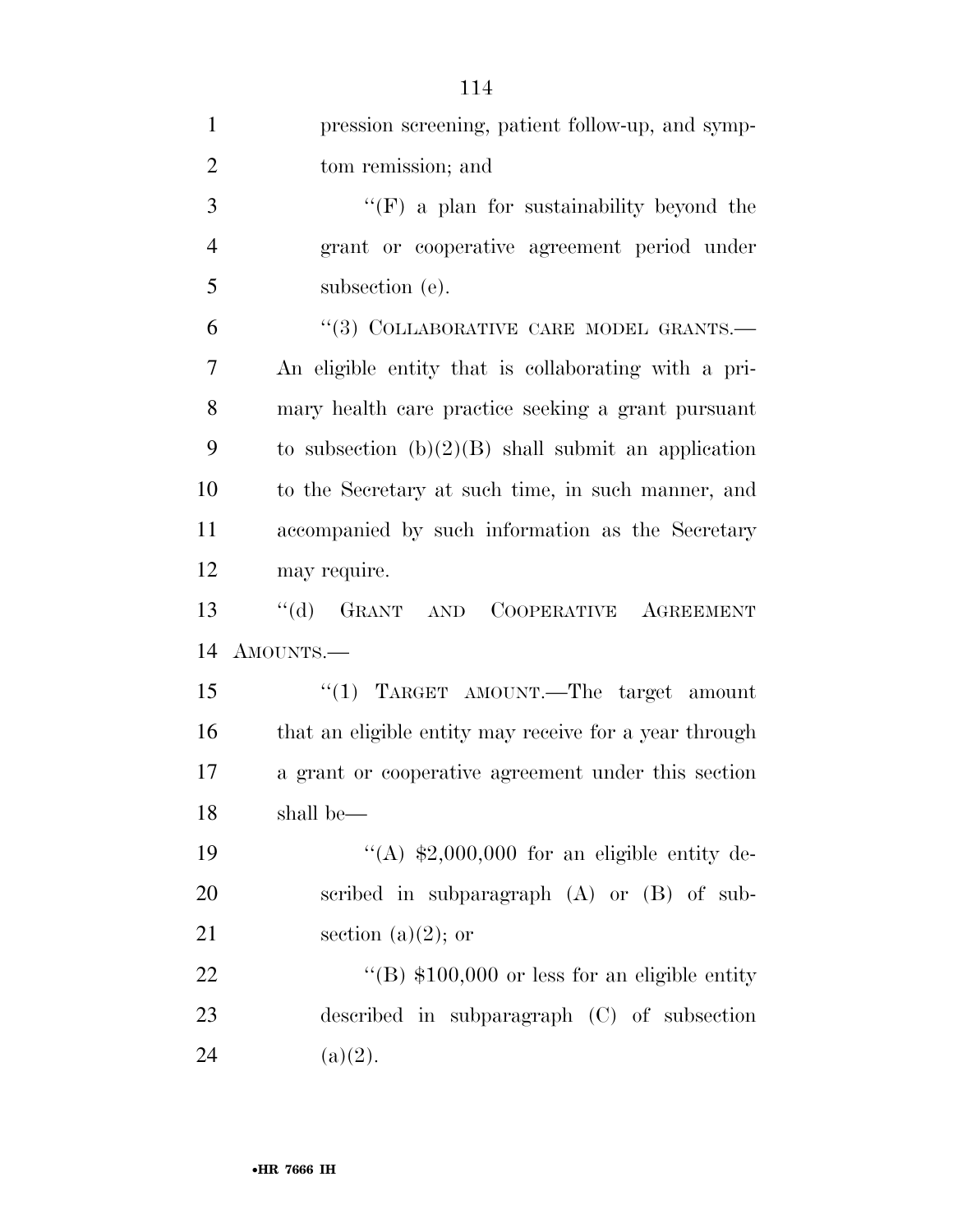pression screening, patient follow-up, and symptom remission; and

''(F) a plan for sustainability beyond the grant or cooperative agreement period under subsection (e).

''(3) COLLABORATIVE CARE MODEL GRANTS.— An eligible entity that is collaborating with a primary health care practice seeking a grant pursuant to subsection (b)(2)(B) shall submit an application to the Secretary at such time, in such manner, and accompanied by such information as the Secretary may require.

''(d) GRANT AND COOPERATIVE AGREEMENT AMOUNTS.—

''(1) TARGET AMOUNT.—The target amount that an eligible entity may receive for a year through a grant or cooperative agreement under this section shall be—

''(A) $2,000,000 for an eligible entity described in subparagraph (A) or (B) of subsection (a)(2); or

''(B) $100,000 or less for an eligible entity described in subparagraph (C) of subsection (a)(2).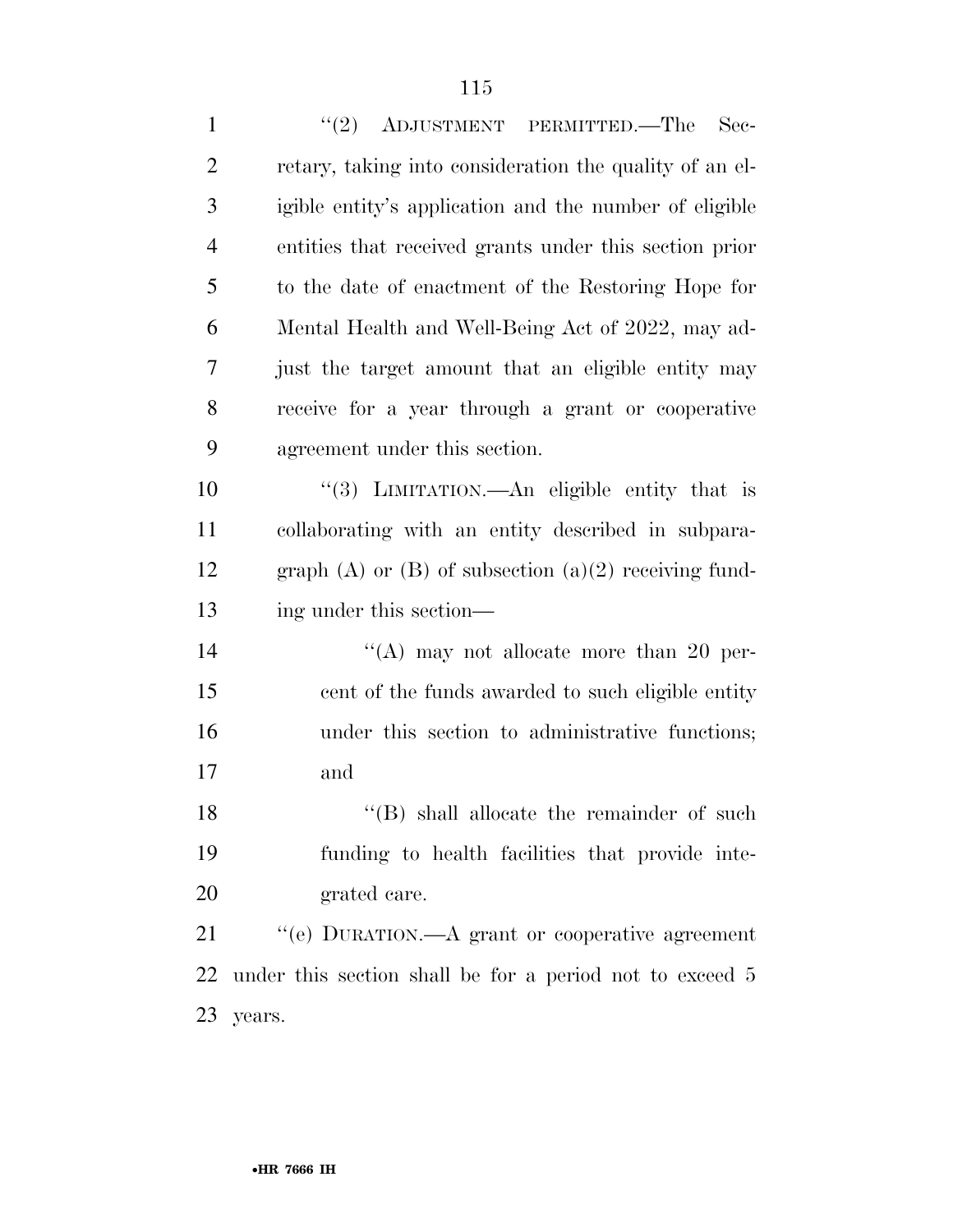''(2) ADJUSTMENT PERMITTED.—The Secretary, taking into consideration the quality of an eligible entity's application and the number of eligible entities that received grants under this section prior to the date of enactment of the Restoring Hope for Mental Health and Well-Being Act of 2022, may adjust the target amount that an eligible entity may receive for a year through a grant or cooperative agreement under this section.

''(3) LIMITATION.—An eligible entity that is collaborating with an entity described in subparagraph (A) or (B) of subsection (a)(2) receiving funding under this section—

''(A) may not allocate more than 20 percent of the funds awarded to such eligible entity under this section to administrative functions; and

''(B) shall allocate the remainder of such funding to health facilities that provide integrated care.

''(e) DURATION.—A grant or cooperative agreement under this section shall be for a period not to exceed 5 years.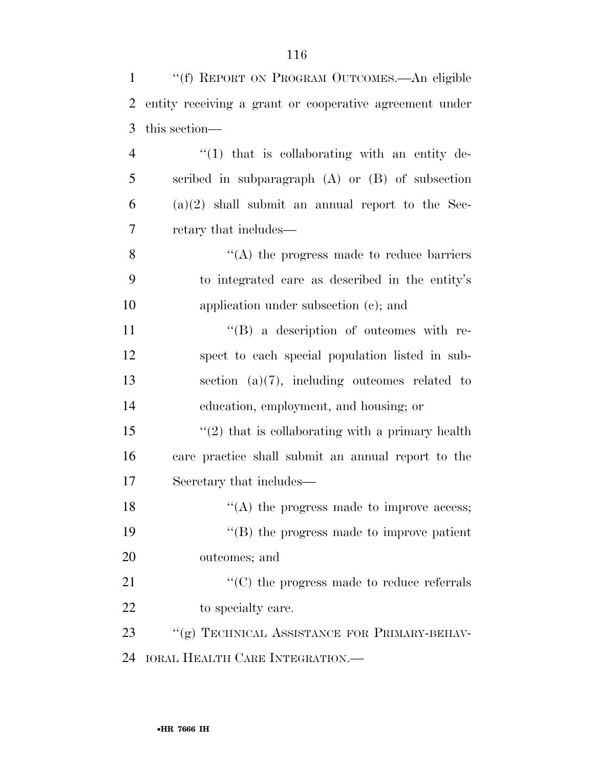''(f) REPORT ON PROGRAM OUTCOMES.—An eligible entity receiving a grant or cooperative agreement under this section—

''(1) that is collaborating with an entity described in subparagraph (A) or (B) of subsection (a)(2) shall submit an annual report to the Secretary that includes—

''(A) the progress made to reduce barriers to integrated care as described in the entity's application under subsection (c); and

''(B) a description of outcomes with respect to each special population listed in subsection (a)(7), including outcomes related to education, employment, and housing; or

''(2) that is collaborating with a primary health care practice shall submit an annual report to the Secretary that includes—

''(A) the progress made to improve access;

''(B) the progress made to improve patient outcomes; and

''(C) the progress made to reduce referrals to specialty care.

''(g) TECHNICAL ASSISTANCE FOR PRIMARY-BEHAVIORAL HEALTH CARE INTEGRATION.—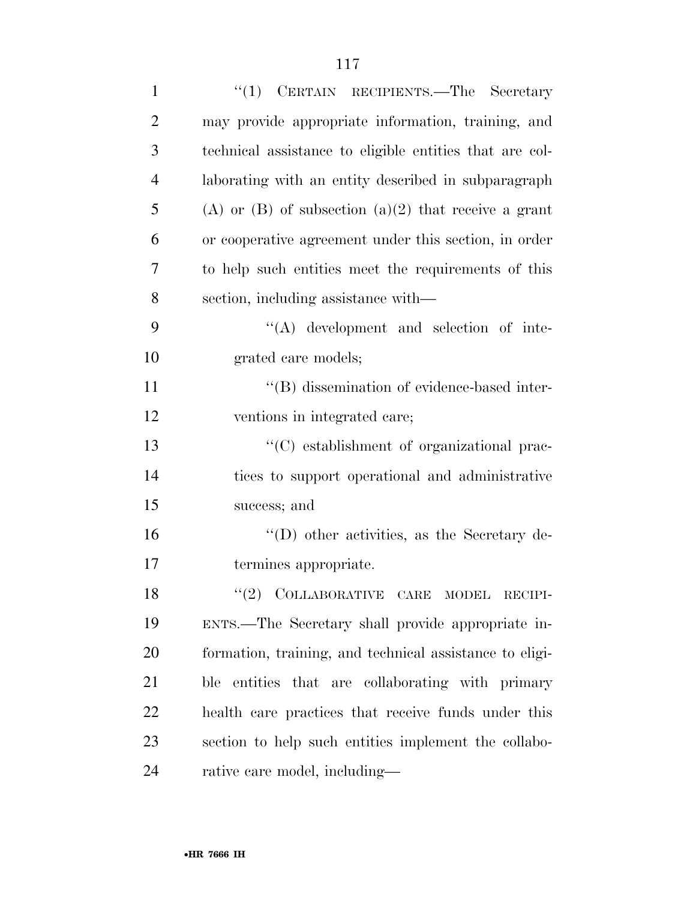"(1) CERTAIN RECIPIENTS.—The Secretary may provide appropriate information, training, and technical assistance to eligible entities that are collaborating with an entity described in subparagraph (A) or (B) of subsection (a)(2) that receive a grant or cooperative agreement under this section, in order to help such entities meet the requirements of this section, including assistance with—

"(A) development and selection of integrated care models;

"(B) dissemination of evidence-based interventions in integrated care;

"(C) establishment of organizational practices to support operational and administrative success; and

"(D) other activities, as the Secretary determines appropriate.

"(2) COLLABORATIVE CARE MODEL RECIPIENTS.—The Secretary shall provide appropriate information, training, and technical assistance to eligible entities that are collaborating with primary health care practices that receive funds under this section to help such entities implement the collaborative care model, including—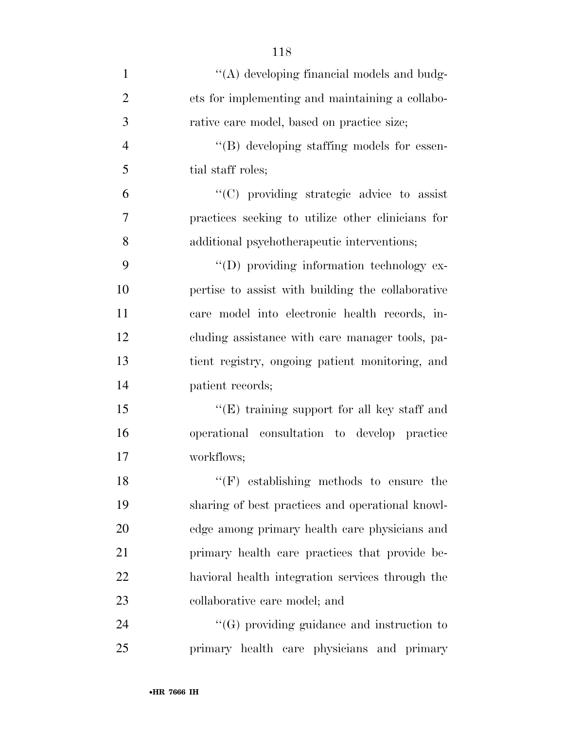''(A) developing financial models and budgets for implementing and maintaining a collaborative care model, based on practice size;

''(B) developing staffing models for essential staff roles;

''(C) providing strategic advice to assist practices seeking to utilize other clinicians for additional psychotherapeutic interventions;

''(D) providing information technology expertise to assist with building the collaborative care model into electronic health records, including assistance with care manager tools, patient registry, ongoing patient monitoring, and patient records;

''(E) training support for all key staff and operational consultation to develop practice workflows;

''(F) establishing methods to ensure the sharing of best practices and operational knowledge among primary health care physicians and primary health care practices that provide behavioral health integration services through the collaborative care model; and

''(G) providing guidance and instruction to primary health care physicians and primary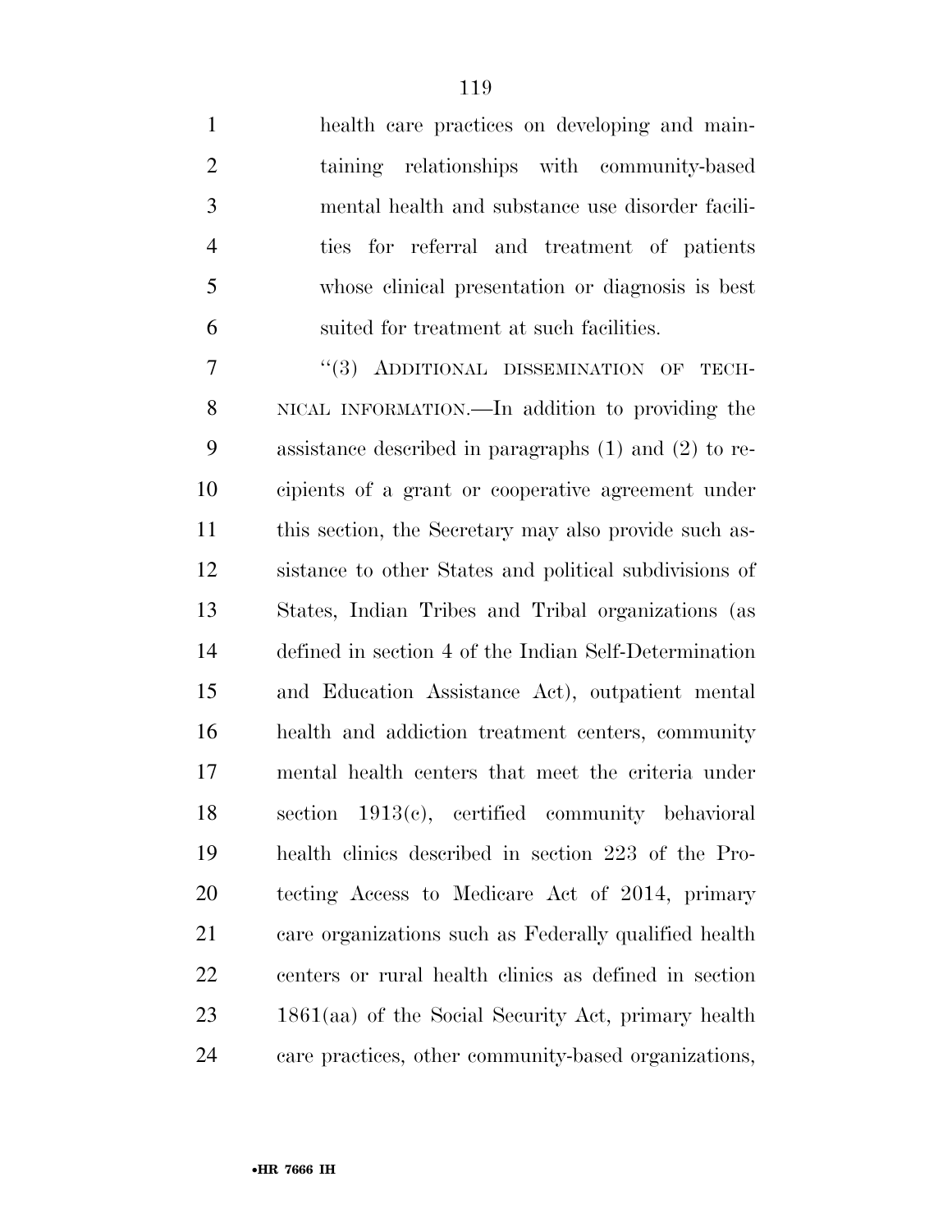health care practices on developing and maintaining relationships with community-based mental health and substance use disorder facilities for referral and treatment of patients whose clinical presentation or diagnosis is best suited for treatment at such facilities.

"(3) ADDITIONAL DISSEMINATION OF TECHNICAL INFORMATION.—In addition to providing the assistance described in paragraphs (1) and (2) to recipients of a grant or cooperative agreement under this section, the Secretary may also provide such assistance to other States and political subdivisions of States, Indian Tribes and Tribal organizations (as defined in section 4 of the Indian Self-Determination and Education Assistance Act), outpatient mental health and addiction treatment centers, community mental health centers that meet the criteria under section 1913(c), certified community behavioral health clinics described in section 223 of the Protecting Access to Medicare Act of 2014, primary care organizations such as Federally qualified health centers or rural health clinics as defined in section 1861(aa) of the Social Security Act, primary health care practices, other community-based organizations,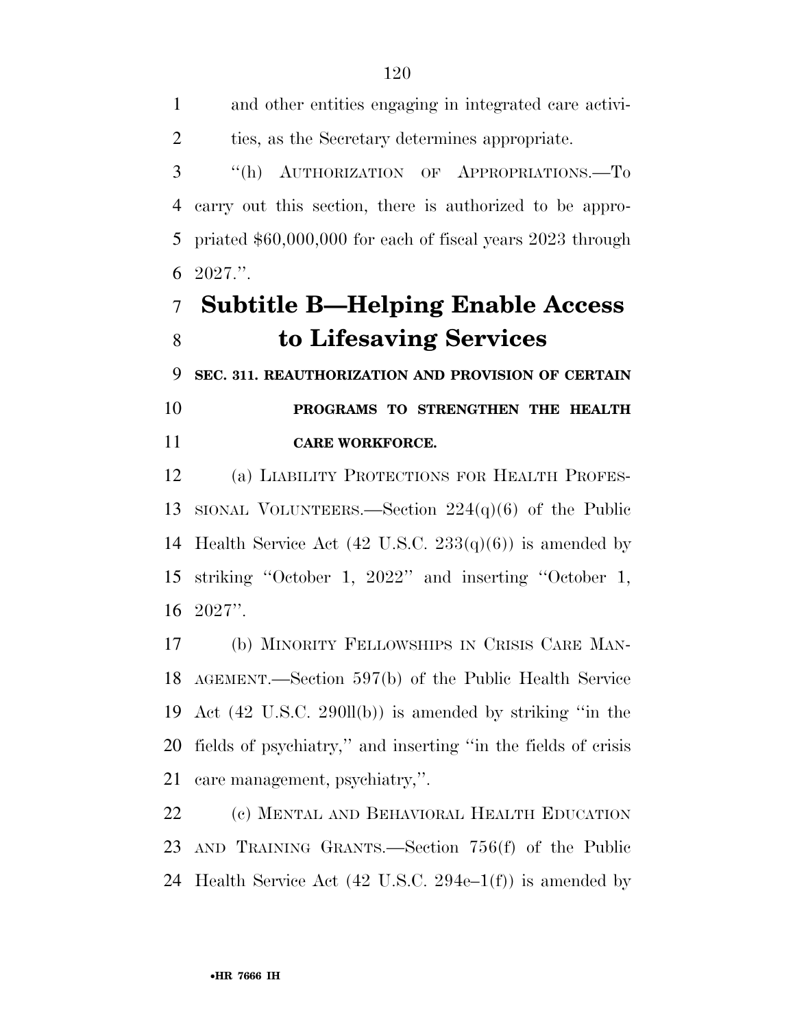and other entities engaging in integrated care activities, as the Secretary determines appropriate.

''(h) AUTHORIZATION OF APPROPRIATIONS.—To carry out this section, there is authorized to be appropriated $60,000,000 for each of fiscal years 2023 through 2027.''.

## Subtitle B—Helping Enable Access to Lifesaving Services

**SEC. 311. REAUTHORIZATION AND PROVISION OF CERTAIN PROGRAMS TO STRENGTHEN THE HEALTH CARE WORKFORCE.**

(a) LIABILITY PROTECTIONS FOR HEALTH PROFESSIONAL VOLUNTEERS.—Section 224(q)(6) of the Public Health Service Act (42 U.S.C. 233(q)(6)) is amended by striking ''October 1, 2022'' and inserting ''October 1, 2027''.

(b) MINORITY FELLOWSHIPS IN CRISIS CARE MANAGEMENT.—Section 597(b) of the Public Health Service Act (42 U.S.C. 290ll(b)) is amended by striking ''in the fields of psychiatry,'' and inserting ''in the fields of crisis care management, psychiatry,''.

(c) MENTAL AND BEHAVIORAL HEALTH EDUCATION AND TRAINING GRANTS.—Section 756(f) of the Public Health Service Act (42 U.S.C. 294e–1(f)) is amended by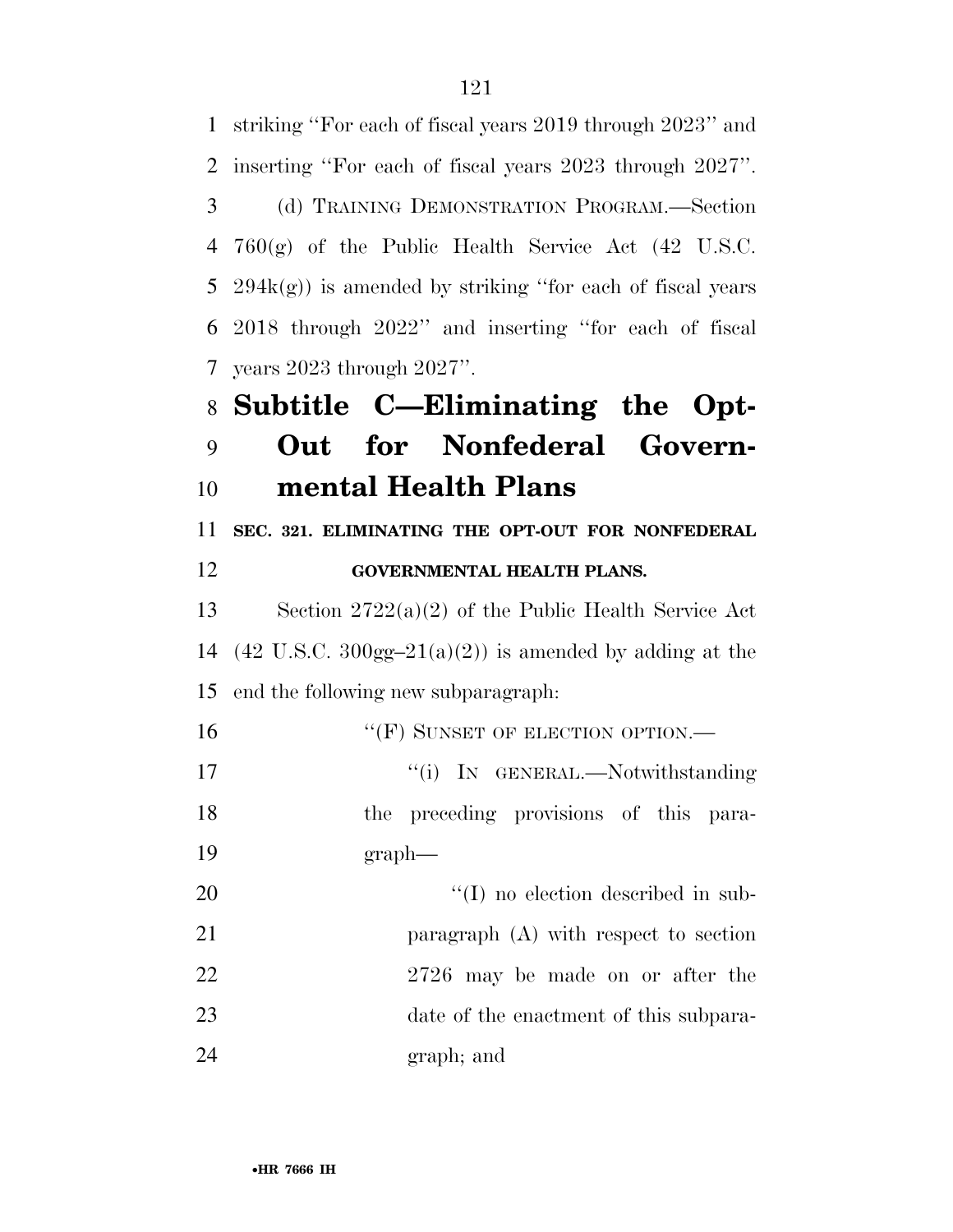striking ''For each of fiscal years 2019 through 2023'' and inserting ''For each of fiscal years 2023 through 2027''.

(d) TRAINING DEMONSTRATION PROGRAM.—Section 760(g) of the Public Health Service Act (42 U.S.C. 294k(g)) is amended by striking ''for each of fiscal years 2018 through 2022'' and inserting ''for each of fiscal years 2023 through 2027''.

# Subtitle C—Eliminating the Opt-Out for Nonfederal Governmental Health Plans

**SEC. 321. ELIMINATING THE OPT-OUT FOR NONFEDERAL GOVERNMENTAL HEALTH PLANS.**

Section 2722(a)(2) of the Public Health Service Act (42 U.S.C. 300gg–21(a)(2)) is amended by adding at the end the following new subparagraph:

''(F) SUNSET OF ELECTION OPTION.—

''(i) IN GENERAL.—Notwithstanding the preceding provisions of this paragraph—

''(I) no election described in subparagraph (A) with respect to section 2726 may be made on or after the date of the enactment of this subparagraph; and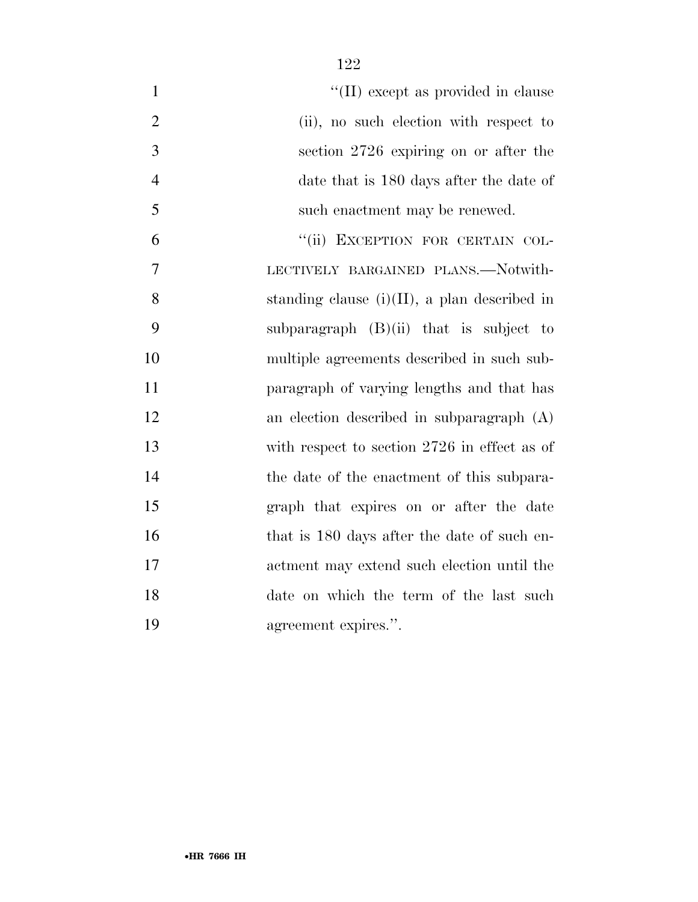''(II) except as provided in clause (ii), no such election with respect to section 2726 expiring on or after the date that is 180 days after the date of such enactment may be renewed.

''(ii) EXCEPTION FOR CERTAIN COLLECTIVELY BARGAINED PLANS.—Notwithstanding clause (i)(II), a plan described in subparagraph (B)(ii) that is subject to multiple agreements described in such subparagraph of varying lengths and that has an election described in subparagraph (A) with respect to section 2726 in effect as of the date of the enactment of this subparagraph that expires on or after the date that is 180 days after the date of such enactment may extend such election until the date on which the term of the last such agreement expires.''.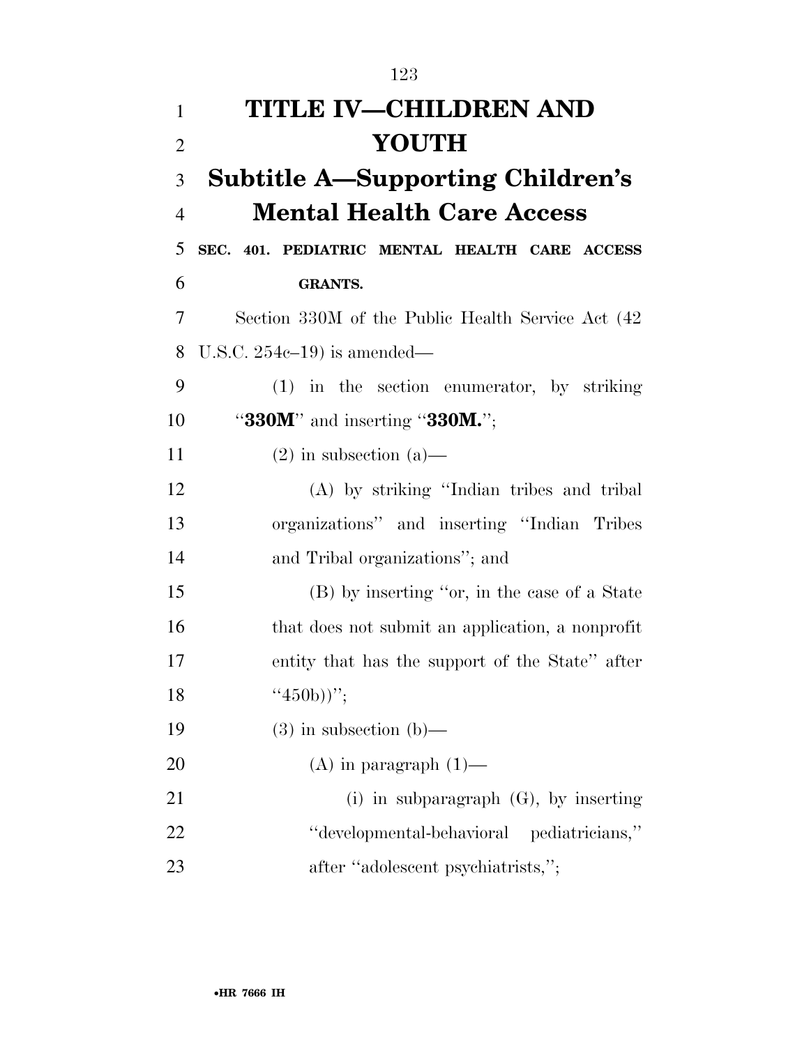# TITLE IV—CHILDREN AND YOUTH

## Subtitle A—Supporting Children's Mental Health Care Access

### SEC. 401. PEDIATRIC MENTAL HEALTH CARE ACCESS GRANTS.

Section 330M of the Public Health Service Act (42 U.S.C. 254c–19) is amended—

(1) in the section enumerator, by striking "**330M**" and inserting "**330M.**";

(2) in subsection (a)—

(A) by striking "Indian tribes and tribal organizations" and inserting "Indian Tribes and Tribal organizations"; and

(B) by inserting "or, in the case of a State that does not submit an application, a nonprofit entity that has the support of the State" after "450b))";

(3) in subsection (b)—

(A) in paragraph (1)—

(i) in subparagraph (G), by inserting "developmental-behavioral pediatricians," after "adolescent psychiatrists,";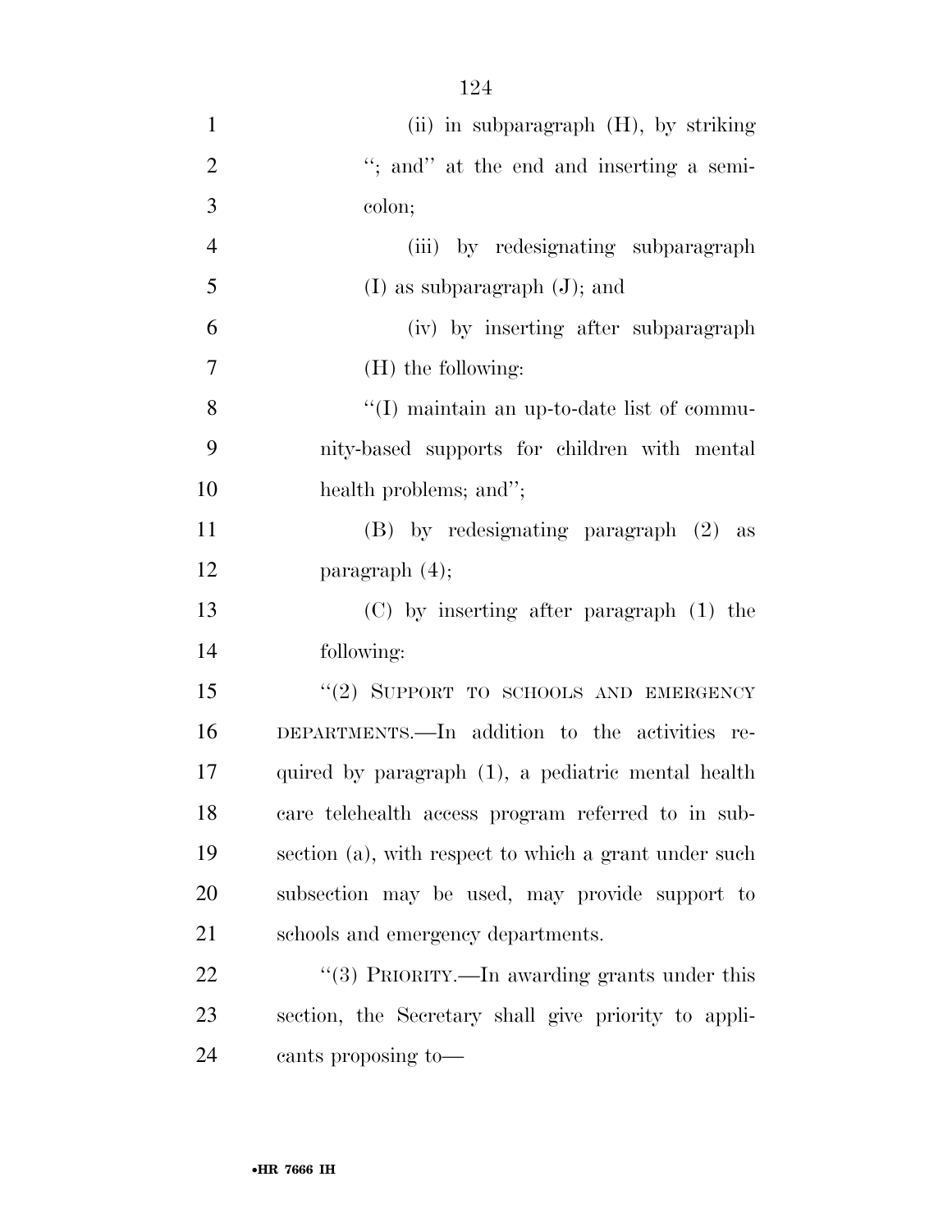(ii) in subparagraph (H), by striking "; and" at the end and inserting a semicolon;

(iii) by redesignating subparagraph (I) as subparagraph (J); and

(iv) by inserting after subparagraph (H) the following:

"(I) maintain an up-to-date list of community-based supports for children with mental health problems; and";

(B) by redesignating paragraph (2) as paragraph (4);

(C) by inserting after paragraph (1) the following:

"(2) SUPPORT TO SCHOOLS AND EMERGENCY DEPARTMENTS.—In addition to the activities required by paragraph (1), a pediatric mental health care telehealth access program referred to in subsection (a), with respect to which a grant under such subsection may be used, may provide support to schools and emergency departments.

"(3) PRIORITY.—In awarding grants under this section, the Secretary shall give priority to applicants proposing to—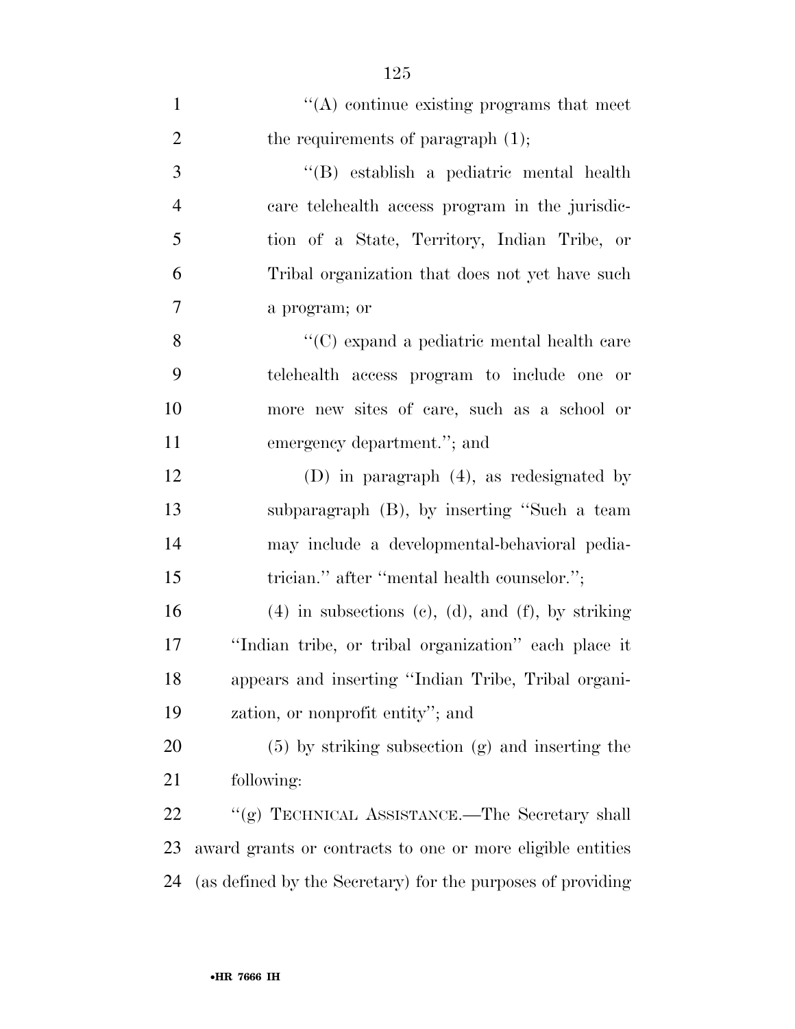"(A) continue existing programs that meet the requirements of paragraph (1);

"(B) establish a pediatric mental health care telehealth access program in the jurisdiction of a State, Territory, Indian Tribe, or Tribal organization that does not yet have such a program; or

"(C) expand a pediatric mental health care telehealth access program to include one or more new sites of care, such as a school or emergency department."; and

(D) in paragraph (4), as redesignated by subparagraph (B), by inserting "Such a team may include a developmental-behavioral pediatrician." after "mental health counselor.";

(4) in subsections (c), (d), and (f), by striking "Indian tribe, or tribal organization" each place it appears and inserting "Indian Tribe, Tribal organization, or nonprofit entity"; and

(5) by striking subsection (g) and inserting the following:

"(g) TECHNICAL ASSISTANCE.—The Secretary shall award grants or contracts to one or more eligible entities (as defined by the Secretary) for the purposes of providing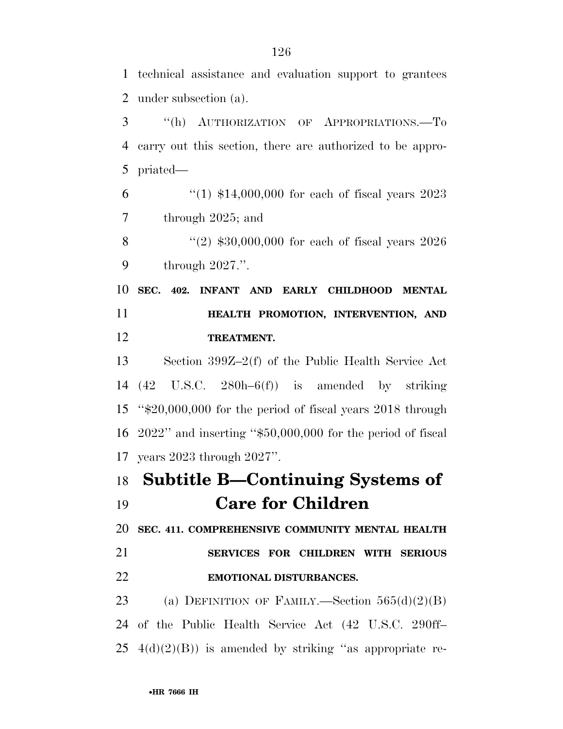technical assistance and evaluation support to grantees under subsection (a).

"(h) AUTHORIZATION OF APPROPRIATIONS.—To carry out this section, there are authorized to be appropriated—

"(1) $14,000,000 for each of fiscal years 2023 through 2025; and

"(2) $30,000,000 for each of fiscal years 2026 through 2027.".

**SEC. 402. INFANT AND EARLY CHILDHOOD MENTAL HEALTH PROMOTION, INTERVENTION, AND TREATMENT.**

Section 399Z–2(f) of the Public Health Service Act (42 U.S.C. 280h–6(f)) is amended by striking "$20,000,000 for the period of fiscal years 2018 through 2022" and inserting "$50,000,000 for the period of fiscal years 2023 through 2027".

## Subtitle B—Continuing Systems of Care for Children

**SEC. 411. COMPREHENSIVE COMMUNITY MENTAL HEALTH SERVICES FOR CHILDREN WITH SERIOUS EMOTIONAL DISTURBANCES.**

(a) DEFINITION OF FAMILY.—Section 565(d)(2)(B) of the Public Health Service Act (42 U.S.C. 290ff–4(d)(2)(B)) is amended by striking "as appropriate re-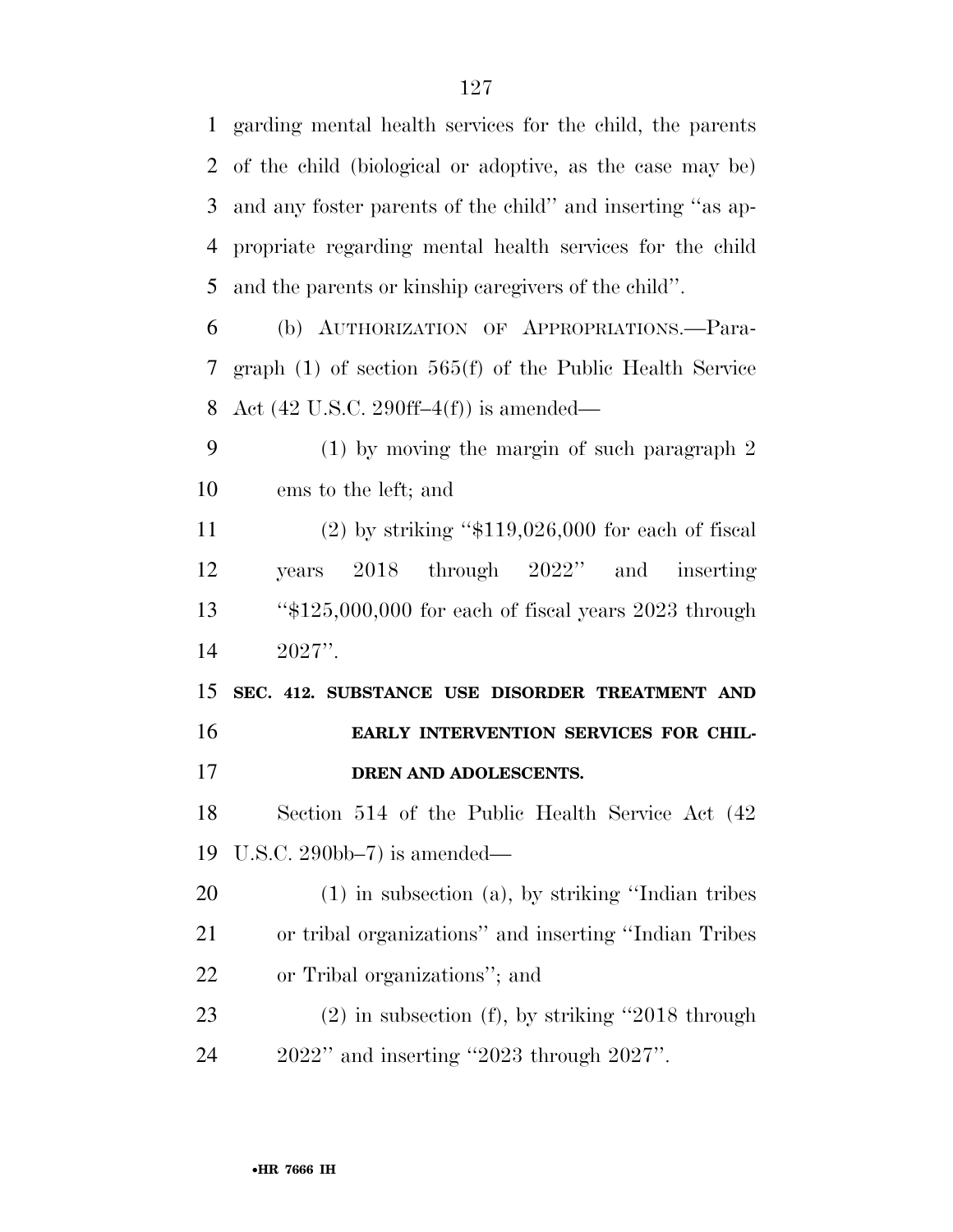garding mental health services for the child, the parents of the child (biological or adoptive, as the case may be) and any foster parents of the child'' and inserting ''as appropriate regarding mental health services for the child and the parents or kinship caregivers of the child''.

(b) AUTHORIZATION OF APPROPRIATIONS.—Paragraph (1) of section 565(f) of the Public Health Service Act (42 U.S.C. 290ff–4(f)) is amended—

(1) by moving the margin of such paragraph 2 ems to the left; and

(2) by striking ''$119,026,000 for each of fiscal years 2018 through 2022'' and inserting ''$125,000,000 for each of fiscal years 2023 through 2027''.

**SEC. 412. SUBSTANCE USE DISORDER TREATMENT AND EARLY INTERVENTION SERVICES FOR CHILDREN AND ADOLESCENTS.**

Section 514 of the Public Health Service Act (42 U.S.C. 290bb–7) is amended—

(1) in subsection (a), by striking ''Indian tribes or tribal organizations'' and inserting ''Indian Tribes or Tribal organizations''; and

(2) in subsection (f), by striking ''2018 through 2022'' and inserting ''2023 through 2027''.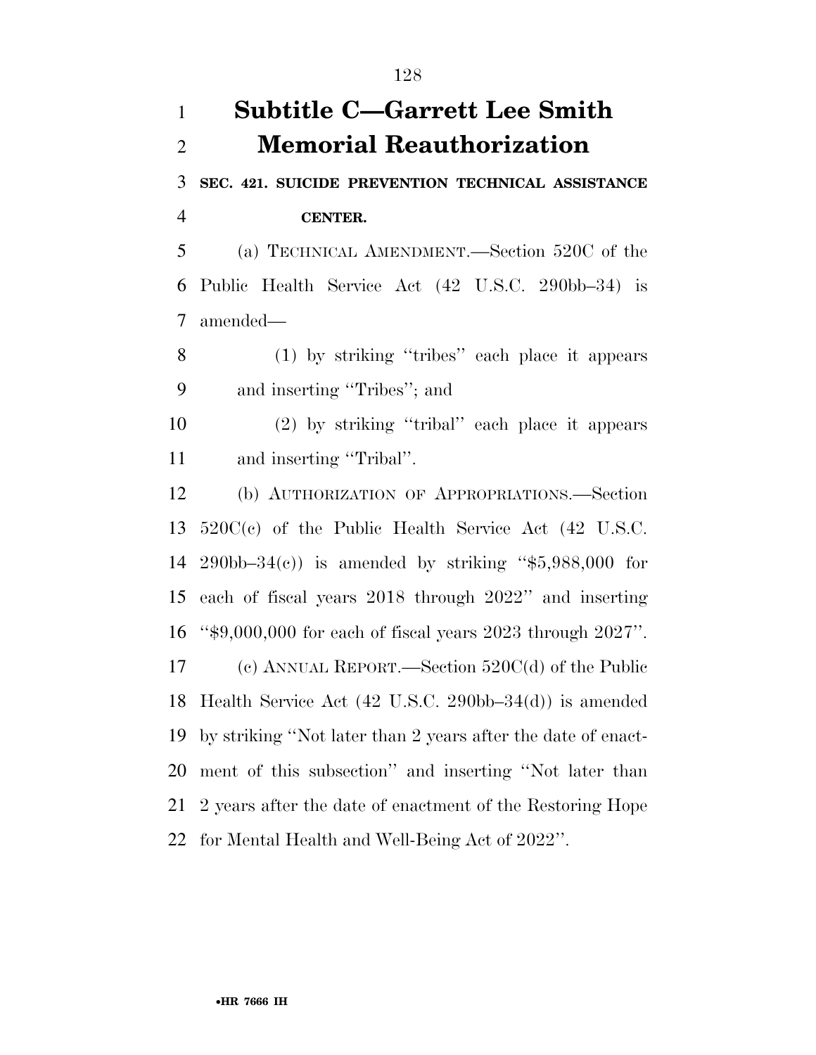# Subtitle C—Garrett Lee Smith Memorial Reauthorization

### SEC. 421. SUICIDE PREVENTION TECHNICAL ASSISTANCE CENTER.

(a) TECHNICAL AMENDMENT.—Section 520C of the Public Health Service Act (42 U.S.C. 290bb–34) is amended—

(1) by striking ''tribes'' each place it appears and inserting ''Tribes''; and

(2) by striking ''tribal'' each place it appears and inserting ''Tribal''.

(b) AUTHORIZATION OF APPROPRIATIONS.—Section 520C(c) of the Public Health Service Act (42 U.S.C. 290bb–34(c)) is amended by striking ''$5,988,000 for each of fiscal years 2018 through 2022'' and inserting ''$9,000,000 for each of fiscal years 2023 through 2027''.

(c) ANNUAL REPORT.—Section 520C(d) of the Public Health Service Act (42 U.S.C. 290bb–34(d)) is amended by striking ''Not later than 2 years after the date of enactment of this subsection'' and inserting ''Not later than 2 years after the date of enactment of the Restoring Hope for Mental Health and Well-Being Act of 2022''.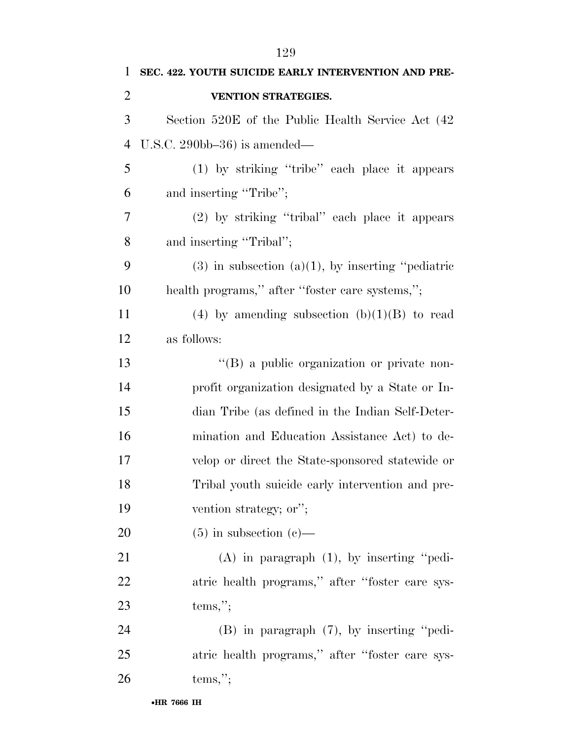**SEC. 422. YOUTH SUICIDE EARLY INTERVENTION AND PREVENTION STRATEGIES.**

Section 520E of the Public Health Service Act (42 U.S.C. 290bb–36) is amended—

(1) by striking ''tribe'' each place it appears and inserting ''Tribe'';

(2) by striking ''tribal'' each place it appears and inserting ''Tribal'';

(3) in subsection (a)(1), by inserting ''pediatric health programs,'' after ''foster care systems,'';

(4) by amending subsection (b)(1)(B) to read as follows:

''(B) a public organization or private nonprofit organization designated by a State or Indian Tribe (as defined in the Indian Self-Determination and Education Assistance Act) to develop or direct the State-sponsored statewide or Tribal youth suicide early intervention and prevention strategy; or'';

(5) in subsection (c)—

(A) in paragraph (1), by inserting ''pediatric health programs,'' after ''foster care systems,'';

(B) in paragraph (7), by inserting ''pediatric health programs,'' after ''foster care systems,'';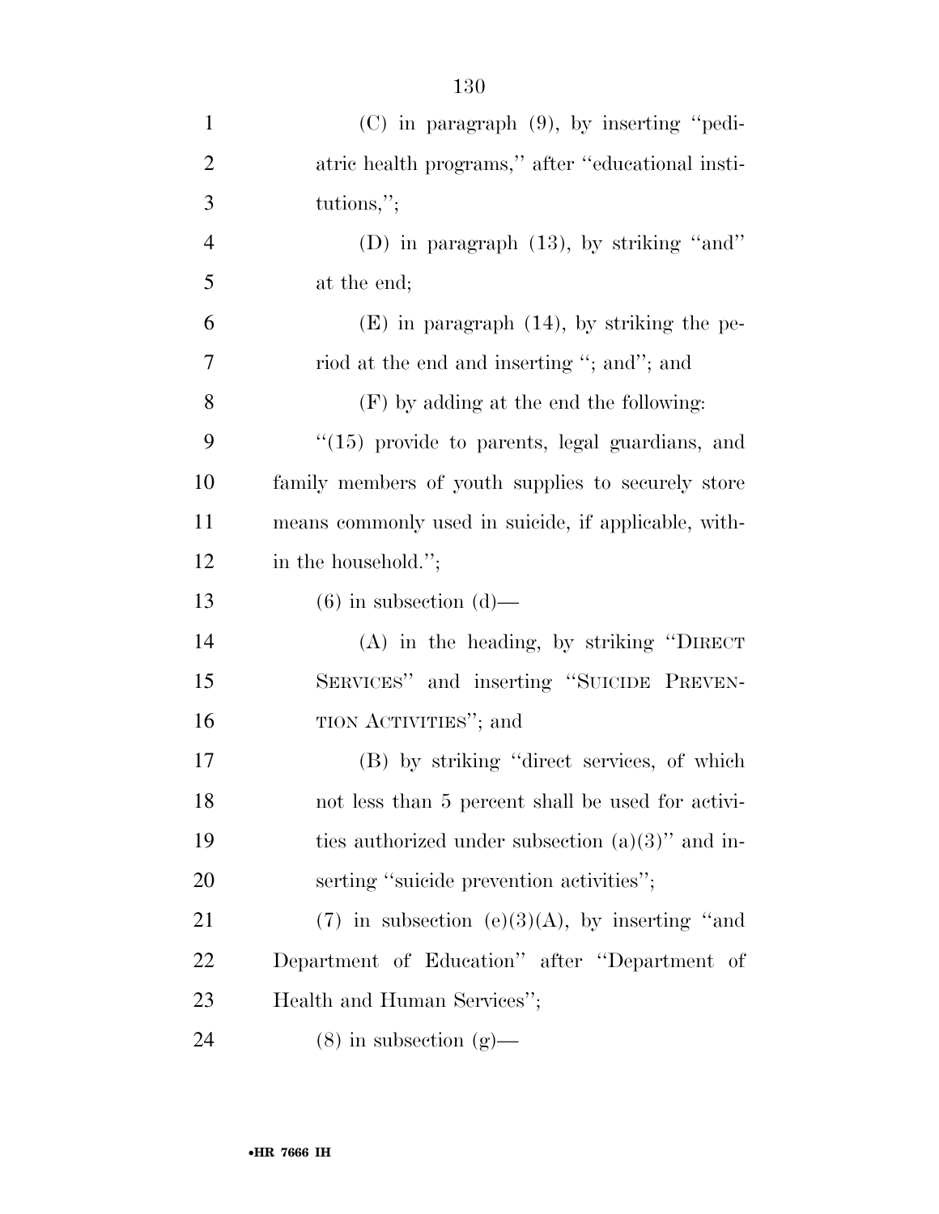(C) in paragraph (9), by inserting ''pediatric health programs,'' after ''educational institutions,'';

(D) in paragraph (13), by striking ''and'' at the end;

(E) in paragraph (14), by striking the period at the end and inserting ''; and''; and

(F) by adding at the end the following:

''(15) provide to parents, legal guardians, and family members of youth supplies to securely store means commonly used in suicide, if applicable, within the household.'';

(6) in subsection (d)—

(A) in the heading, by striking ''DIRECT SERVICES'' and inserting ''SUICIDE PREVENTION ACTIVITIES''; and

(B) by striking ''direct services, of which not less than 5 percent shall be used for activities authorized under subsection (a)(3)'' and inserting ''suicide prevention activities'';

(7) in subsection (e)(3)(A), by inserting ''and Department of Education'' after ''Department of Health and Human Services'';

(8) in subsection (g)—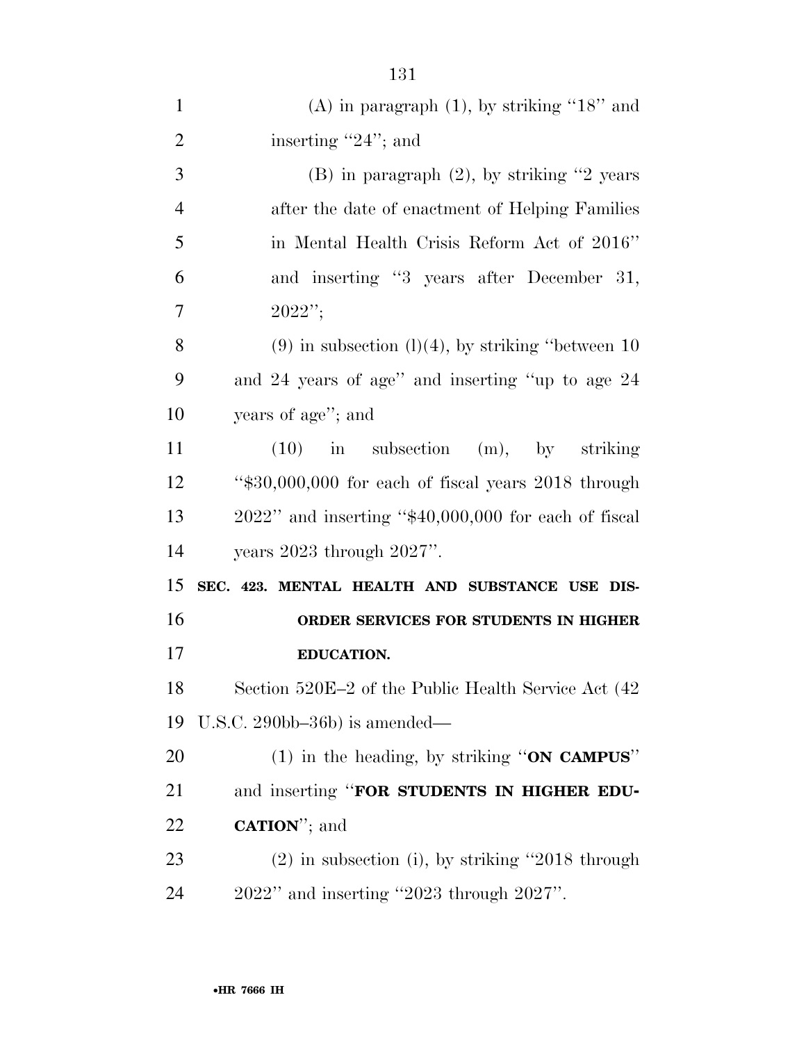(A) in paragraph (1), by striking ''18'' and inserting ''24''; and

(B) in paragraph (2), by striking ''2 years after the date of enactment of Helping Families in Mental Health Crisis Reform Act of 2016'' and inserting ''3 years after December 31, 2022'';

(9) in subsection (l)(4), by striking ''between 10 and 24 years of age'' and inserting ''up to age 24 years of age''; and

(10) in subsection (m), by striking ''$30,000,000 for each of fiscal years 2018 through 2022'' and inserting ''$40,000,000 for each of fiscal years 2023 through 2027''.

**SEC. 423. MENTAL HEALTH AND SUBSTANCE USE DISORDER SERVICES FOR STUDENTS IN HIGHER EDUCATION.**

Section 520E–2 of the Public Health Service Act (42 U.S.C. 290bb–36b) is amended—

(1) in the heading, by striking ''**ON CAMPUS**'' and inserting ''**FOR STUDENTS IN HIGHER EDUCATION**''; and

(2) in subsection (i), by striking ''2018 through 2022'' and inserting ''2023 through 2027''.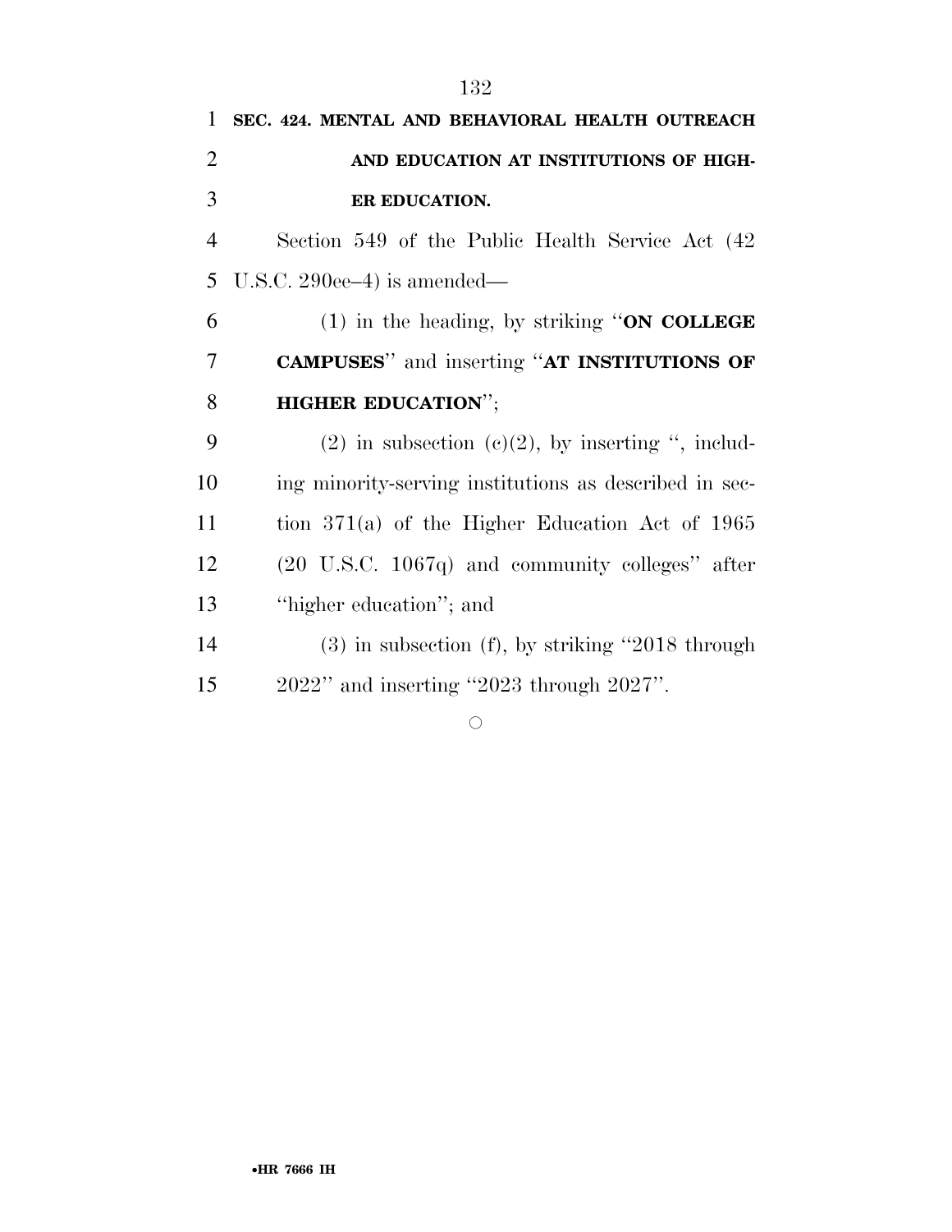**SEC. 424. MENTAL AND BEHAVIORAL HEALTH OUTREACH AND EDUCATION AT INSTITUTIONS OF HIGHER EDUCATION.**

Section 549 of the Public Health Service Act (42 U.S.C. 290ee–4) is amended—

(1) in the heading, by striking ''**ON COLLEGE CAMPUSES**'' and inserting ''**AT INSTITUTIONS OF HIGHER EDUCATION**'';

(2) in subsection (c)(2), by inserting '', including minority-serving institutions as described in section 371(a) of the Higher Education Act of 1965 (20 U.S.C. 1067q) and community colleges'' after ''higher education''; and

(3) in subsection (f), by striking ''2018 through 2022'' and inserting ''2023 through 2027''.

○